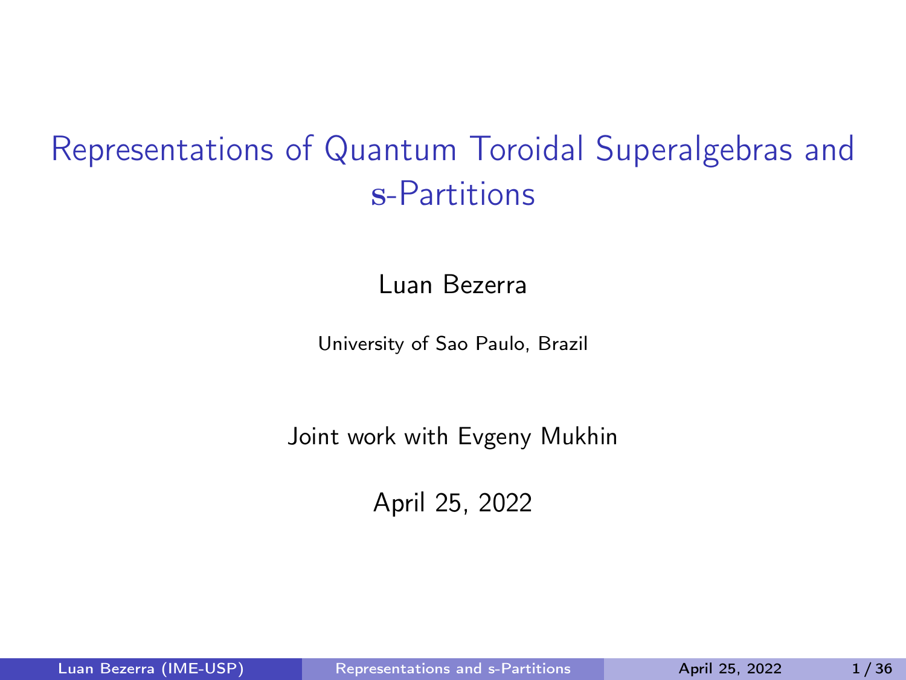# Representations of Quantum Toroidal Superalgebras and $\mathbf{s}$-Partitions

Luan Bezerra

University of Sao Paulo, Brazil

Joint work with Evgeny Mukhin

April 25, 2022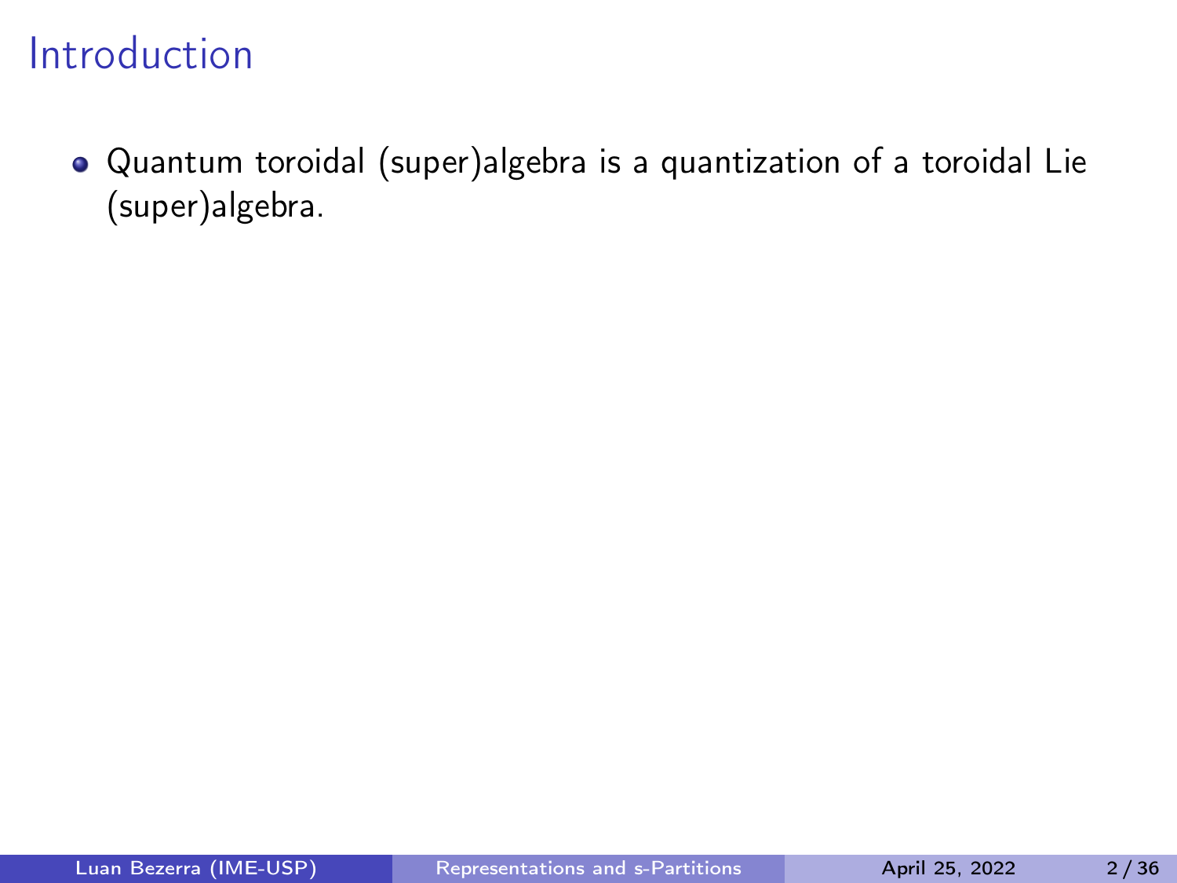# Introduction

- Quantum toroidal (super)algebra is a quantization of a toroidal Lie (super)algebra.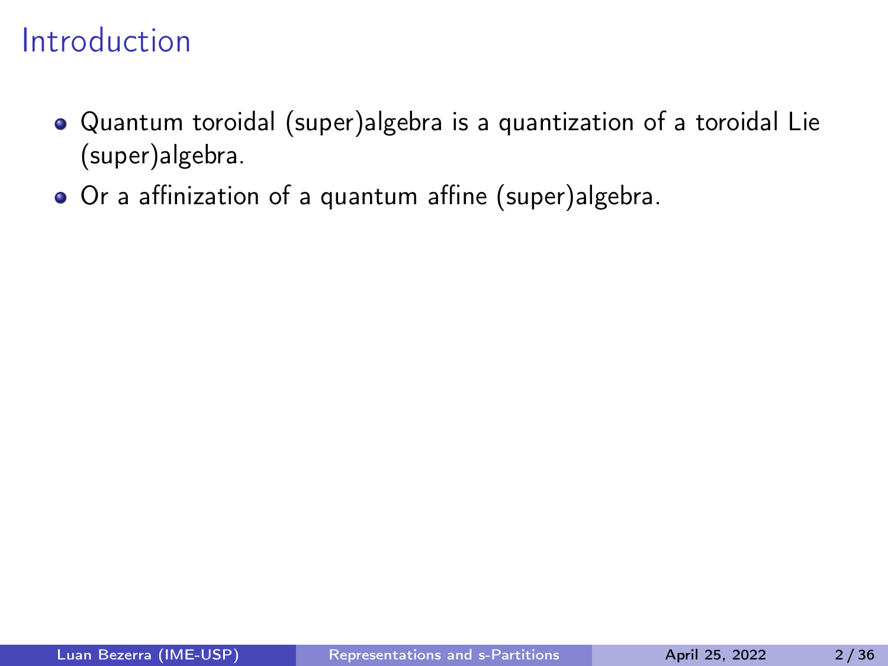# Introduction

- Quantum toroidal (super)algebra is a quantization of a toroidal Lie (super)algebra.
- Or a affinization of a quantum affine (super)algebra.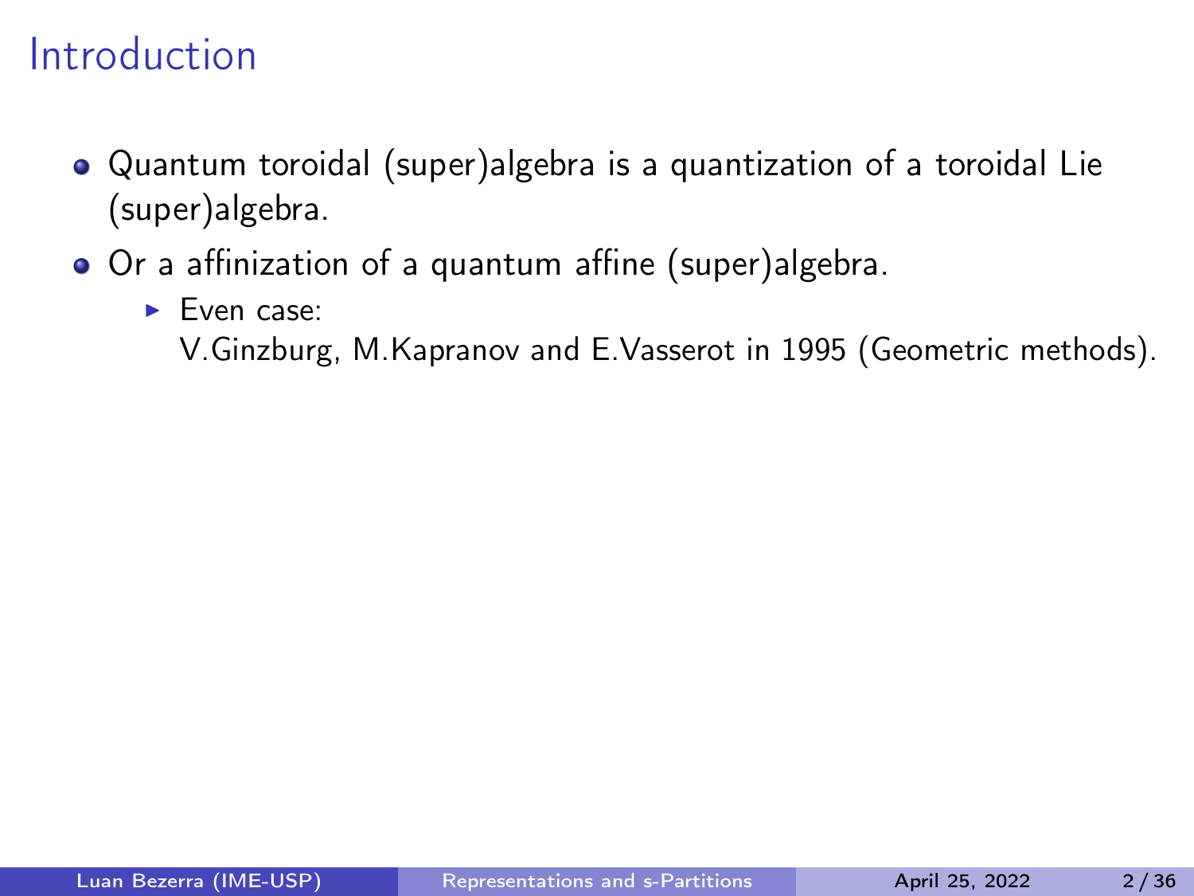# Introduction

- Quantum toroidal (super)algebra is a quantization of a toroidal Lie (super)algebra.
- Or a affinization of a quantum affine (super)algebra.
  - Even case:
    V.Ginzburg, M.Kapranov and E.Vasserot in 1995 (Geometric methods).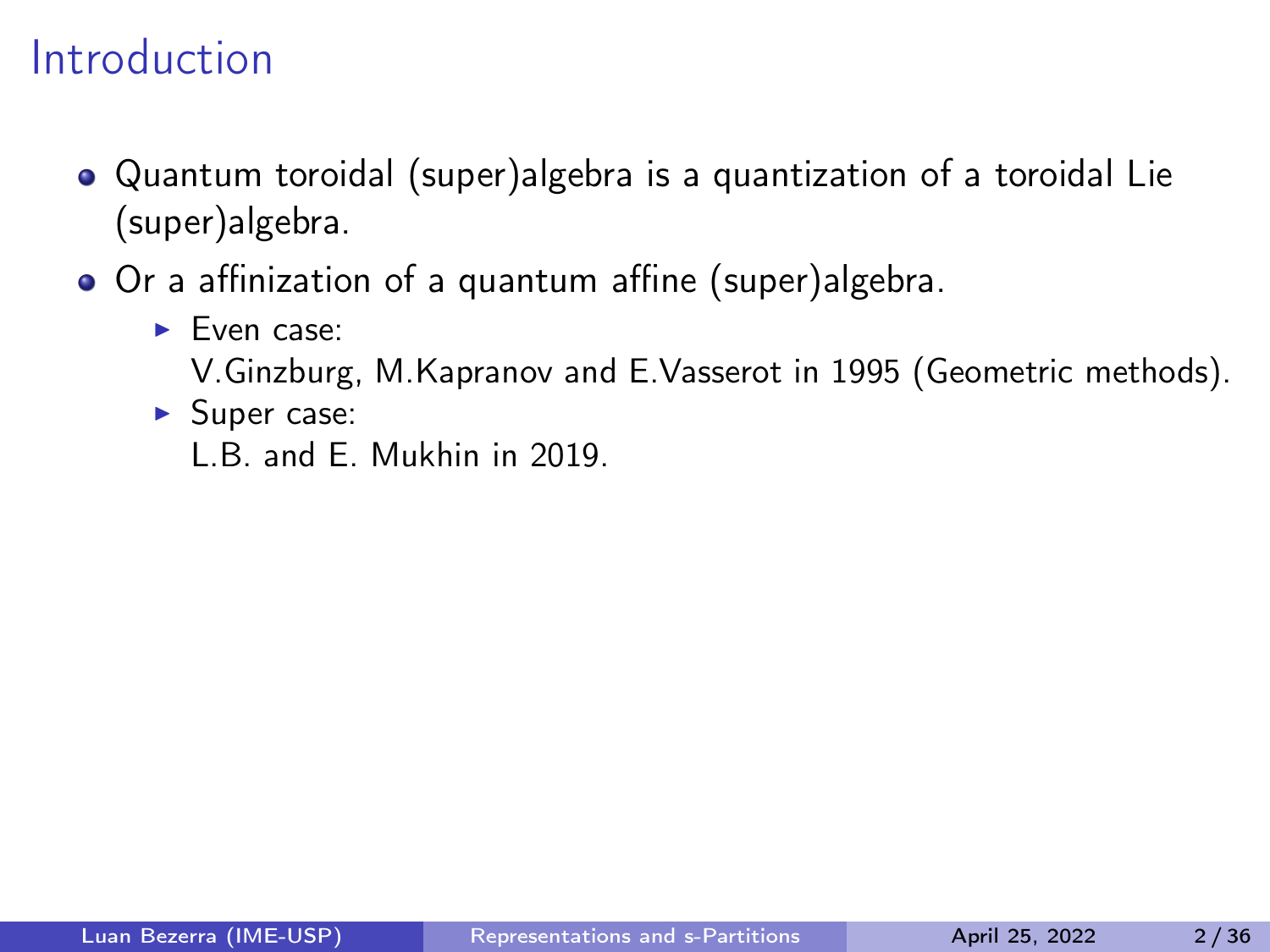# Introduction

- Quantum toroidal (super)algebra is a quantization of a toroidal Lie (super)algebra.
- Or a affinization of a quantum affine (super)algebra.
  - Even case:
    V.Ginzburg, M.Kapranov and E.Vasserot in 1995 (Geometric methods).
  - Super case:
    L.B. and E. Mukhin in 2019.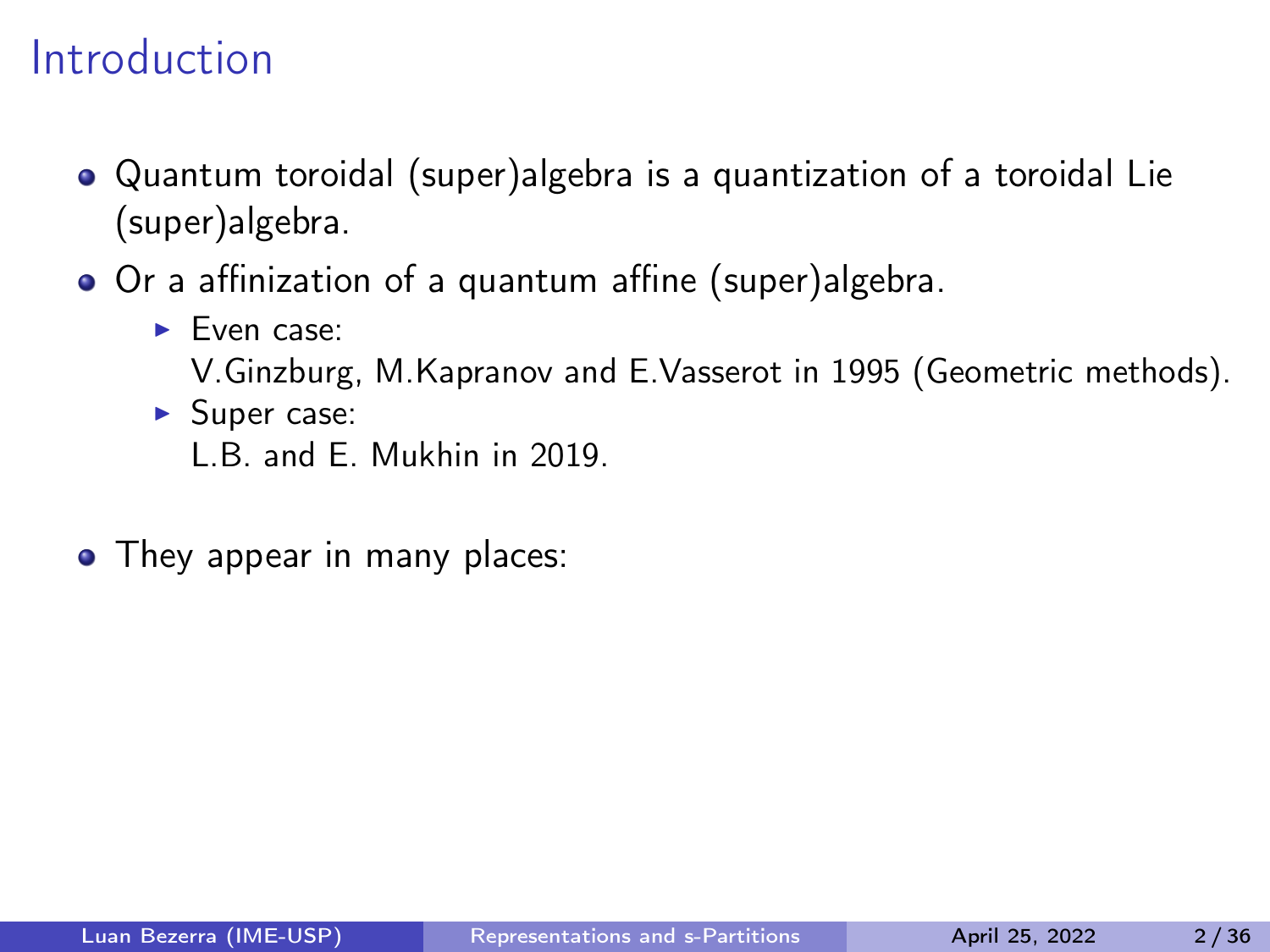# Introduction

- Quantum toroidal (super)algebra is a quantization of a toroidal Lie (super)algebra.
- Or a affinization of a quantum affine (super)algebra.
  - Even case:
    V.Ginzburg, M.Kapranov and E.Vasserot in 1995 (Geometric methods).
  - Super case:
    L.B. and E. Mukhin in 2019.
- They appear in many places: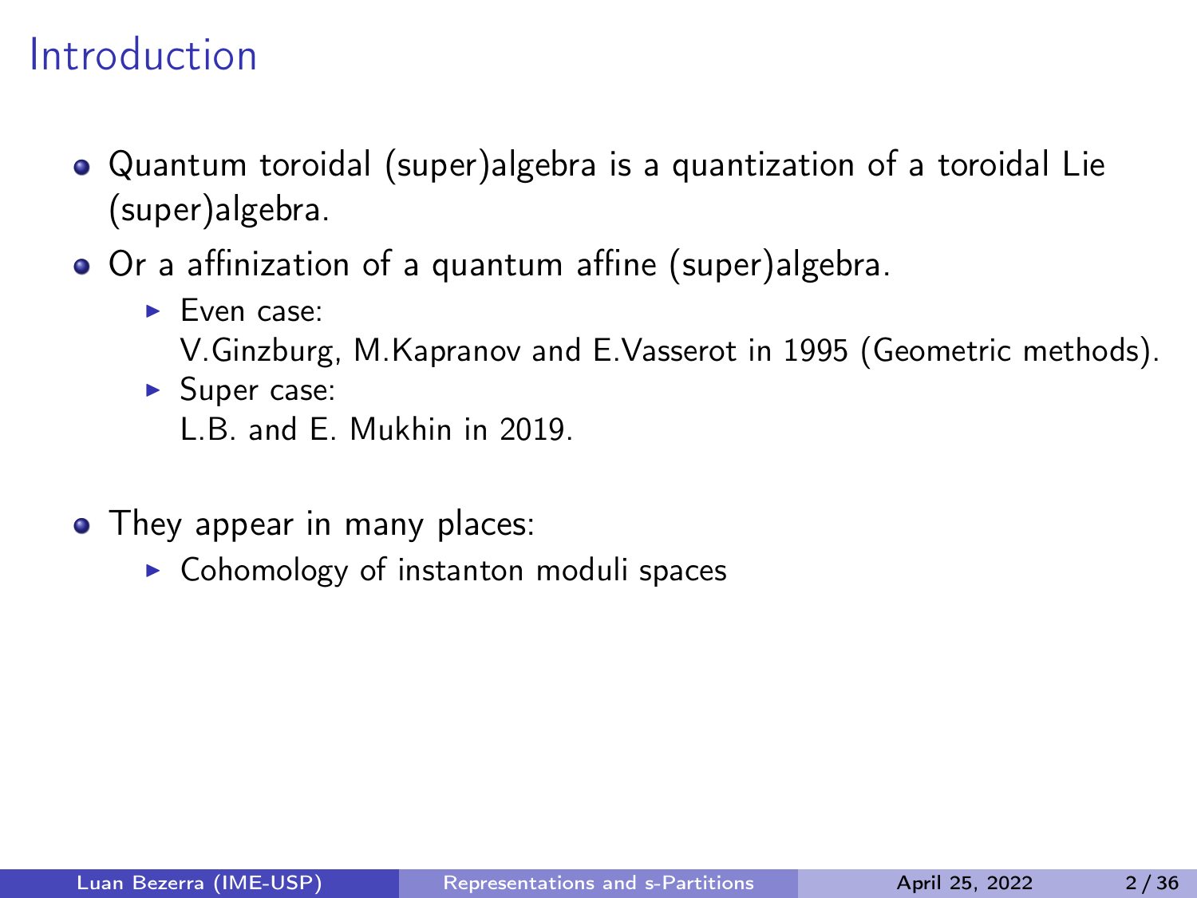# Introduction

- Quantum toroidal (super)algebra is a quantization of a toroidal Lie (super)algebra.
- Or a affinization of a quantum affine (super)algebra.
  - Even case:
    V.Ginzburg, M.Kapranov and E.Vasserot in 1995 (Geometric methods).
  - Super case:
    L.B. and E. Mukhin in 2019.
- They appear in many places:
  - Cohomology of instanton moduli spaces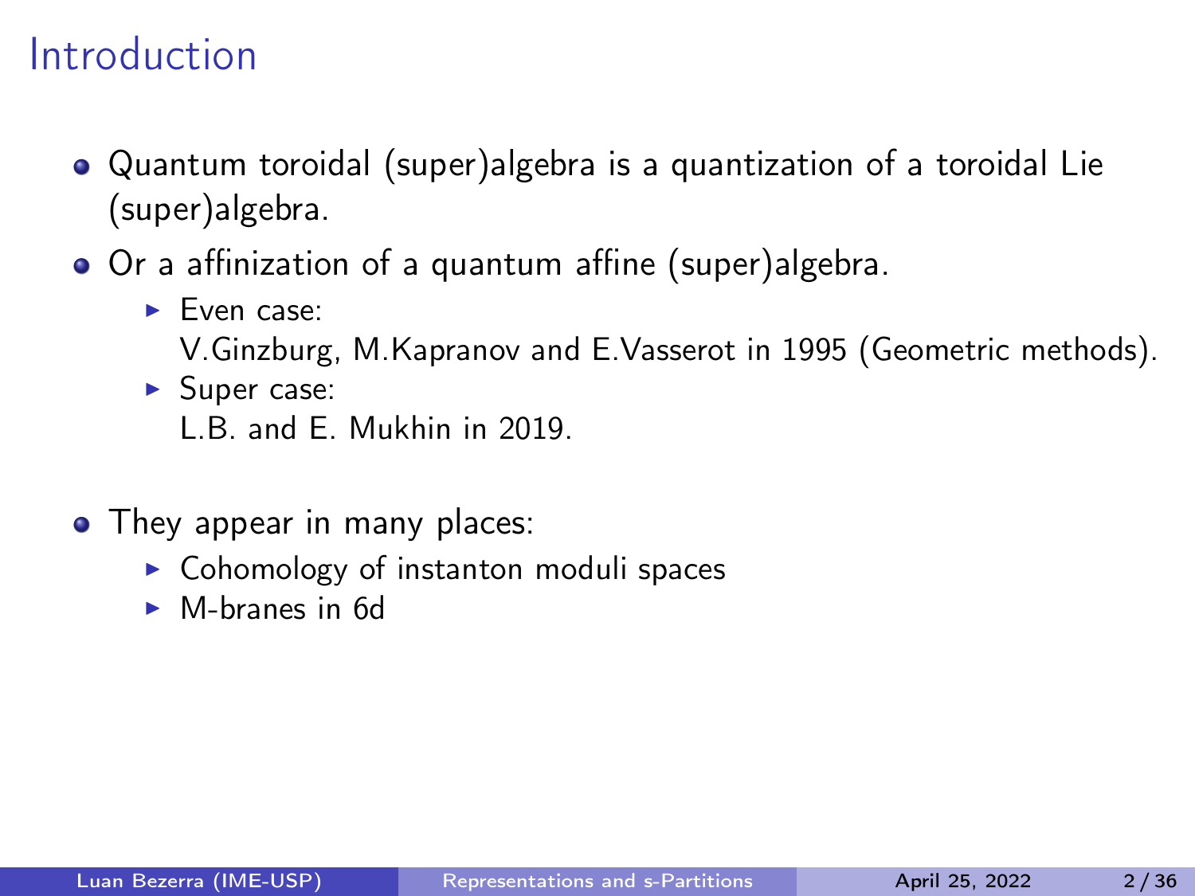# Introduction

- Quantum toroidal (super)algebra is a quantization of a toroidal Lie (super)algebra.
- Or a affinization of a quantum affine (super)algebra.
  - Even case:
    V.Ginzburg, M.Kapranov and E.Vasserot in 1995 (Geometric methods).
  - Super case:
    L.B. and E. Mukhin in 2019.
- They appear in many places:
  - Cohomology of instanton moduli spaces
  - M-branes in 6d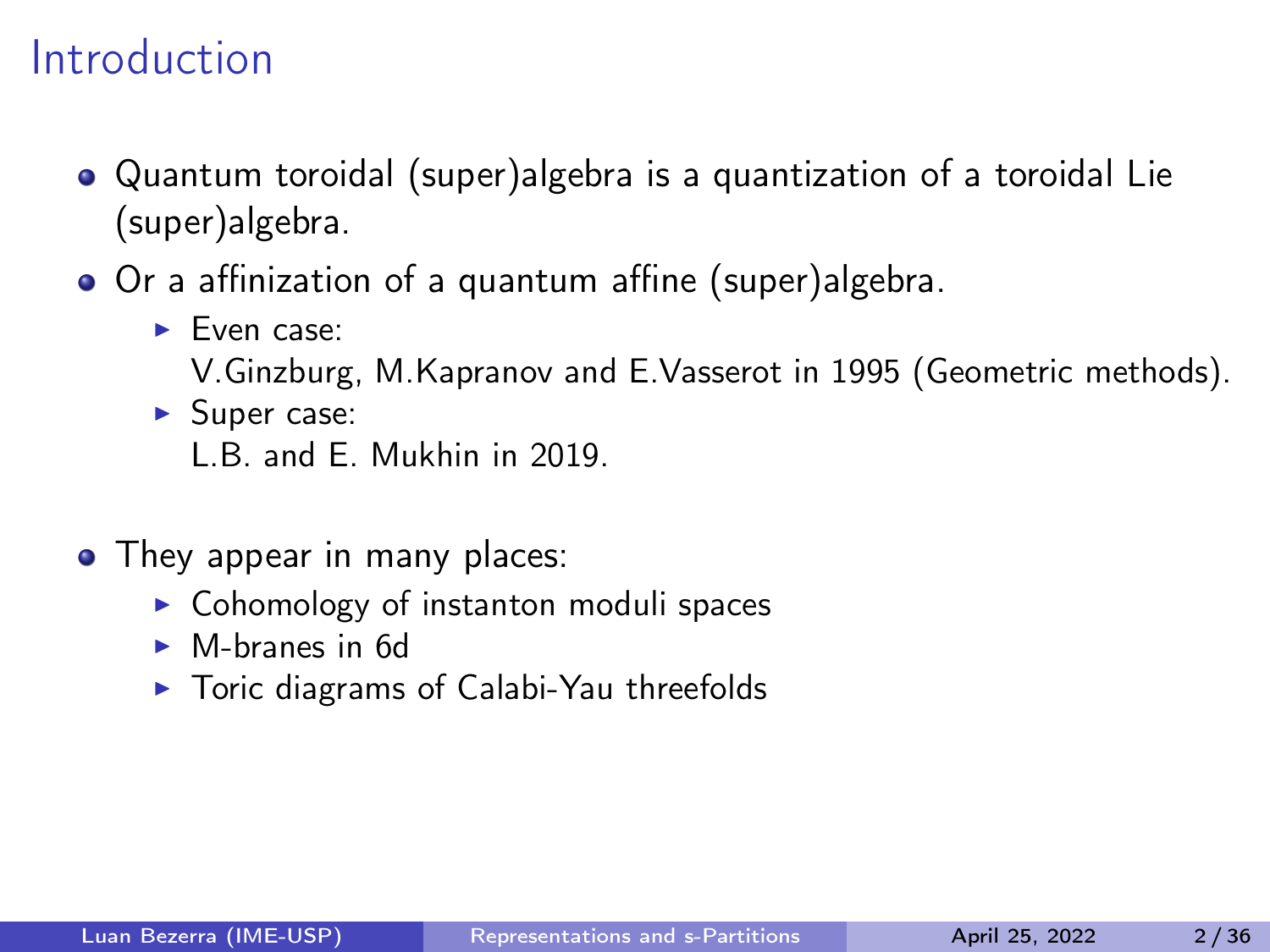# Introduction

- Quantum toroidal (super)algebra is a quantization of a toroidal Lie (super)algebra.
- Or a affinization of a quantum affine (super)algebra.
  - Even case:
    V.Ginzburg, M.Kapranov and E.Vasserot in 1995 (Geometric methods).
  - Super case:
    L.B. and E. Mukhin in 2019.
- They appear in many places:
  - Cohomology of instanton moduli spaces
  - M-branes in 6d
  - Toric diagrams of Calabi-Yau threefolds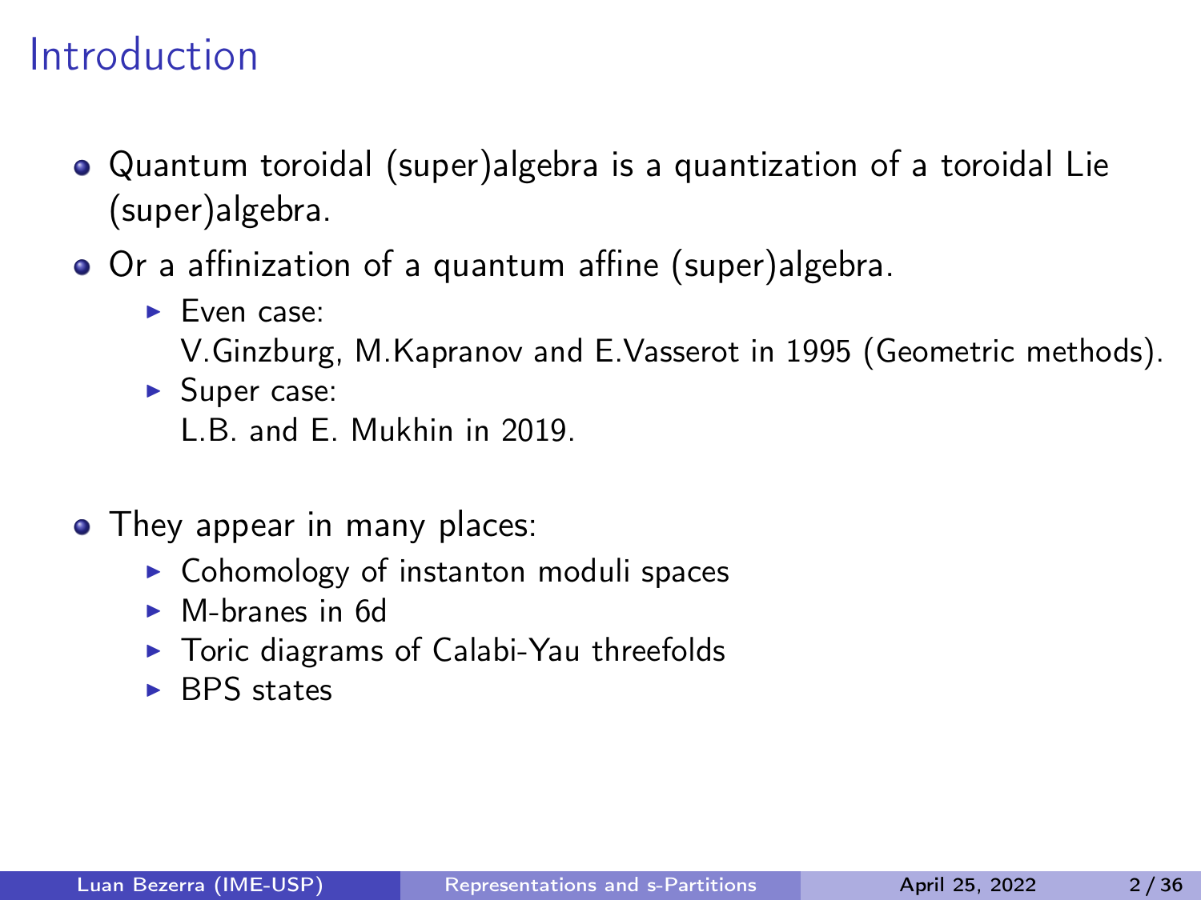# Introduction

- Quantum toroidal (super)algebra is a quantization of a toroidal Lie (super)algebra.
- Or a affinization of a quantum affine (super)algebra.
  - Even case:
    V.Ginzburg, M.Kapranov and E.Vasserot in 1995 (Geometric methods).
  - Super case:
    L.B. and E. Mukhin in 2019.
- They appear in many places:
  - Cohomology of instanton moduli spaces
  - M-branes in 6d
  - Toric diagrams of Calabi-Yau threefolds
  - BPS states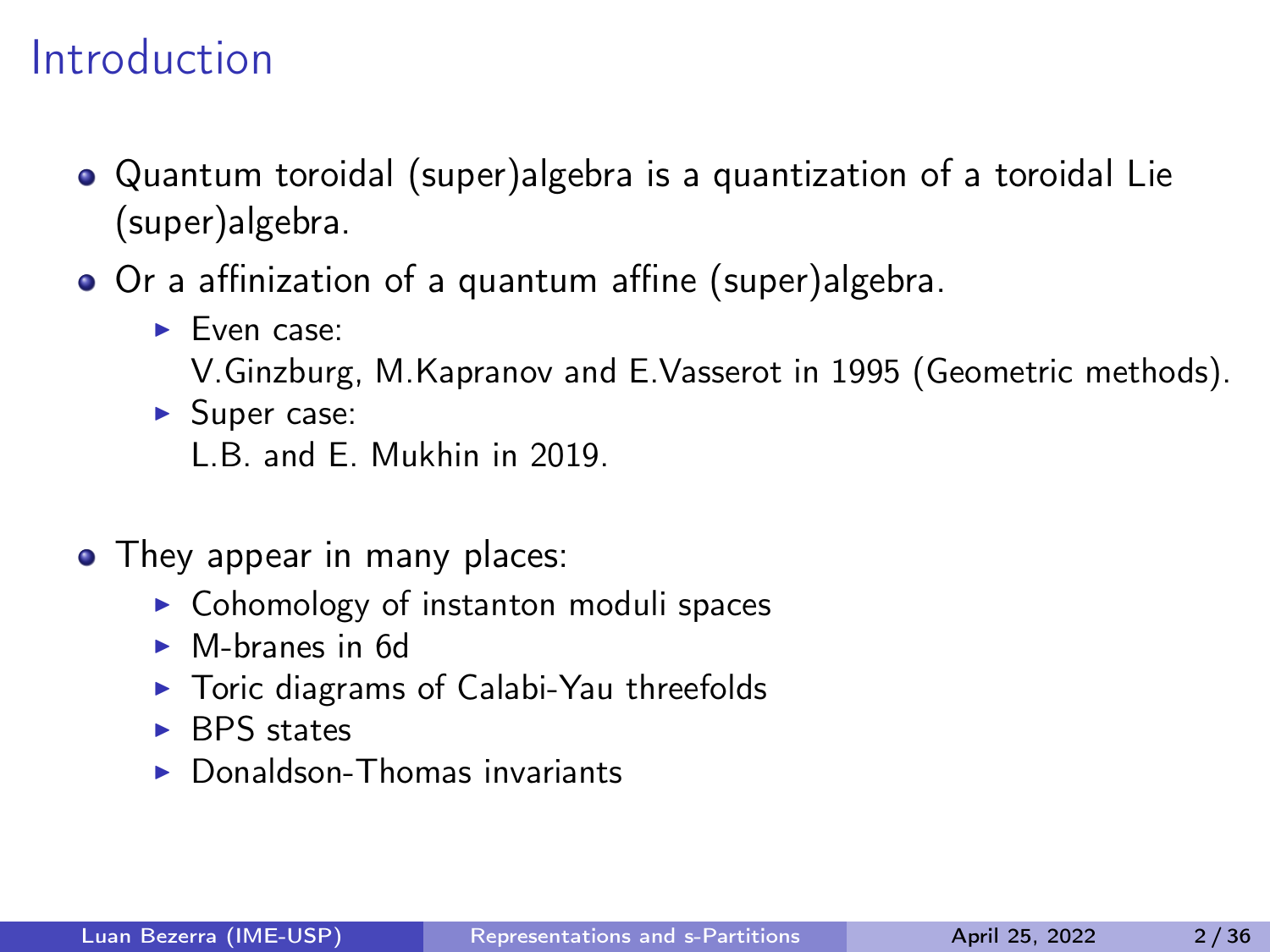# Introduction

- Quantum toroidal (super)algebra is a quantization of a toroidal Lie (super)algebra.
- Or a affinization of a quantum affine (super)algebra.
  - Even case:
    V.Ginzburg, M.Kapranov and E.Vasserot in 1995 (Geometric methods).
  - Super case:
    L.B. and E. Mukhin in 2019.
- They appear in many places:
  - Cohomology of instanton moduli spaces
  - M-branes in 6d
  - Toric diagrams of Calabi-Yau threefolds
  - BPS states
  - Donaldson-Thomas invariants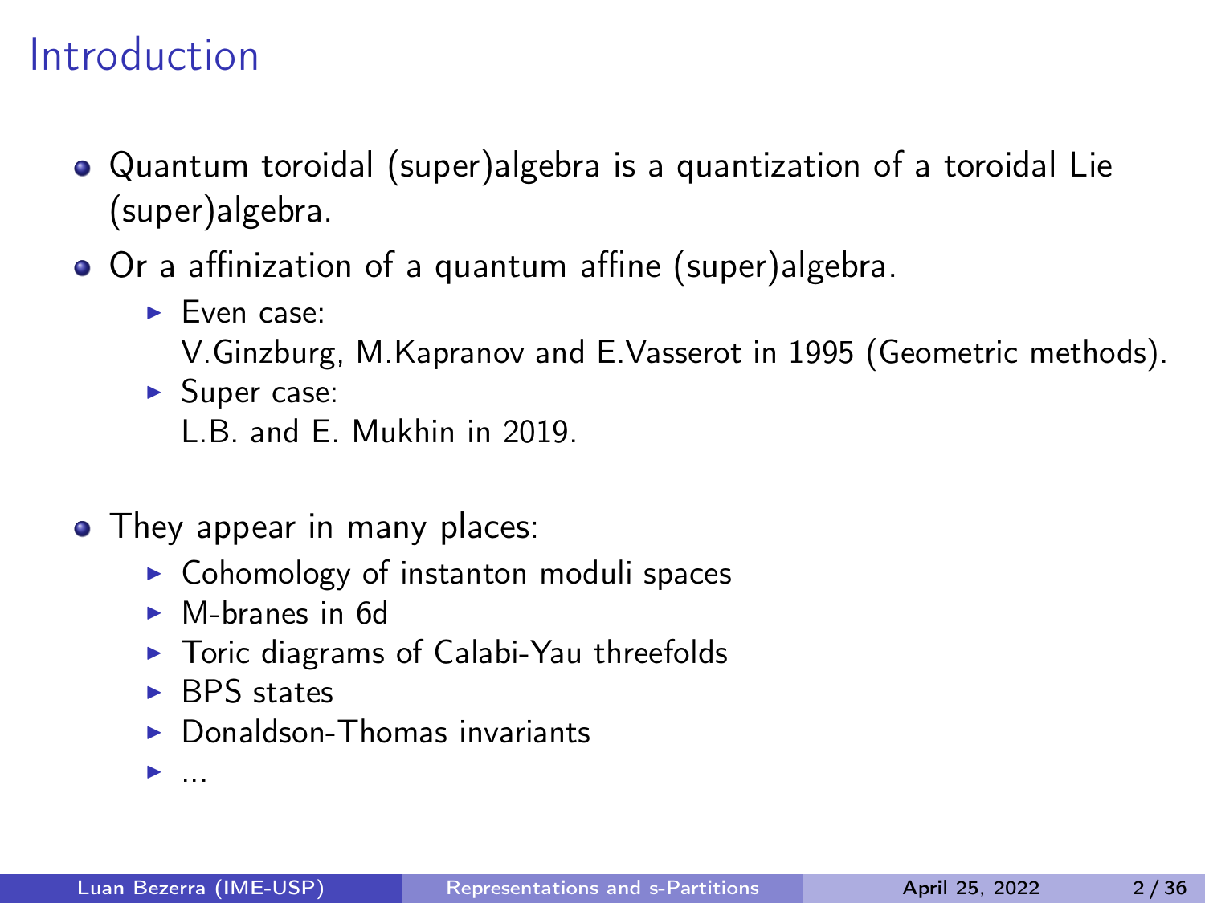# Introduction

- Quantum toroidal (super)algebra is a quantization of a toroidal Lie (super)algebra.
- Or a affinization of a quantum affine (super)algebra.
  - Even case:
    V.Ginzburg, M.Kapranov and E.Vasserot in 1995 (Geometric methods).
  - Super case:
    L.B. and E. Mukhin in 2019.
- They appear in many places:
  - Cohomology of instanton moduli spaces
  - M-branes in 6d
  - Toric diagrams of Calabi-Yau threefolds
  - BPS states
  - Donaldson-Thomas invariants
  - ...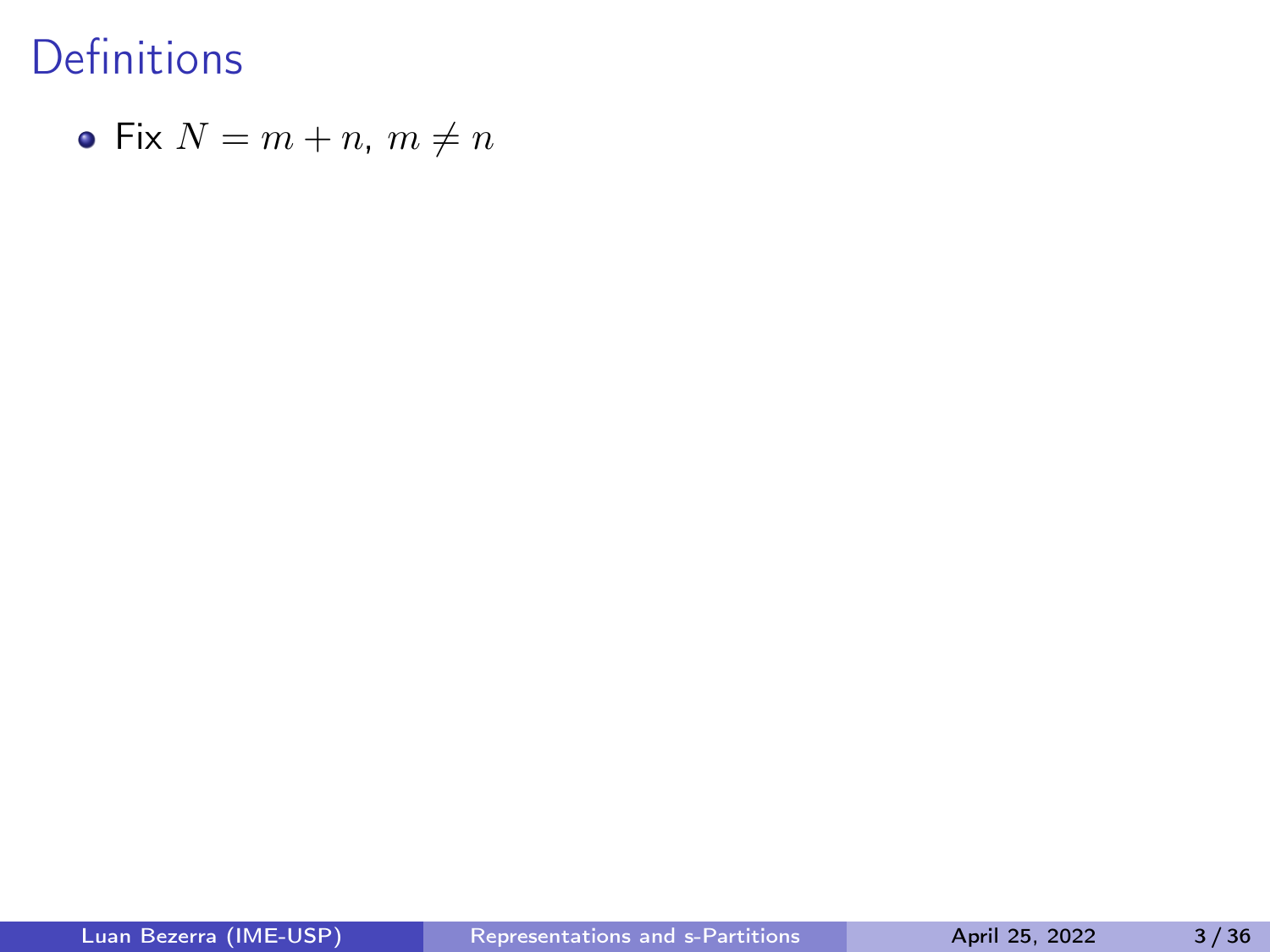# Definitions

- Fix $N = m + n$, $m \neq n$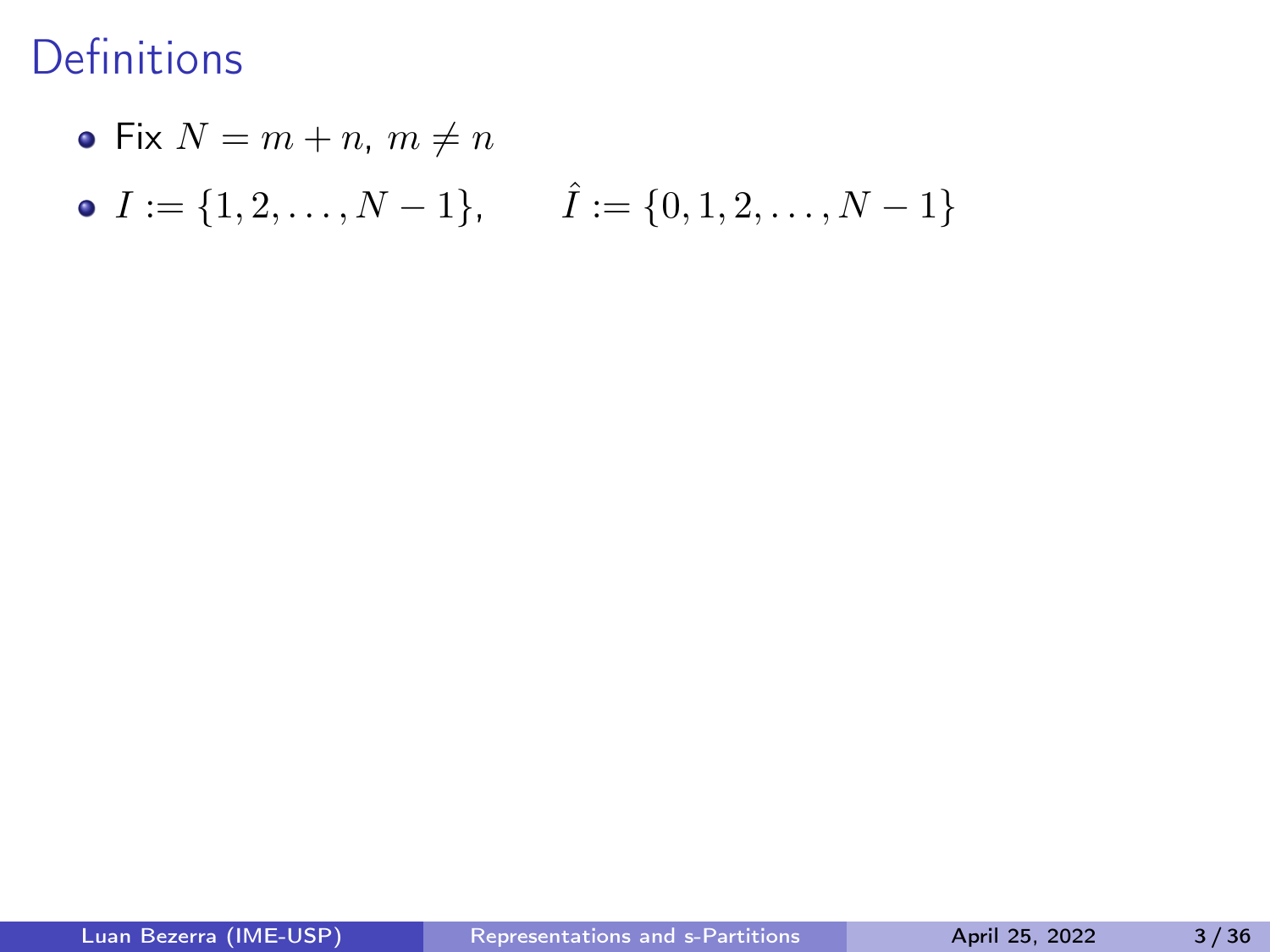# Definitions

- Fix $N = m + n$, $m \neq n$
- $I := \{1, 2, \ldots, N-1\}$, $\qquad \hat{I} := \{0, 1, 2, \ldots, N-1\}$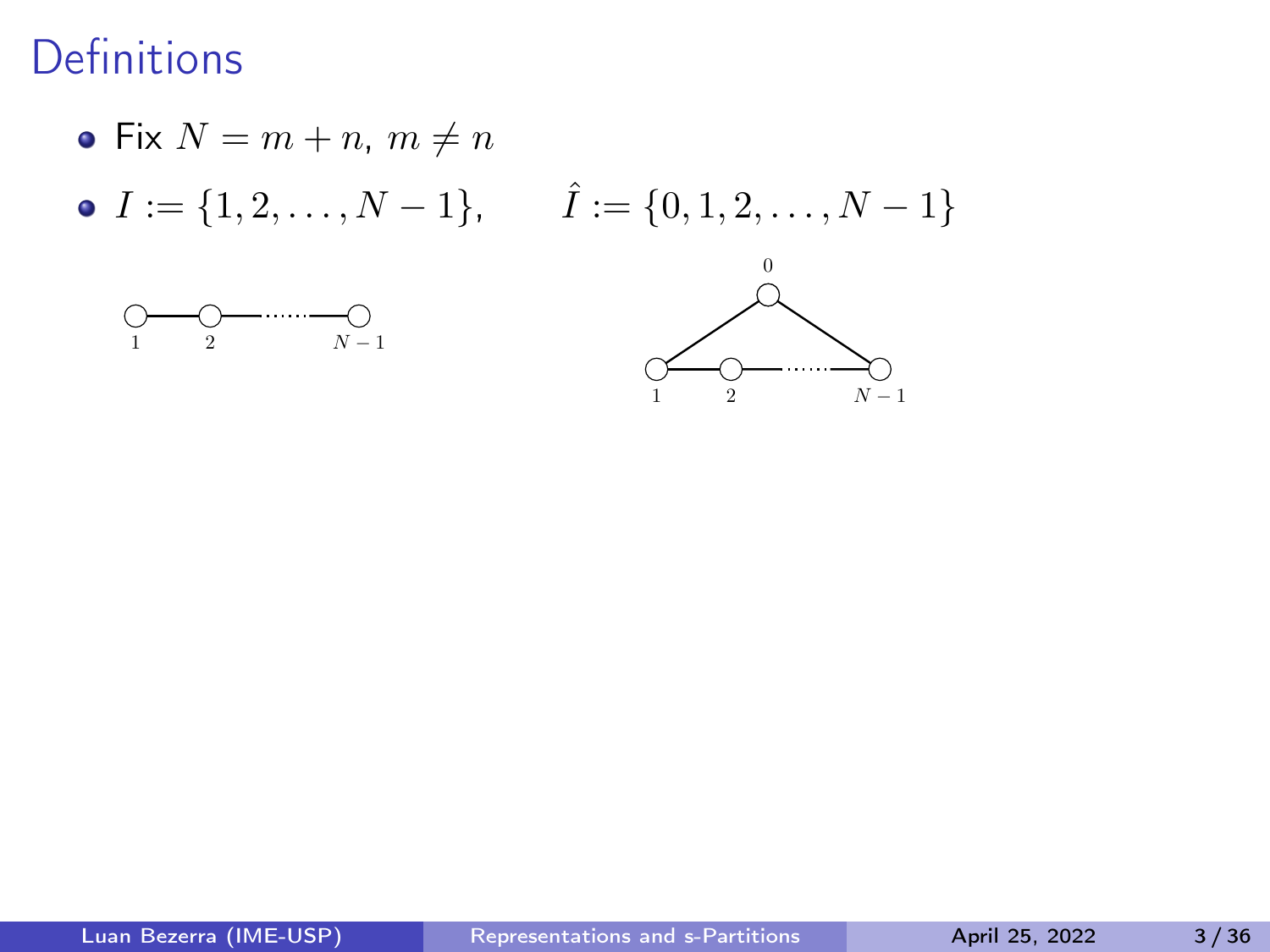# Definitions

- Fix $N = m + n$, $m \neq n$
- $I := \{1, 2, \ldots, N-1\}$, $\qquad \hat{I} := \{0, 1, 2, \ldots, N-1\}$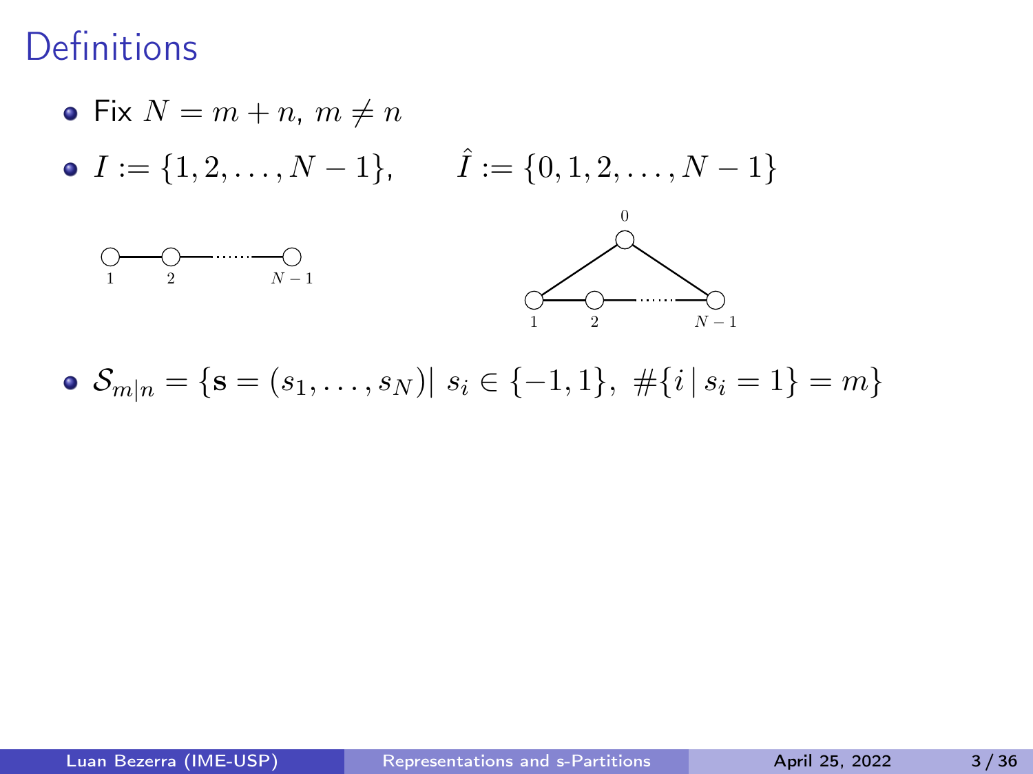# Definitions

- Fix $N = m + n$, $m \neq n$
- $I := \{1, 2, \ldots, N-1\}$, $\qquad \hat{I} := \{0, 1, 2, \ldots, N-1\}$
- $\mathcal{S}_{m|n} = \{\mathbf{s} = (s_1, \ldots, s_N) |\ s_i \in \{-1, 1\},\ \#\{i \,|\, s_i = 1\} = m\}$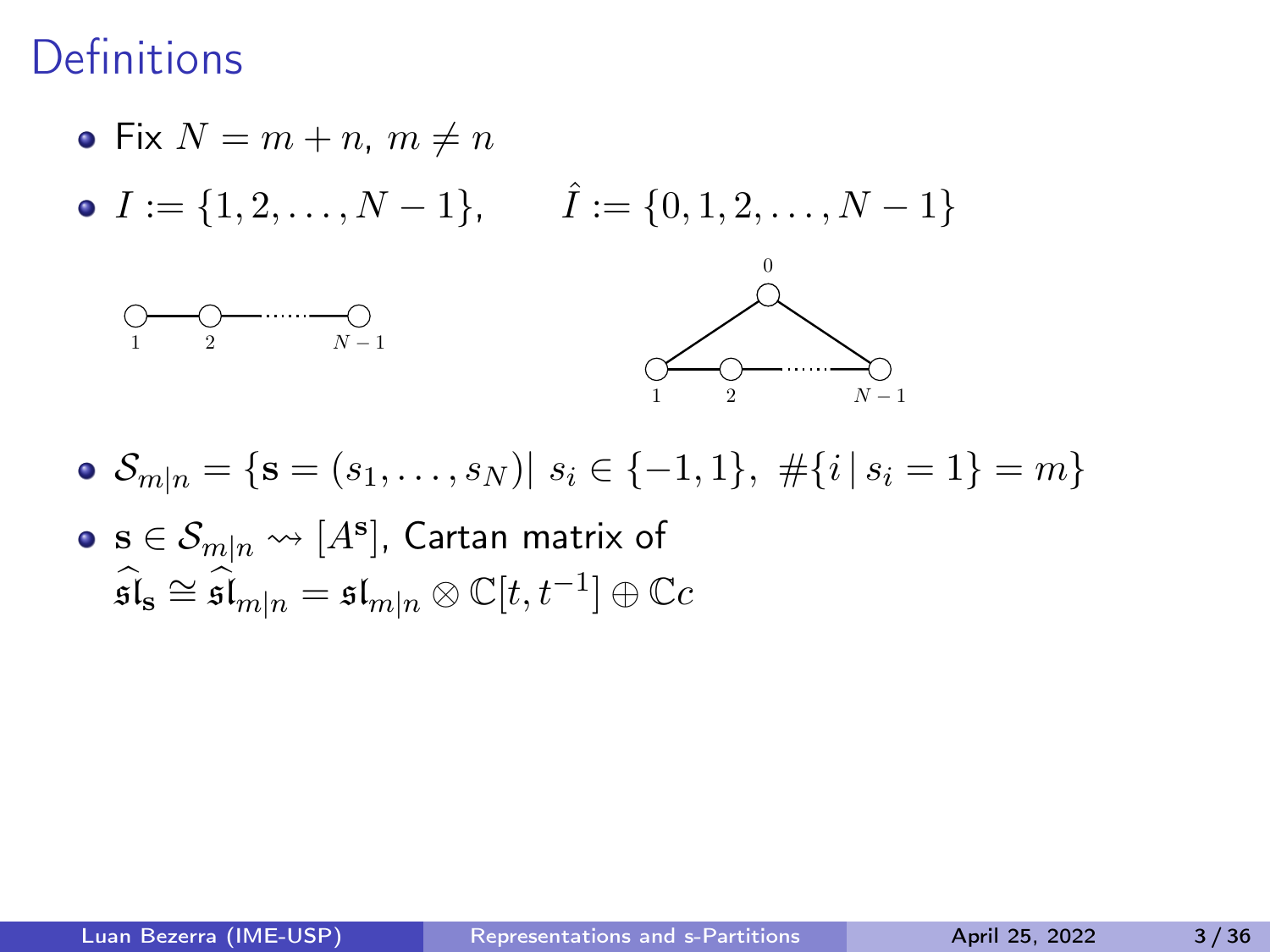# Definitions

- Fix $N = m + n$, $m \neq n$
- $I := \{1, 2, \ldots, N-1\}$, $\qquad \hat{I} := \{0, 1, 2, \ldots, N-1\}$
- $\mathcal{S}_{m|n} = \{\mathbf{s} = (s_1, \ldots, s_N) |\ s_i \in \{-1, 1\},\ \#\{i \,|\, s_i = 1\} = m\}$
- $\mathbf{s} \in \mathcal{S}_{m|n} \rightsquigarrow [A^{\mathbf{s}}]$, Cartan matrix of $\widehat{\mathfrak{sl}}_{\mathbf{s}} \cong \widehat{\mathfrak{sl}}_{m|n} = \mathfrak{sl}_{m|n} \otimes \mathbb{C}[t, t^{-1}] \oplus \mathbb{C}c$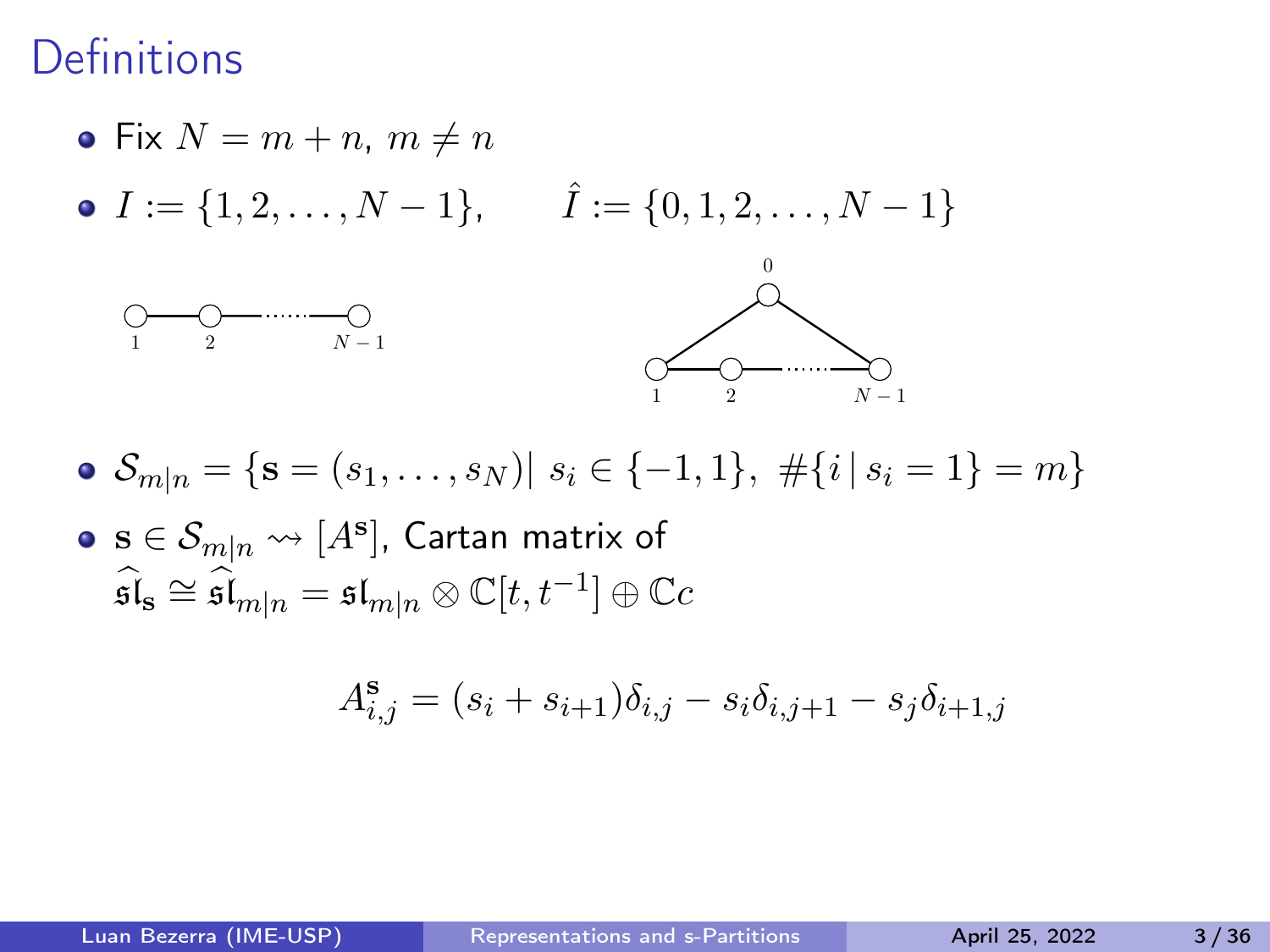# Definitions

- Fix $N = m + n$, $m \neq n$
- $I := \{1, 2, \ldots, N-1\}$, $\qquad \hat{I} := \{0, 1, 2, \ldots, N-1\}$

- $\mathcal{S}_{m|n} = \{\mathbf{s} = (s_1, \ldots, s_N) |\ s_i \in \{-1, 1\},\ \#\{i \,|\, s_i = 1\} = m\}$
- $\mathbf{s} \in \mathcal{S}_{m|n} \rightsquigarrow [A^{\mathbf{s}}]$, Cartan matrix of $\widehat{\mathfrak{sl}}_{\mathbf{s}} \cong \widehat{\mathfrak{sl}}_{m|n} = \mathfrak{sl}_{m|n} \otimes \mathbb{C}[t, t^{-1}] \oplus \mathbb{C}c$

$$A^{\mathbf{s}}_{i,j} = (s_i + s_{i+1})\delta_{i,j} - s_i \delta_{i,j+1} - s_j \delta_{i+1,j}$$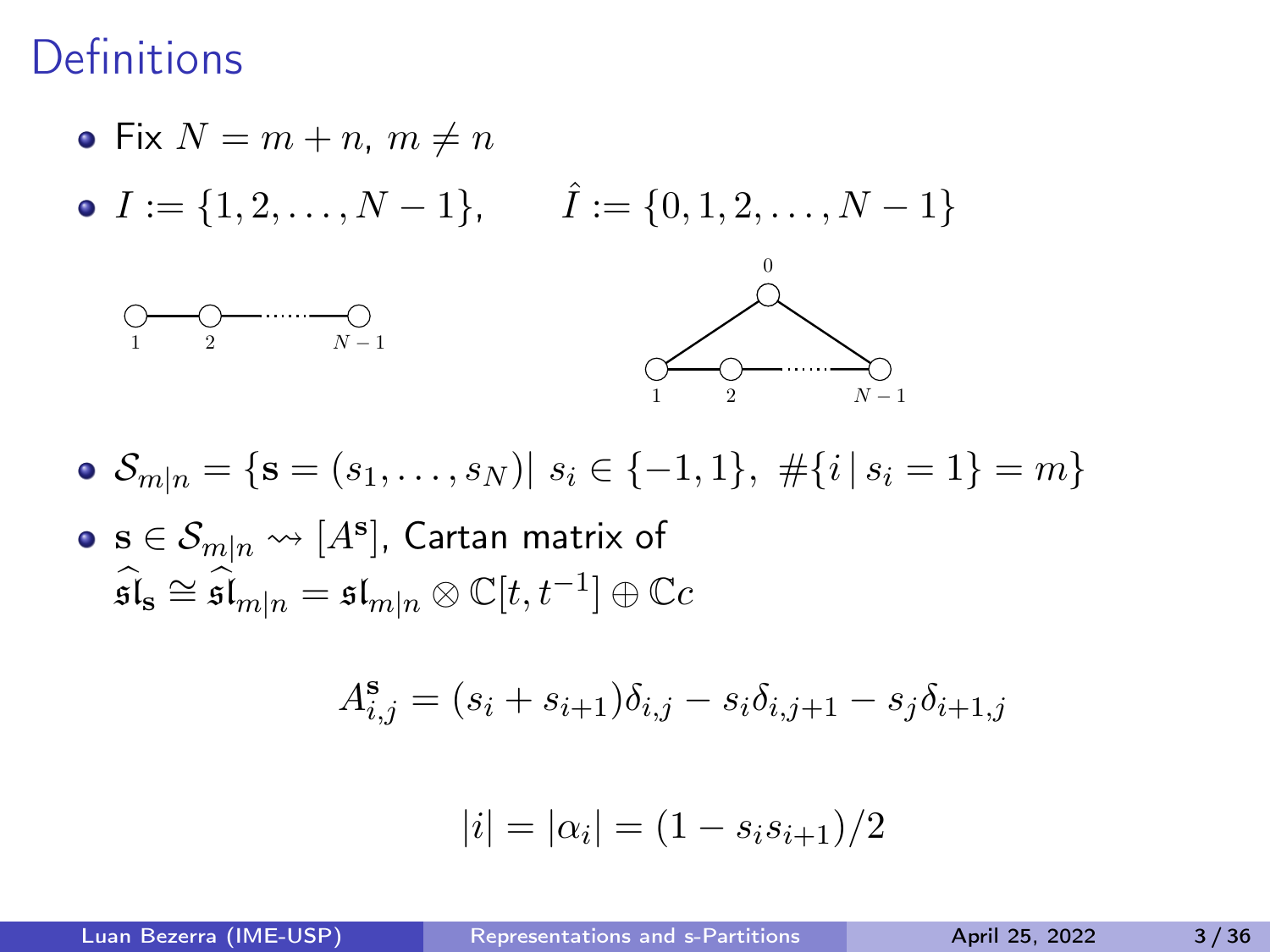# Definitions

- Fix $N = m + n$, $m \neq n$
- $I := \{1, 2, \ldots, N-1\}$, $\qquad \hat{I} := \{0, 1, 2, \ldots, N-1\}$
- $\mathcal{S}_{m|n} = \{\mathbf{s} = (s_1, \ldots, s_N) | \; s_i \in \{-1, 1\}, \; \#\{i \,|\, s_i = 1\} = m\}$
- $\mathbf{s} \in \mathcal{S}_{m|n} \rightsquigarrow [A^{\mathbf{s}}]$, Cartan matrix of $\widehat{\mathfrak{sl}}_{\mathbf{s}} \cong \widehat{\mathfrak{sl}}_{m|n} = \mathfrak{sl}_{m|n} \otimes \mathbb{C}[t, t^{-1}] \oplus \mathbb{C}c$

$$A^{\mathbf{s}}_{i,j} = (s_i + s_{i+1})\delta_{i,j} - s_i \delta_{i,j+1} - s_j \delta_{i+1,j}$$

$$|i| = |\alpha_i| = (1 - s_i s_{i+1})/2$$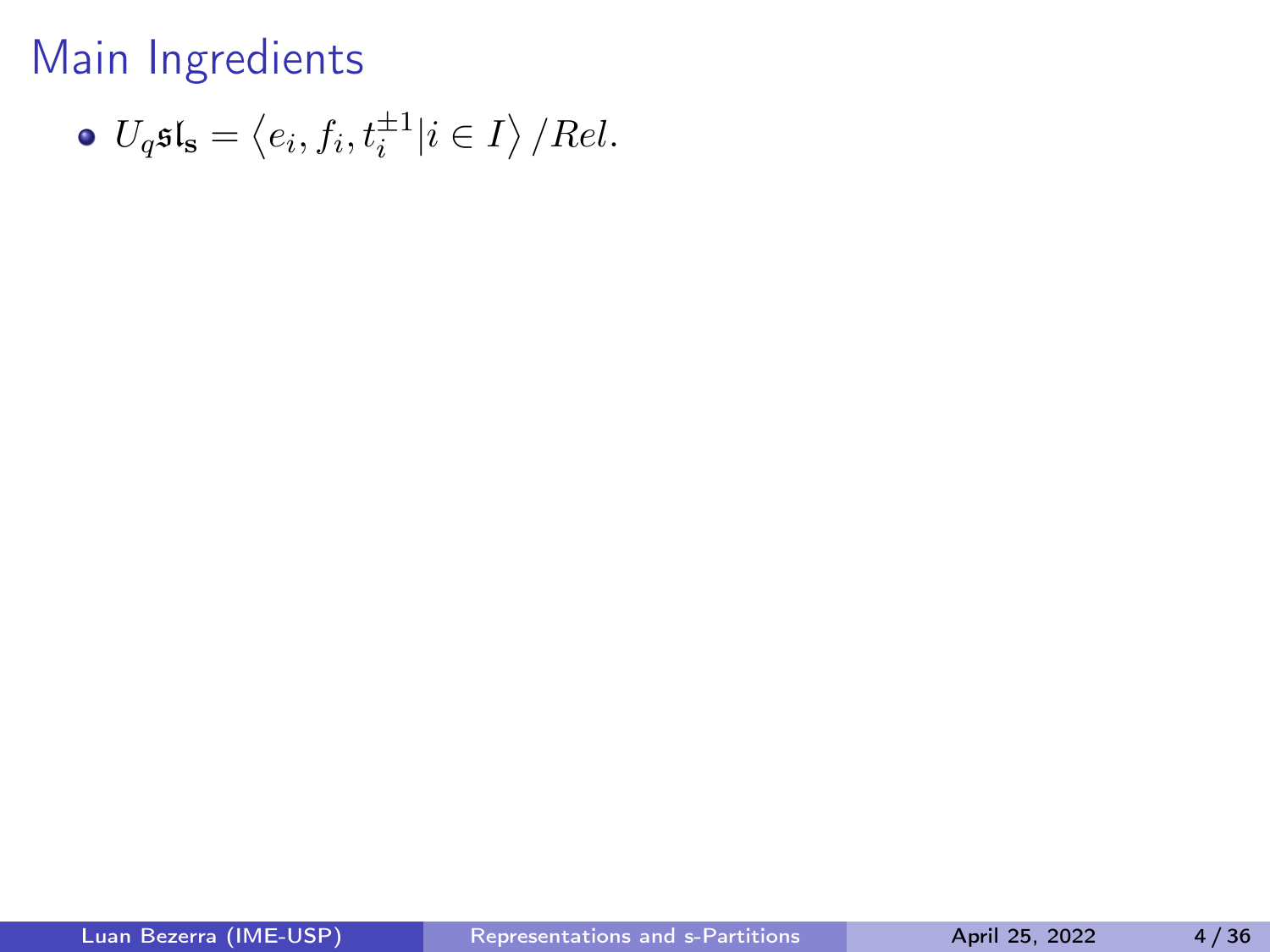# Main Ingredients

- $U_q\mathfrak{sl}_{\mathbf{s}} = \left\langle e_i, f_i, t_i^{\pm 1} | i \in I \right\rangle / Rel.$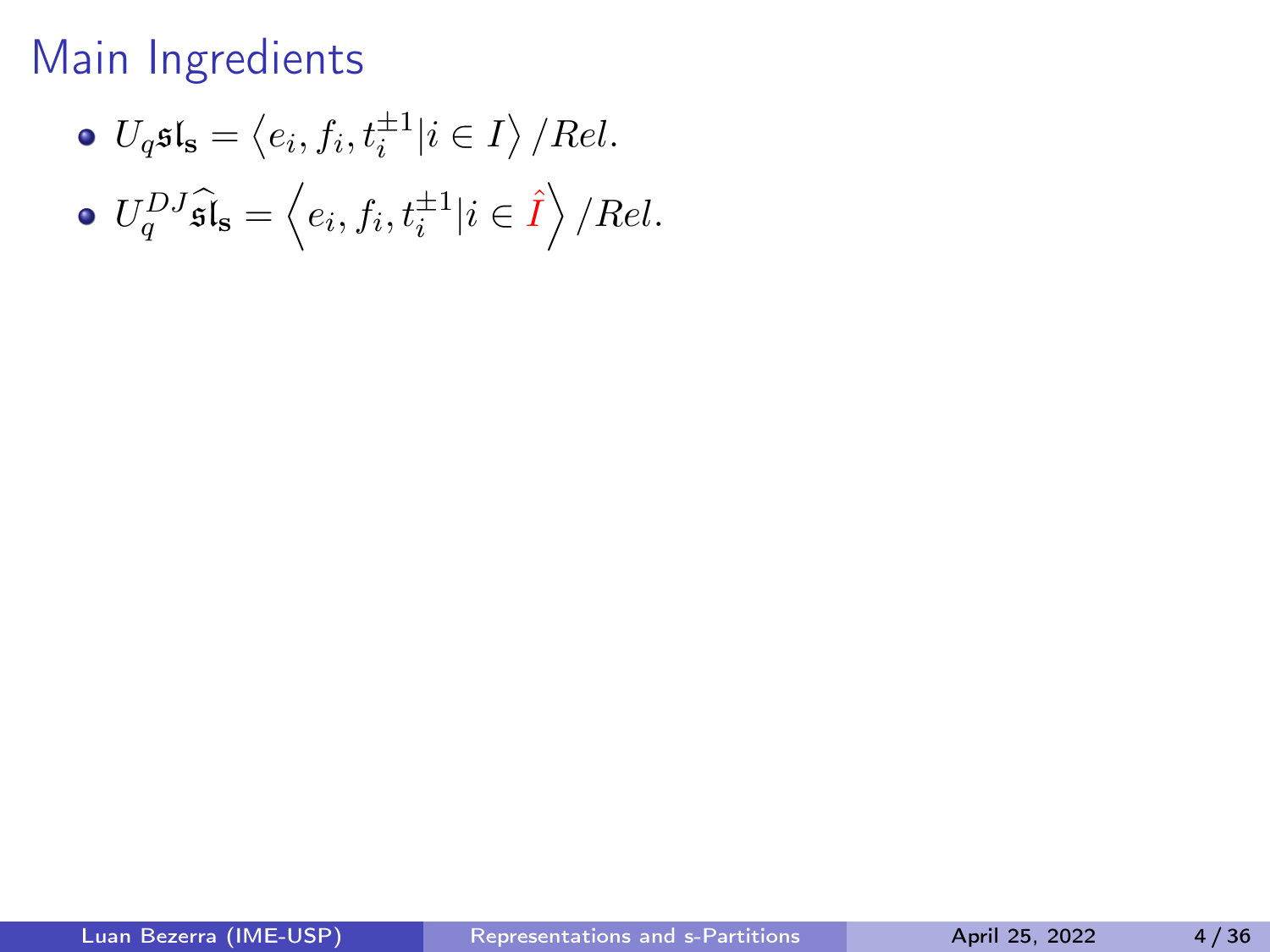# Main Ingredients

- $U_q\mathfrak{sl}_{\mathbf{s}} = \left\langle e_i, f_i, t_i^{\pm 1} | i \in I \right\rangle / Rel.$
- $U_q^{DJ}\widehat{\mathfrak{sl}}_{\mathbf{s}} = \left\langle e_i, f_i, t_i^{\pm 1} | i \in \hat{I} \right\rangle / Rel.$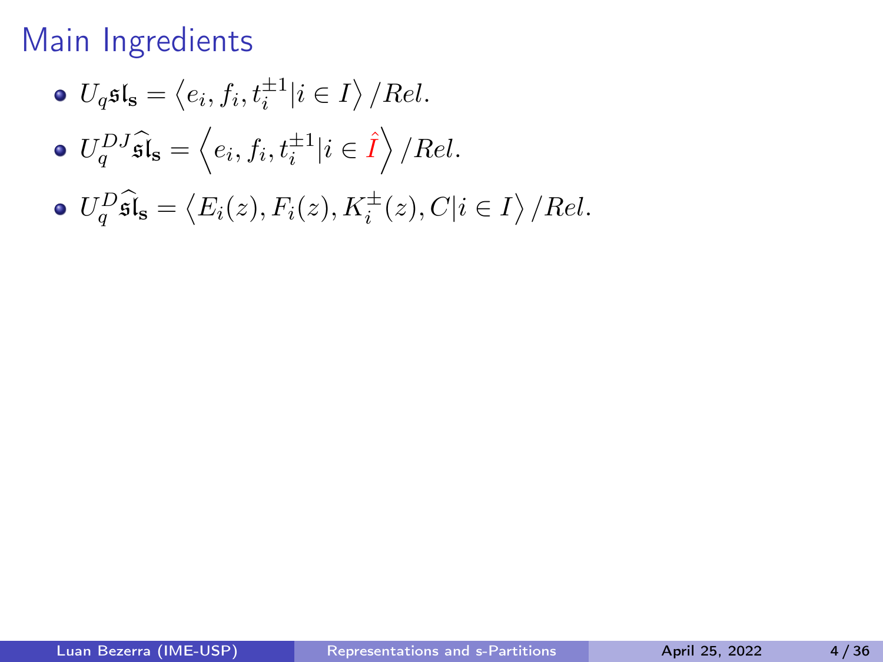# Main Ingredients

- $U_q\mathfrak{sl}_{\mathbf{s}} = \left\langle e_i, f_i, t_i^{\pm 1} | i \in I \right\rangle / Rel.$
- $U_q^{DJ}\widehat{\mathfrak{sl}}_{\mathbf{s}} = \left\langle e_i, f_i, t_i^{\pm 1} | i \in \hat{I} \right\rangle / Rel.$
- $U_q^{D}\widehat{\mathfrak{sl}}_{\mathbf{s}} = \left\langle E_i(z), F_i(z), K_i^{\pm}(z), C | i \in I \right\rangle / Rel.$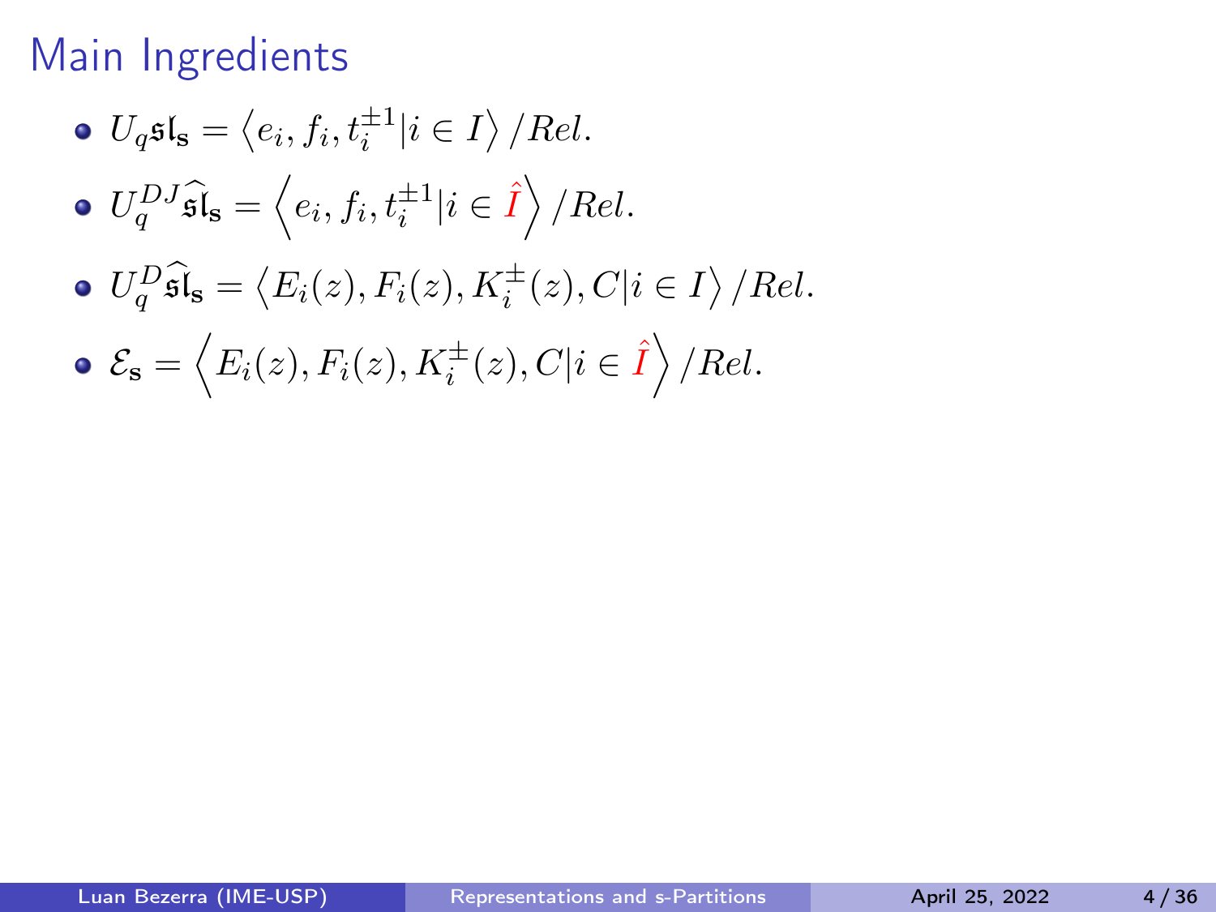# Main Ingredients

- $U_q\mathfrak{sl}_{\mathbf{s}} = \left\langle e_i, f_i, t_i^{\pm 1} | i \in I \right\rangle / Rel.$
- $U_q^{DJ}\widehat{\mathfrak{sl}}_{\mathbf{s}} = \left\langle e_i, f_i, t_i^{\pm 1} | i \in {\color{red}\hat{I}} \right\rangle / Rel.$
- $U_q^{D}\widehat{\mathfrak{sl}}_{\mathbf{s}} = \left\langle E_i(z), F_i(z), K_i^{\pm}(z), C | i \in I \right\rangle / Rel.$
- $\mathcal{E}_{\mathbf{s}} = \left\langle E_i(z), F_i(z), K_i^{\pm}(z), C | i \in {\color{red}\hat{I}} \right\rangle / Rel.$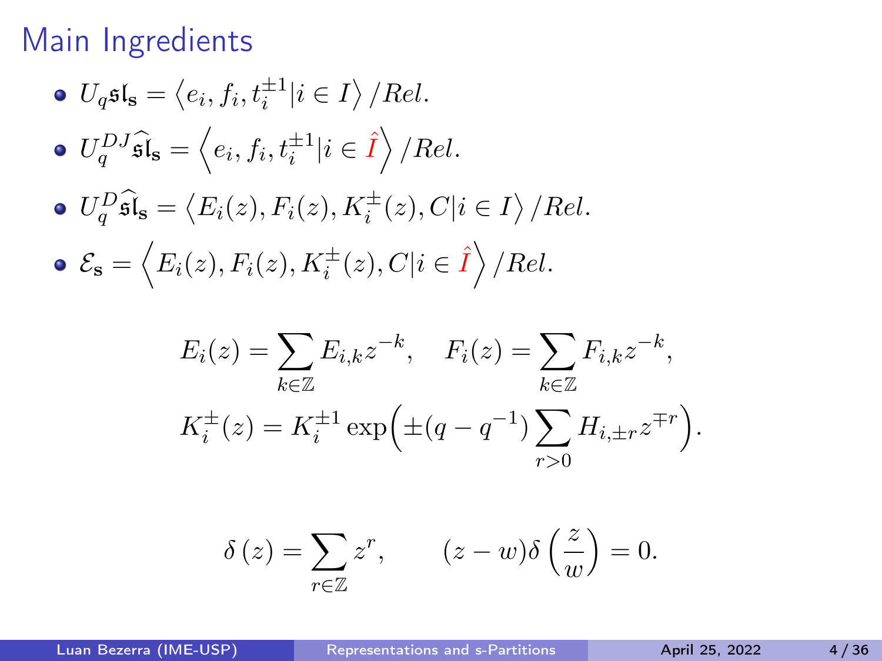# Main Ingredients

- $U_q\mathfrak{sl}_\mathbf{s} = \left\langle e_i, f_i, t_i^{\pm 1} | i \in I \right\rangle / Rel.$
- $U_q^{DJ}\widehat{\mathfrak{sl}}_\mathbf{s} = \left\langle e_i, f_i, t_i^{\pm 1} | i \in \hat{I} \right\rangle / Rel.$
- $U_q^{D}\widehat{\mathfrak{sl}}_\mathbf{s} = \left\langle E_i(z), F_i(z), K_i^{\pm}(z), C | i \in I \right\rangle / Rel.$
- $\mathcal{E}_\mathbf{s} = \left\langle E_i(z), F_i(z), K_i^{\pm}(z), C | i \in \hat{I} \right\rangle / Rel.$

$$E_i(z) = \sum_{k \in \mathbb{Z}} E_{i,k} z^{-k}, \quad F_i(z) = \sum_{k \in \mathbb{Z}} F_{i,k} z^{-k},$$

$$K_i^{\pm}(z) = K_i^{\pm 1} \exp\Big( \pm (q - q^{-1}) \sum_{r > 0} H_{i, \pm r} z^{\mp r} \Big).$$

$$\delta(z) = \sum_{r \in \mathbb{Z}} z^r, \qquad (z - w)\delta\left(\frac{z}{w}\right) = 0.$$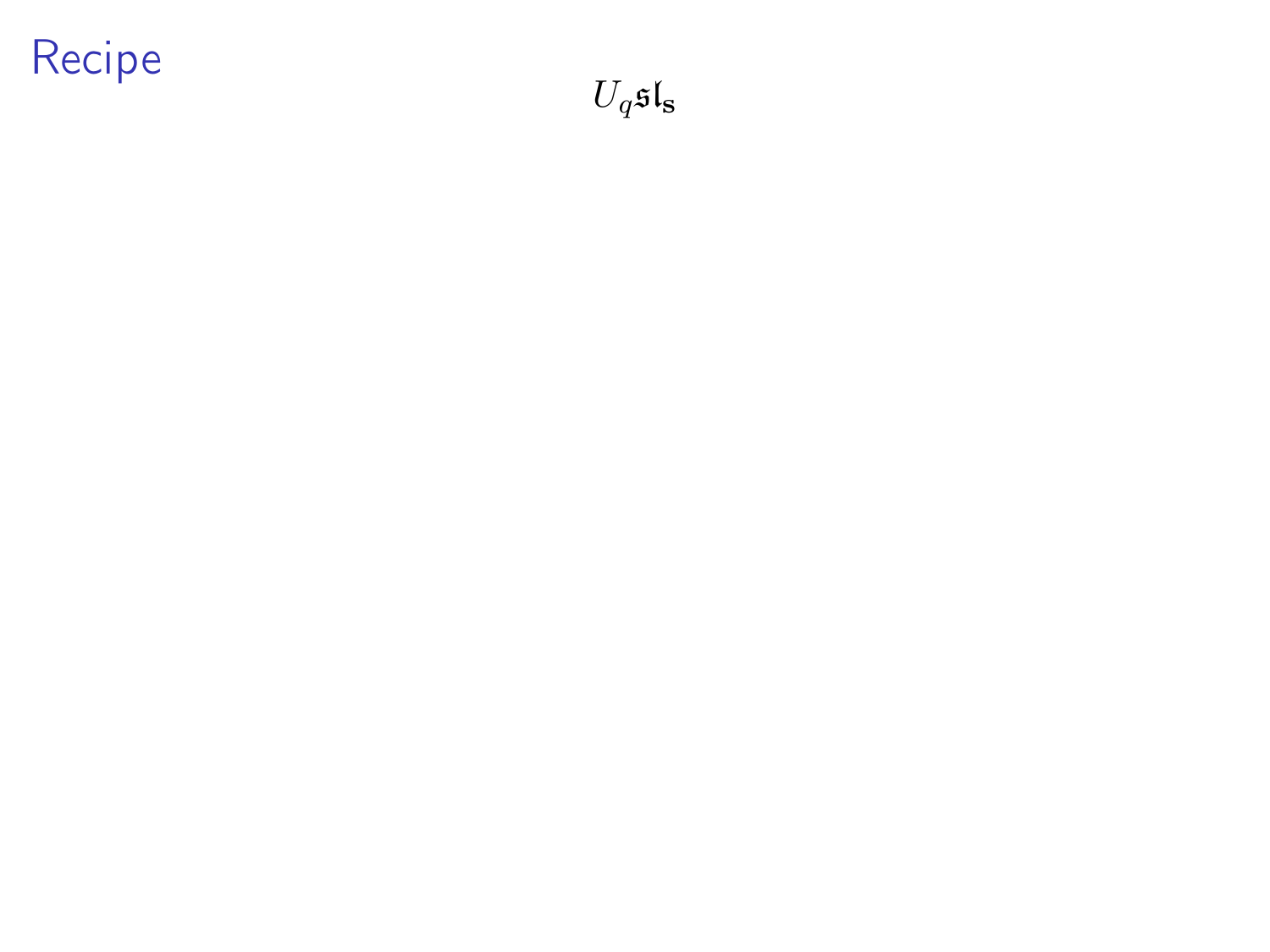# Recipe

$$U_q\mathfrak{sl}_{\mathbf{s}}$$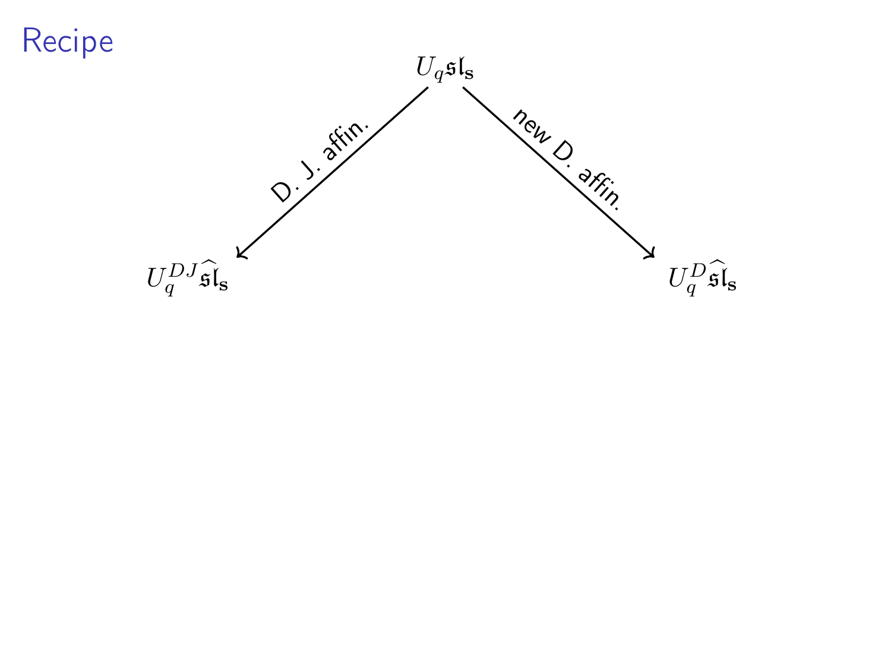# Recipe

$$U_q\mathfrak{sl}_{\mathbf{s}}$$

D. J. affin. $\swarrow$ $\searrow$ new D. affin.

$$U_q^{DJ}\widehat{\mathfrak{sl}}_{\mathbf{s}} \qquad\qquad U_q^{D}\widehat{\mathfrak{sl}}_{\mathbf{s}}$$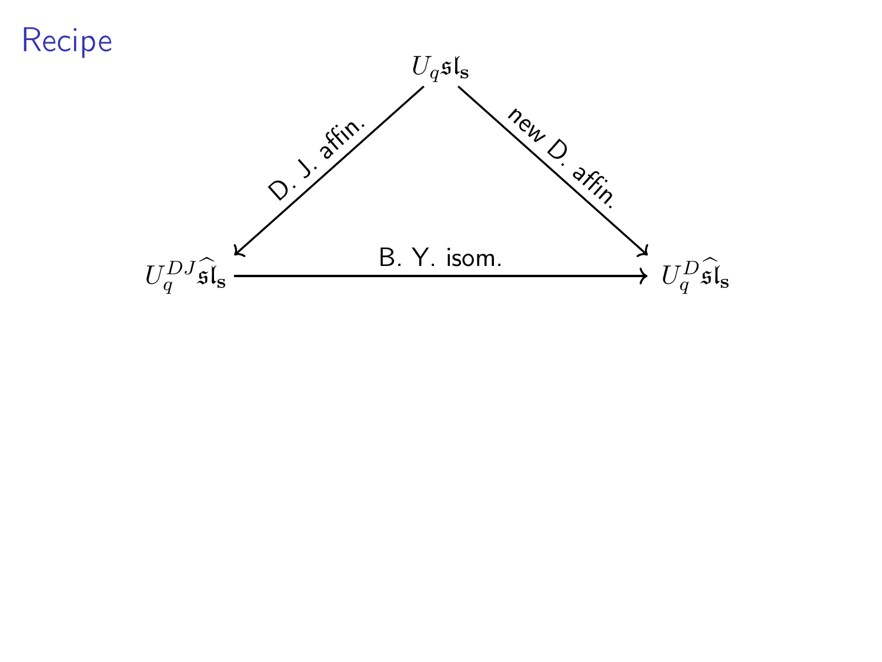# Recipe

$$
\begin{array}{ccc}
 & U_q\mathfrak{sl}_{\mathbf{s}} & \\
\text{D. J. affin.} \swarrow & & \searrow \text{new D. affin.} \\
U_q^{DJ}\widehat{\mathfrak{sl}}_{\mathbf{s}} & \xrightarrow{\text{B. Y. isom.}} & U_q^{D}\widehat{\mathfrak{sl}}_{\mathbf{s}}
\end{array}
$$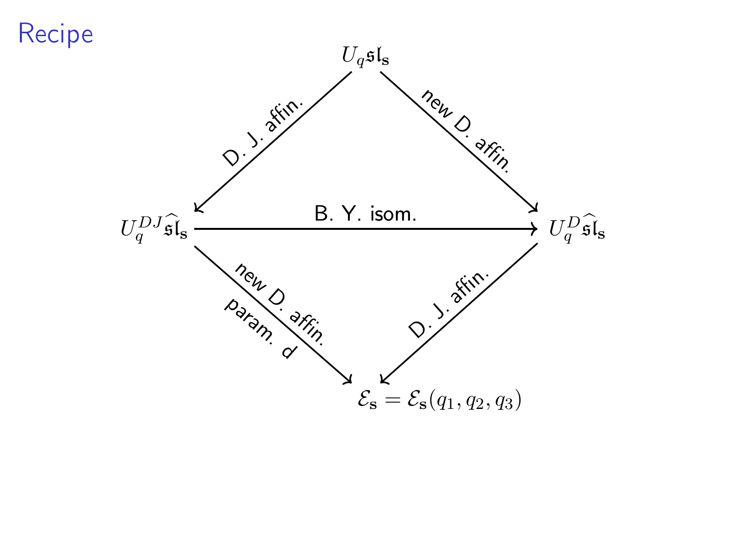# Recipe

$$
\begin{array}{ccc}
 & U_q\mathfrak{sl}_{\mathbf{s}} & \\
\swarrow^{\text{D. J. affin.}} & & \searrow^{\text{new D. affin.}} \\
U_q^{DJ}\widehat{\mathfrak{sl}}_{\mathbf{s}} & \xrightarrow{\text{B. Y. isom.}} & U_q^{D}\widehat{\mathfrak{sl}}_{\mathbf{s}} \\
\searrow_{\text{new D. affin. param. } d} & & \swarrow_{\text{D. J. affin.}} \\
 & \mathcal{E}_{\mathbf{s}} = \mathcal{E}_{\mathbf{s}}(q_1, q_2, q_3) &
\end{array}
$$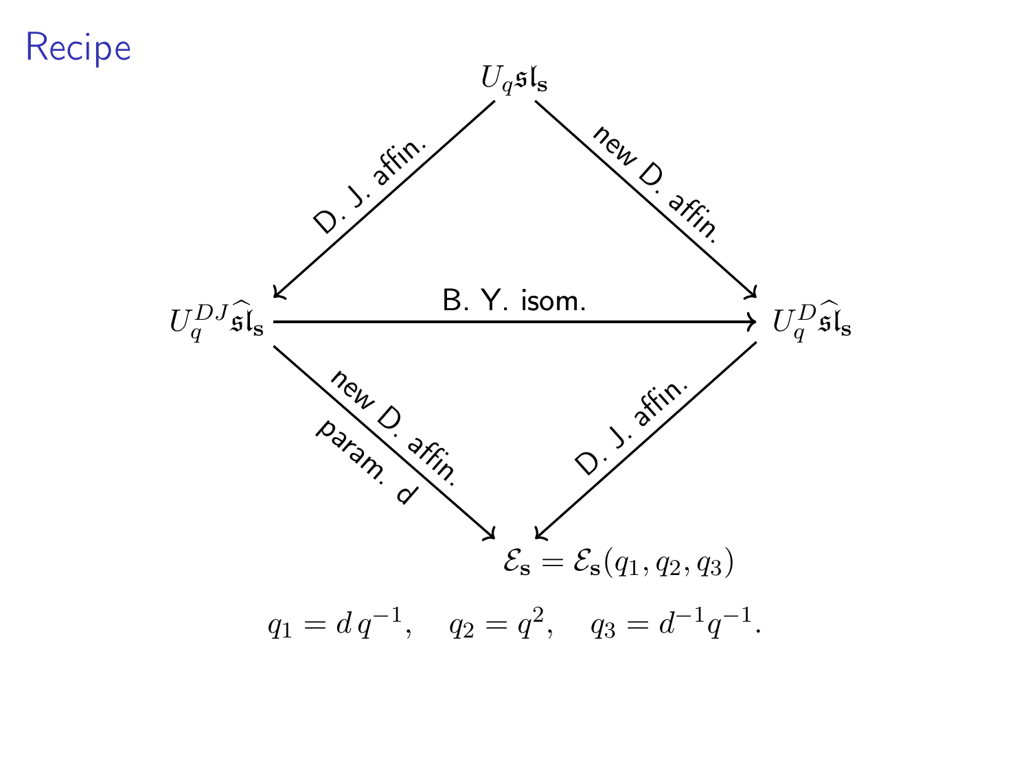# Recipe

$$
\begin{array}{ccccc}
 & & U_q\mathfrak{sl}_{\mathbf{s}} & & \\
 & \swarrow^{\text{D. J. affin.}} & & \searrow^{\text{new D. affin.}} & \\
U_q^{DJ}\widehat{\mathfrak{sl}}_{\mathbf{s}} & & \xrightarrow{\text{B. Y. isom.}} & & U_q^{D}\widehat{\mathfrak{sl}}_{\mathbf{s}} \\
 & \searrow_{\text{new D. affin. param. } d} & & \swarrow_{\text{D. J. affin.}} & \\
 & & \mathcal{E}_{\mathbf{s}} = \mathcal{E}_{\mathbf{s}}(q_1, q_2, q_3) & &
\end{array}
$$

$$q_1 = d\, q^{-1}, \quad q_2 = q^2, \quad q_3 = d^{-1}q^{-1}.$$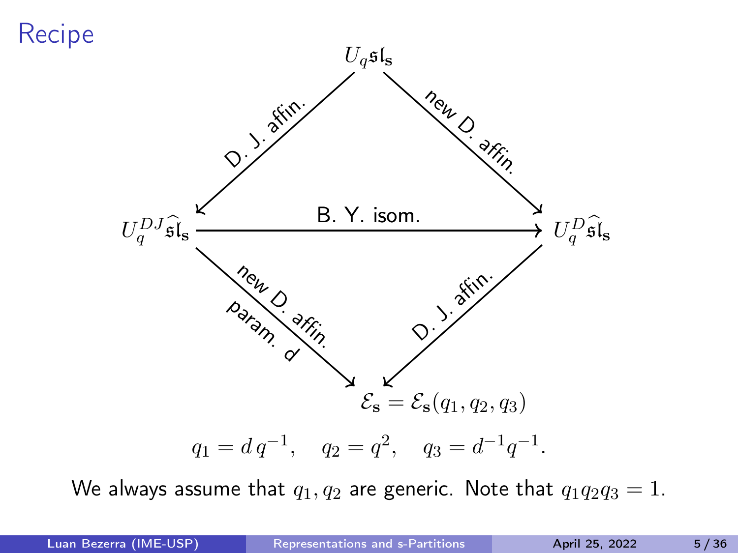# Recipe

$U_q\mathfrak{sl}_{\mathbf{s}}$

D. J. affin. ↙ $U_q^{DJ}\widehat{\mathfrak{sl}}_{\mathbf{s}}$

new D. affin. ↘ $U_q^{D}\widehat{\mathfrak{sl}}_{\mathbf{s}}$

$U_q^{DJ}\widehat{\mathfrak{sl}}_{\mathbf{s}}$ —B. Y. isom.→ $U_q^{D}\widehat{\mathfrak{sl}}_{\mathbf{s}}$

$U_q^{DJ}\widehat{\mathfrak{sl}}_{\mathbf{s}}$ —new D. affin. param. d→ $\mathcal{E}_{\mathbf{s}} = \mathcal{E}_{\mathbf{s}}(q_1, q_2, q_3)$

$U_q^{D}\widehat{\mathfrak{sl}}_{\mathbf{s}}$ —D. J. affin.→ $\mathcal{E}_{\mathbf{s}} = \mathcal{E}_{\mathbf{s}}(q_1, q_2, q_3)$

$$q_1 = d\,q^{-1}, \quad q_2 = q^2, \quad q_3 = d^{-1}q^{-1}.$$

We always assume that $q_1, q_2$ are generic. Note that $q_1q_2q_3 = 1$.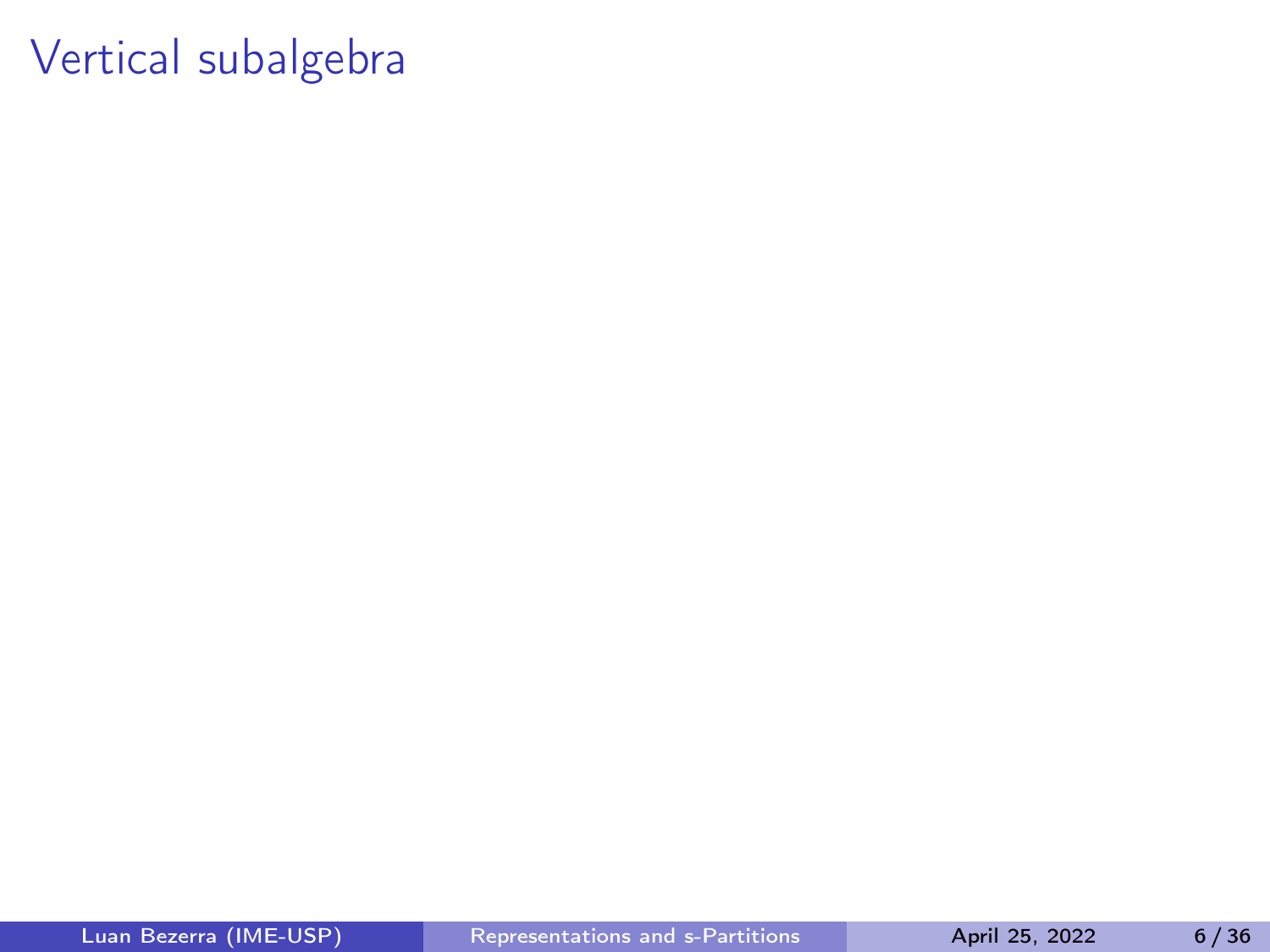# Vertical subalgebra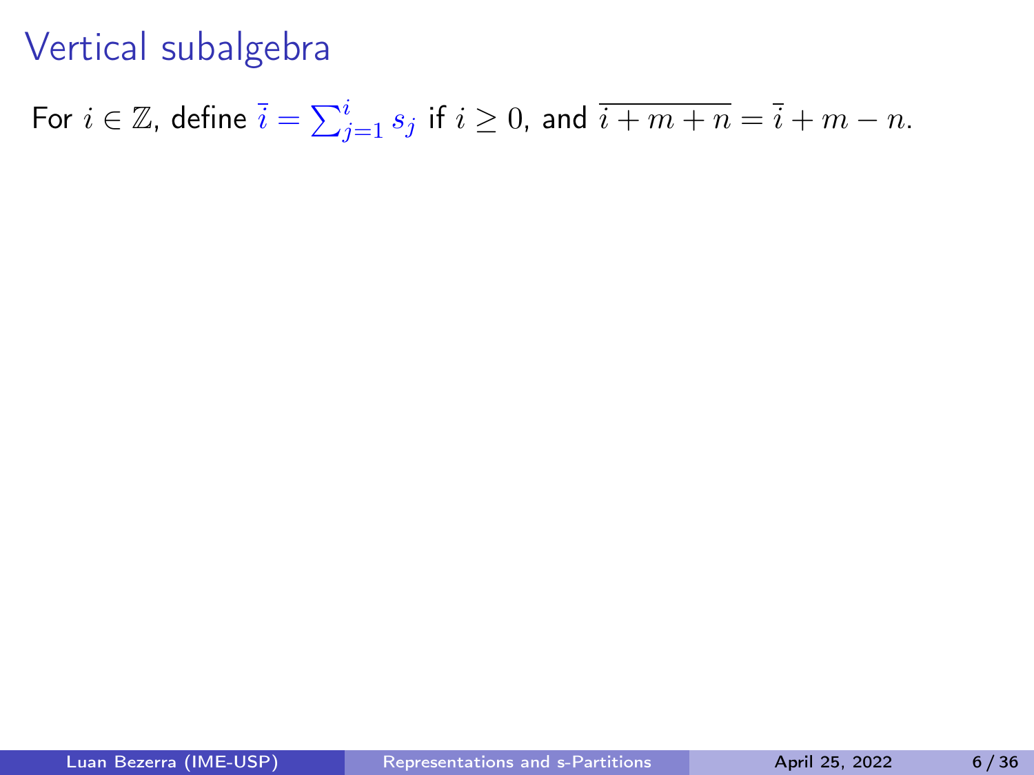# Vertical subalgebra

For $i \in \mathbb{Z}$, define $\overline{i} = \sum_{j=1}^{i} s_j$ if $i \geq 0$, and $\overline{i+m+n} = \overline{i} + m - n$.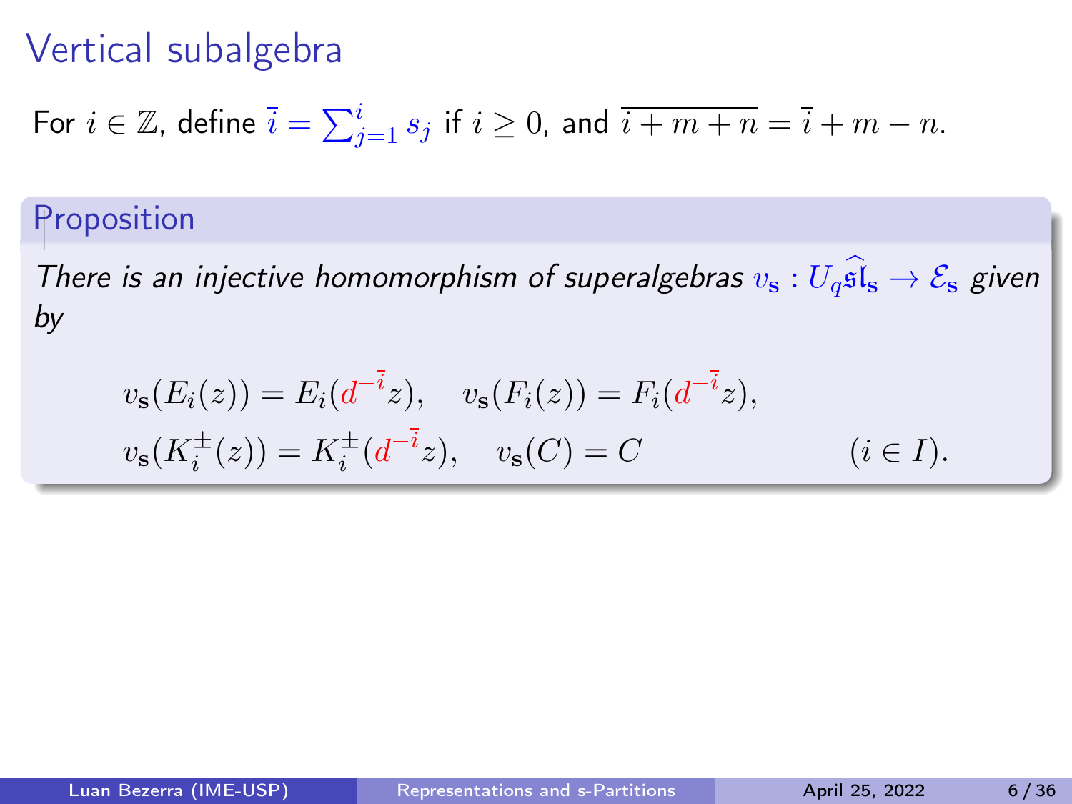# Vertical subalgebra

For $i \in \mathbb{Z}$, define $\bar{i} = \sum_{j=1}^{i} s_j$ if $i \geq 0$, and $\overline{i+m+n} = \bar{i} + m - n$.

**Proposition**

*There is an injective homomorphism of superalgebras $v_{\mathbf{s}} : U_q\widehat{\mathfrak{sl}}_{\mathbf{s}} \to \mathcal{E}_{\mathbf{s}}$ given by*

$$
\begin{aligned}
&v_{\mathbf{s}}(E_i(z)) = E_i(d^{-\bar{i}}z), \quad v_{\mathbf{s}}(F_i(z)) = F_i(d^{-\bar{i}}z), \\
&v_{\mathbf{s}}(K_i^{\pm}(z)) = K_i^{\pm}(d^{-\bar{i}}z), \quad v_{\mathbf{s}}(C) = C \qquad\qquad (i \in I).
\end{aligned}
$$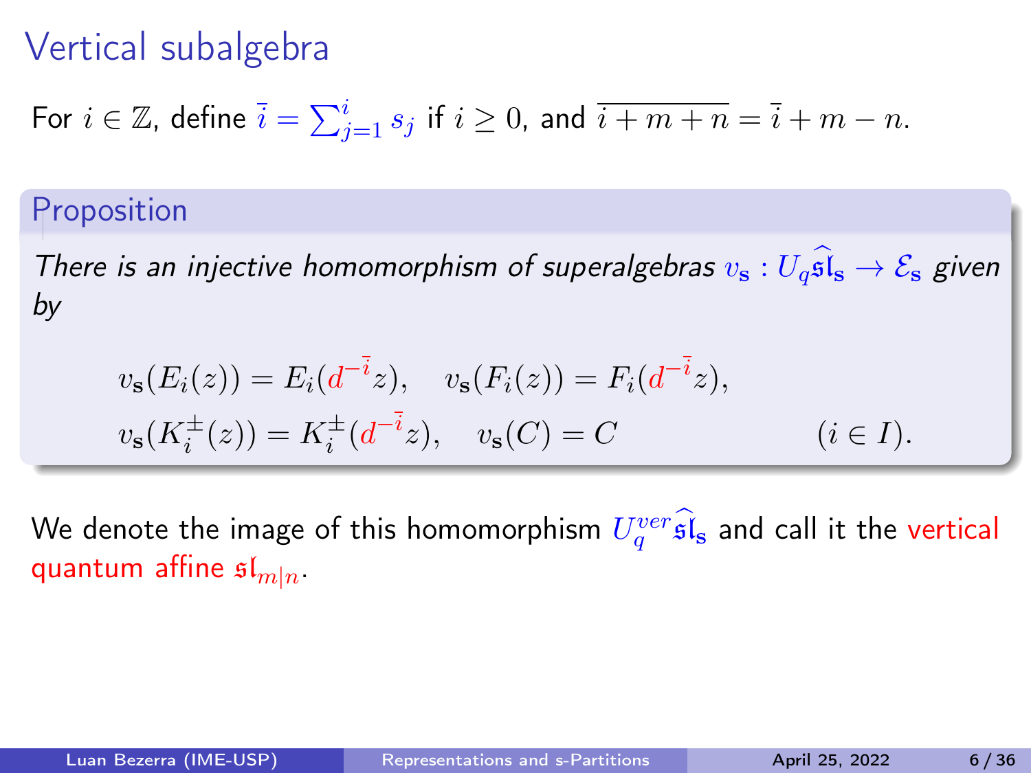# Vertical subalgebra

For $i \in \mathbb{Z}$, define $\bar{i} = \sum_{j=1}^{i} s_j$ if $i \geq 0$, and $\overline{i+m+n} = \bar{i} + m - n$.

## Proposition

*There is an injective homomorphism of superalgebras $v_{\mathbf{s}} : U_q\widehat{\mathfrak{sl}}_{\mathbf{s}} \to \mathcal{E}_{\mathbf{s}}$ given by*

$$
\begin{aligned}
&v_{\mathbf{s}}(E_i(z)) = E_i(d^{-\bar{i}}z), \quad v_{\mathbf{s}}(F_i(z)) = F_i(d^{-\bar{i}}z), \\
&v_{\mathbf{s}}(K_i^{\pm}(z)) = K_i^{\pm}(d^{-\bar{i}}z), \quad v_{\mathbf{s}}(C) = C \qquad\qquad (i \in I).
\end{aligned}
$$

We denote the image of this homomorphism $U_q^{ver}\widehat{\mathfrak{sl}}_{\mathbf{s}}$ and call it the vertical quantum affine $\mathfrak{sl}_{m|n}$.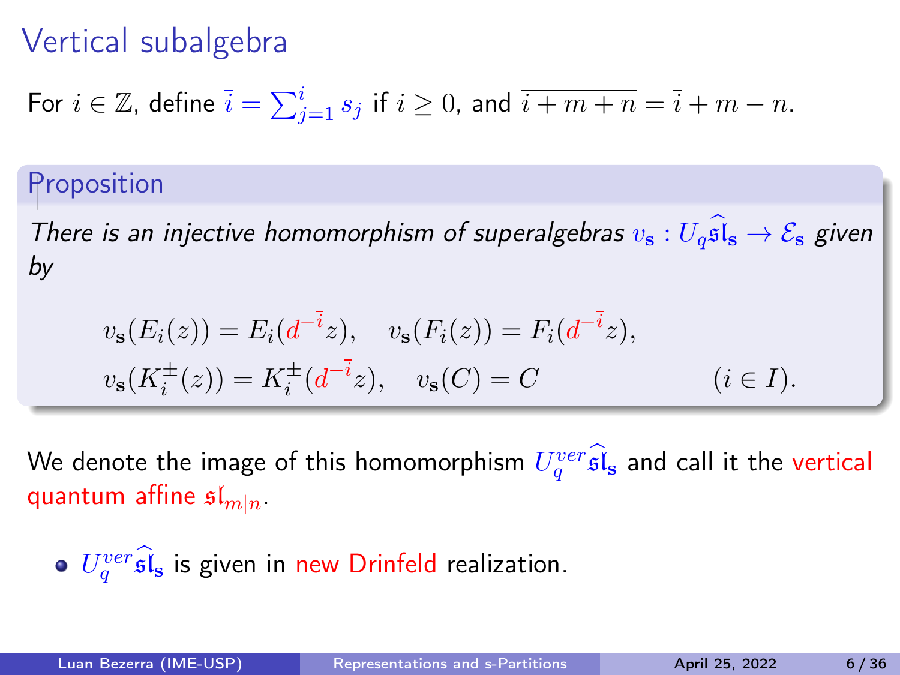# Vertical subalgebra

For $i \in \mathbb{Z}$, define $\bar{i} = \sum_{j=1}^{i} s_j$ if $i \geq 0$, and $\overline{i+m+n} = \bar{i} + m - n$.

## Proposition

*There is an injective homomorphism of superalgebras $v_{\mathbf{s}} : U_q\widehat{\mathfrak{sl}}_{\mathbf{s}} \to \mathcal{E}_{\mathbf{s}}$ given by*

$$v_{\mathbf{s}}(E_i(z)) = E_i(d^{-\bar{i}}z), \quad v_{\mathbf{s}}(F_i(z)) = F_i(d^{-\bar{i}}z),$$
$$v_{\mathbf{s}}(K_i^{\pm}(z)) = K_i^{\pm}(d^{-\bar{i}}z), \quad v_{\mathbf{s}}(C) = C \qquad (i \in I).$$

We denote the image of this homomorphism $U_q^{ver}\widehat{\mathfrak{sl}}_{\mathbf{s}}$ and call it the vertical quantum affine $\mathfrak{sl}_{m|n}$.

- $U_q^{ver}\widehat{\mathfrak{sl}}_{\mathbf{s}}$ is given in new Drinfeld realization.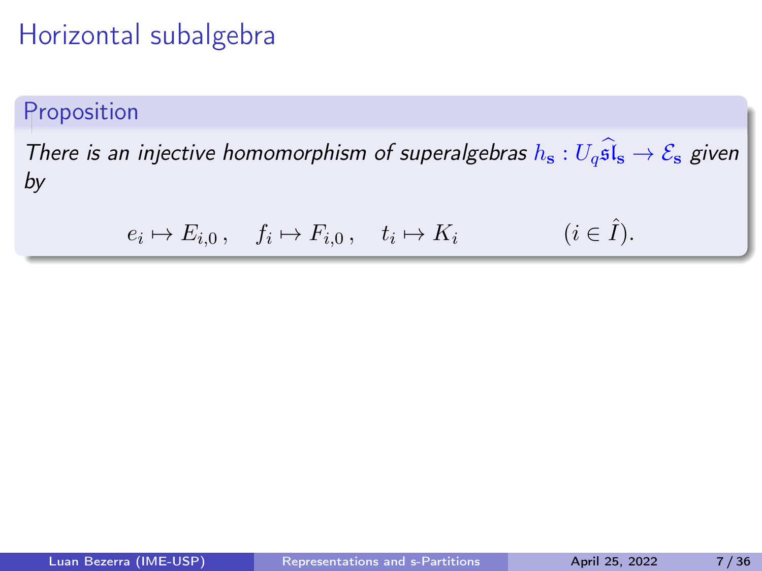# Horizontal subalgebra

**Proposition**

*There is an injective homomorphism of superalgebras* $h_{\mathbf{s}} : U_q\widehat{\mathfrak{sl}}_{\mathbf{s}} \to \mathcal{E}_{\mathbf{s}}$ *given by*

$$e_i \mapsto E_{i,0}\,, \quad f_i \mapsto F_{i,0}\,, \quad t_i \mapsto K_i \qquad\qquad (i \in \hat{I}).$$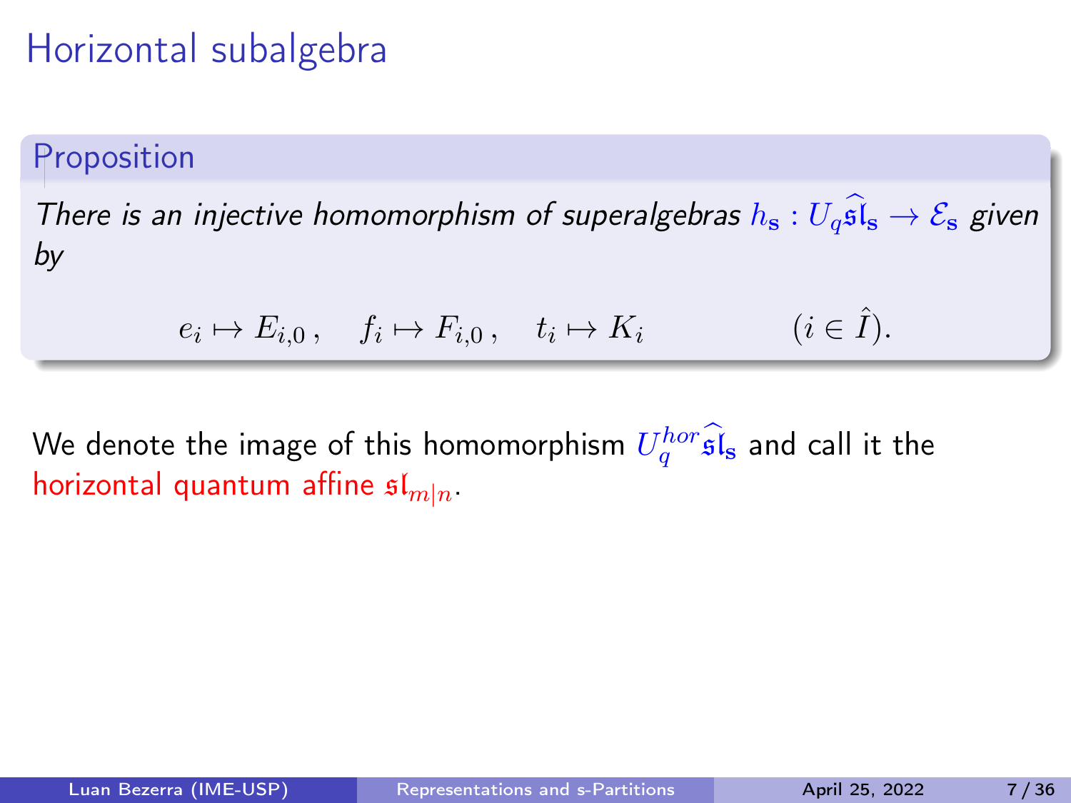# Horizontal subalgebra

**Proposition**

*There is an injective homomorphism of superalgebras* $h_{\mathbf{s}} : U_q\widehat{\mathfrak{sl}}_{\mathbf{s}} \to \mathcal{E}_{\mathbf{s}}$ *given by*

$$e_i \mapsto E_{i,0}\,, \quad f_i \mapsto F_{i,0}\,, \quad t_i \mapsto K_i \qquad\qquad (i \in \hat{I}).$$

We denote the image of this homomorphism $U_q^{hor}\widehat{\mathfrak{sl}}_{\mathbf{s}}$ and call it the horizontal quantum affine $\mathfrak{sl}_{m|n}$.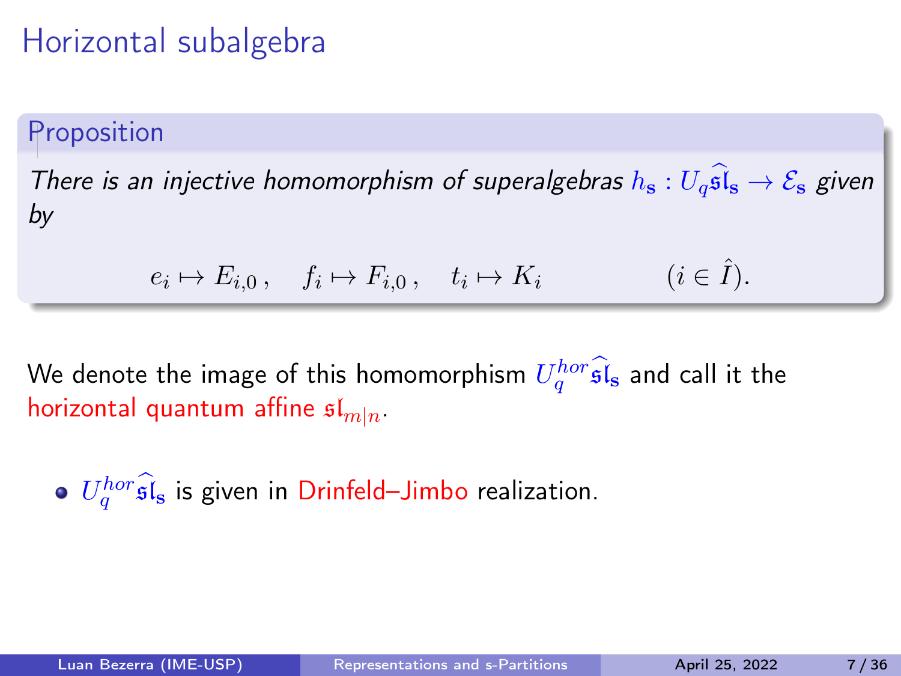# Horizontal subalgebra

**Proposition**

*There is an injective homomorphism of superalgebras* $h_{\mathbf{s}} : U_q\widehat{\mathfrak{sl}}_{\mathbf{s}} \to \mathcal{E}_{\mathbf{s}}$ *given by*

$$e_i \mapsto E_{i,0}\,, \quad f_i \mapsto F_{i,0}\,, \quad t_i \mapsto K_i \qquad\qquad (i \in \hat{I}).$$

We denote the image of this homomorphism $U_q^{hor}\widehat{\mathfrak{sl}}_{\mathbf{s}}$ and call it the horizontal quantum affine $\mathfrak{sl}_{m|n}$.

- $U_q^{hor}\widehat{\mathfrak{sl}}_{\mathbf{s}}$ is given in Drinfeld–Jimbo realization.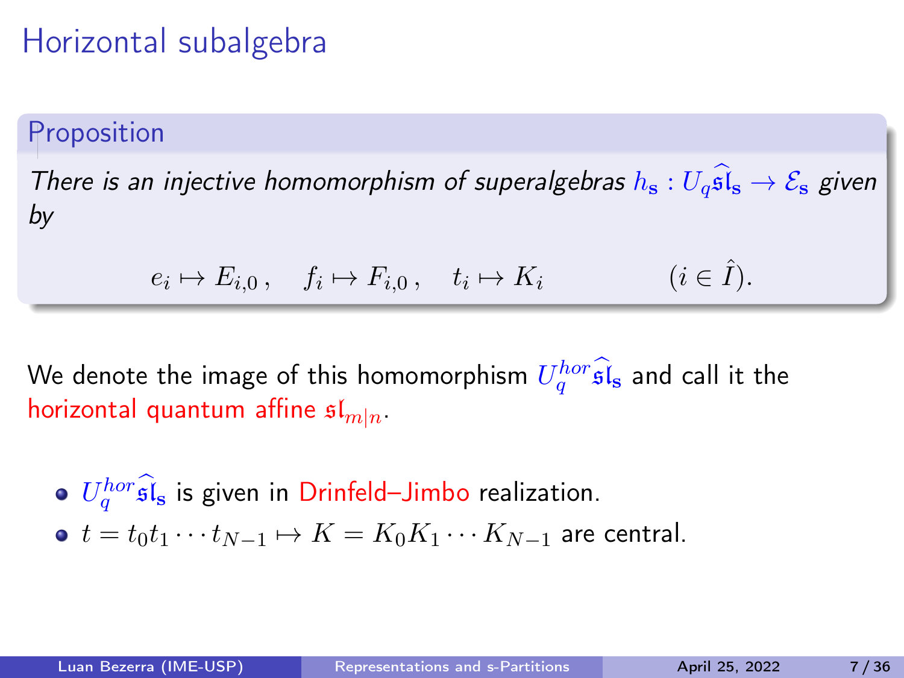# Horizontal subalgebra

**Proposition**

*There is an injective homomorphism of superalgebras $h_{\mathbf{s}} : U_q\widehat{\mathfrak{sl}}_{\mathbf{s}} \to \mathcal{E}_{\mathbf{s}}$ given by*

$$e_i \mapsto E_{i,0}\,, \quad f_i \mapsto F_{i,0}\,, \quad t_i \mapsto K_i \qquad\qquad (i \in \hat{I}).$$

We denote the image of this homomorphism $U_q^{hor}\widehat{\mathfrak{sl}}_{\mathbf{s}}$ and call it the horizontal quantum affine $\mathfrak{sl}_{m|n}$.

- $U_q^{hor}\widehat{\mathfrak{sl}}_{\mathbf{s}}$ is given in Drinfeld–Jimbo realization.
- $t = t_0 t_1 \cdots t_{N-1} \mapsto K = K_0 K_1 \cdots K_{N-1}$ are central.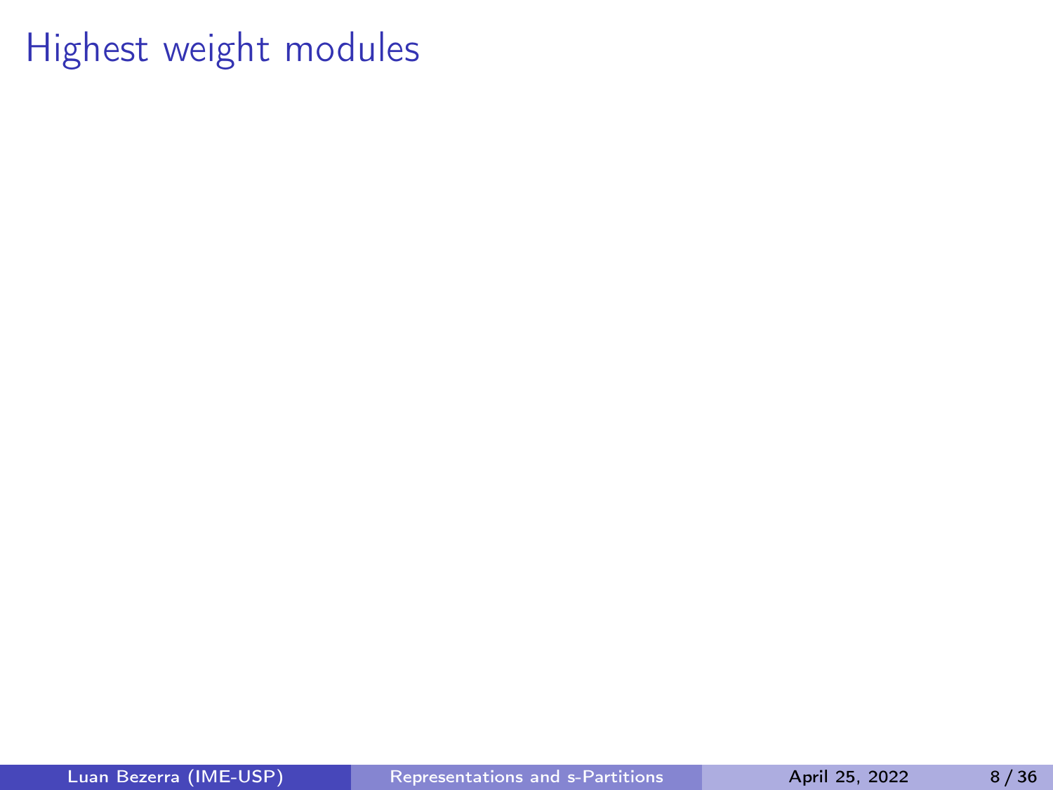# Highest weight modules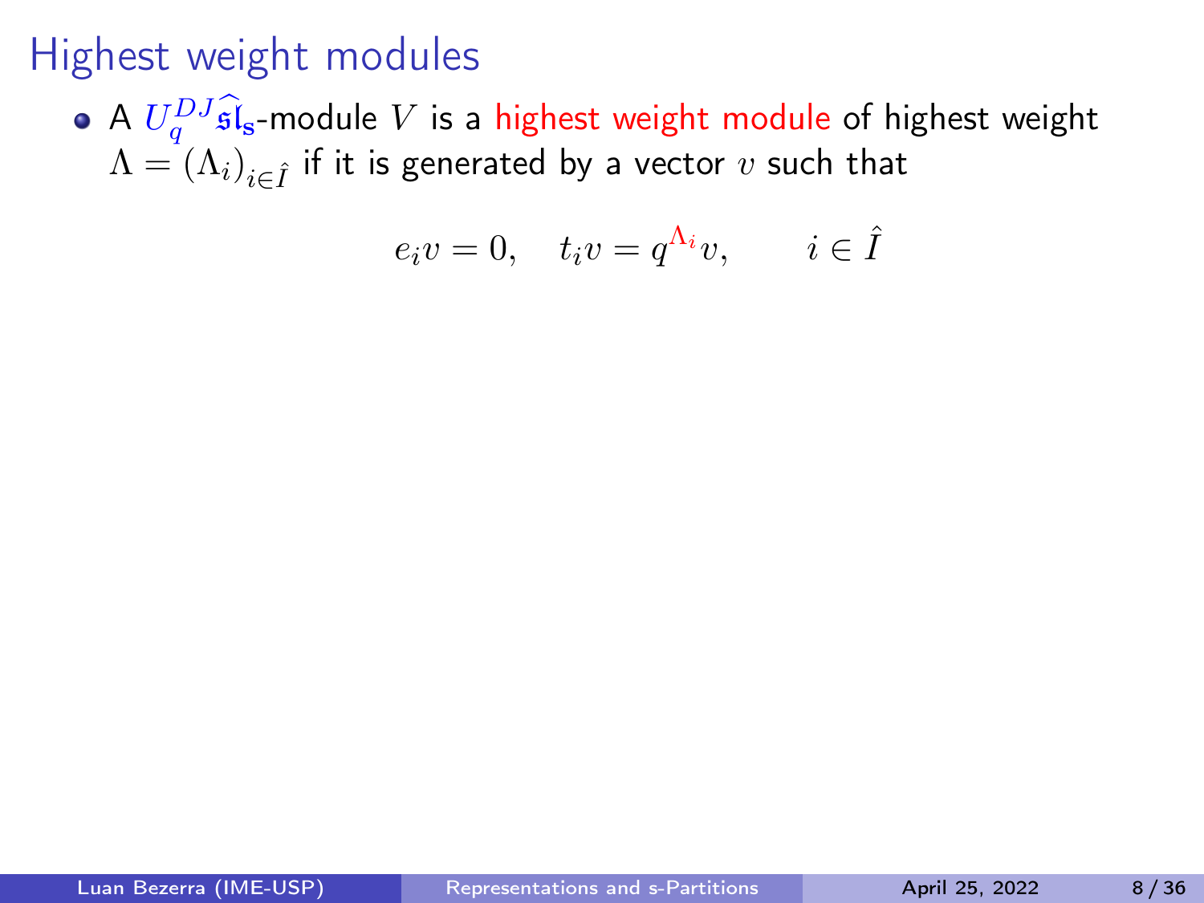# Highest weight modules

- A $U_q^{DJ}\widehat{\mathfrak{sl}}_{\mathbf{s}}$-module $V$ is a highest weight module of highest weight $\Lambda = (\Lambda_i)_{i \in \hat{I}}$ if it is generated by a vector $v$ such that

$$e_i v = 0, \quad t_i v = q^{\Lambda_i} v, \qquad i \in \hat{I}$$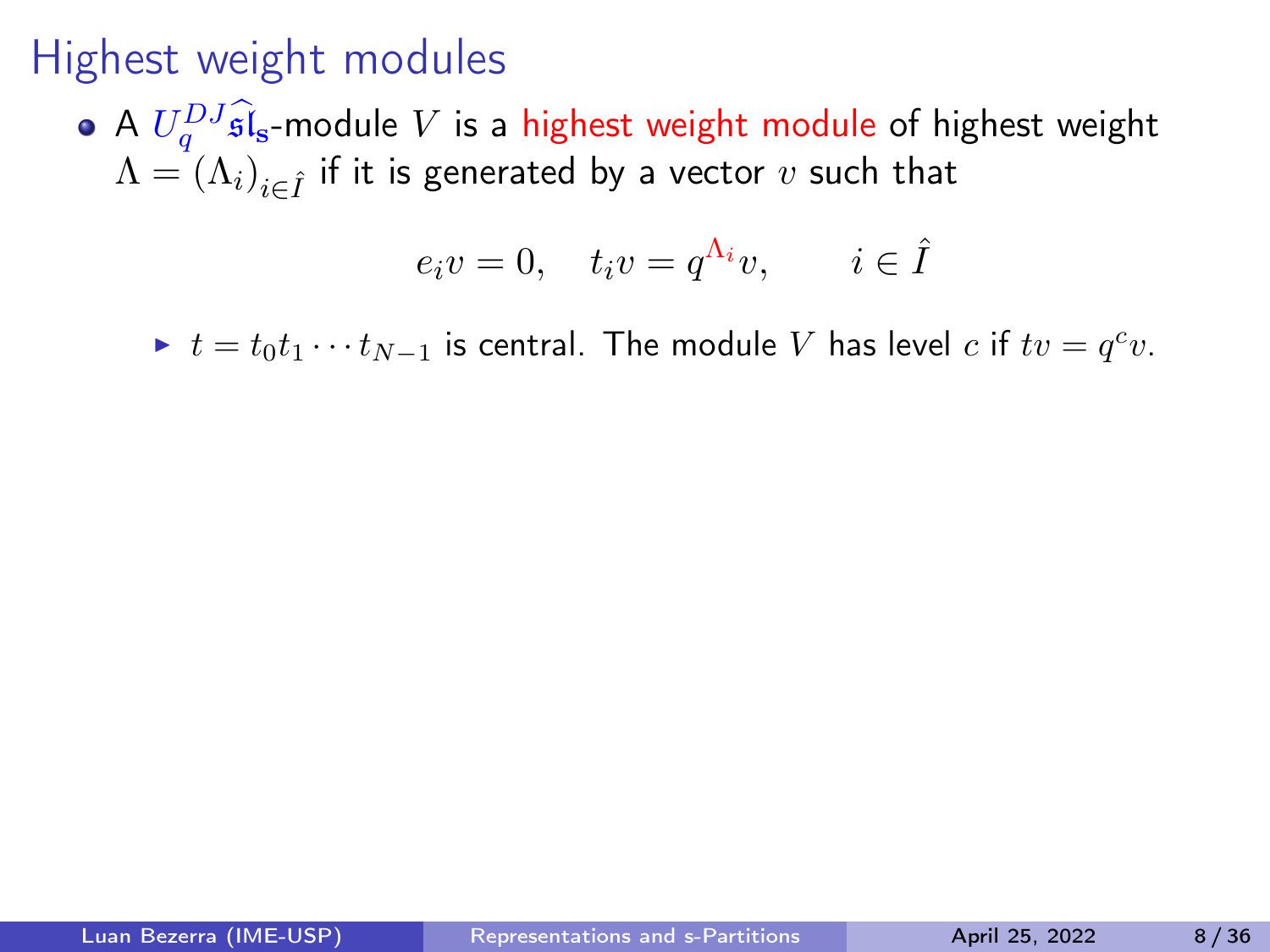# Highest weight modules

- A $U_q^{DJ}\widehat{\mathfrak{sl}}_{\mathbf{s}}$-module $V$ is a highest weight module of highest weight $\Lambda = (\Lambda_i)_{i \in \hat{I}}$ if it is generated by a vector $v$ such that

$$e_i v = 0, \quad t_i v = q^{\Lambda_i} v, \qquad i \in \hat{I}$$

  - $t = t_0 t_1 \cdots t_{N-1}$ is central. The module $V$ has level $c$ if $tv = q^c v$.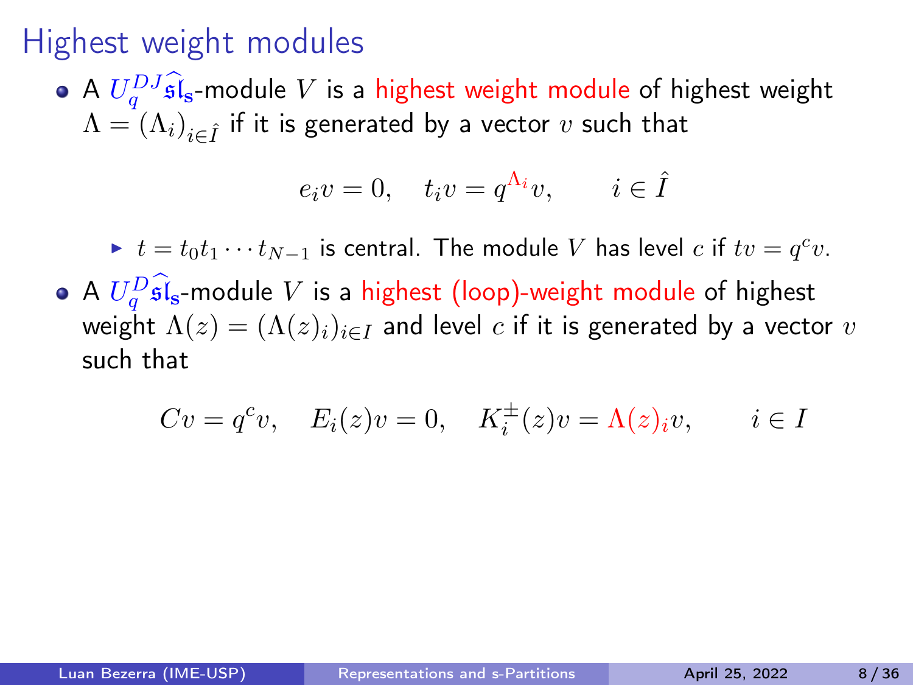# Highest weight modules

- A $U_q^{DJ}\widehat{\mathfrak{sl}}_{\mathbf{s}}$-module $V$ is a highest weight module of highest weight $\Lambda = (\Lambda_i)_{i\in\hat{I}}$ if it is generated by a vector $v$ such that

$$e_i v = 0, \quad t_i v = q^{\Lambda_i} v, \qquad i \in \hat{I}$$

  - $t = t_0 t_1 \cdots t_{N-1}$ is central. The module $V$ has level $c$ if $tv = q^c v$.

- A $U_q^{D}\widehat{\mathfrak{sl}}_{\mathbf{s}}$-module $V$ is a highest (loop)-weight module of highest weight $\Lambda(z) = (\Lambda(z)_i)_{i\in I}$ and level $c$ if it is generated by a vector $v$ such that

$$Cv = q^c v, \quad E_i(z)v = 0, \quad K_i^{\pm}(z)v = \Lambda(z)_i v, \qquad i \in I$$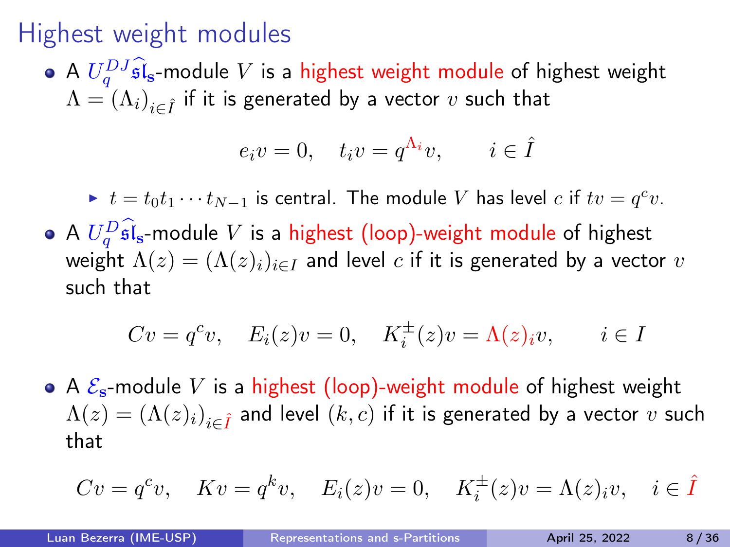# Highest weight modules

- A $U_q^{DJ}\widehat{\mathfrak{sl}}_{\mathbf{s}}$-module $V$ is a highest weight module of highest weight $\Lambda = (\Lambda_i)_{i \in \hat{I}}$ if it is generated by a vector $v$ such that

$$e_i v = 0, \quad t_i v = q^{\Lambda_i} v, \qquad i \in \hat{I}$$

  - $t = t_0 t_1 \cdots t_{N-1}$ is central. The module $V$ has level $c$ if $tv = q^c v$.

- A $U_q^{D}\widehat{\mathfrak{sl}}_{\mathbf{s}}$-module $V$ is a highest (loop)-weight module of highest weight $\Lambda(z) = (\Lambda(z)_i)_{i \in I}$ and level $c$ if it is generated by a vector $v$ such that

$$Cv = q^c v, \quad E_i(z) v = 0, \quad K_i^{\pm}(z) v = \Lambda(z)_i v, \qquad i \in I$$

- A $\mathcal{E}_{\mathbf{s}}$-module $V$ is a highest (loop)-weight module of highest weight $\Lambda(z) = (\Lambda(z)_i)_{i \in \hat{I}}$ and level $(k, c)$ if it is generated by a vector $v$ such that

$$Cv = q^c v, \quad Kv = q^k v, \quad E_i(z) v = 0, \quad K_i^{\pm}(z) v = \Lambda(z)_i v, \quad i \in \hat{I}$$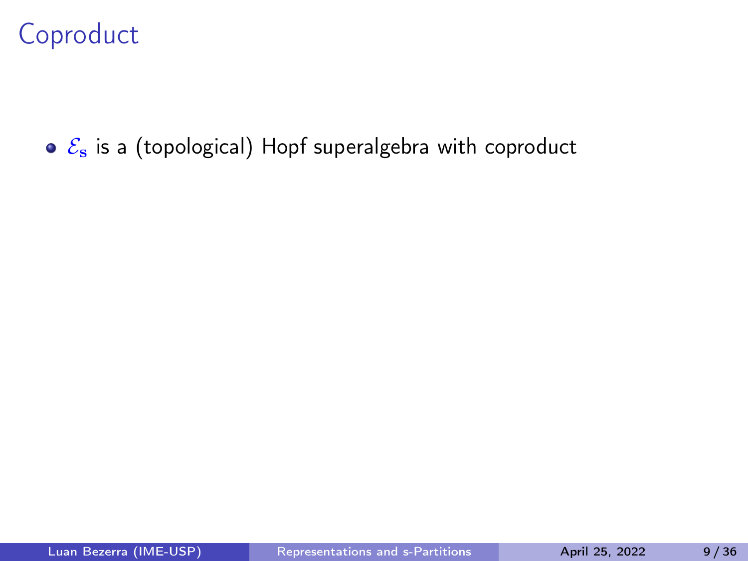# Coproduct

- $\mathcal{E}_{\mathbf{s}}$ is a (topological) Hopf superalgebra with coproduct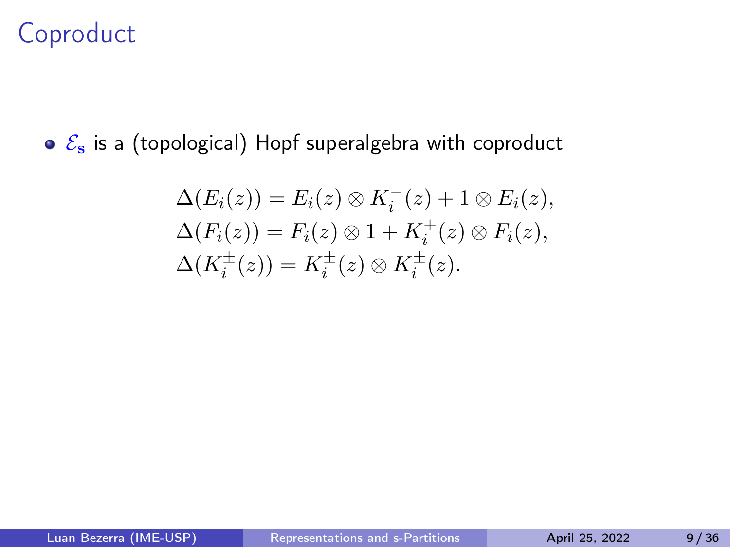# Coproduct

- $\mathcal{E}_{\mathbf{s}}$ is a (topological) Hopf superalgebra with coproduct

$$
\begin{aligned}
\Delta(E_i(z)) &= E_i(z) \otimes K_i^-(z) + 1 \otimes E_i(z), \\
\Delta(F_i(z)) &= F_i(z) \otimes 1 + K_i^+(z) \otimes F_i(z), \\
\Delta(K_i^{\pm}(z)) &= K_i^{\pm}(z) \otimes K_i^{\pm}(z).
\end{aligned}
$$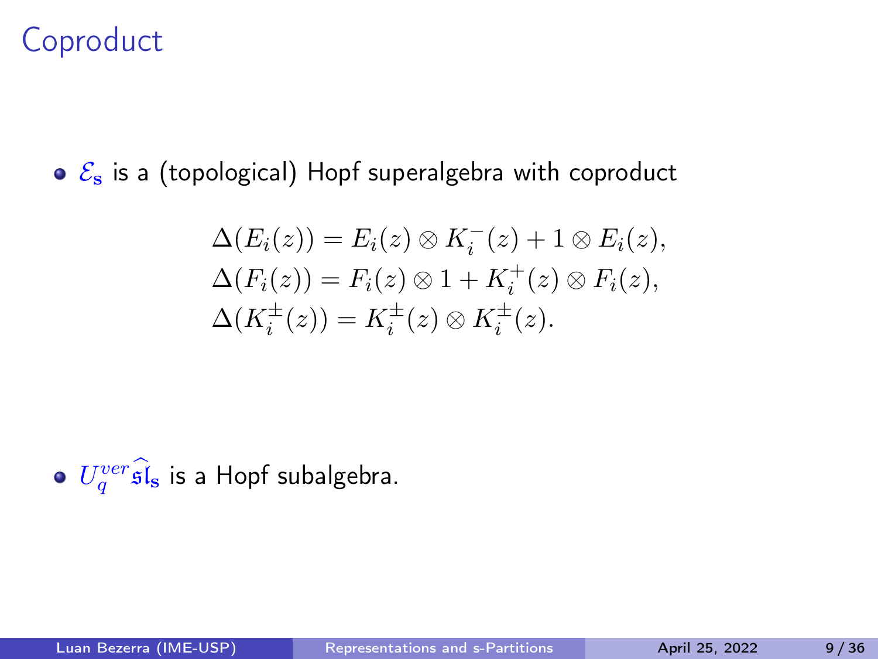# Coproduct

- $\mathcal{E}_{\mathbf{s}}$ is a (topological) Hopf superalgebra with coproduct

$$
\begin{aligned}
\Delta(E_i(z)) &= E_i(z) \otimes K_i^-(z) + 1 \otimes E_i(z), \\
\Delta(F_i(z)) &= F_i(z) \otimes 1 + K_i^+(z) \otimes F_i(z), \\
\Delta(K_i^\pm(z)) &= K_i^\pm(z) \otimes K_i^\pm(z).
\end{aligned}
$$

- $U_q^{ver}\widehat{\mathfrak{sl}}_{\mathbf{s}}$ is a Hopf subalgebra.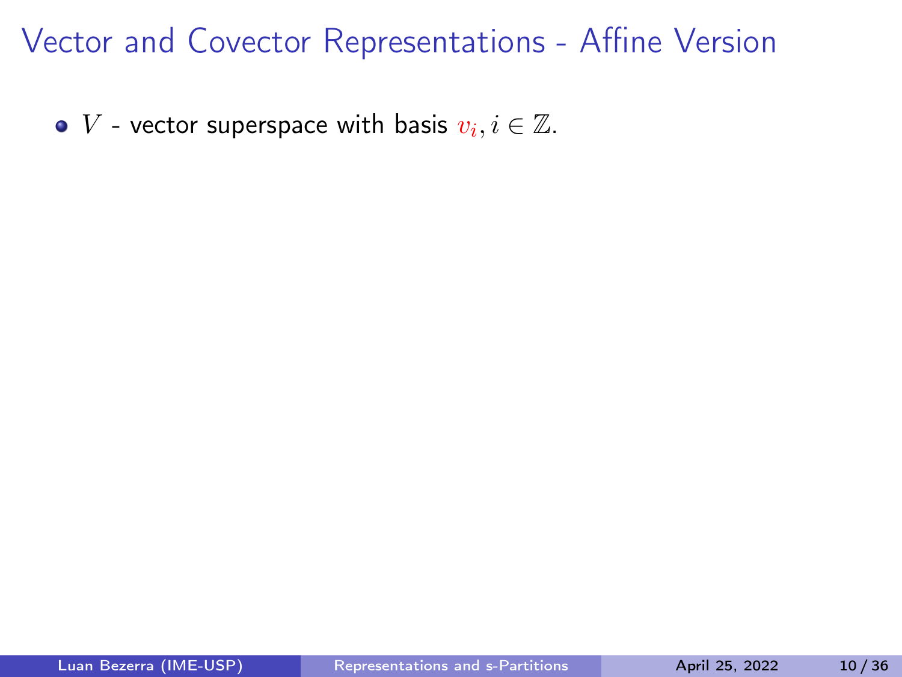# Vector and Covector Representations - Affine Version

- $V$ - vector superspace with basis $v_i, i \in \mathbb{Z}$.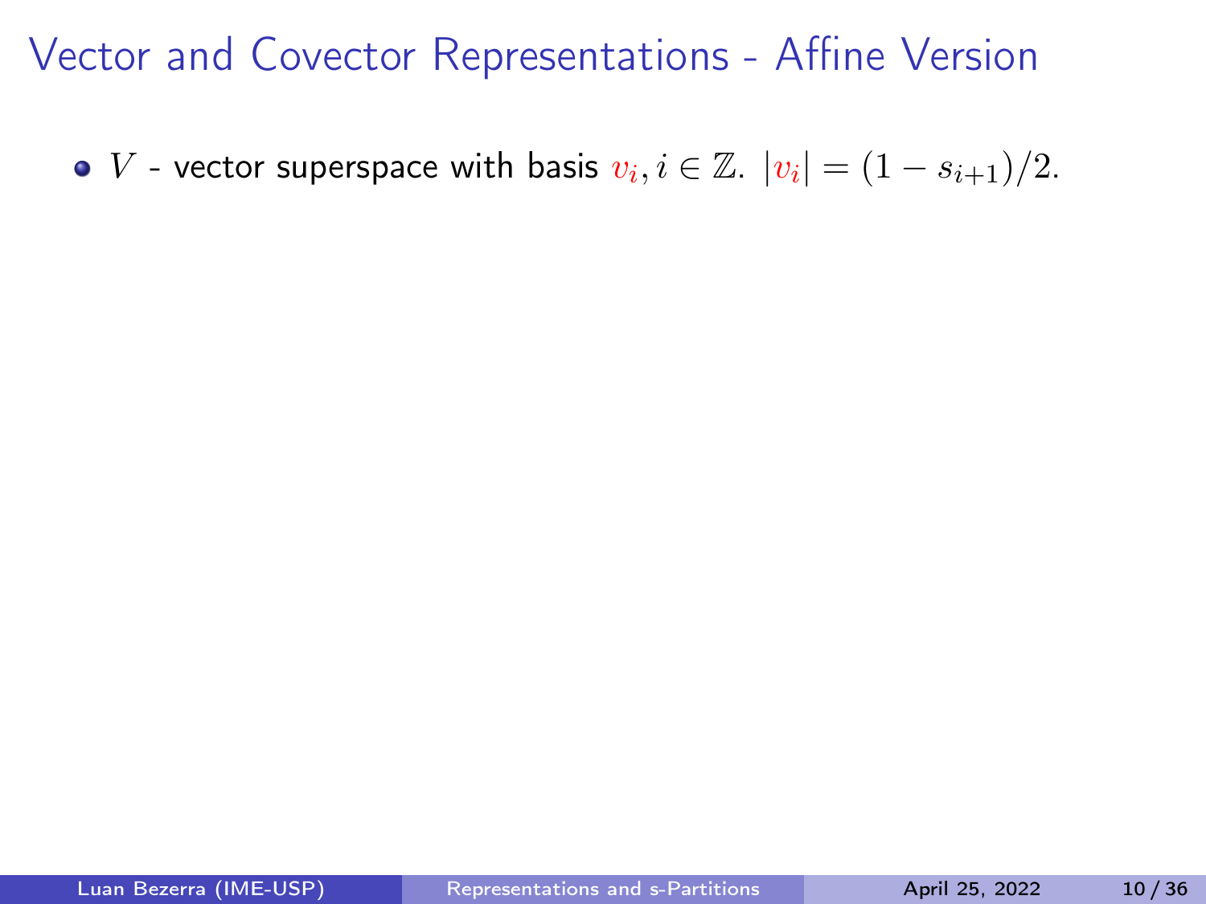# Vector and Covector Representations - Affine Version

- $V$ - vector superspace with basis $v_i, i \in \mathbb{Z}$. $|v_i| = (1 - s_{i+1})/2$.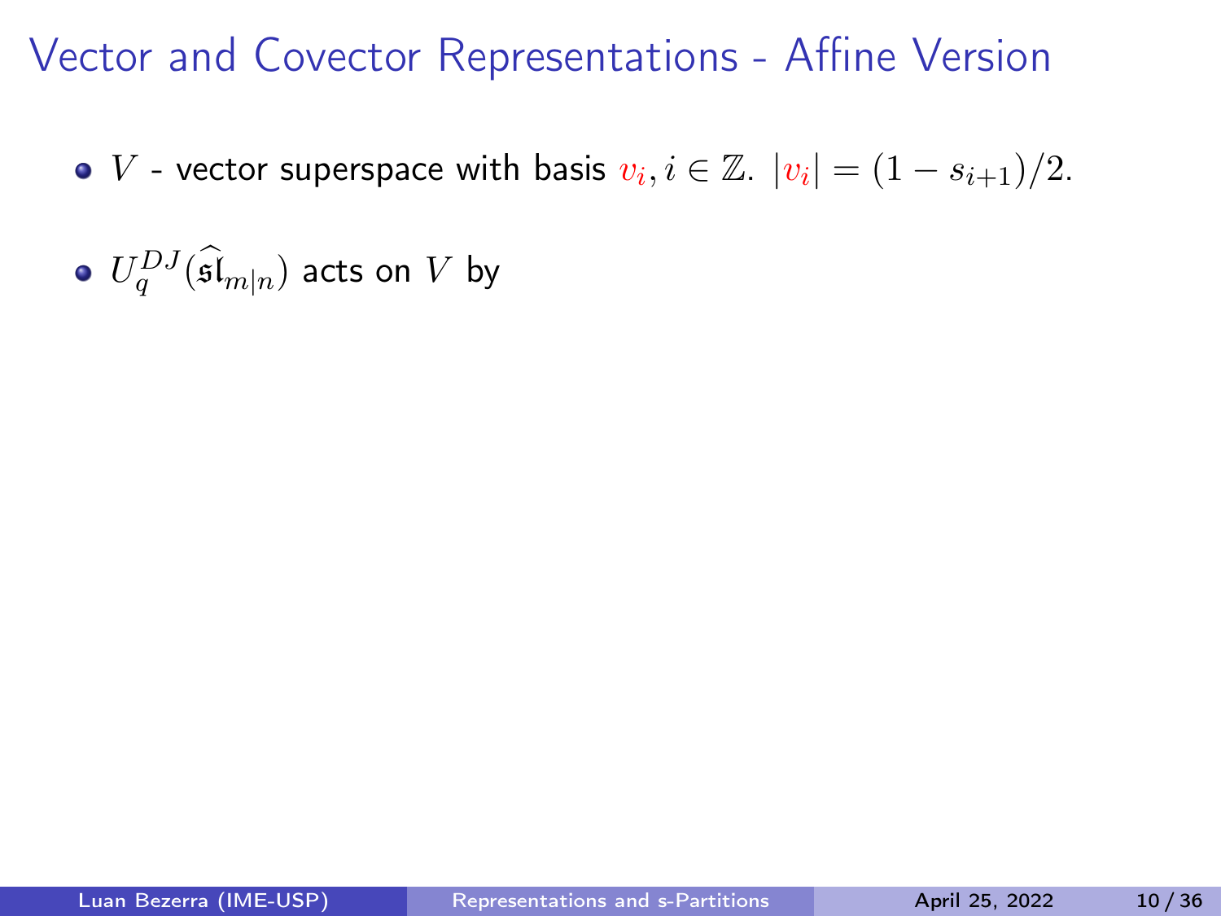# Vector and Covector Representations - Affine Version

- $V$ - vector superspace with basis $v_i, i \in \mathbb{Z}$. $|v_i| = (1 - s_{i+1})/2$.
- $U_q^{DJ}(\widehat{\mathfrak{sl}}_{m|n})$ acts on $V$ by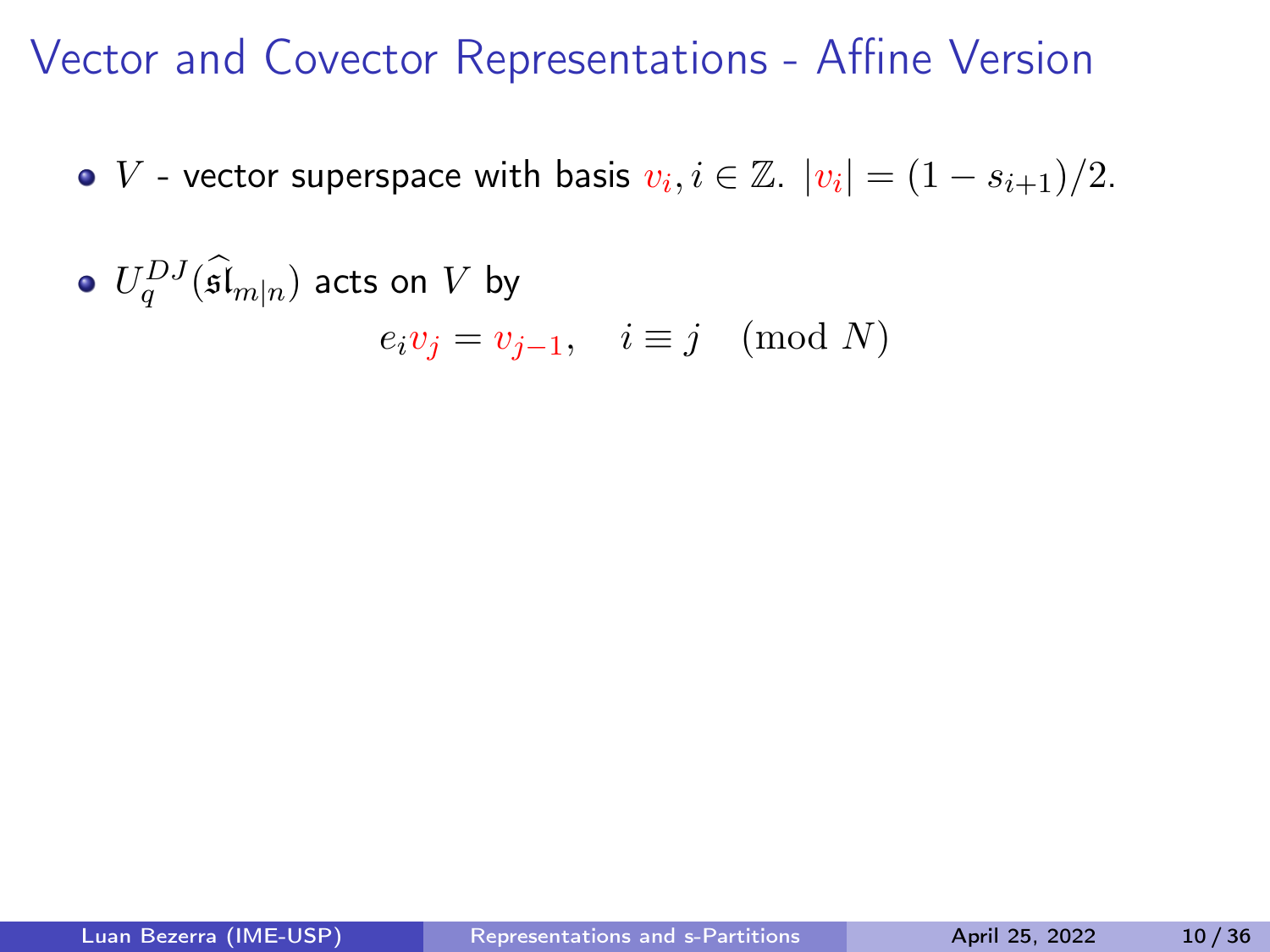# Vector and Covector Representations - Affine Version

- $V$ - vector superspace with basis $v_i, i \in \mathbb{Z}$. $|v_i| = (1 - s_{i+1})/2$.
- $U_q^{DJ}(\widehat{\mathfrak{sl}}_{m|n})$ acts on $V$ by

$$e_i v_j = v_{j-1}, \quad i \equiv j \pmod{N}$$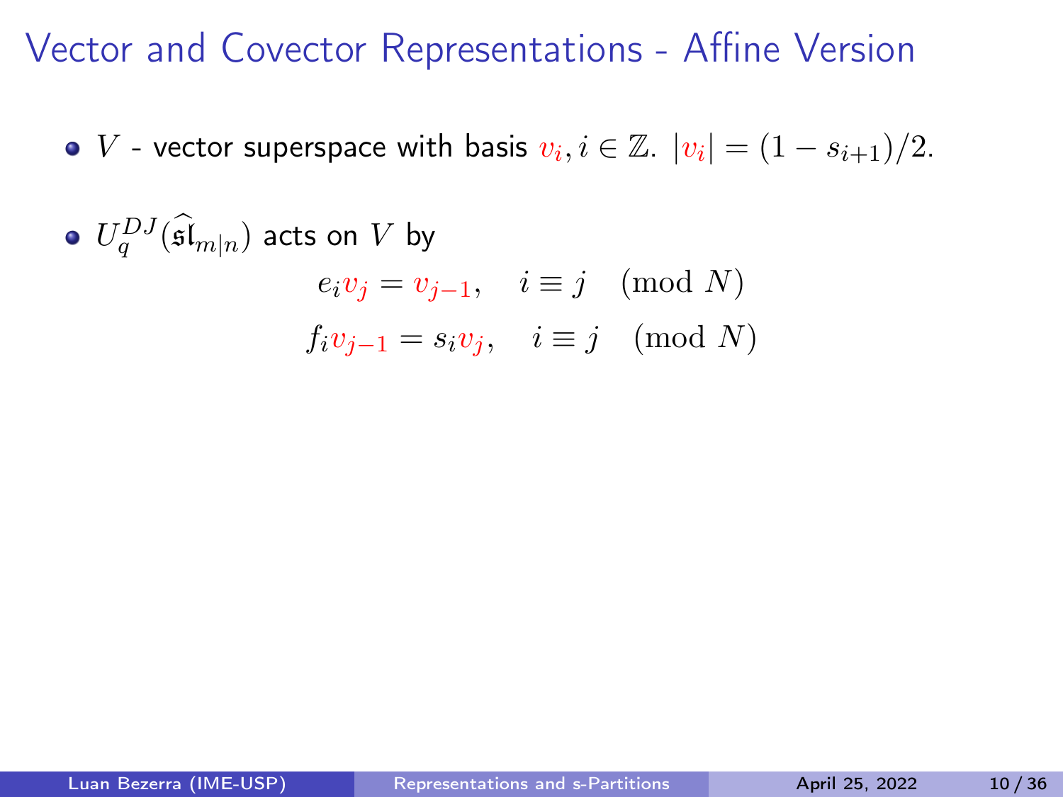# Vector and Covector Representations - Affine Version

- $V$ - vector superspace with basis $v_i, i \in \mathbb{Z}$. $|v_i| = (1 - s_{i+1})/2$.
- $U_q^{DJ}(\widehat{\mathfrak{sl}}_{m|n})$ acts on $V$ by

$$e_i v_j = v_{j-1}, \quad i \equiv j \pmod{N}$$

$$f_i v_{j-1} = s_i v_j, \quad i \equiv j \pmod{N}$$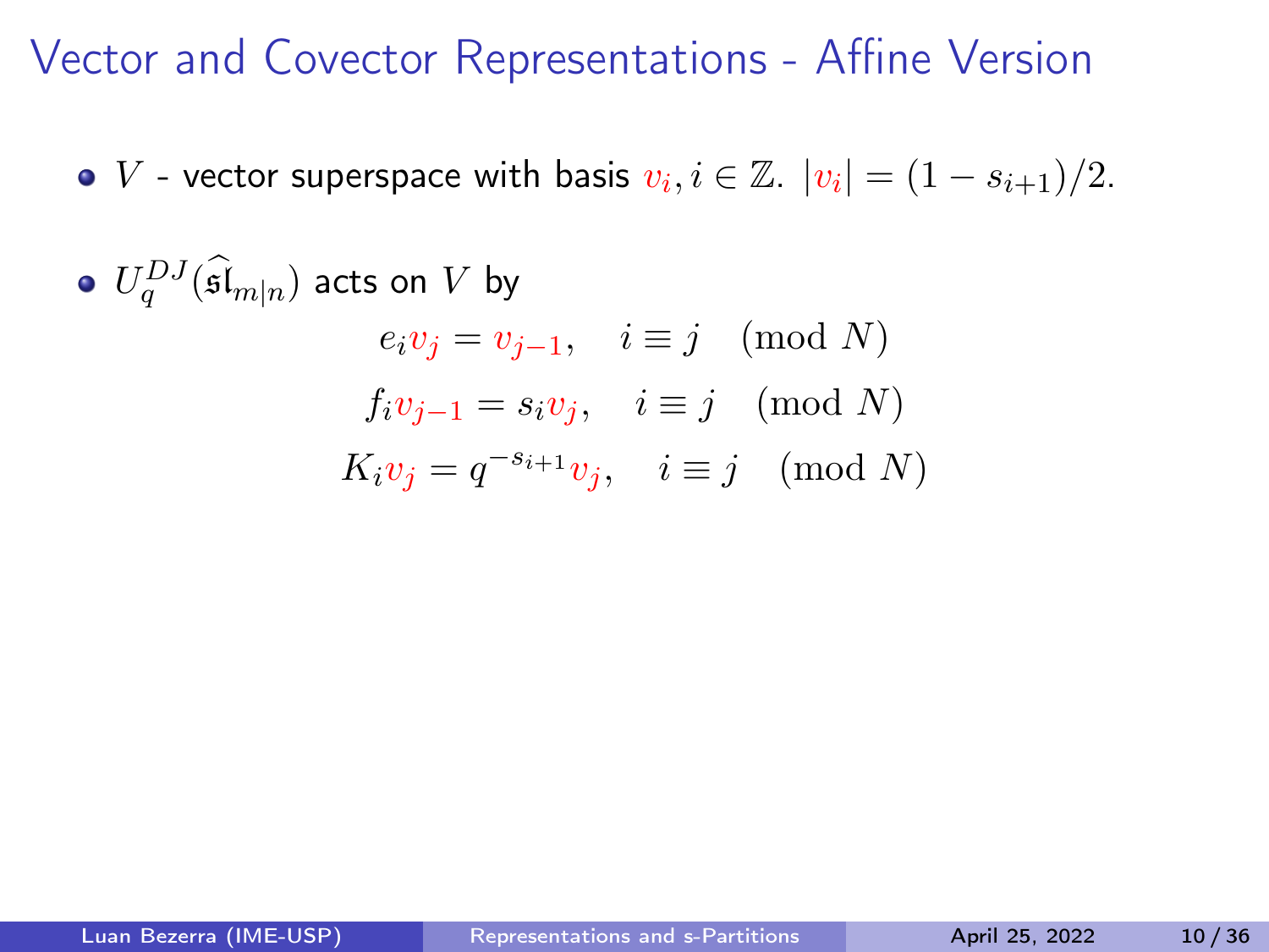# Vector and Covector Representations - Affine Version

- $V$ - vector superspace with basis $v_i, i \in \mathbb{Z}$. $|v_i| = (1 - s_{i+1})/2$.

- $U_q^{DJ}(\widehat{\mathfrak{sl}}_{m|n})$ acts on $V$ by

$$e_i v_j = v_{j-1}, \quad i \equiv j \pmod{N}$$

$$f_i v_{j-1} = s_i v_j, \quad i \equiv j \pmod{N}$$

$$K_i v_j = q^{-s_{i+1}} v_j, \quad i \equiv j \pmod{N}$$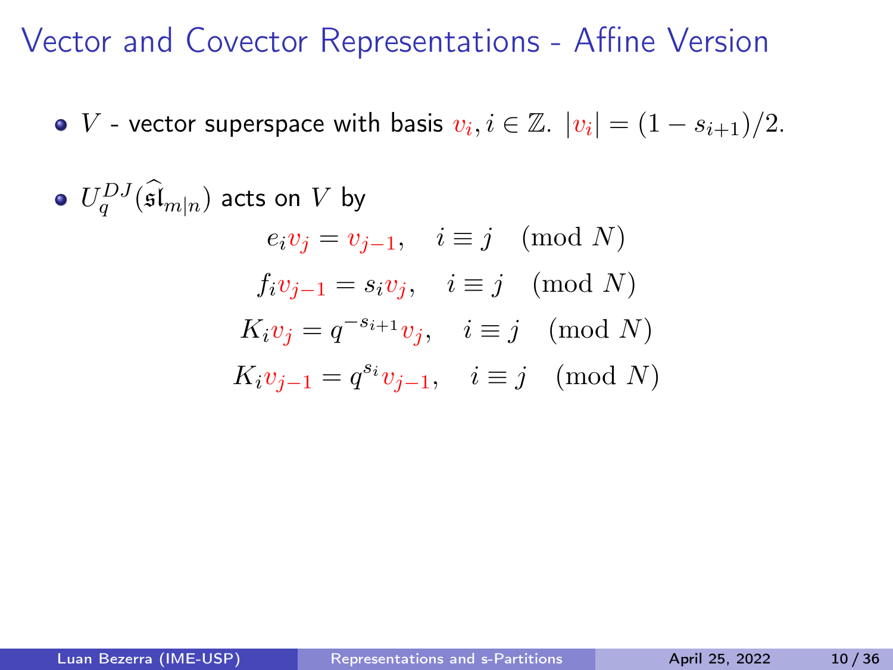# Vector and Covector Representations - Affine Version

- $V$ - vector superspace with basis $v_i, i \in \mathbb{Z}$. $|v_i| = (1 - s_{i+1})/2$.

- $U_q^{DJ}(\widehat{\mathfrak{sl}}_{m|n})$ acts on $V$ by

$$e_i v_j = v_{j-1}, \quad i \equiv j \pmod N$$

$$f_i v_{j-1} = s_i v_j, \quad i \equiv j \pmod N$$

$$K_i v_j = q^{-s_{i+1}} v_j, \quad i \equiv j \pmod N$$

$$K_i v_{j-1} = q^{s_i} v_{j-1}, \quad i \equiv j \pmod N$$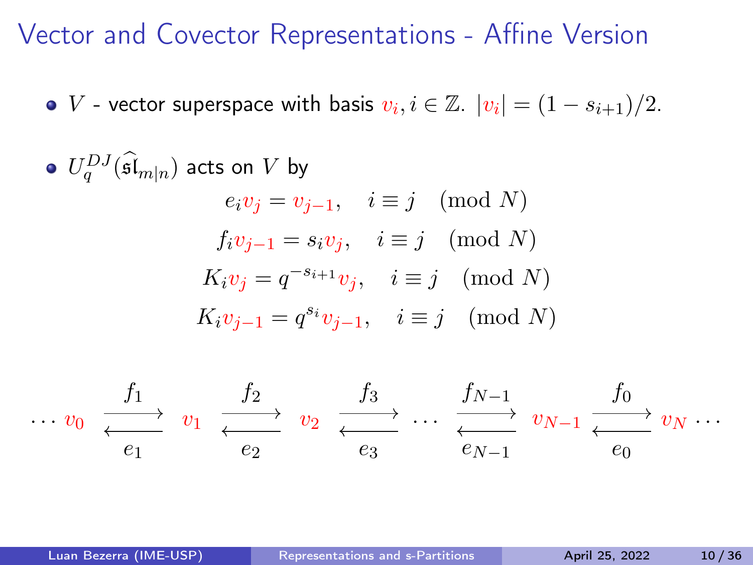# Vector and Covector Representations - Affine Version

- $V$ - vector superspace with basis $v_i, i \in \mathbb{Z}$. $|v_i| = (1 - s_{i+1})/2$.

- $U_q^{DJ}(\widehat{\mathfrak{sl}}_{m|n})$ acts on $V$ by

$$
\begin{aligned}
e_i v_j &= v_{j-1}, \quad i \equiv j \pmod{N} \\
f_i v_{j-1} &= s_i v_j, \quad i \equiv j \pmod{N} \\
K_i v_j &= q^{-s_{i+1}} v_j, \quad i \equiv j \pmod{N} \\
K_i v_{j-1} &= q^{s_i} v_{j-1}, \quad i \equiv j \pmod{N}
\end{aligned}
$$

$$
\cdots\ v_0 \ \underset{e_1}{\overset{f_1}{\rightleftarrows}}\ v_1 \ \underset{e_2}{\overset{f_2}{\rightleftarrows}}\ v_2 \ \underset{e_3}{\overset{f_3}{\rightleftarrows}}\ \cdots \ \underset{e_{N-1}}{\overset{f_{N-1}}{\rightleftarrows}}\ v_{N-1} \ \underset{e_0}{\overset{f_0}{\rightleftarrows}}\ v_N\ \cdots
$$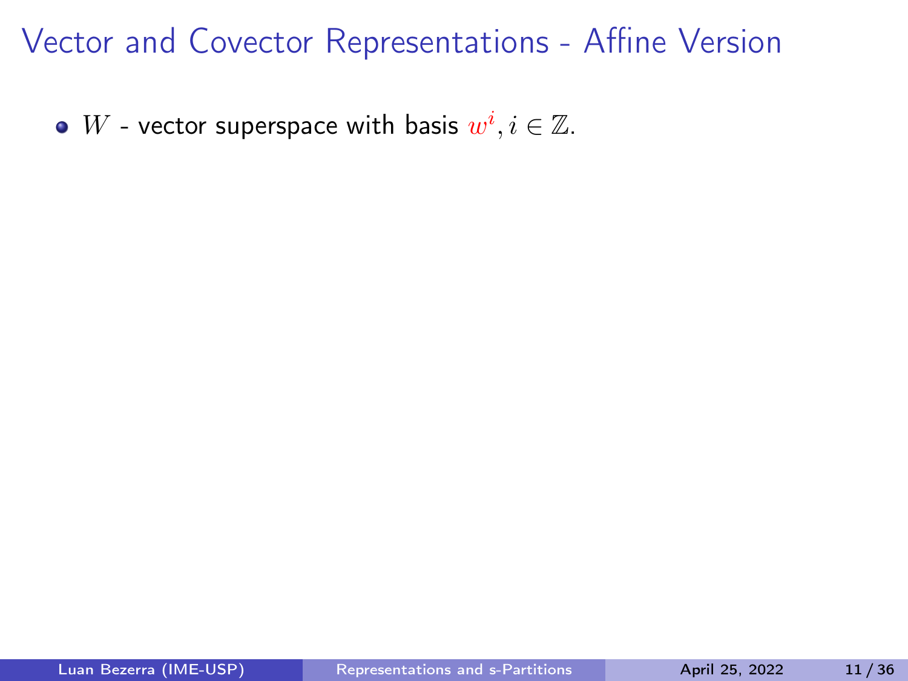# Vector and Covector Representations - Affine Version

- $W$ - vector superspace with basis $w^i, i \in \mathbb{Z}$.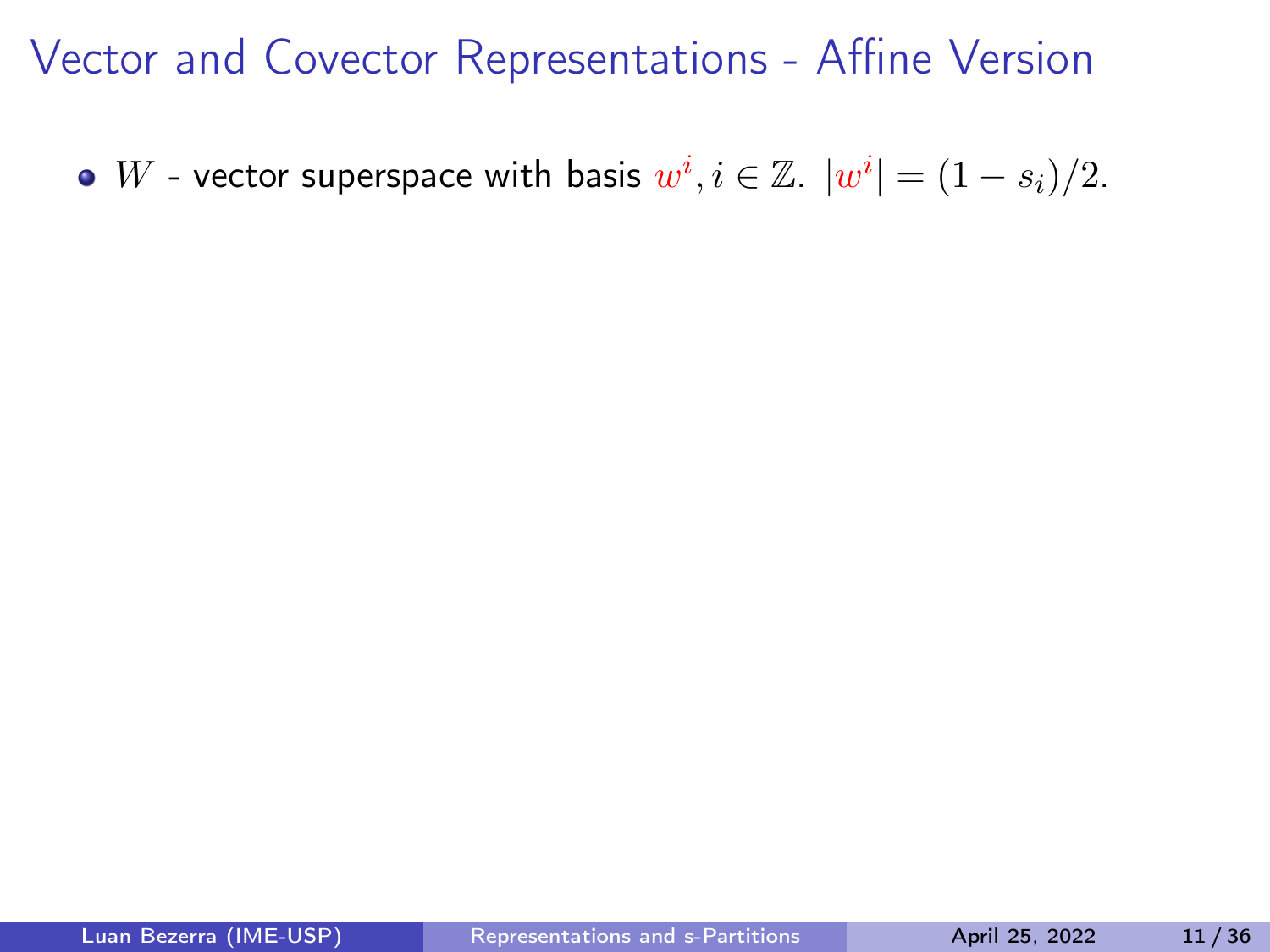# Vector and Covector Representations - Affine Version

- $W$ - vector superspace with basis $w^i, i \in \mathbb{Z}$. $|w^i| = (1 - s_i)/2$.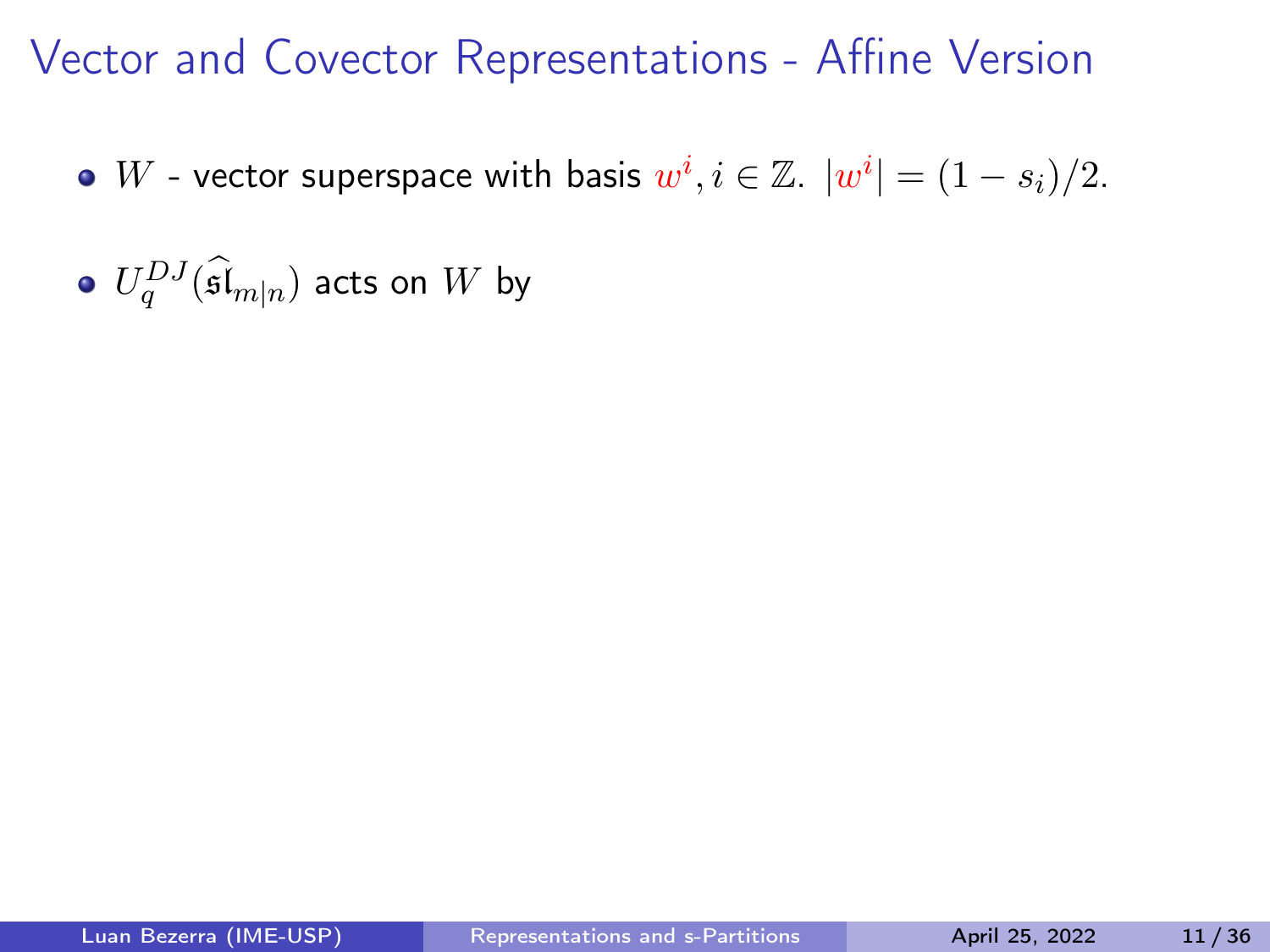# Vector and Covector Representations - Affine Version

- $W$ - vector superspace with basis $w^i, i \in \mathbb{Z}$. $|w^i| = (1 - s_i)/2$.
- $U_q^{DJ}(\widehat{\mathfrak{sl}}_{m|n})$ acts on $W$ by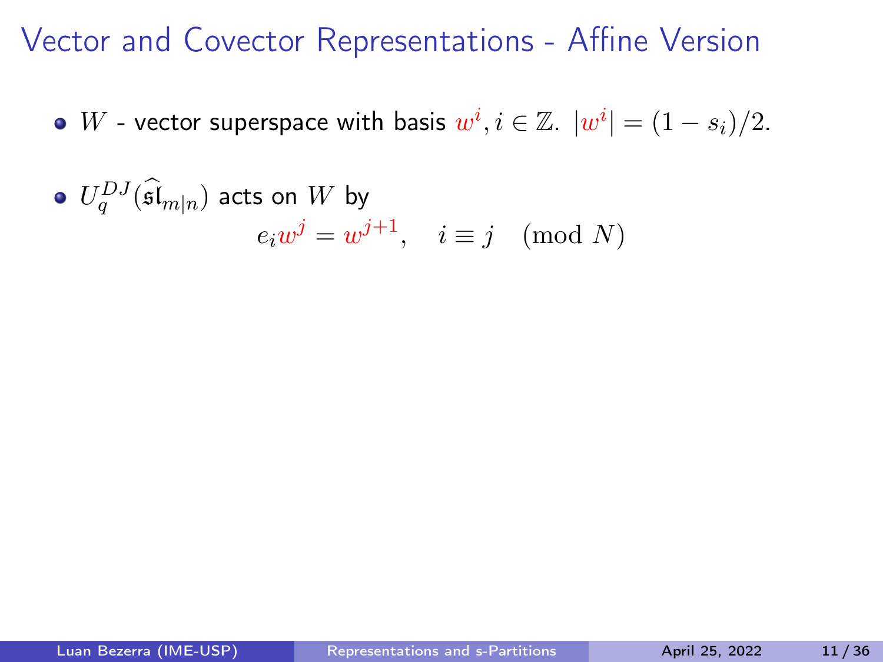# Vector and Covector Representations - Affine Version

- $W$ - vector superspace with basis $w^i, i \in \mathbb{Z}$. $|w^i| = (1 - s_i)/2$.
- $U_q^{DJ}(\widehat{\mathfrak{sl}}_{m|n})$ acts on $W$ by

$$e_i w^j = w^{j+1}, \quad i \equiv j \pmod{N}$$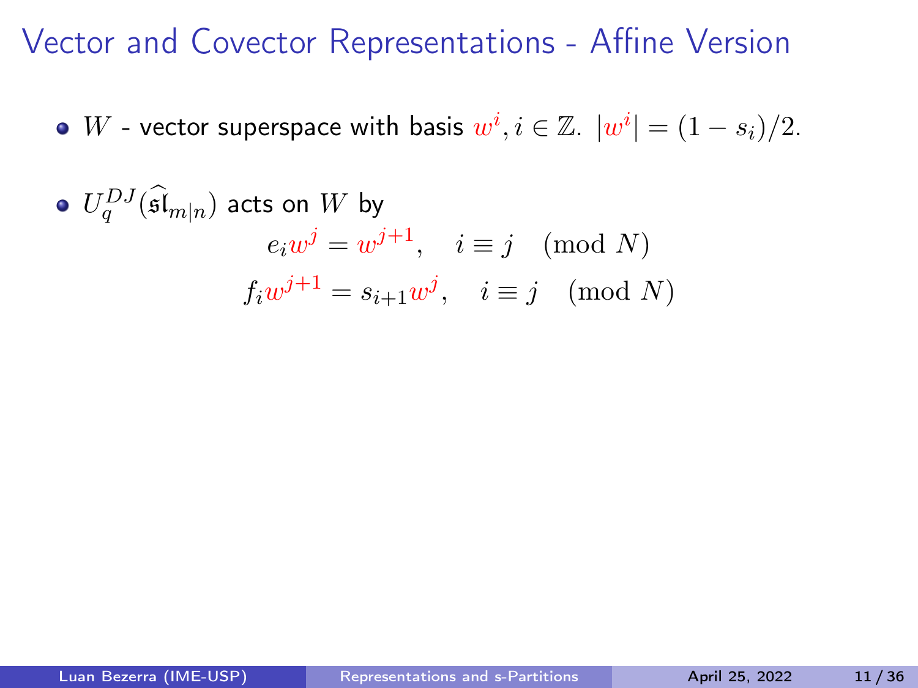# Vector and Covector Representations - Affine Version

- $W$ - vector superspace with basis $w^i, i \in \mathbb{Z}$. $|w^i| = (1 - s_i)/2$.
- $U_q^{DJ}(\widehat{\mathfrak{sl}}_{m|n})$ acts on $W$ by

$$e_i w^j = w^{j+1}, \quad i \equiv j \pmod N$$

$$f_i w^{j+1} = s_{i+1} w^j, \quad i \equiv j \pmod N$$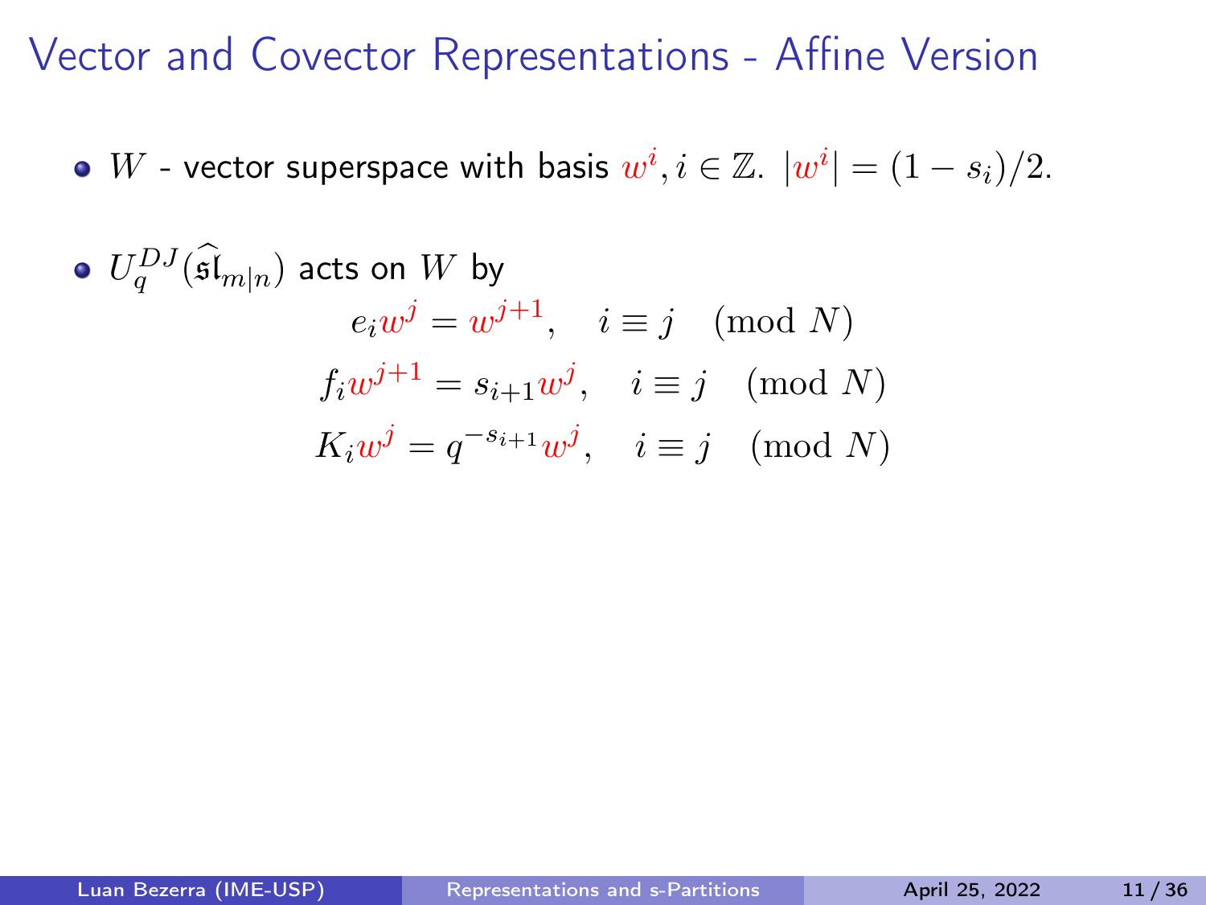# Vector and Covector Representations - Affine Version

- $W$ - vector superspace with basis $w^i, i \in \mathbb{Z}$. $|w^i| = (1 - s_i)/2$.

- $U_q^{DJ}(\widehat{\mathfrak{sl}}_{m|n})$ acts on $W$ by

$$
\begin{aligned}
e_i w^j &= w^{j+1}, \quad i \equiv j \pmod N \\
f_i w^{j+1} &= s_{i+1} w^j, \quad i \equiv j \pmod N \\
K_i w^j &= q^{-s_{i+1}} w^j, \quad i \equiv j \pmod N
\end{aligned}
$$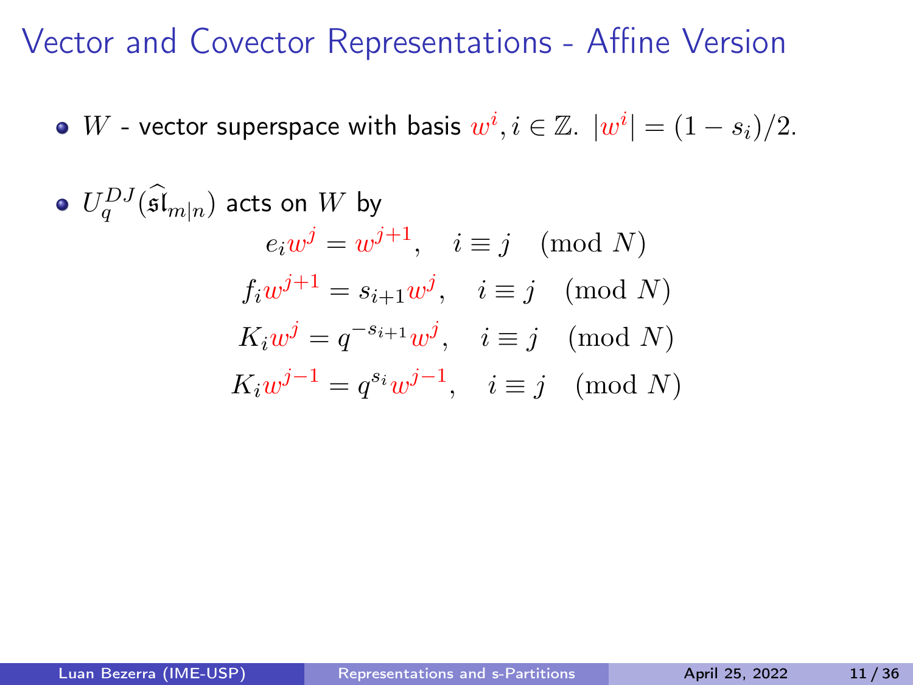# Vector and Covector Representations - Affine Version

- $W$ - vector superspace with basis $w^i, i \in \mathbb{Z}$. $|w^i| = (1 - s_i)/2$.
- $U_q^{DJ}(\widehat{\mathfrak{sl}}_{m|n})$ acts on $W$ by

$$e_i w^j = w^{j+1}, \quad i \equiv j \pmod{N}$$

$$f_i w^{j+1} = s_{i+1} w^j, \quad i \equiv j \pmod{N}$$

$$K_i w^j = q^{-s_{i+1}} w^j, \quad i \equiv j \pmod{N}$$

$$K_i w^{j-1} = q^{s_i} w^{j-1}, \quad i \equiv j \pmod{N}$$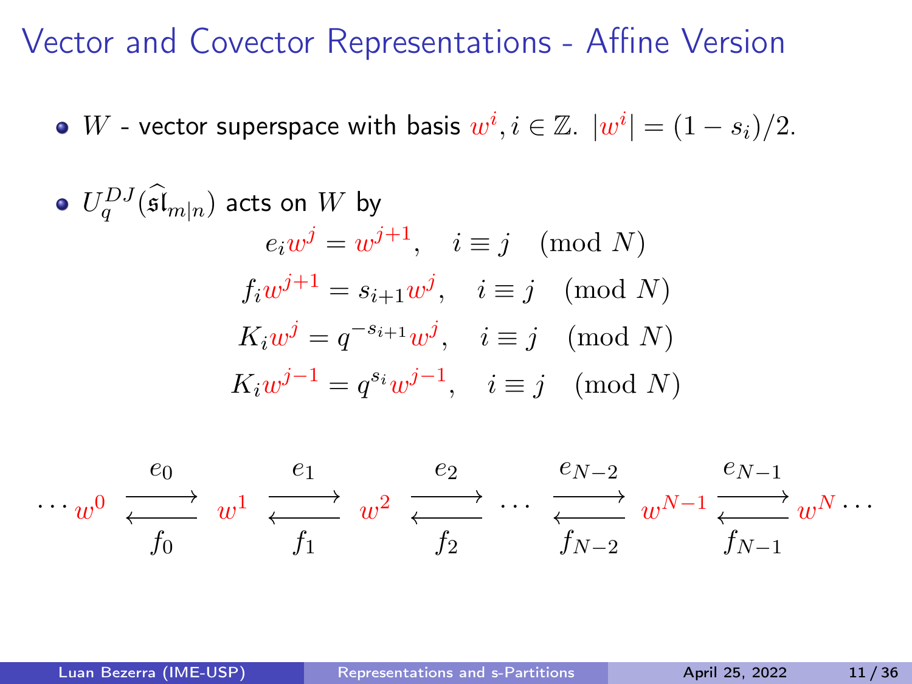# Vector and Covector Representations - Affine Version

- $W$ - vector superspace with basis $w^i, i \in \mathbb{Z}$. $|w^i| = (1 - s_i)/2$.

- $U_q^{DJ}(\widehat{\mathfrak{sl}}_{m|n})$ acts on $W$ by

$$
\begin{aligned}
e_i w^j &= w^{j+1}, \quad i \equiv j \pmod N \\
f_i w^{j+1} &= s_{i+1} w^j, \quad i \equiv j \pmod N \\
K_i w^j &= q^{-s_{i+1}} w^j, \quad i \equiv j \pmod N \\
K_i w^{j-1} &= q^{s_i} w^{j-1}, \quad i \equiv j \pmod N
\end{aligned}
$$

$$
\cdots w^0 \underset{f_0}{\overset{e_0}{\rightleftarrows}} w^1 \underset{f_1}{\overset{e_1}{\rightleftarrows}} w^2 \underset{f_2}{\overset{e_2}{\rightleftarrows}} \cdots \underset{f_{N-2}}{\overset{e_{N-2}}{\rightleftarrows}} w^{N-1} \underset{f_{N-1}}{\overset{e_{N-1}}{\rightleftarrows}} w^N \cdots
$$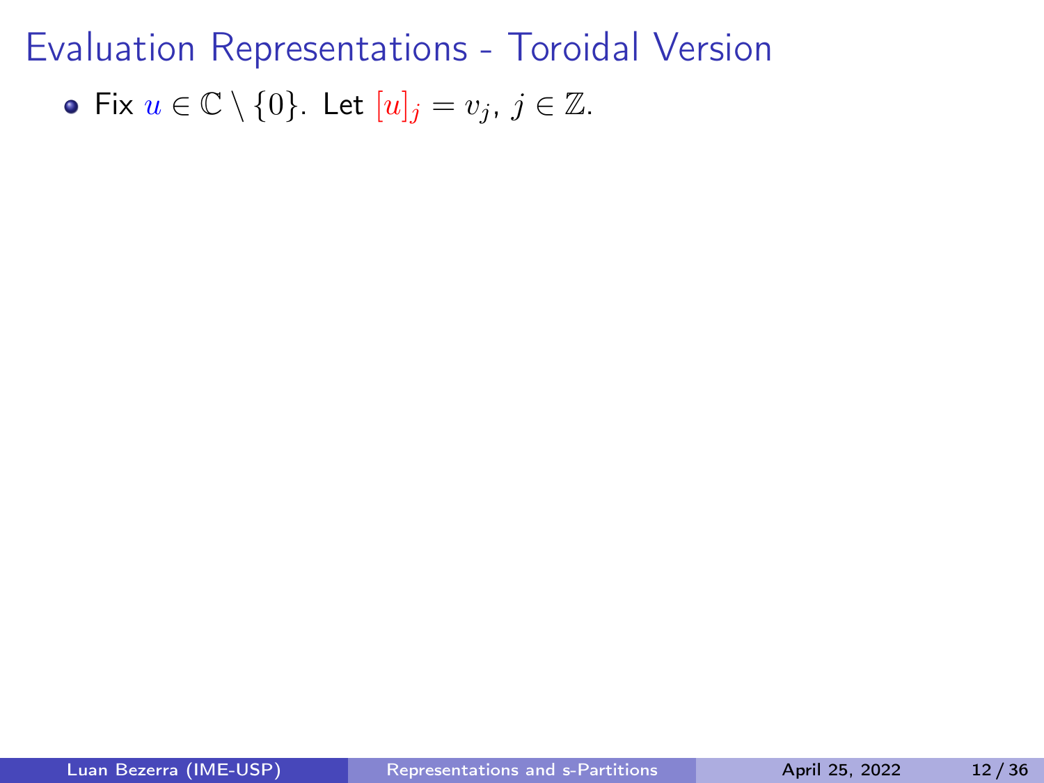# Evaluation Representations - Toroidal Version

- Fix $u \in \mathbb{C} \setminus \{0\}$. Let $[u]_j = v_j$, $j \in \mathbb{Z}$.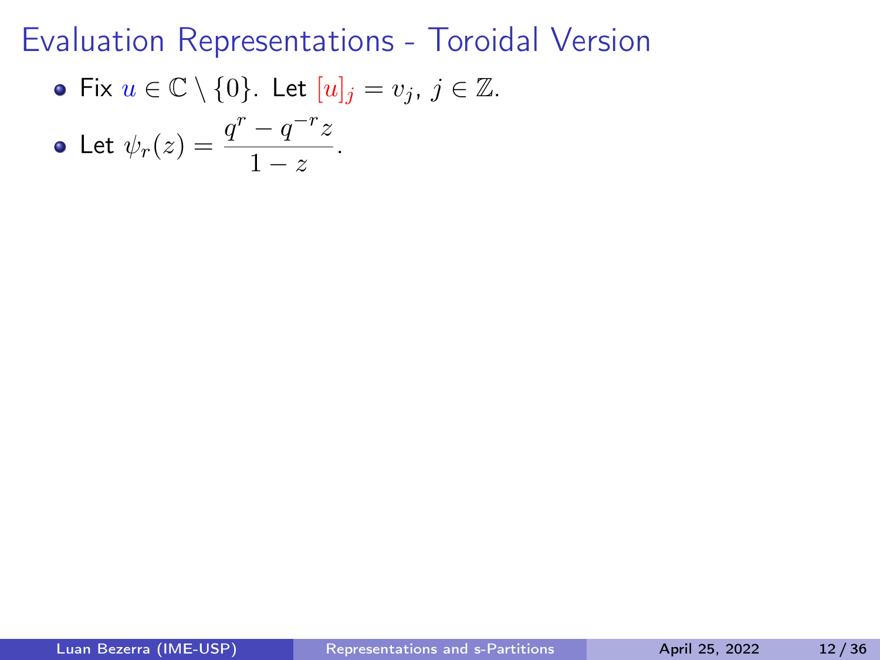# Evaluation Representations - Toroidal Version

- Fix $u \in \mathbb{C} \setminus \{0\}$. Let $[u]_j = v_j$, $j \in \mathbb{Z}$.
- Let $\psi_r(z) = \dfrac{q^r - q^{-r} z}{1 - z}$.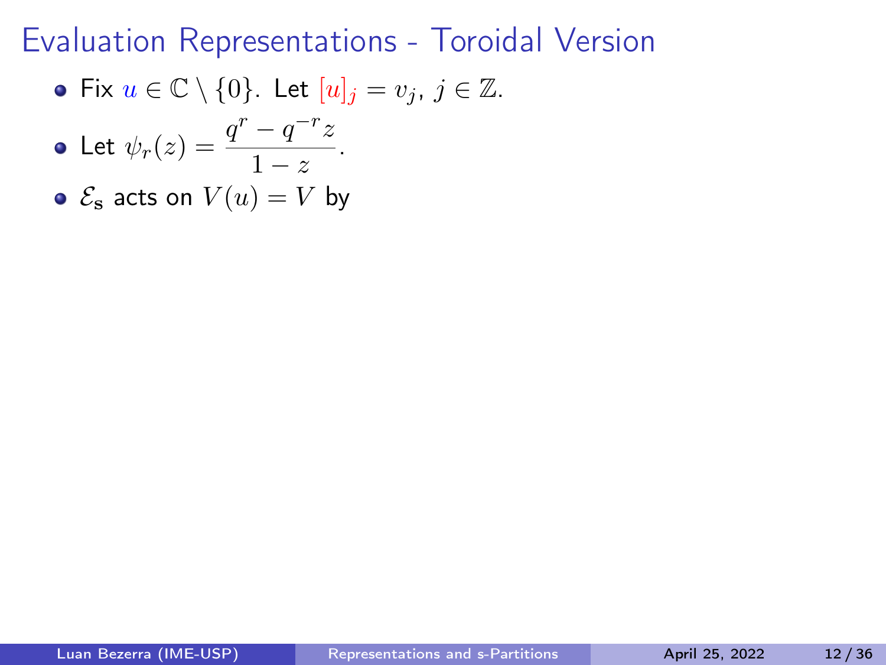# Evaluation Representations - Toroidal Version

- Fix $u \in \mathbb{C} \setminus \{0\}$. Let $[u]_j = v_j$, $j \in \mathbb{Z}$.
- Let $\psi_r(z) = \dfrac{q^r - q^{-r}z}{1 - z}$.
- $\mathcal{E}_{\mathbf{s}}$ acts on $V(u) = V$ by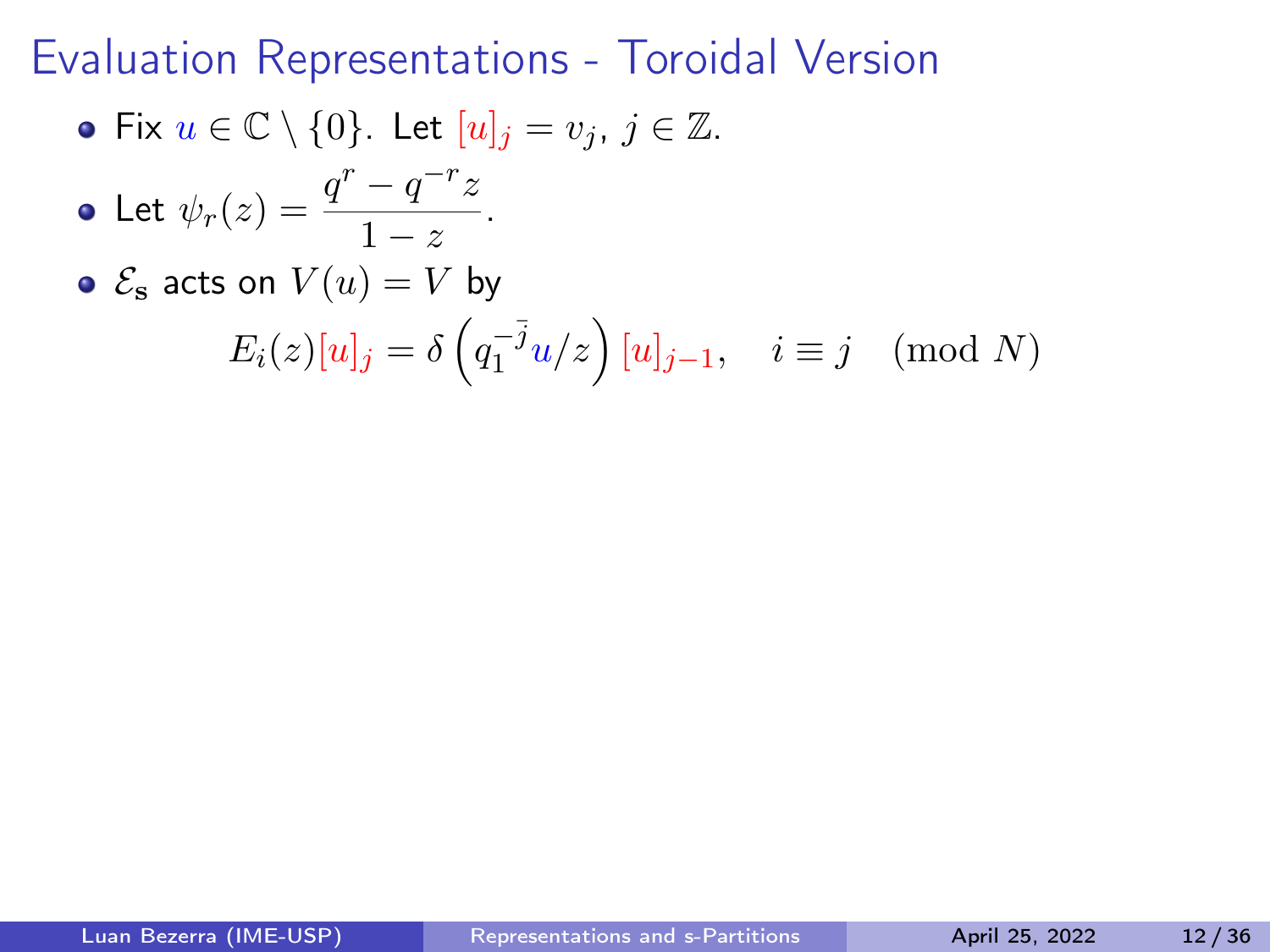# Evaluation Representations - Toroidal Version

- Fix $u \in \mathbb{C} \setminus \{0\}$. Let $[u]_j = v_j$, $j \in \mathbb{Z}$.
- Let $\psi_r(z) = \dfrac{q^r - q^{-r} z}{1 - z}$.
- $\mathcal{E}_\mathbf{s}$ acts on $V(u) = V$ by

$$E_i(z)[u]_j = \delta\left(q_1^{-\bar{j}} u/z\right)[u]_{j-1}, \quad i \equiv j \pmod{N}$$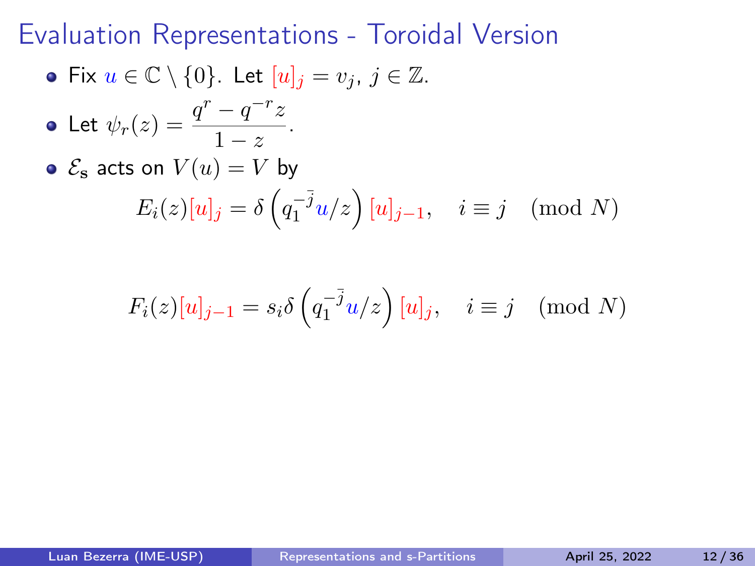# Evaluation Representations - Toroidal Version

- Fix $u \in \mathbb{C} \setminus \{0\}$. Let $[u]_j = v_j$, $j \in \mathbb{Z}$.
- Let $\psi_r(z) = \dfrac{q^r - q^{-r} z}{1 - z}$.
- $\mathcal{E}_{\mathbf{s}}$ acts on $V(u) = V$ by

$$E_i(z)[u]_j = \delta\left(q_1^{-\bar{j}} u/z\right) [u]_{j-1}, \quad i \equiv j \pmod{N}$$

$$F_i(z)[u]_{j-1} = s_i \delta\left(q_1^{-\bar{j}} u/z\right) [u]_j, \quad i \equiv j \pmod{N}$$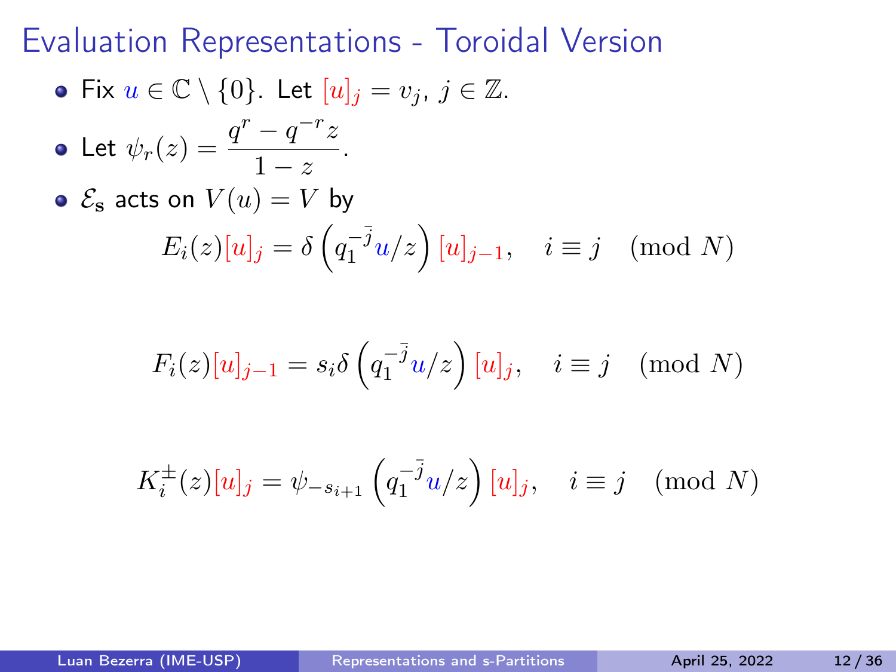# Evaluation Representations - Toroidal Version

- Fix $u \in \mathbb{C} \setminus \{0\}$. Let $[u]_j = v_j$, $j \in \mathbb{Z}$.
- Let $\psi_r(z) = \dfrac{q^r - q^{-r} z}{1 - z}$.
- $\mathcal{E}_{\mathbf{s}}$ acts on $V(u) = V$ by

$$E_i(z)[u]_j = \delta\left(q_1^{-\bar{j}} u/z\right)[u]_{j-1}, \quad i \equiv j \pmod N$$

$$F_i(z)[u]_{j-1} = s_i \delta\left(q_1^{-\bar{j}} u/z\right)[u]_j, \quad i \equiv j \pmod N$$

$$K_i^{\pm}(z)[u]_j = \psi_{-s_{i+1}}\left(q_1^{-\bar{j}} u/z\right)[u]_j, \quad i \equiv j \pmod N$$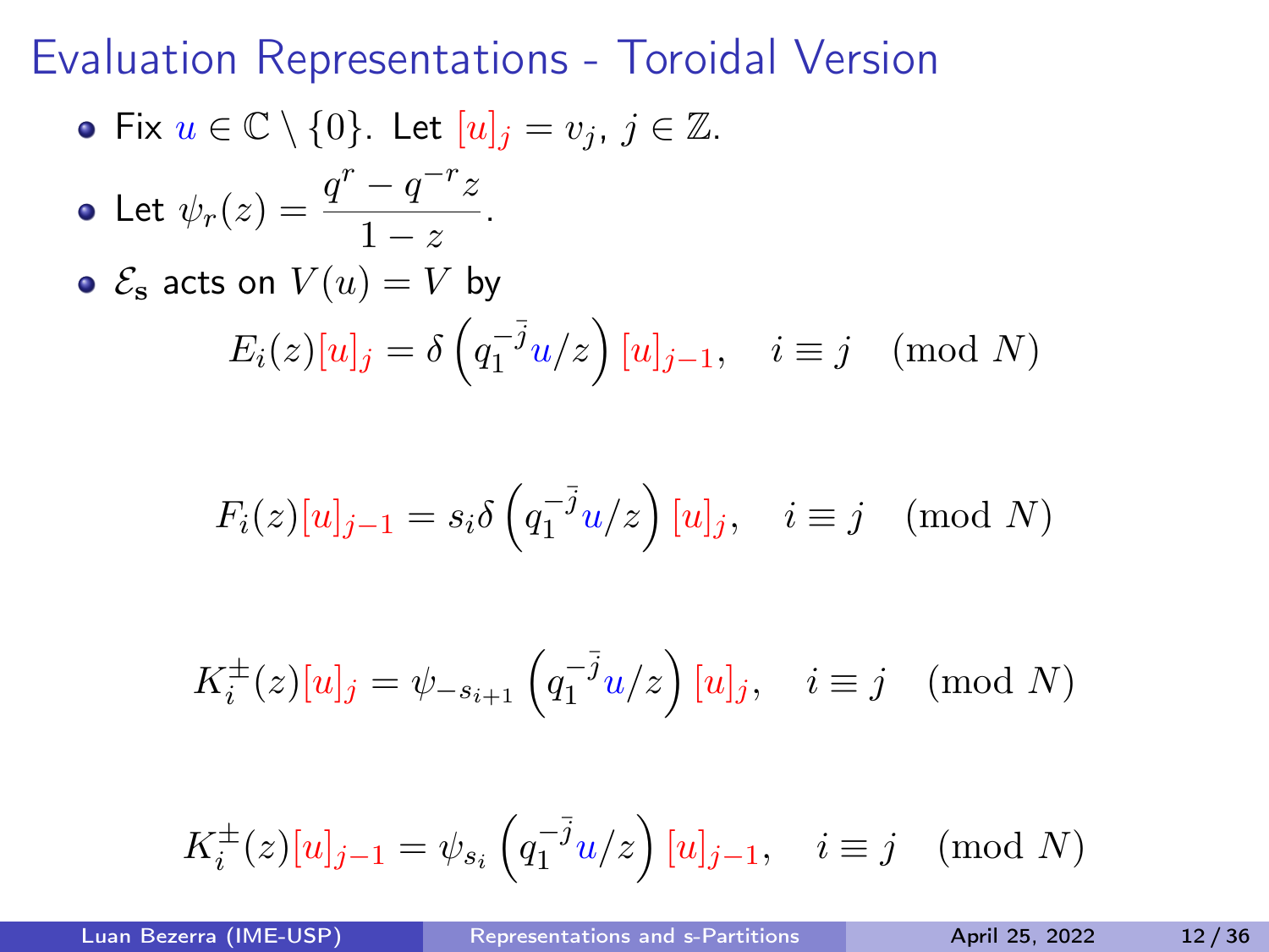# Evaluation Representations - Toroidal Version

- Fix $u \in \mathbb{C} \setminus \{0\}$. Let $[u]_j = v_j$, $j \in \mathbb{Z}$.
- Let $\psi_r(z) = \dfrac{q^r - q^{-r} z}{1 - z}$.
- $\mathcal{E}_\mathbf{s}$ acts on $V(u) = V$ by

$$E_i(z)[u]_j = \delta\left(q_1^{-\bar{j}} u/z\right) [u]_{j-1}, \quad i \equiv j \pmod{N}$$

$$F_i(z)[u]_{j-1} = s_i \delta\left(q_1^{-\bar{j}} u/z\right) [u]_j, \quad i \equiv j \pmod{N}$$

$$K_i^{\pm}(z)[u]_j = \psi_{-s_{i+1}}\left(q_1^{-\bar{j}} u/z\right) [u]_j, \quad i \equiv j \pmod{N}$$

$$K_i^{\pm}(z)[u]_{j-1} = \psi_{s_i}\left(q_1^{-\bar{j}} u/z\right) [u]_{j-1}, \quad i \equiv j \pmod{N}$$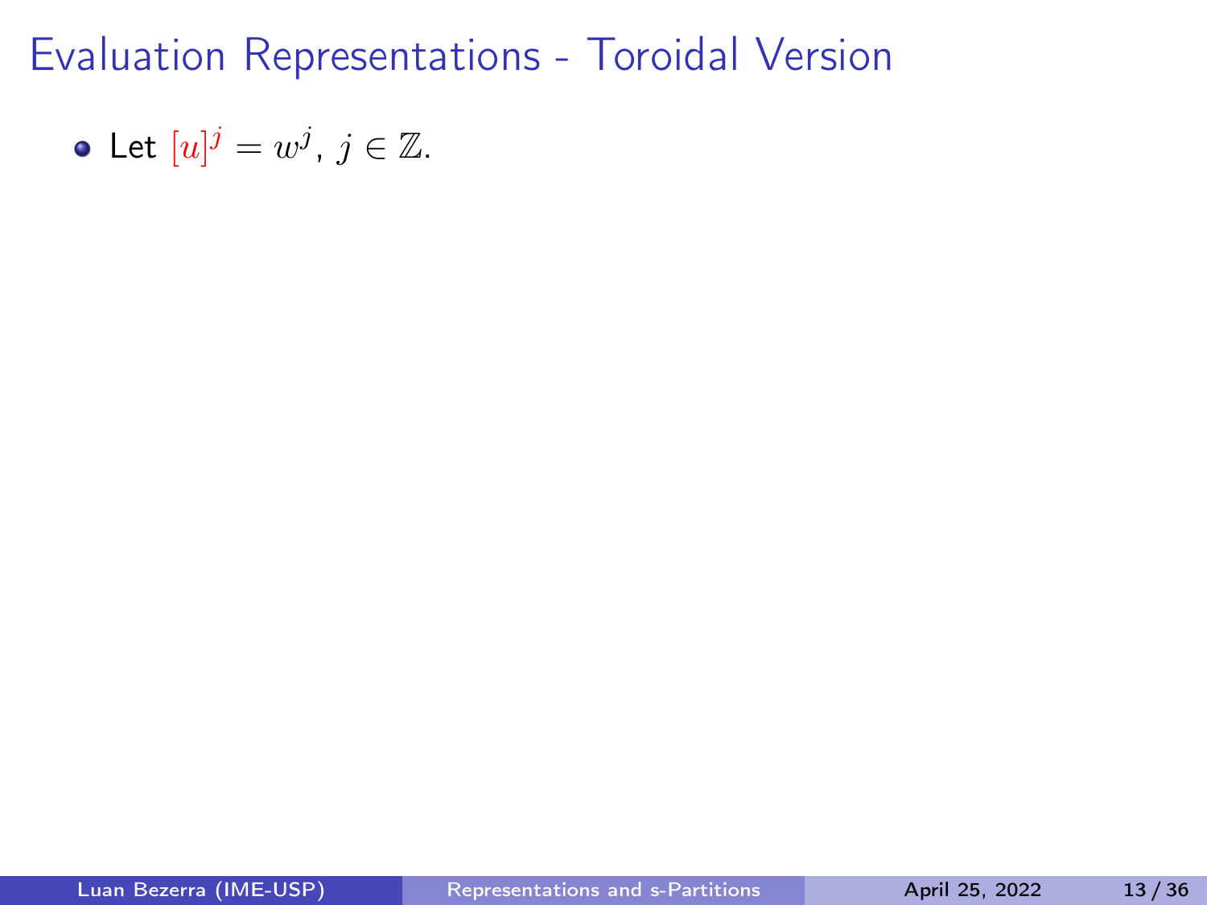# Evaluation Representations - Toroidal Version

- Let $[u]^j = w^j$, $j \in \mathbb{Z}$.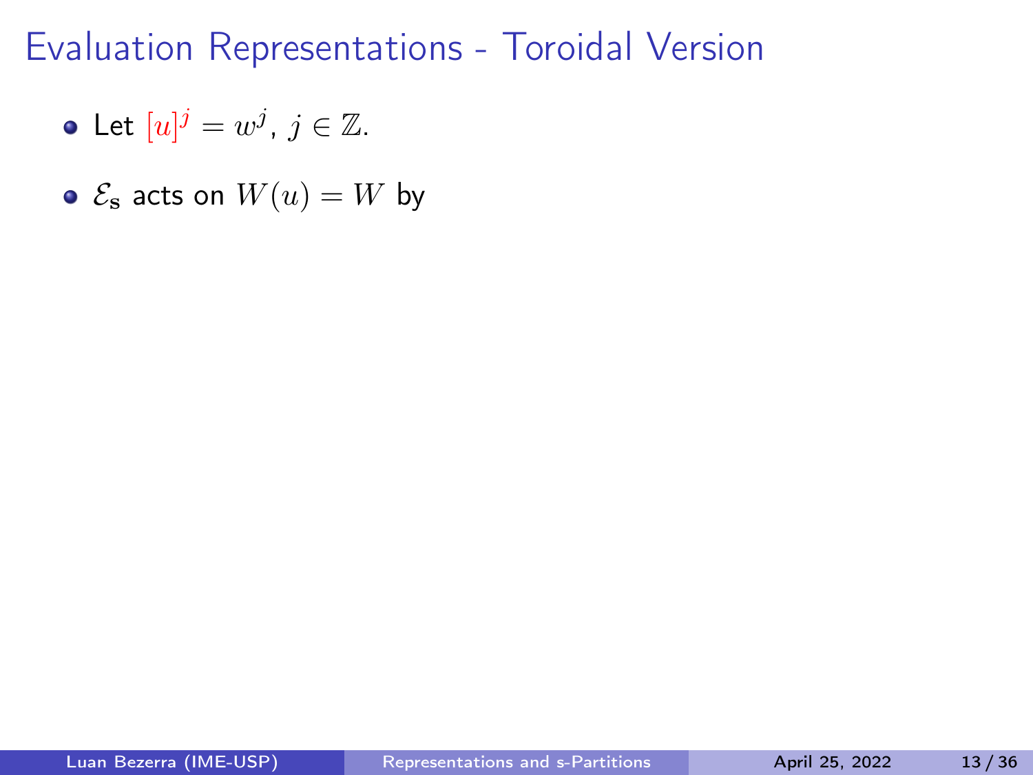# Evaluation Representations - Toroidal Version

- Let $[u]^j = w^j$, $j \in \mathbb{Z}$.
- $\mathcal{E}_{\mathbf{s}}$ acts on $W(u) = W$ by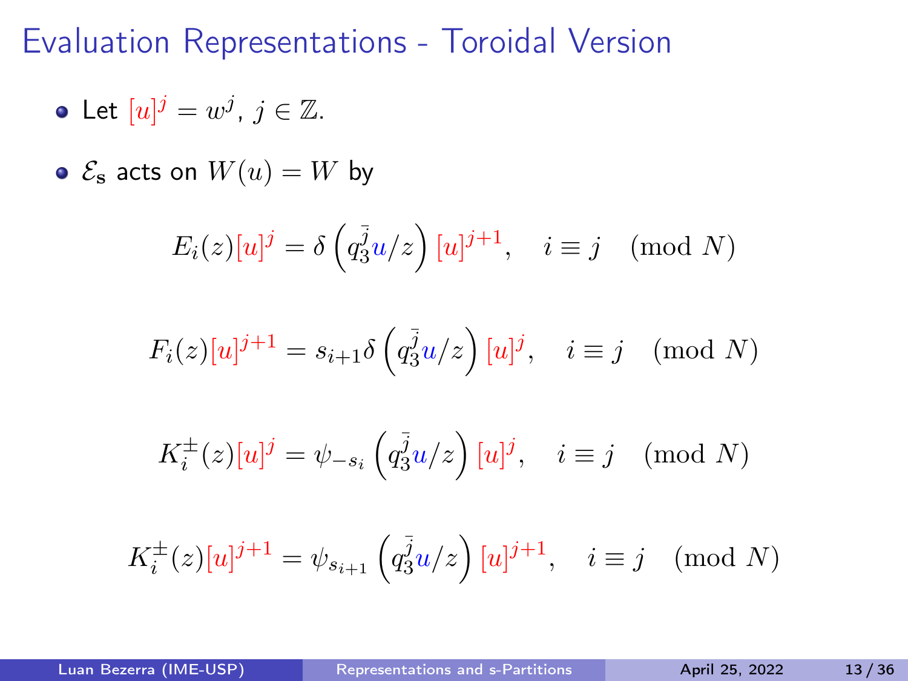# Evaluation Representations - Toroidal Version

- Let $[u]^j = w^j$, $j \in \mathbb{Z}$.
- $\mathcal{E}_{\mathbf{s}}$ acts on $W(u) = W$ by

$$E_i(z)[u]^j = \delta\left(q_3^{\bar{j}} u/z\right)[u]^{j+1}, \quad i \equiv j \pmod N$$

$$F_i(z)[u]^{j+1} = s_{i+1}\delta\left(q_3^{\bar{j}} u/z\right)[u]^j, \quad i \equiv j \pmod N$$

$$K_i^{\pm}(z)[u]^j = \psi_{-s_i}\left(q_3^{\bar{j}} u/z\right)[u]^j, \quad i \equiv j \pmod N$$

$$K_i^{\pm}(z)[u]^{j+1} = \psi_{s_{i+1}}\left(q_3^{\bar{j}} u/z\right)[u]^{j+1}, \quad i \equiv j \pmod N$$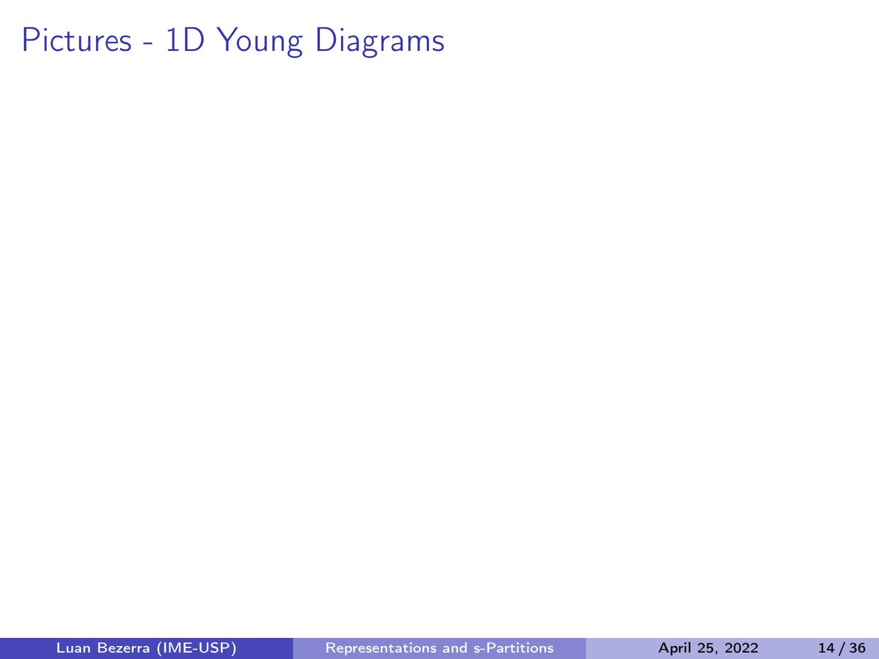# Pictures - 1D Young Diagrams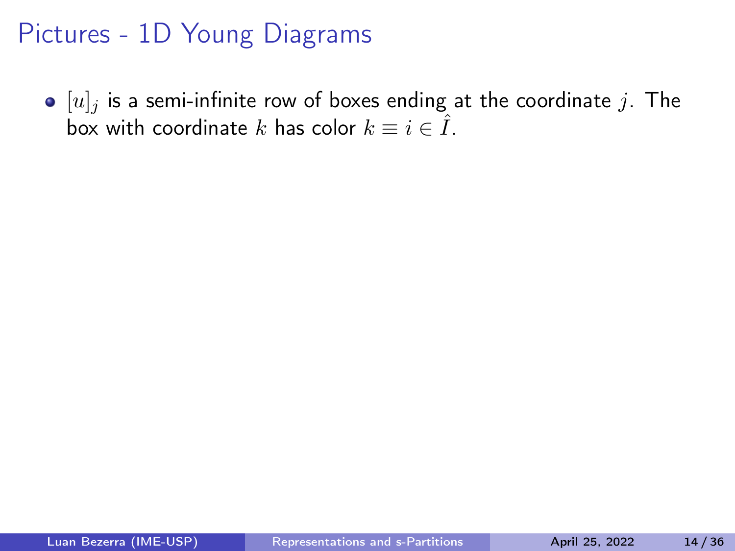# Pictures - 1D Young Diagrams

- $[u]_j$ is a semi-infinite row of boxes ending at the coordinate $j$. The box with coordinate $k$ has color $k \equiv i \in \hat{I}$.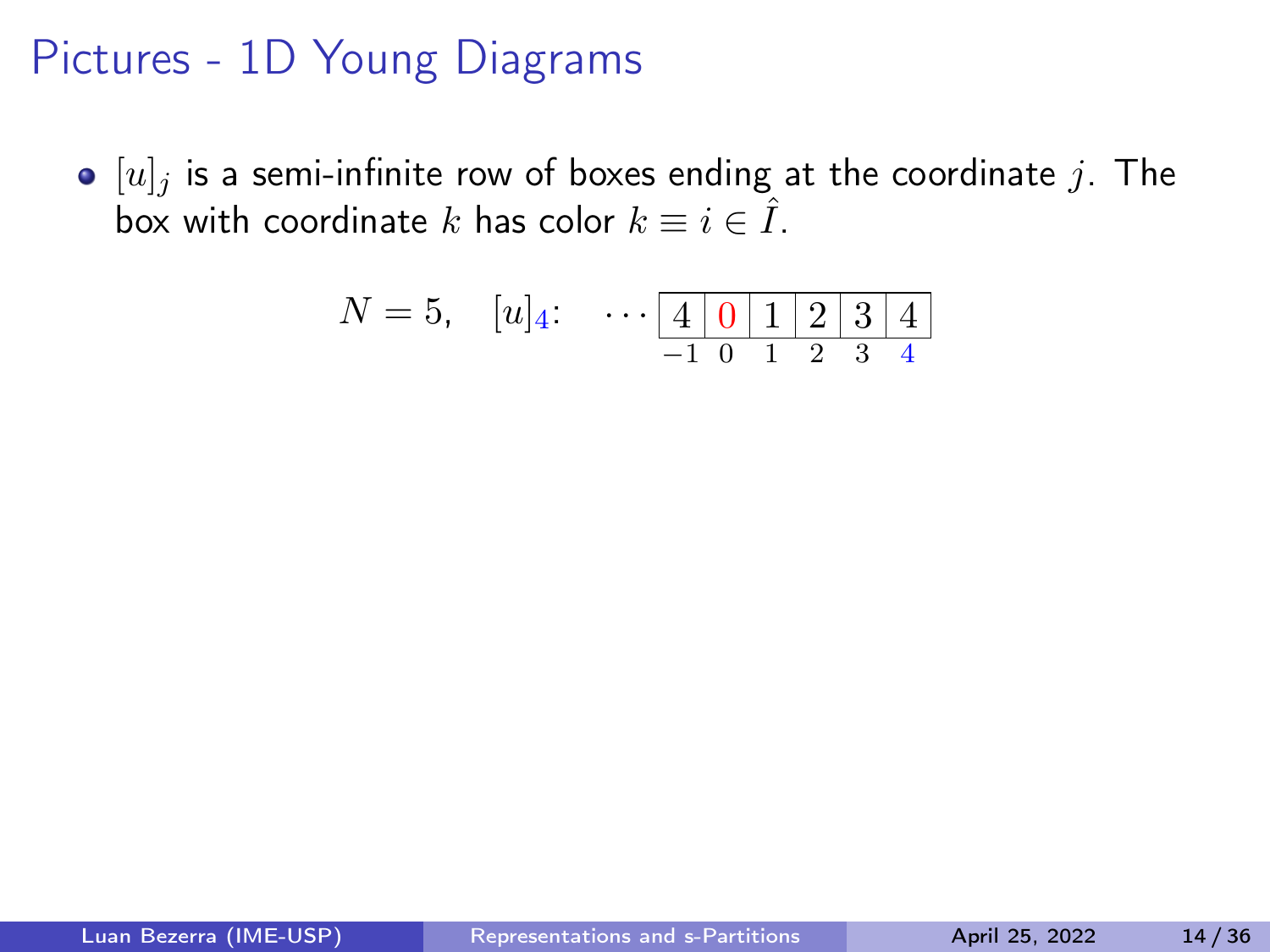# Pictures - 1D Young Diagrams

- $[u]_j$ is a semi-infinite row of boxes ending at the coordinate $j$. The box with coordinate $k$ has color $k \equiv i \in \hat{I}$.

$$N = 5, \quad [u]_{4}: \quad \cdots \begin{array}{|c|c|c|c|c|c|} \hline 4 & 0 & 1 & 2 & 3 & 4 \\ \hline \end{array}$$

$$\begin{array}{cccccc} -1 & 0 & 1 & 2 & 3 & 4 \end{array}$$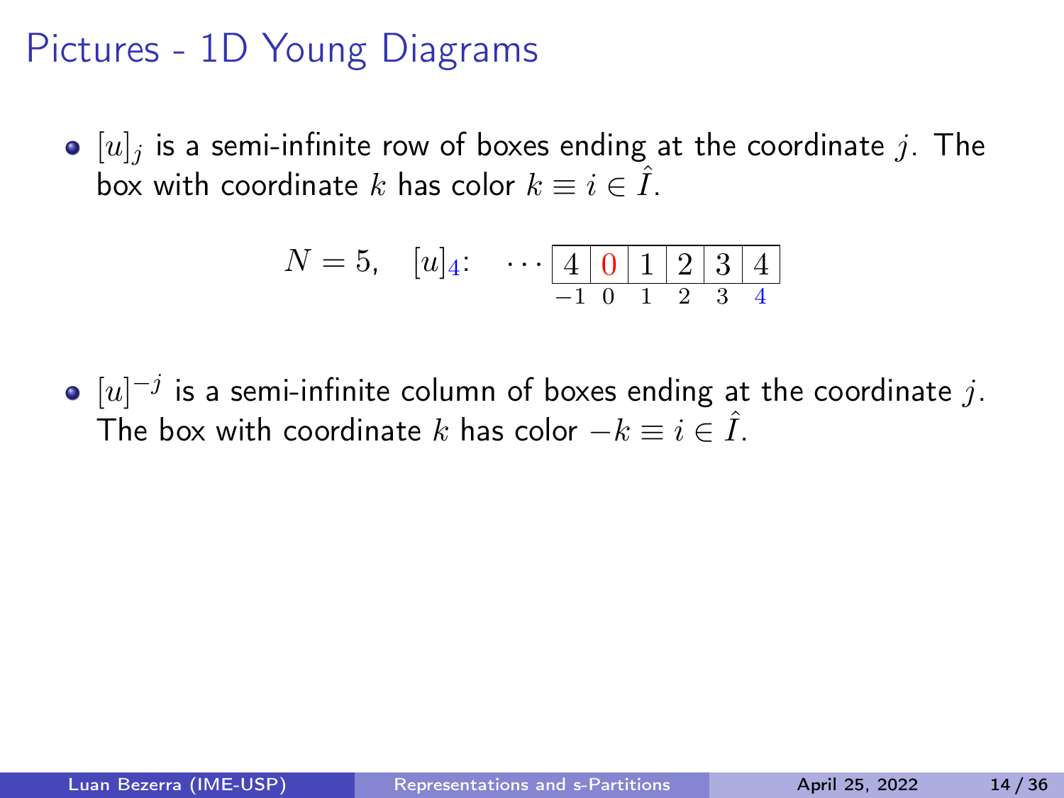# Pictures - 1D Young Diagrams

- $[u]_j$ is a semi-infinite row of boxes ending at the coordinate $j$. The box with coordinate $k$ has color $k \equiv i \in \hat{I}$.

$$N = 5, \quad [u]_{4}: \quad \cdots \begin{array}{|c|c|c|c|c|c|} \hline 4 & 0 & 1 & 2 & 3 & 4 \\ \hline \end{array}$$

| | | | | | |
|---|---|---|---|---|---|
| 4 | 0 | 1 | 2 | 3 | 4 |
| $-1$ | 0 | 1 | 2 | 3 | 4 |

- $[u]^{-j}$ is a semi-infinite column of boxes ending at the coordinate $j$. The box with coordinate $k$ has color $-k \equiv i \in \hat{I}$.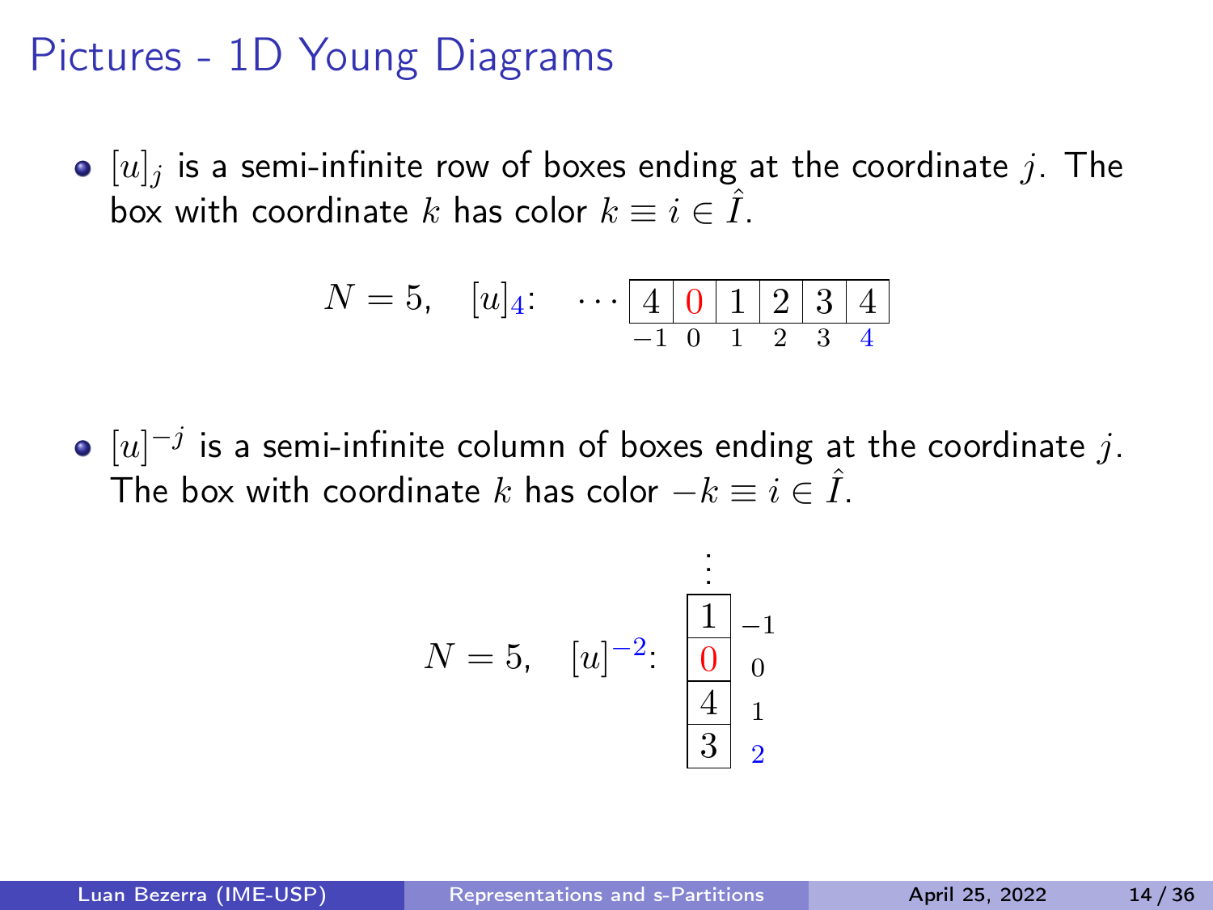# Pictures - 1D Young Diagrams

- $[u]_j$ is a semi-infinite row of boxes ending at the coordinate $j$. The box with coordinate $k$ has color $k \equiv i \in \hat{I}$.

$$N = 5, \quad [u]_{4}: \quad \cdots \begin{array}{|c|c|c|c|c|c|} \hline 4 & 0 & 1 & 2 & 3 & 4 \\ \hline \end{array}$$

$$\begin{array}{cccccc} -1 & 0 & 1 & 2 & 3 & 4 \end{array}$$

- $[u]^{-j}$ is a semi-infinite column of boxes ending at the coordinate $j$. The box with coordinate $k$ has color $-k \equiv i \in \hat{I}$.

$$N = 5, \quad [u]^{-2}: \quad \begin{array}{|c|c} \multicolumn{1}{c}{\vdots} & \\ \hline 1 & -1 \\ \hline 0 & 0 \\ \hline 4 & 1 \\ \hline 3 & 2 \\ \hline \end{array}$$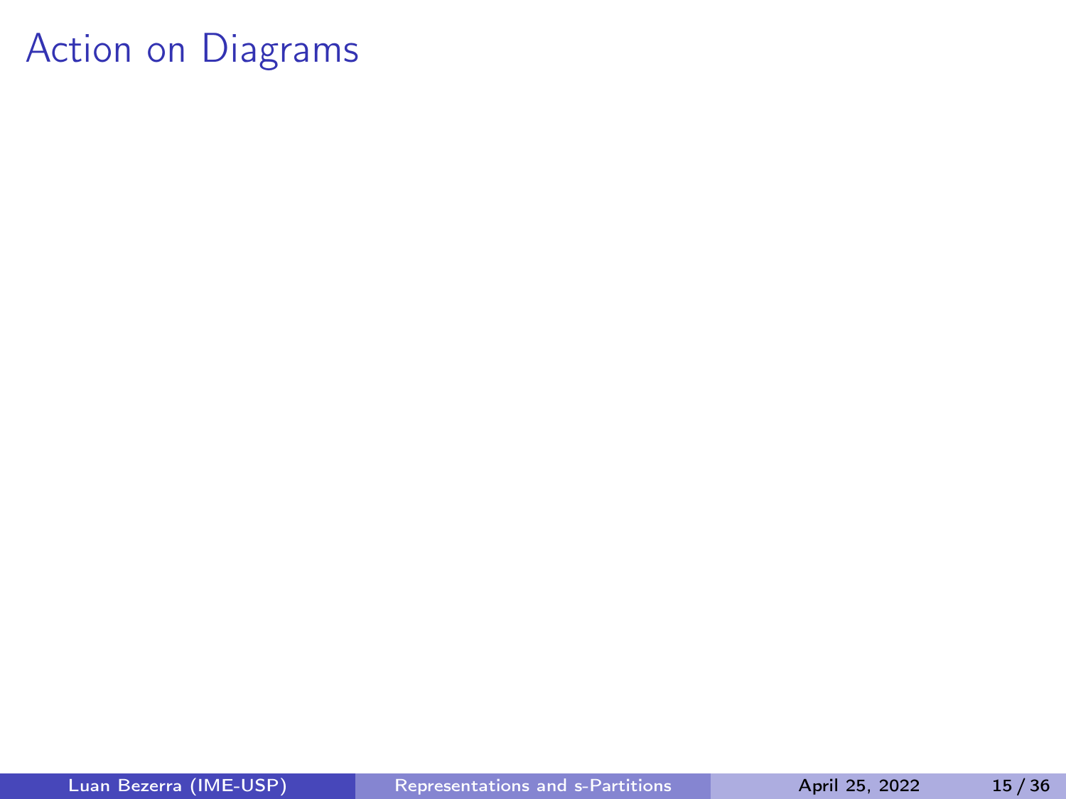# Action on Diagrams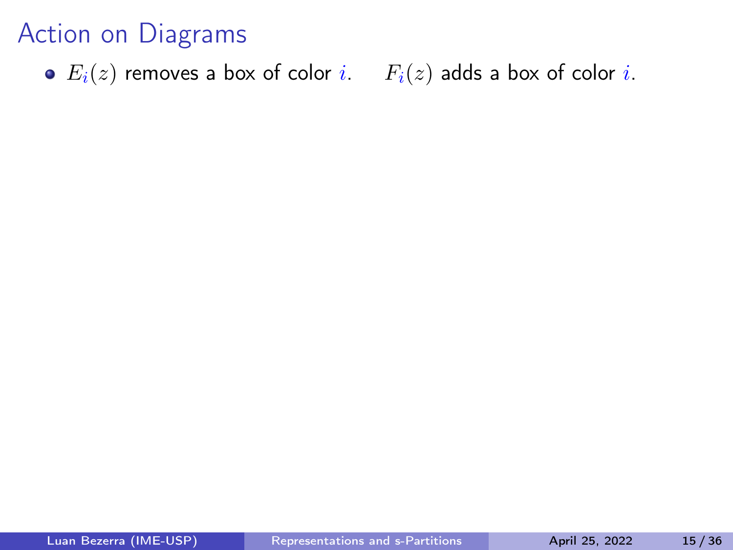# Action on Diagrams

- $E_i(z)$ removes a box of color $i$. $F_i(z)$ adds a box of color $i$.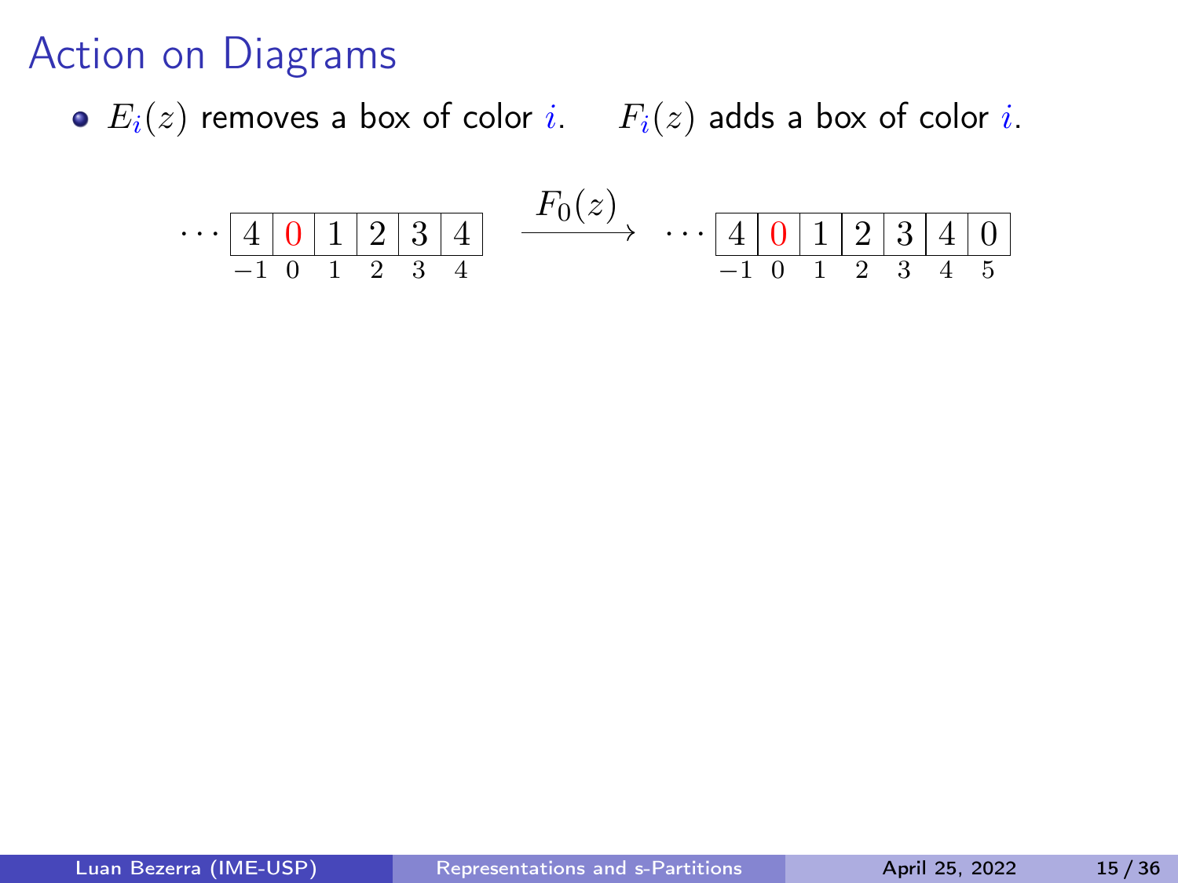# Action on Diagrams

- $E_i(z)$ removes a box of color $i$. $F_i(z)$ adds a box of color $i$.

$$\cdots \begin{array}{|c|c|c|c|c|c|} \hline 4 & \color{red}{0} & 1 & 2 & 3 & 4 \\ \hline \end{array} \xrightarrow{F_0(z)} \cdots \begin{array}{|c|c|c|c|c|c|c|} \hline 4 & \color{red}{0} & 1 & 2 & 3 & 4 & 0 \\ \hline \end{array}$$

| | $-1$ | $0$ | $1$ | $2$ | $3$ | $4$ | |
|---|---|---|---|---|---|---|---|
| $\cdots$ | 4 | 0 | 1 | 2 | 3 | 4 | |
| $\xrightarrow{F_0(z)}$ $\cdots$ | 4 | 0 | 1 | 2 | 3 | 4 | 0 (at 5) |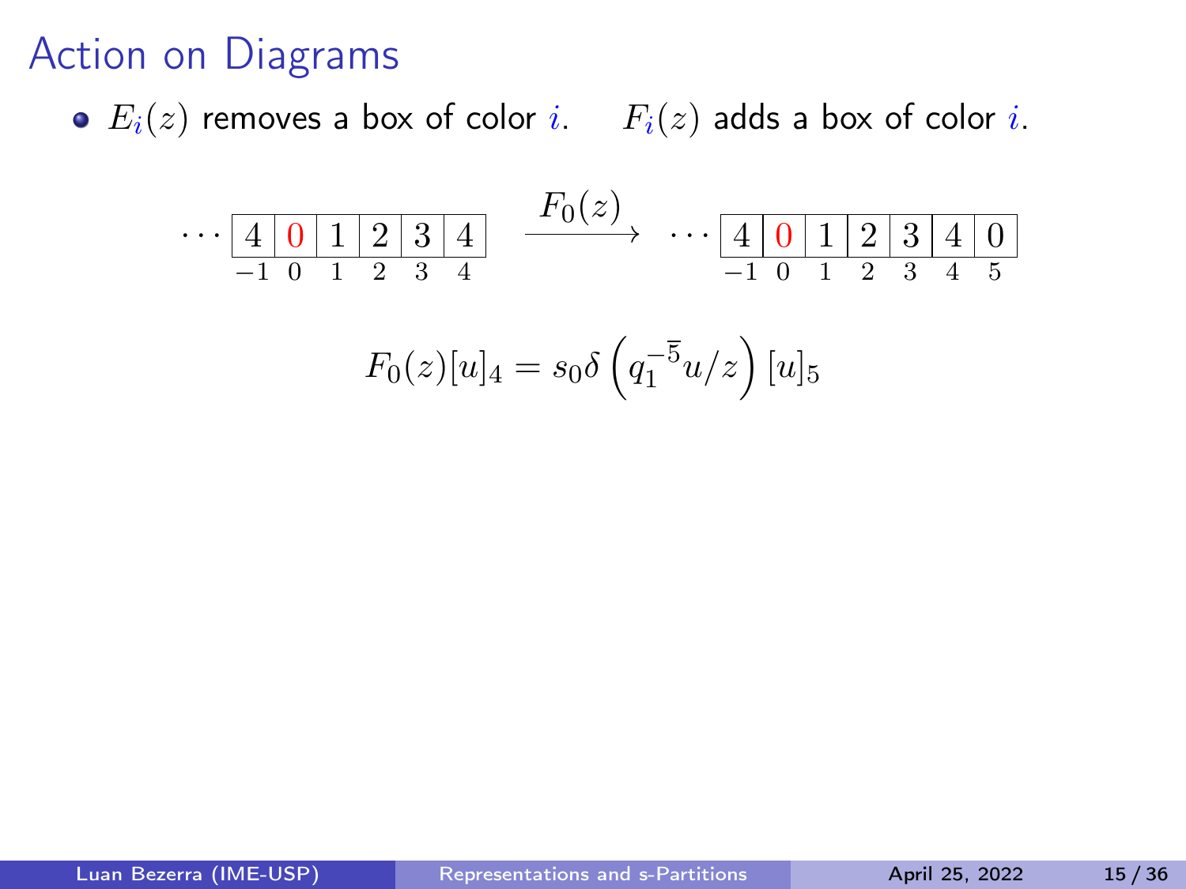# Action on Diagrams

- $E_i(z)$ removes a box of color $i$. $F_i(z)$ adds a box of color $i$.

$$\cdots \begin{array}{|c|c|c|c|c|c|} \hline 4 & {\color{red}0} & 1 & 2 & 3 & 4 \\ \hline \end{array} \xrightarrow{F_0(z)} \cdots \begin{array}{|c|c|c|c|c|c|c|} \hline 4 & {\color{red}0} & 1 & 2 & 3 & 4 & 0 \\ \hline \end{array}$$

(box positions: $-1\ 0\ 1\ 2\ 3\ 4$ and $-1\ 0\ 1\ 2\ 3\ 4\ 5$)

$$F_0(z)[u]_4 = s_0 \delta\left(q_1^{-\overline{5}} u/z\right)[u]_5$$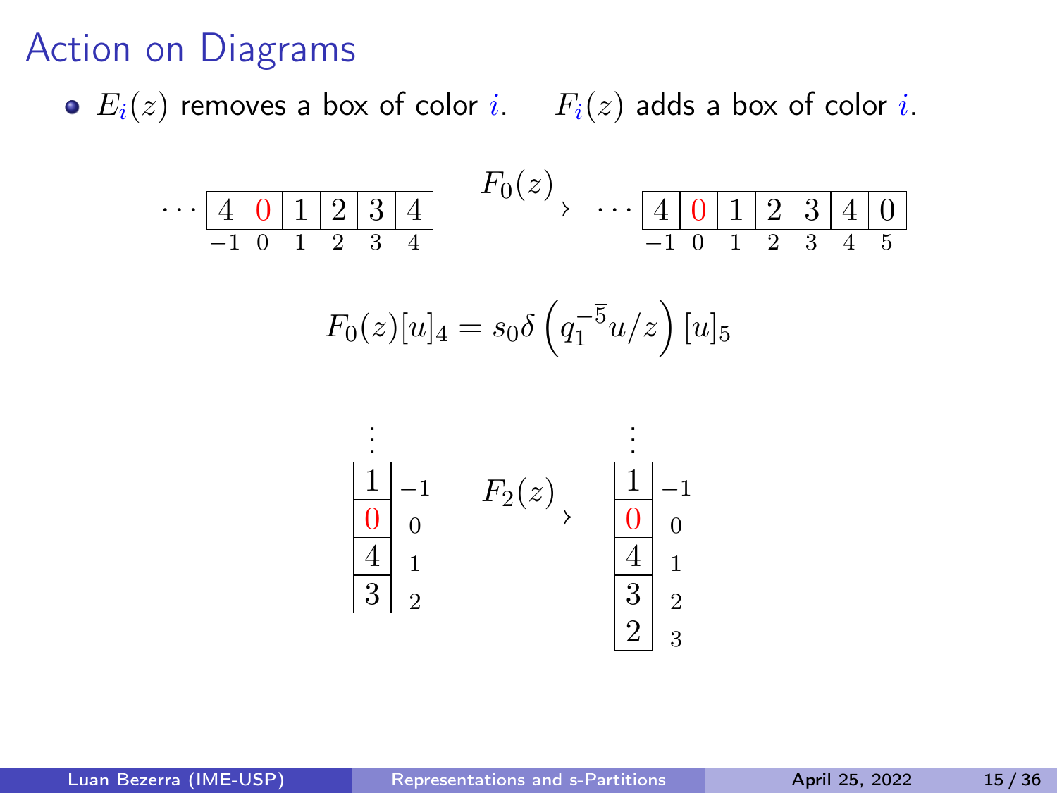# Action on Diagrams

- $E_i(z)$ removes a box of color $i$. $F_i(z)$ adds a box of color $i$.

$$\cdots \begin{array}{|c|c|c|c|c|c|} \hline 4 & \color{red}{0} & 1 & 2 & 3 & 4 \\ \hline \end{array} \xrightarrow{F_0(z)} \cdots \begin{array}{|c|c|c|c|c|c|c|} \hline 4 & \color{red}{0} & 1 & 2 & 3 & 4 & 0 \\ \hline \end{array}$$

$$\begin{array}{cccccc} -1 & 0 & 1 & 2 & 3 & 4 \end{array} \qquad\qquad \begin{array}{ccccccc} -1 & 0 & 1 & 2 & 3 & 4 & 5 \end{array}$$

$$F_0(z)[u]_4 = s_0 \delta\left(q_1^{-\overline{5}} u/z\right)[u]_5$$

$$\begin{array}{|c|c} \vdots & \\ \hline 1 & -1 \\ \hline \color{red}{0} & 0 \\ \hline 4 & 1 \\ \hline 3 & 2 \\ \hline \end{array} \xrightarrow{F_2(z)} \begin{array}{|c|c} \vdots & \\ \hline 1 & -1 \\ \hline \color{red}{0} & 0 \\ \hline 4 & 1 \\ \hline 3 & 2 \\ \hline 2 & 3 \\ \hline \end{array}$$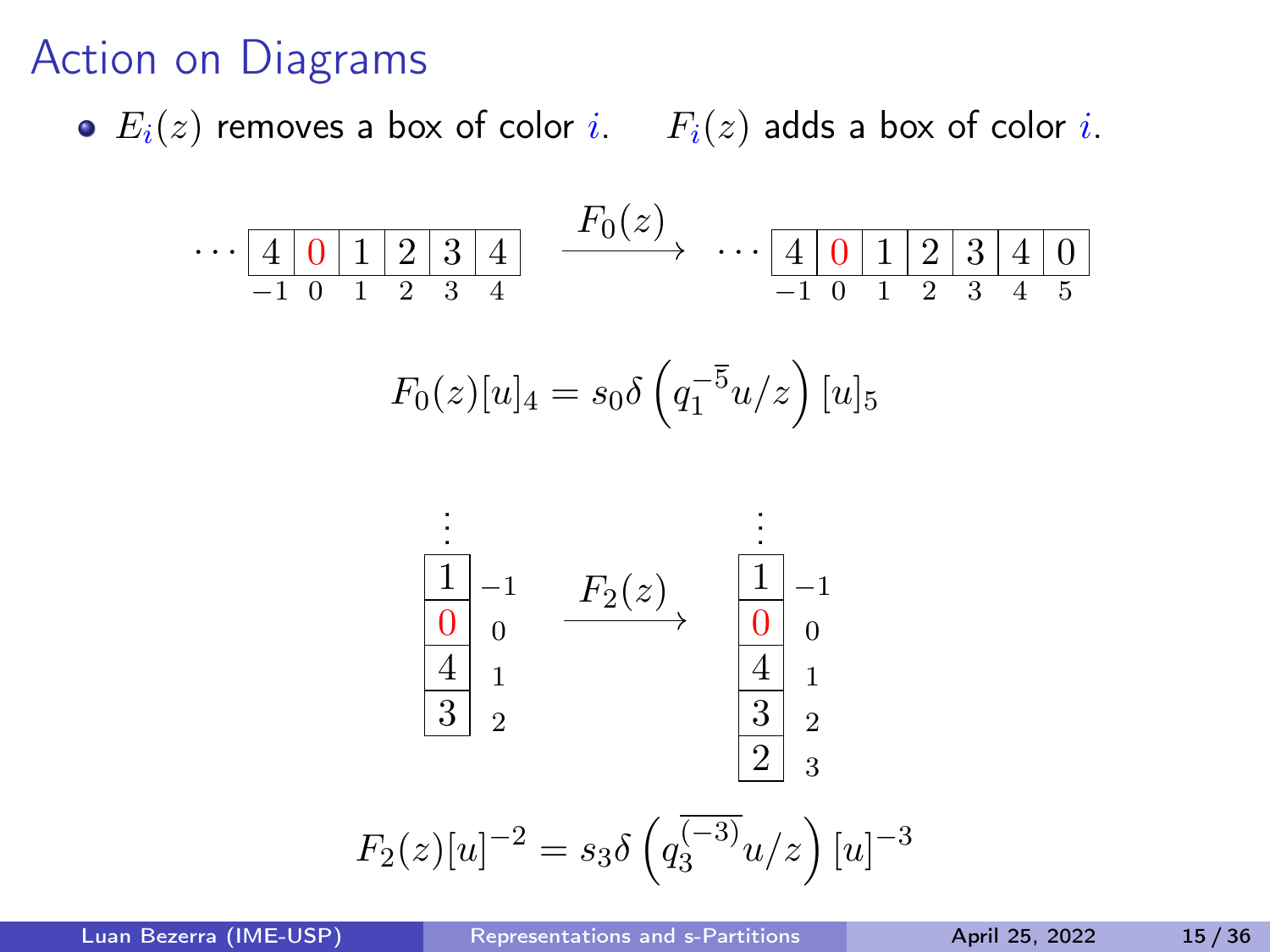# Action on Diagrams

- $E_{i}(z)$ removes a box of color $i$. $F_{i}(z)$ adds a box of color $i$.

$$\cdots \begin{array}{|c|c|c|c|c|c|}\hline 4 & \color{red}{0} & 1 & 2 & 3 & 4 \\ \hline \end{array} \xrightarrow{F_0(z)} \cdots \begin{array}{|c|c|c|c|c|c|c|}\hline 4 & \color{red}{0} & 1 & 2 & 3 & 4 & 0 \\ \hline \end{array}$$

(positions $-1, 0, 1, 2, 3, 4$ and $-1, 0, 1, 2, 3, 4, 5$)

$$F_0(z)[u]_4 = s_0 \delta\left(q_1^{-\overline{5}} u/z\right)[u]_5$$

$$\begin{array}{c} \vdots \\ \hline 1 \\ \hline \color{red}{0} \\ \hline 4 \\ \hline 3 \\ \hline \end{array} \xrightarrow{F_2(z)} \begin{array}{c} \vdots \\ \hline 1 \\ \hline \color{red}{0} \\ \hline 4 \\ \hline 3 \\ \hline 2 \\ \hline \end{array}$$

(positions $-1, 0, 1, 2$ and $-1, 0, 1, 2, 3$)

$$F_2(z)[u]^{-2} = s_3 \delta\left(q_3^{\overline{(-3)}} u/z\right)[u]^{-3}$$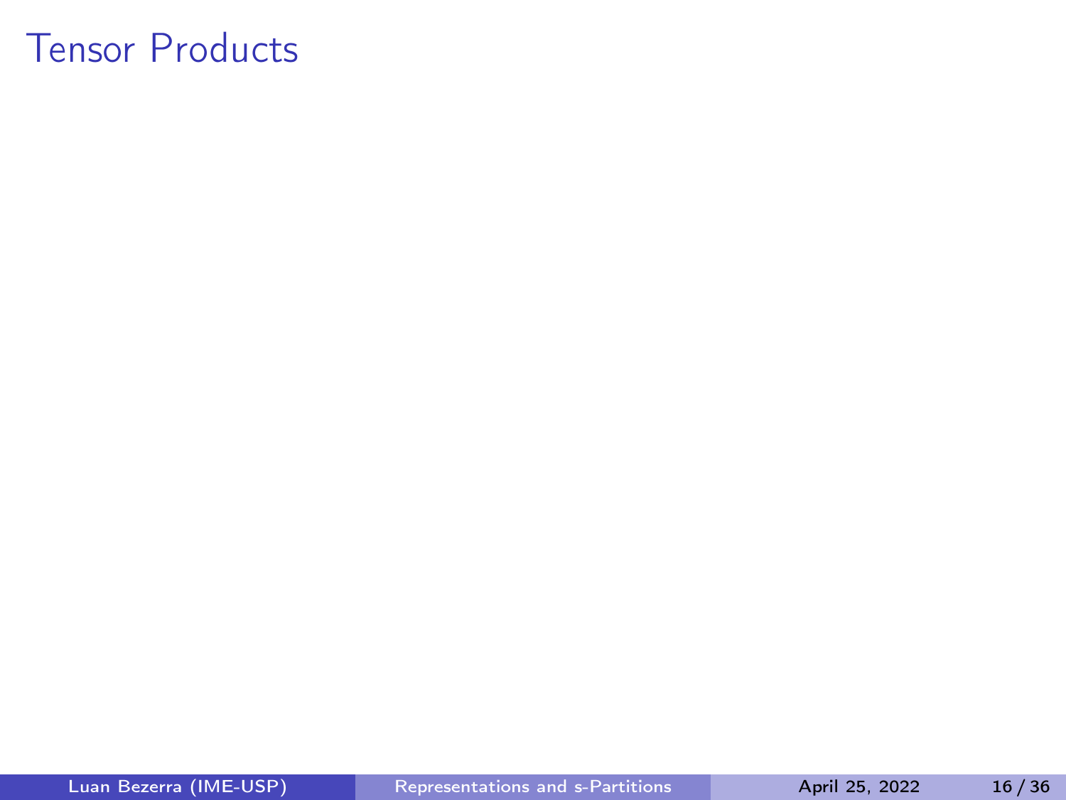# Tensor Products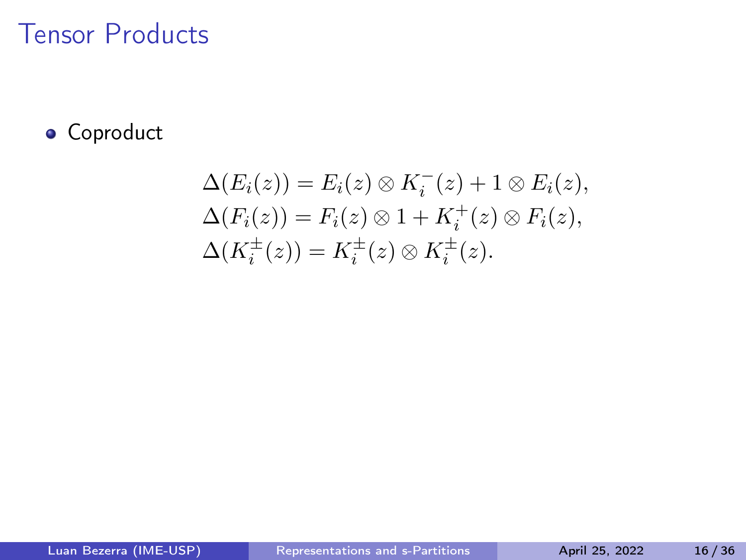# Tensor Products

- Coproduct

$$
\begin{aligned}
\Delta(E_i(z)) &= E_i(z) \otimes K_i^-(z) + 1 \otimes E_i(z), \\
\Delta(F_i(z)) &= F_i(z) \otimes 1 + K_i^+(z) \otimes F_i(z), \\
\Delta(K_i^\pm(z)) &= K_i^\pm(z) \otimes K_i^\pm(z).
\end{aligned}
$$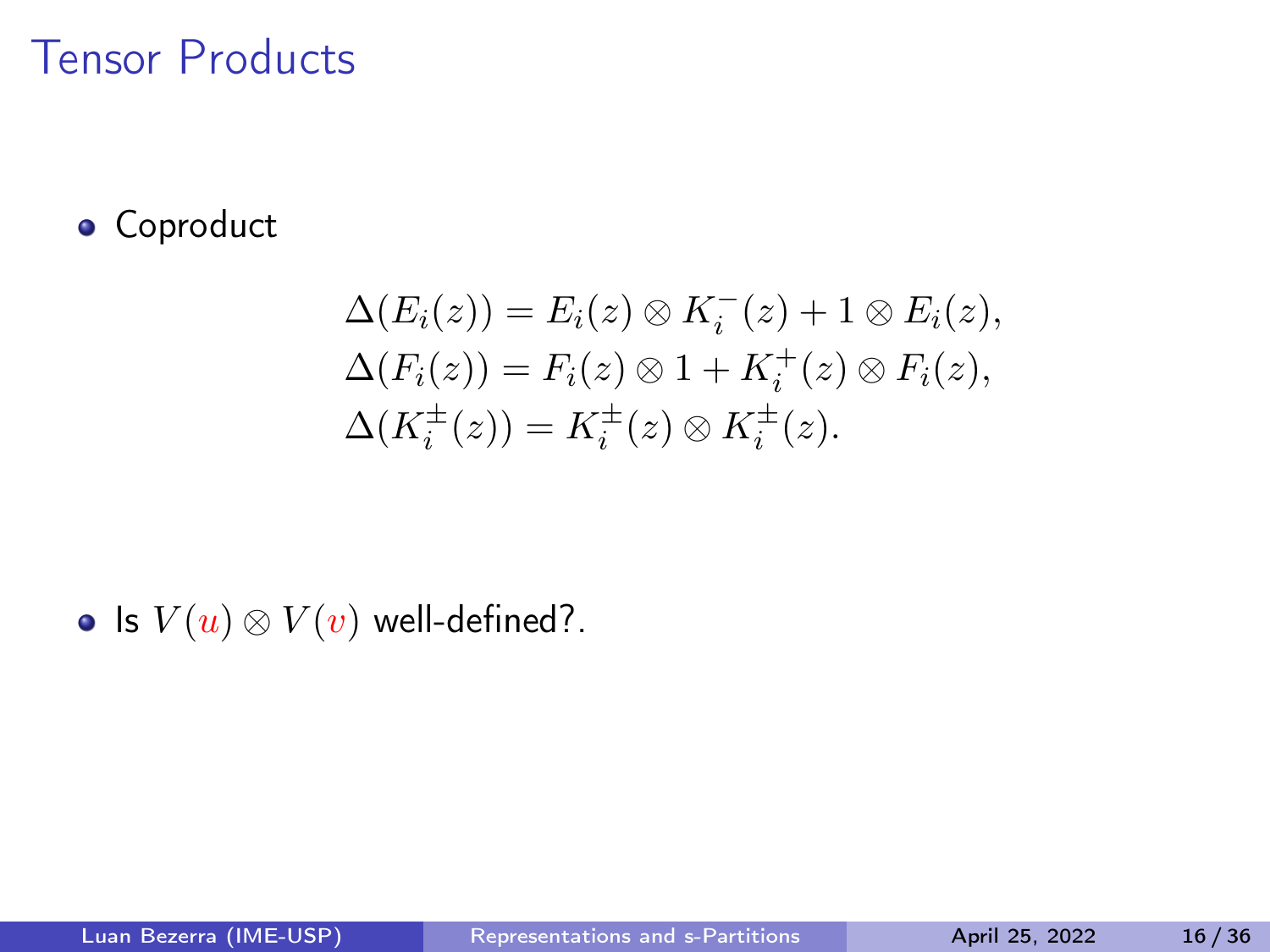# Tensor Products

- Coproduct

$$
\begin{aligned}
\Delta(E_i(z)) &= E_i(z) \otimes K_i^-(z) + 1 \otimes E_i(z), \\
\Delta(F_i(z)) &= F_i(z) \otimes 1 + K_i^+(z) \otimes F_i(z), \\
\Delta(K_i^\pm(z)) &= K_i^\pm(z) \otimes K_i^\pm(z).
\end{aligned}
$$

- Is $V(u) \otimes V(v)$ well-defined?.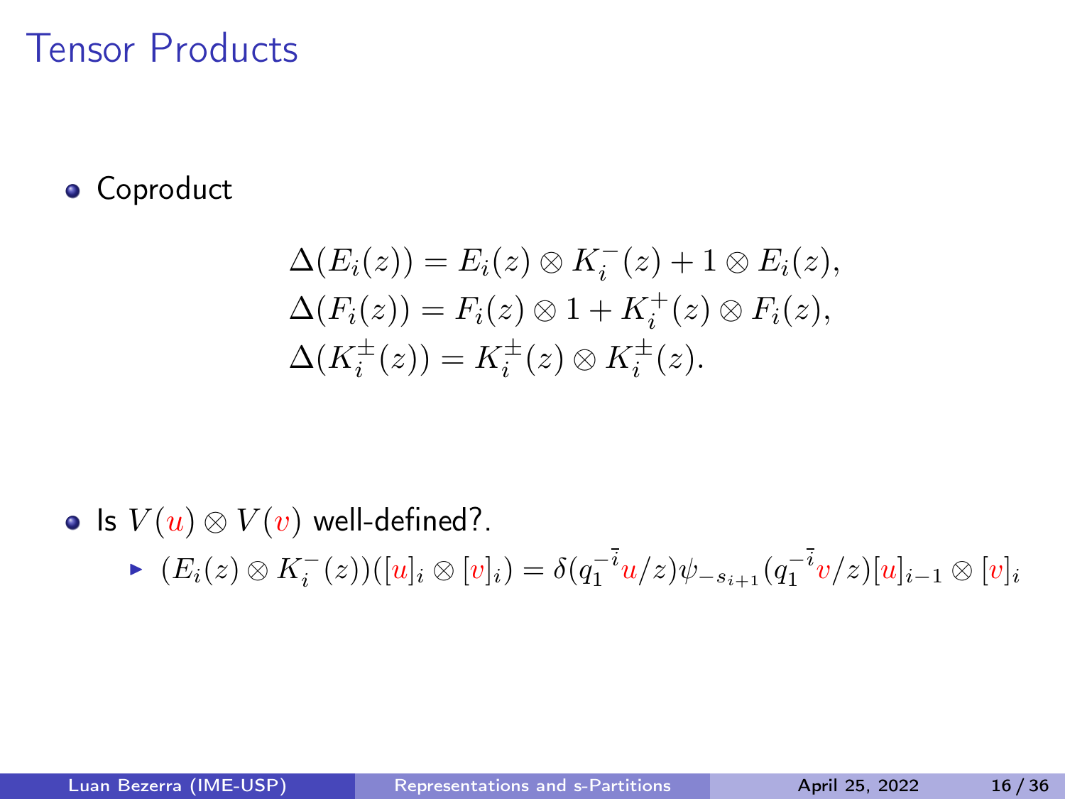# Tensor Products

- Coproduct

$$
\begin{aligned}
\Delta(E_i(z)) &= E_i(z) \otimes K_i^-(z) + 1 \otimes E_i(z), \\
\Delta(F_i(z)) &= F_i(z) \otimes 1 + K_i^+(z) \otimes F_i(z), \\
\Delta(K_i^{\pm}(z)) &= K_i^{\pm}(z) \otimes K_i^{\pm}(z).
\end{aligned}
$$

- Is $V(u) \otimes V(v)$ well-defined?.
  - $(E_i(z) \otimes K_i^-(z))([u]_i \otimes [v]_i) = \delta(q_1^{-\bar{i}} u/z) \psi_{-s_{i+1}}(q_1^{-\bar{i}} v/z)[u]_{i-1} \otimes [v]_i$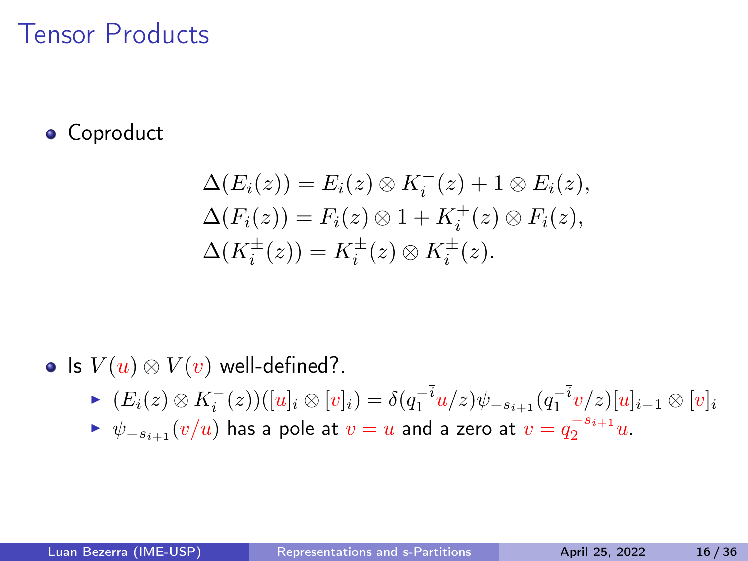# Tensor Products

- Coproduct

$$
\begin{aligned}
\Delta(E_i(z)) &= E_i(z) \otimes K_i^-(z) + 1 \otimes E_i(z), \\
\Delta(F_i(z)) &= F_i(z) \otimes 1 + K_i^+(z) \otimes F_i(z), \\
\Delta(K_i^\pm(z)) &= K_i^\pm(z) \otimes K_i^\pm(z).
\end{aligned}
$$

- Is $V(u) \otimes V(v)$ well-defined?.
  - $(E_i(z) \otimes K_i^-(z))([u]_i \otimes [v]_i) = \delta(q_1^{-\bar{i}} u/z)\psi_{-s_{i+1}}(q_1^{-\bar{i}} v/z)[u]_{i-1} \otimes [v]_i$
  - $\psi_{-s_{i+1}}(v/u)$ has a pole at $v = u$ and a zero at $v = q_2^{-s_{i+1}} u$.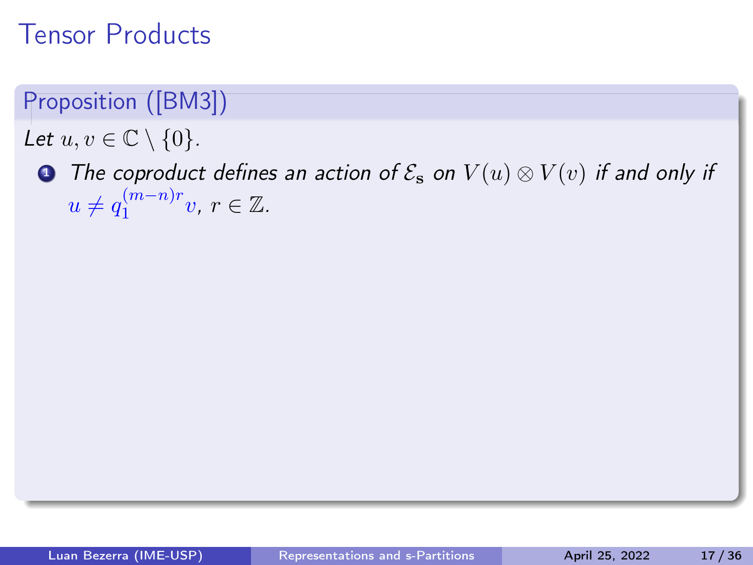# Tensor Products

**Proposition ([BM3])**

*Let $u, v \in \mathbb{C} \setminus \{0\}$.*

1. *The coproduct defines an action of $\mathcal{E}_{\mathbf{s}}$ on $V(u) \otimes V(v)$ if and only if $u \neq q_1^{(m-n)r} v$, $r \in \mathbb{Z}$.*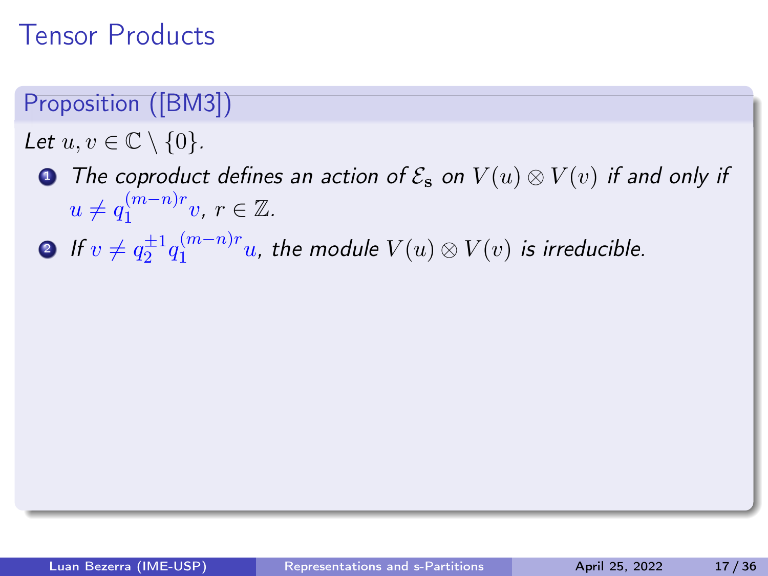# Tensor Products

**Proposition ([BM3])**

*Let $u, v \in \mathbb{C} \setminus \{0\}$.*

1. *The coproduct defines an action of $\mathcal{E}_{\mathbf{s}}$ on $V(u) \otimes V(v)$ if and only if $u \neq q_1^{(m-n)r} v$, $r \in \mathbb{Z}$.*
2. *If $v \neq q_2^{\pm 1} q_1^{(m-n)r} u$, the module $V(u) \otimes V(v)$ is irreducible.*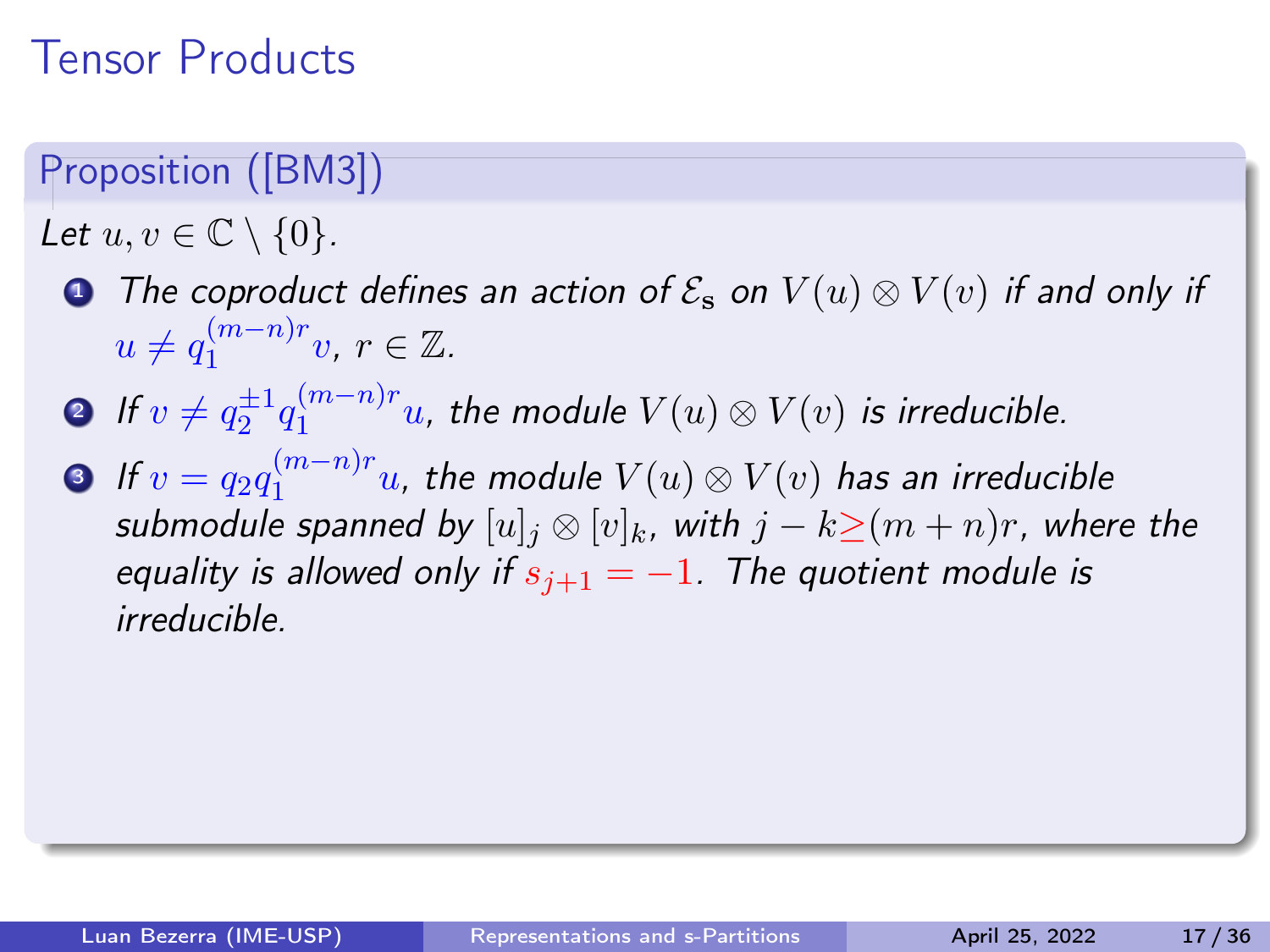# Tensor Products

## Proposition ([BM3])

*Let* $u, v \in \mathbb{C} \setminus \{0\}$.

1. *The coproduct defines an action of* $\mathcal{E}_\mathbf{s}$ *on* $V(u) \otimes V(v)$ *if and only if* $u \neq q_1^{(m-n)r} v$, $r \in \mathbb{Z}$.
2. *If* $v \neq q_2^{\pm 1} q_1^{(m-n)r} u$, *the module* $V(u) \otimes V(v)$ *is irreducible.*
3. *If* $v = q_2 q_1^{(m-n)r} u$, *the module* $V(u) \otimes V(v)$ *has an irreducible submodule spanned by* $[u]_j \otimes [v]_k$, *with* $j - k \geq (m+n)r$, *where the equality is allowed only if* $s_{j+1} = -1$. *The quotient module is irreducible.*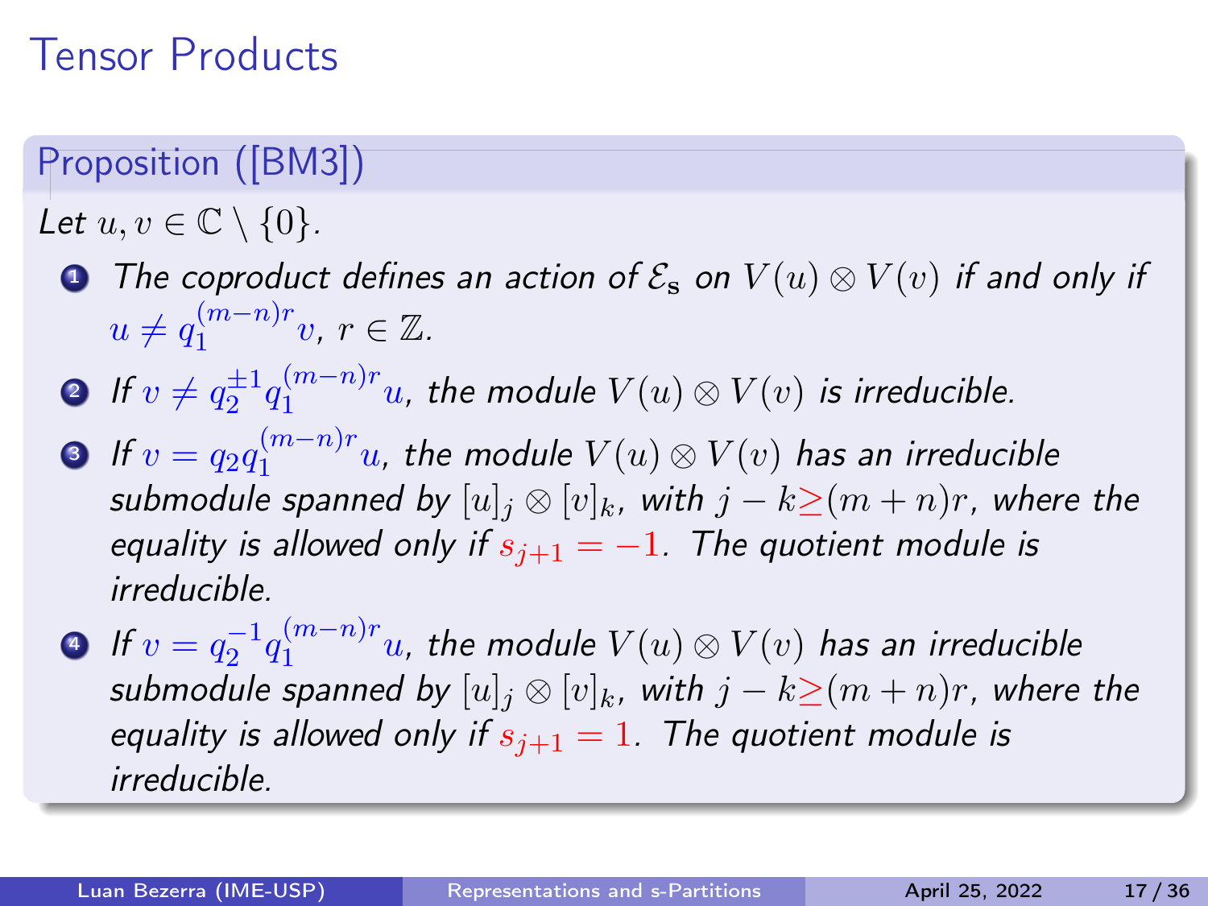# Tensor Products

**Proposition ([BM3])**

*Let $u, v \in \mathbb{C} \setminus \{0\}$.*

1. *The coproduct defines an action of $\mathcal{E}_\mathbf{s}$ on $V(u) \otimes V(v)$ if and only if $u \neq q_1^{(m-n)r} v$, $r \in \mathbb{Z}$.*
2. *If $v \neq q_2^{\pm 1} q_1^{(m-n)r} u$, the module $V(u) \otimes V(v)$ is irreducible.*
3. *If $v = q_2 q_1^{(m-n)r} u$, the module $V(u) \otimes V(v)$ has an irreducible submodule spanned by $[u]_j \otimes [v]_k$, with $j - k \geq (m+n)r$, where the equality is allowed only if $s_{j+1} = -1$. The quotient module is irreducible.*
4. *If $v = q_2^{-1} q_1^{(m-n)r} u$, the module $V(u) \otimes V(v)$ has an irreducible submodule spanned by $[u]_j \otimes [v]_k$, with $j - k \geq (m+n)r$, where the equality is allowed only if $s_{j+1} = 1$. The quotient module is irreducible.*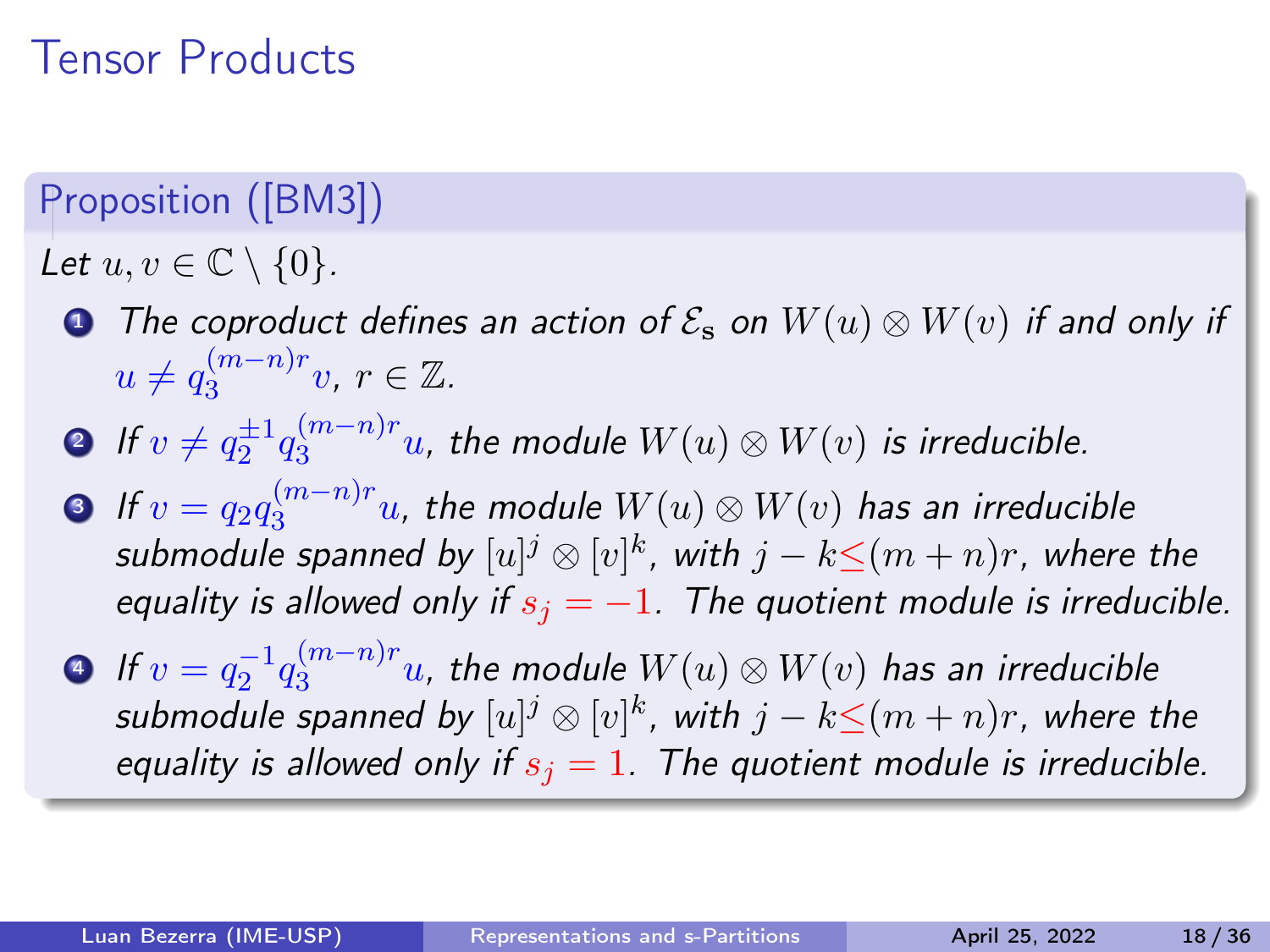# Tensor Products

**Proposition ([BM3])**

*Let $u, v \in \mathbb{C} \setminus \{0\}$.*

1. *The coproduct defines an action of $\mathcal{E}_{\mathbf{s}}$ on $W(u) \otimes W(v)$ if and only if $u \neq q_3^{(m-n)r} v$, $r \in \mathbb{Z}$.*
2. *If $v \neq q_2^{\pm 1} q_3^{(m-n)r} u$, the module $W(u) \otimes W(v)$ is irreducible.*
3. *If $v = q_2 q_3^{(m-n)r} u$, the module $W(u) \otimes W(v)$ has an irreducible submodule spanned by $[u]^j \otimes [v]^k$, with $j - k \leq (m+n)r$, where the equality is allowed only if $s_j = -1$. The quotient module is irreducible.*
4. *If $v = q_2^{-1} q_3^{(m-n)r} u$, the module $W(u) \otimes W(v)$ has an irreducible submodule spanned by $[u]^j \otimes [v]^k$, with $j - k \leq (m+n)r$, where the equality is allowed only if $s_j = 1$. The quotient module is irreducible.*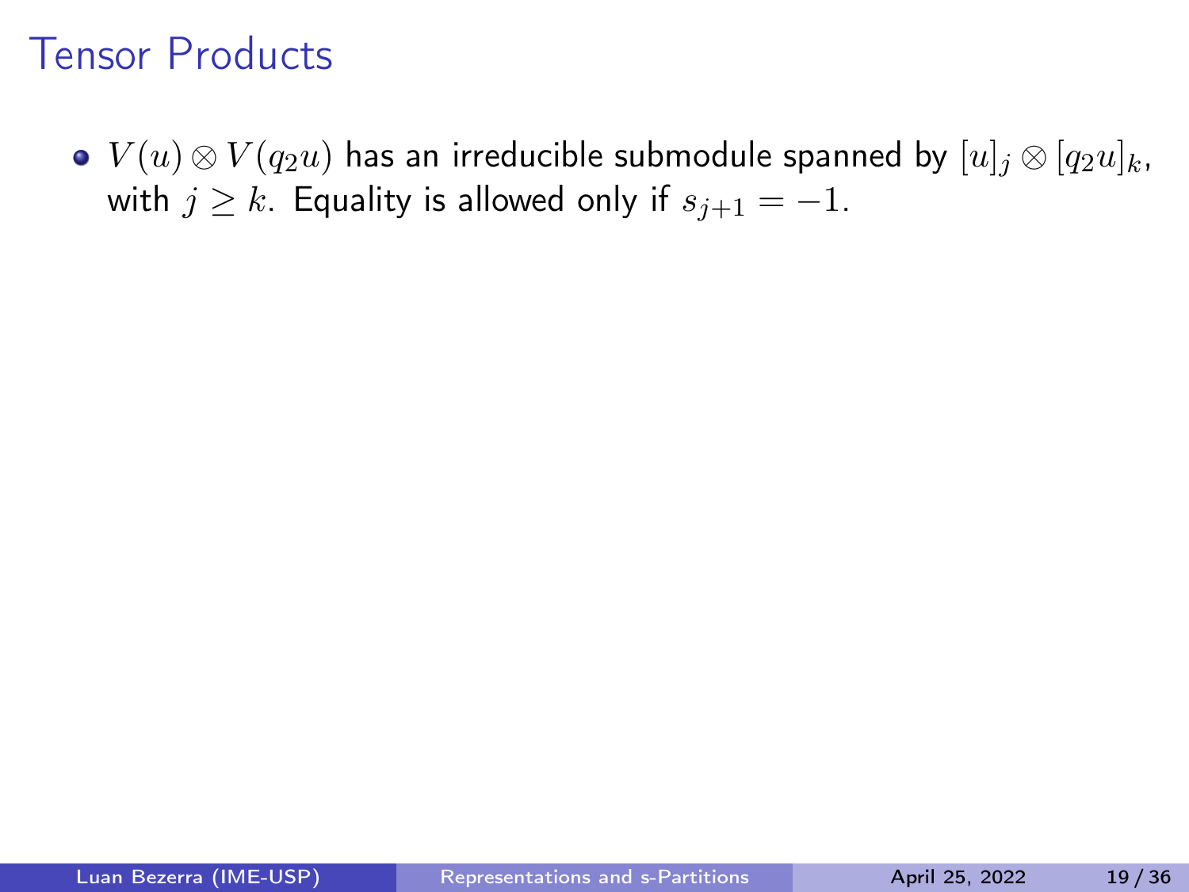# Tensor Products

- $V(u) \otimes V(q_2 u)$ has an irreducible submodule spanned by $[u]_j \otimes [q_2 u]_k$, with $j \geq k$. Equality is allowed only if $s_{j+1} = -1$.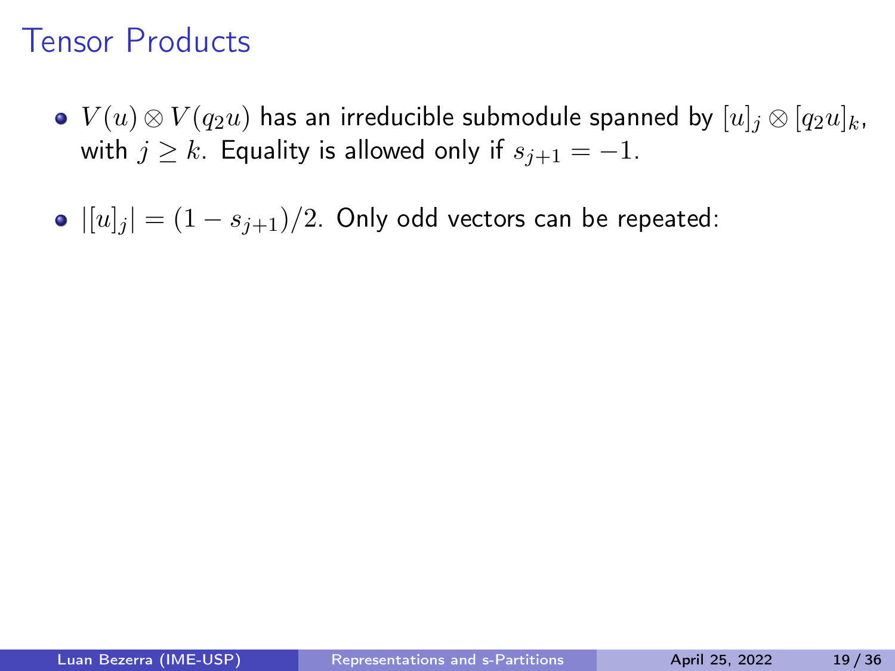# Tensor Products

- $V(u) \otimes V(q_2 u)$ has an irreducible submodule spanned by $[u]_j \otimes [q_2 u]_k$, with $j \geq k$. Equality is allowed only if $s_{j+1} = -1$.

- $|[u]_j| = (1 - s_{j+1})/2$. Only odd vectors can be repeated: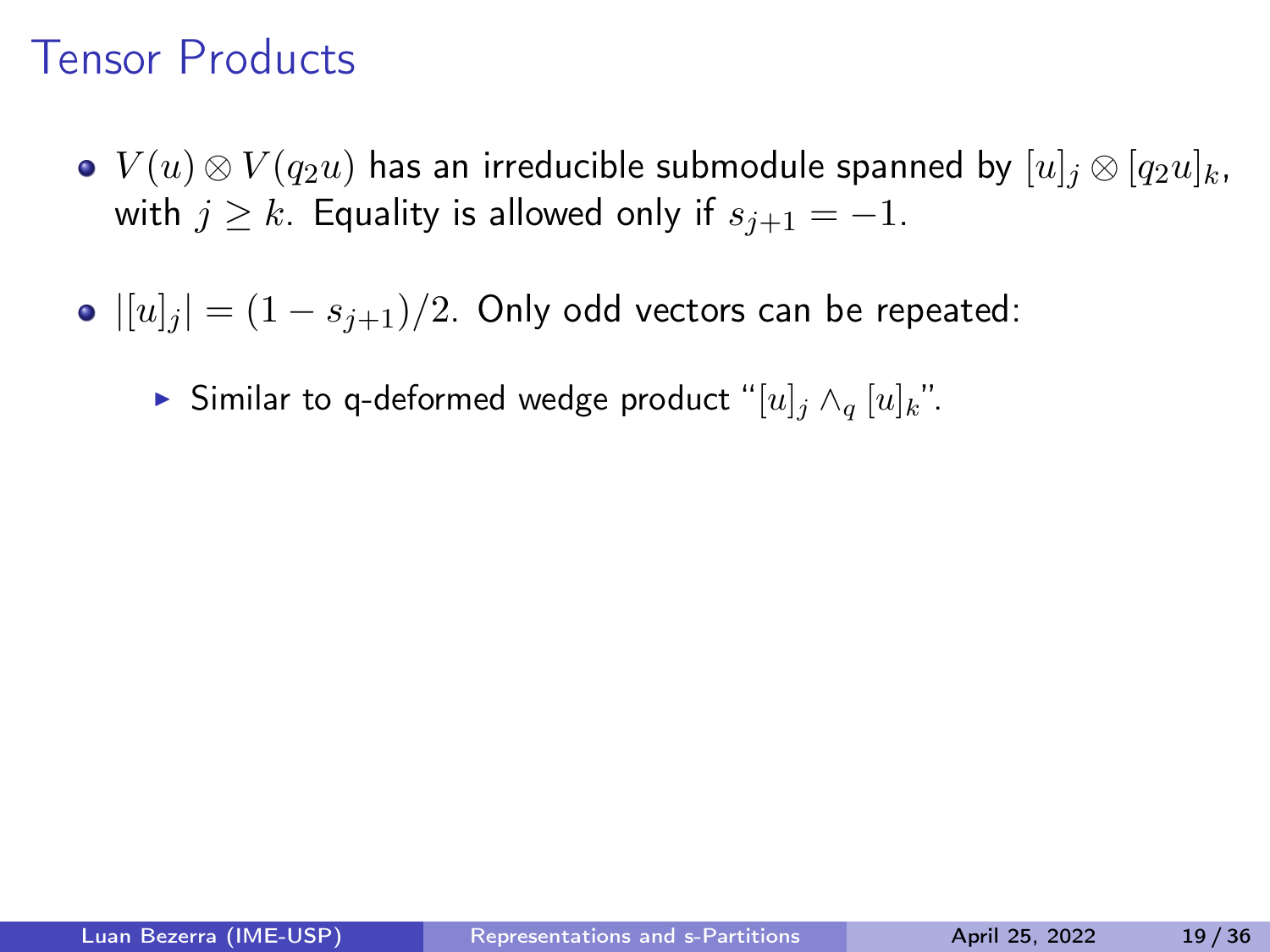# Tensor Products

- $V(u) \otimes V(q_2 u)$ has an irreducible submodule spanned by $[u]_j \otimes [q_2 u]_k$, with $j \geq k$. Equality is allowed only if $s_{j+1} = -1$.

- $|[u]_j| = (1 - s_{j+1})/2$. Only odd vectors can be repeated:
  - Similar to q-deformed wedge product "$[u]_j \wedge_q [u]_k$".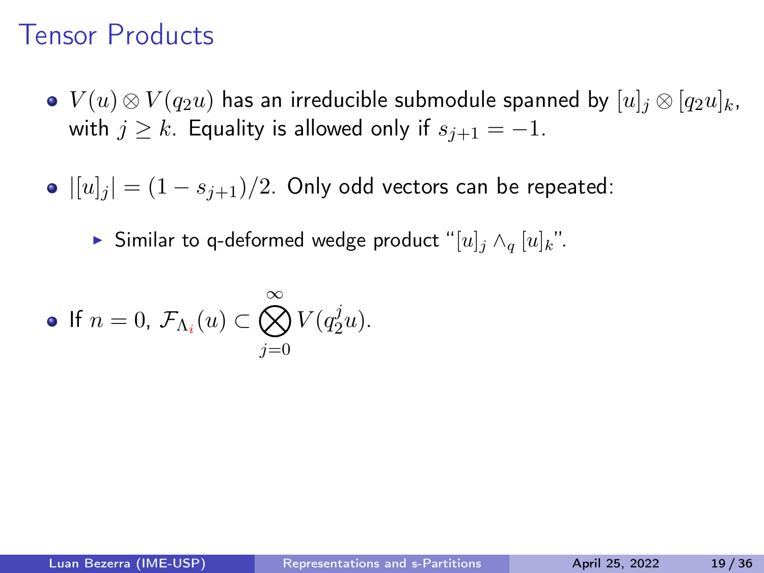# Tensor Products

- $V(u) \otimes V(q_2 u)$ has an irreducible submodule spanned by $[u]_j \otimes [q_2 u]_k$, with $j \geq k$. Equality is allowed only if $s_{j+1} = -1$.

- $|[u]_j| = (1 - s_{j+1})/2$. Only odd vectors can be repeated:
  - Similar to q-deformed wedge product "$[u]_j \wedge_q [u]_k$".

- If $n = 0$, $\mathcal{F}_{\Lambda_i}(u) \subset \bigotimes_{j=0}^{\infty} V(q_2^j u)$.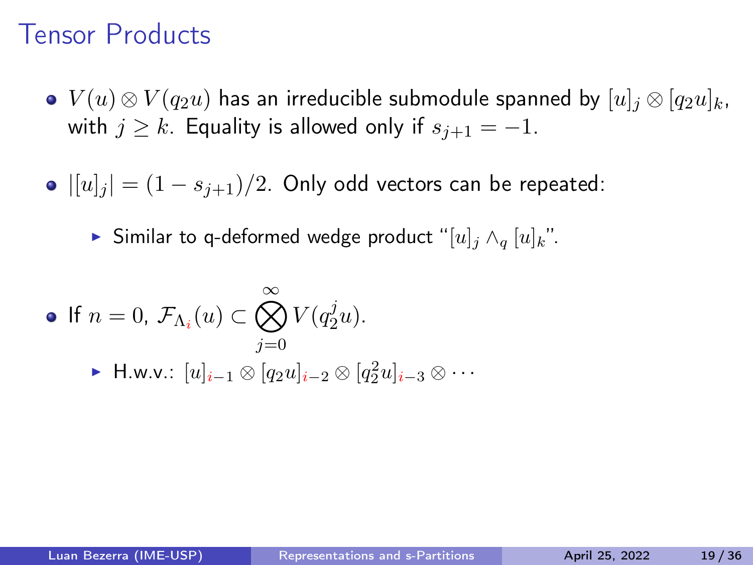# Tensor Products

- $V(u) \otimes V(q_2 u)$ has an irreducible submodule spanned by $[u]_j \otimes [q_2 u]_k$, with $j \geq k$. Equality is allowed only if $s_{j+1} = -1$.

- $|[u]_j| = (1 - s_{j+1})/2$. Only odd vectors can be repeated:
  - Similar to q-deformed wedge product "$[u]_j \wedge_q [u]_k$".

- If $n = 0$, $\mathcal{F}_{\Lambda_i}(u) \subset \bigotimes_{j=0}^{\infty} V(q_2^j u)$.
  - H.w.v.: $[u]_{i-1} \otimes [q_2 u]_{i-2} \otimes [q_2^2 u]_{i-3} \otimes \cdots$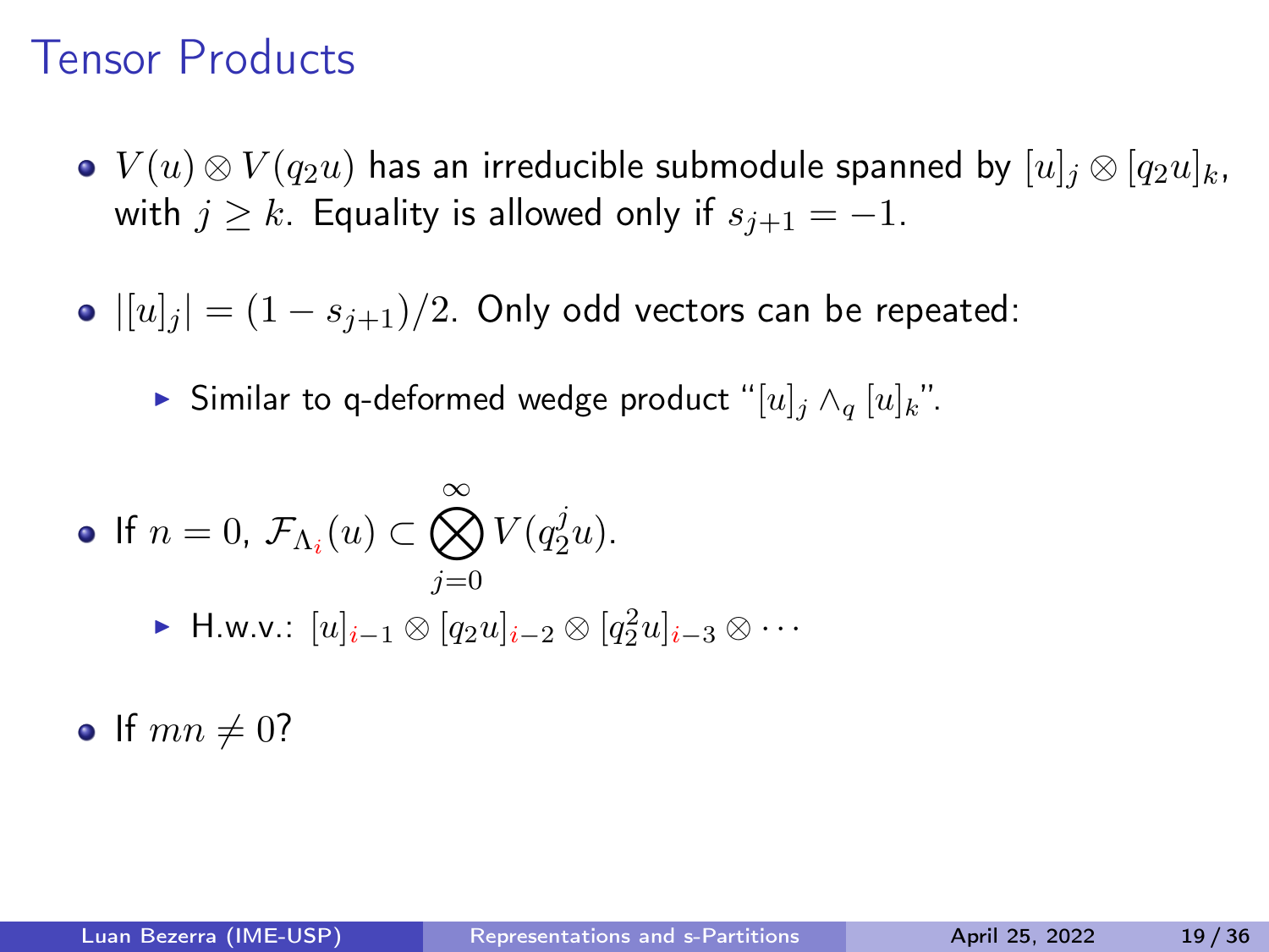# Tensor Products

- $V(u) \otimes V(q_2 u)$ has an irreducible submodule spanned by $[u]_j \otimes [q_2 u]_k$, with $j \geq k$. Equality is allowed only if $s_{j+1} = -1$.

- $|[u]_j| = (1 - s_{j+1})/2$. Only odd vectors can be repeated:
  - Similar to q-deformed wedge product "$[u]_j \wedge_q [u]_k$".

- If $n = 0$, $\mathcal{F}_{\Lambda_i}(u) \subset \bigotimes_{j=0}^{\infty} V(q_2^j u)$.
  - H.w.v.: $[u]_{i-1} \otimes [q_2 u]_{i-2} \otimes [q_2^2 u]_{i-3} \otimes \cdots$

- If $mn \neq 0$?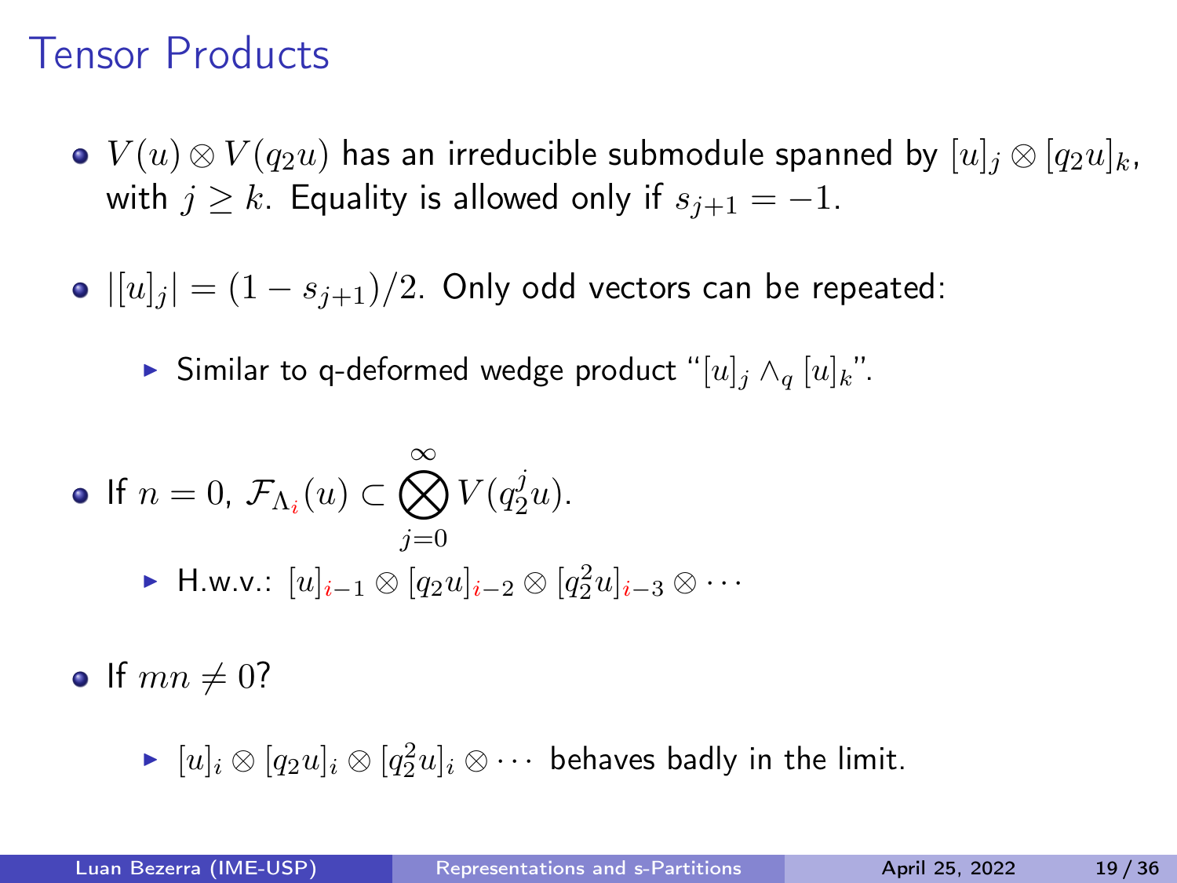# Tensor Products

- $V(u) \otimes V(q_2 u)$ has an irreducible submodule spanned by $[u]_j \otimes [q_2 u]_k$, with $j \geq k$. Equality is allowed only if $s_{j+1} = -1$.

- $|[u]_j| = (1 - s_{j+1})/2$. Only odd vectors can be repeated:
  - Similar to q-deformed wedge product "$[u]_j \wedge_q [u]_k$".

- If $n = 0$, $\mathcal{F}_{\Lambda_i}(u) \subset \bigotimes_{j=0}^{\infty} V(q_2^j u)$.
  - H.w.v.: $[u]_{i-1} \otimes [q_2 u]_{i-2} \otimes [q_2^2 u]_{i-3} \otimes \cdots$

- If $mn \neq 0$?
  - $[u]_i \otimes [q_2 u]_i \otimes [q_2^2 u]_i \otimes \cdots$ behaves badly in the limit.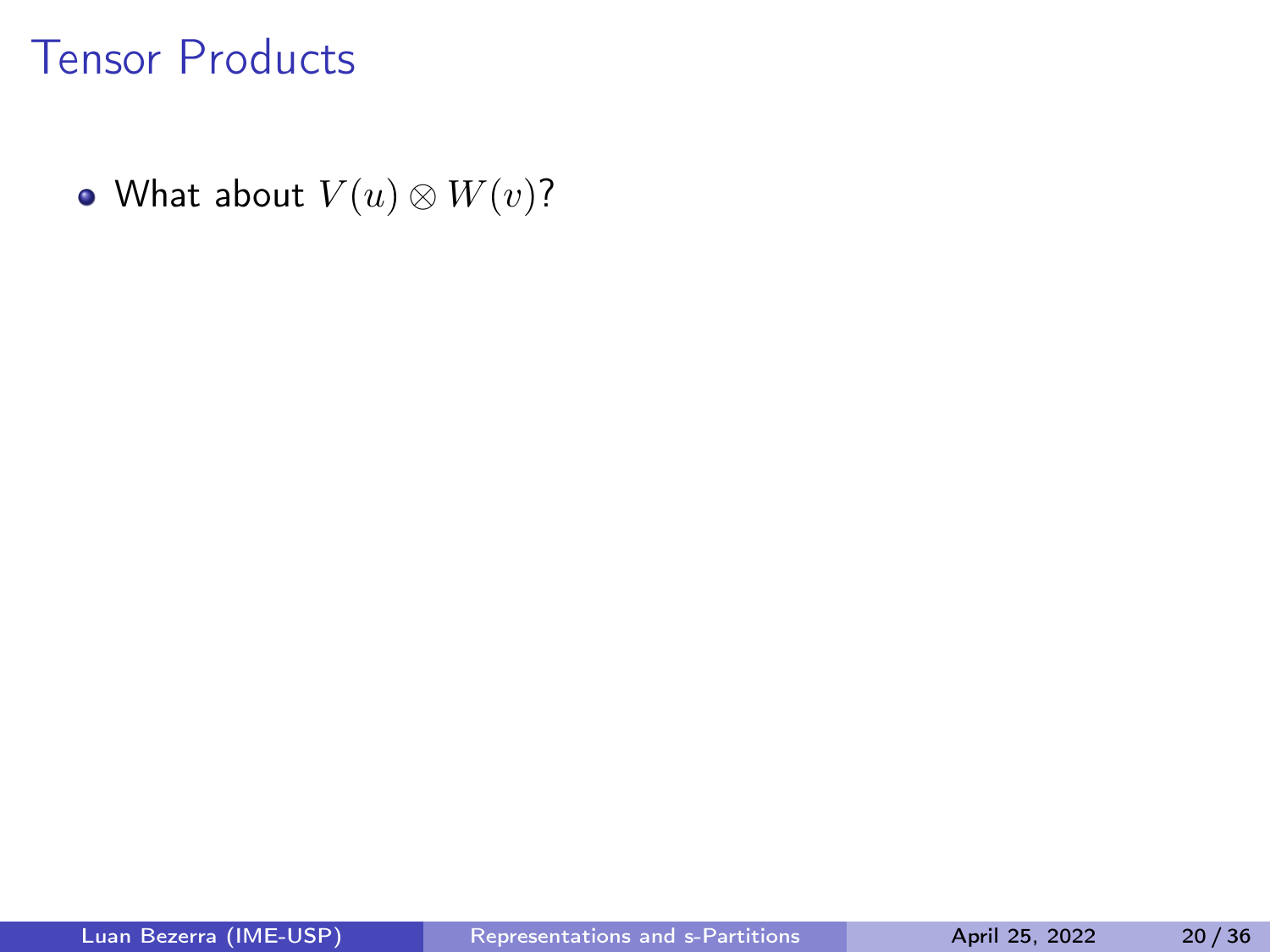# Tensor Products

- What about $V(u) \otimes W(v)$?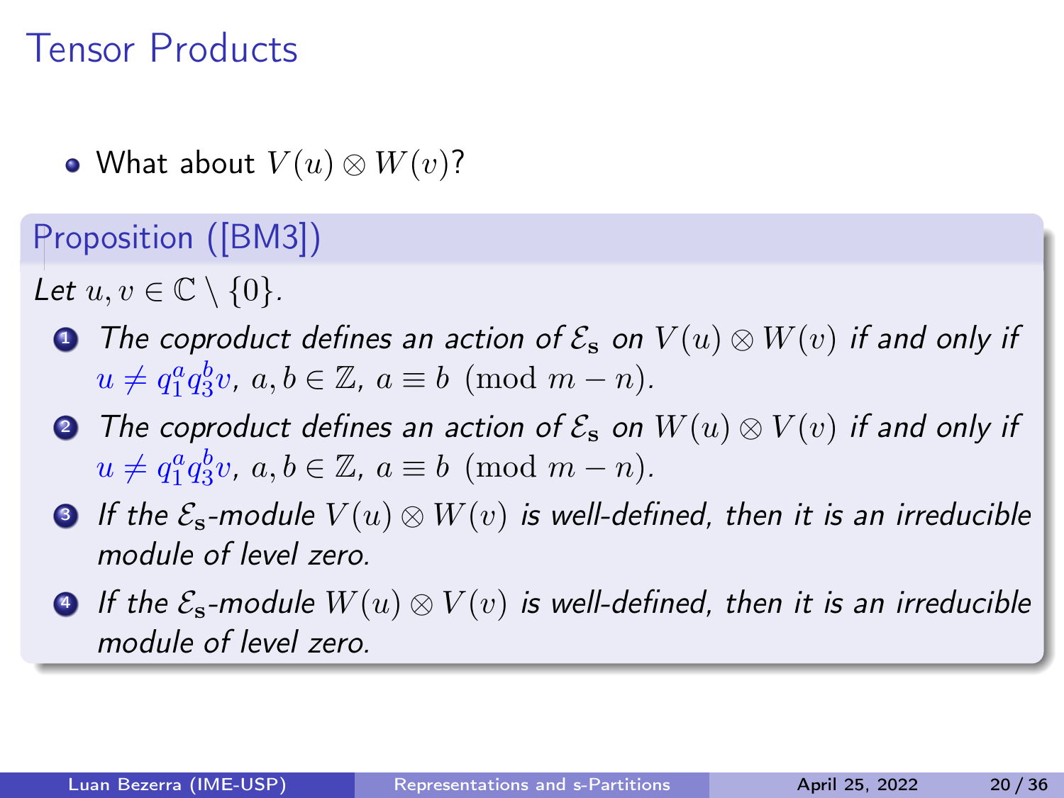# Tensor Products

- What about $V(u) \otimes W(v)$?

## Proposition ([BM3])

*Let $u, v \in \mathbb{C} \setminus \{0\}$.*

1. *The coproduct defines an action of $\mathcal{E}_{\mathbf{s}}$ on $V(u) \otimes W(v)$ if and only if $u \neq q_1^a q_3^b v$, $a, b \in \mathbb{Z}$, $a \equiv b \pmod{m-n}$.*
2. *The coproduct defines an action of $\mathcal{E}_{\mathbf{s}}$ on $W(u) \otimes V(v)$ if and only if $u \neq q_1^a q_3^b v$, $a, b \in \mathbb{Z}$, $a \equiv b \pmod{m-n}$.*
3. *If the $\mathcal{E}_{\mathbf{s}}$-module $V(u) \otimes W(v)$ is well-defined, then it is an irreducible module of level zero.*
4. *If the $\mathcal{E}_{\mathbf{s}}$-module $W(u) \otimes V(v)$ is well-defined, then it is an irreducible module of level zero.*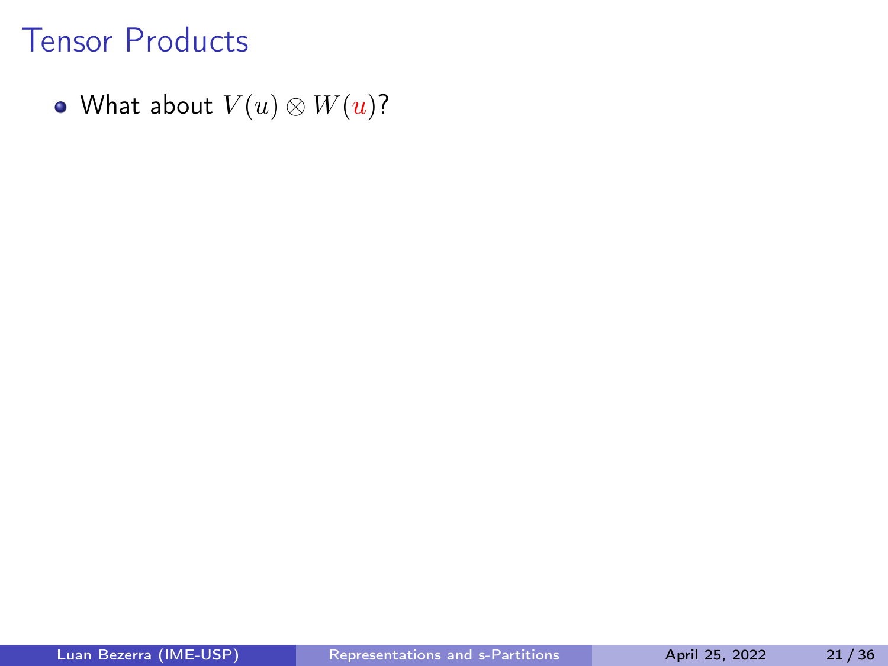# Tensor Products

- What about $V(u) \otimes W(u)$?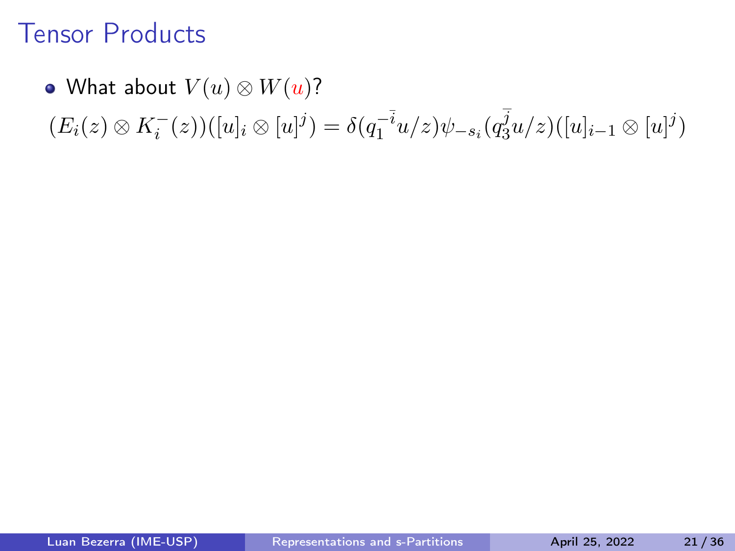# Tensor Products

- What about $V(u) \otimes W(u)$?

$$(E_i(z) \otimes K_i^-(z))([u]_i \otimes [u]^j) = \delta(q_1^{-\bar{i}} u/z) \psi_{-s_i}(q_3^{\bar{j}} u/z)([u]_{i-1} \otimes [u]^j)$$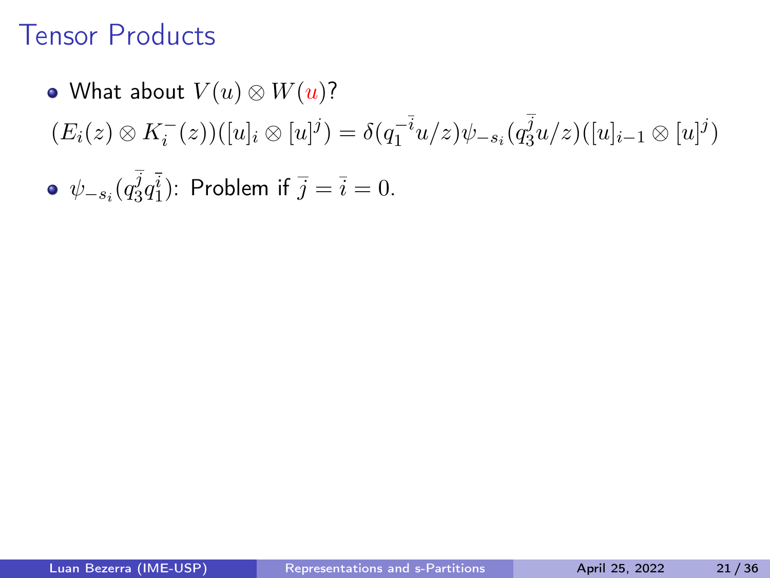# Tensor Products

- What about $V(u) \otimes W(u)$?

$$(E_i(z) \otimes K_i^-(z))([u]_i \otimes [u]^j) = \delta(q_1^{-\overline{i}} u/z)\psi_{-s_i}(q_3^{\overline{j}} u/z)([u]_{i-1} \otimes [u]^j)$$

- $\psi_{-s_i}(q_3^{\overline{j}} q_1^{\overline{i}})$: Problem if $\overline{j} = \overline{i} = 0$.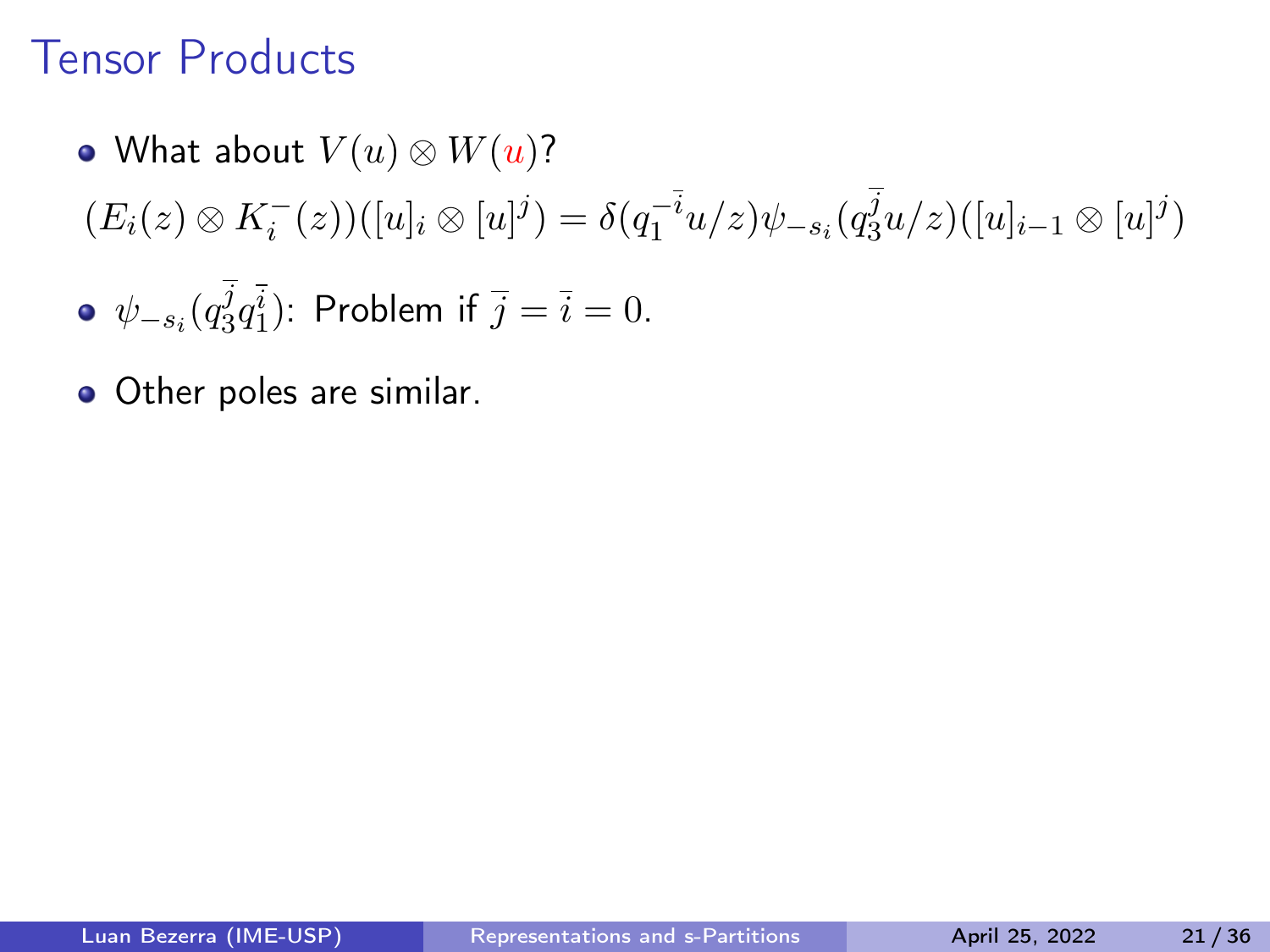# Tensor Products

- What about $V(u) \otimes W(\color{red}{u})$?

$$(E_i(z) \otimes K_i^-(z))([u]_i \otimes [u]^j) = \delta(q_1^{-\bar{i}} u/z)\psi_{-s_i}(q_3^{\bar{j}} u/z)([u]_{i-1} \otimes [u]^j)$$

- $\psi_{-s_i}(q_3^{\bar{j}} q_1^{\bar{i}})$: Problem if $\bar{j} = \bar{i} = 0$.
- Other poles are similar.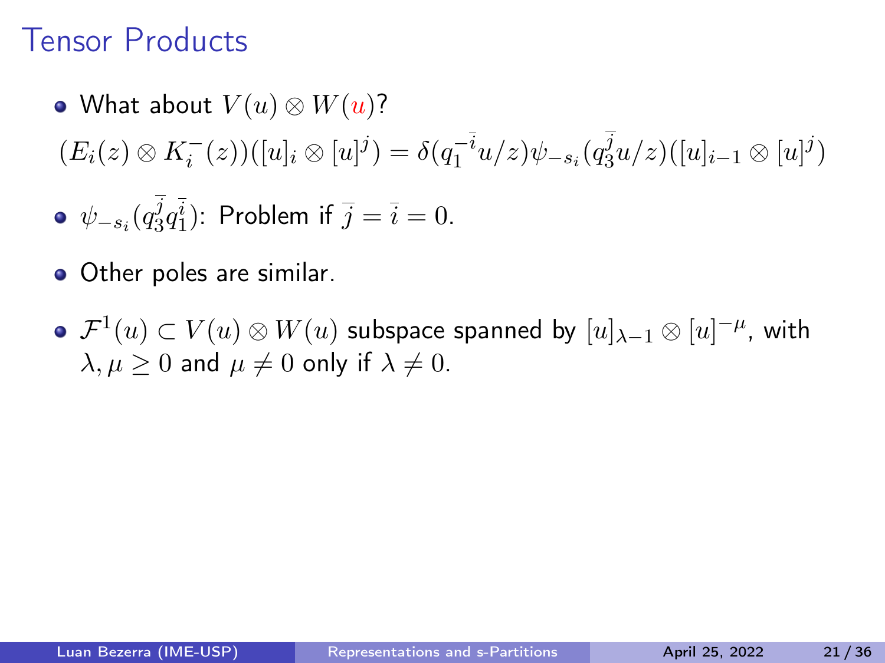# Tensor Products

- What about $V(u) \otimes W(\color{red}{u})$?

$$(E_i(z) \otimes K_i^-(z))([u]_i \otimes [u]^j) = \delta(q_1^{-\bar{i}} u/z)\psi_{-s_i}(q_3^{\bar{j}} u/z)([u]_{i-1} \otimes [u]^j)$$

- $\psi_{-s_i}(q_3^{\bar{j}} q_1^{\bar{i}})$: Problem if $\bar{j} = \bar{i} = 0$.

- Other poles are similar.

- $\mathcal{F}^1(u) \subset V(u) \otimes W(u)$ subspace spanned by $[u]_{\lambda-1} \otimes [u]^{-\mu}$, with $\lambda, \mu \geq 0$ and $\mu \neq 0$ only if $\lambda \neq 0$.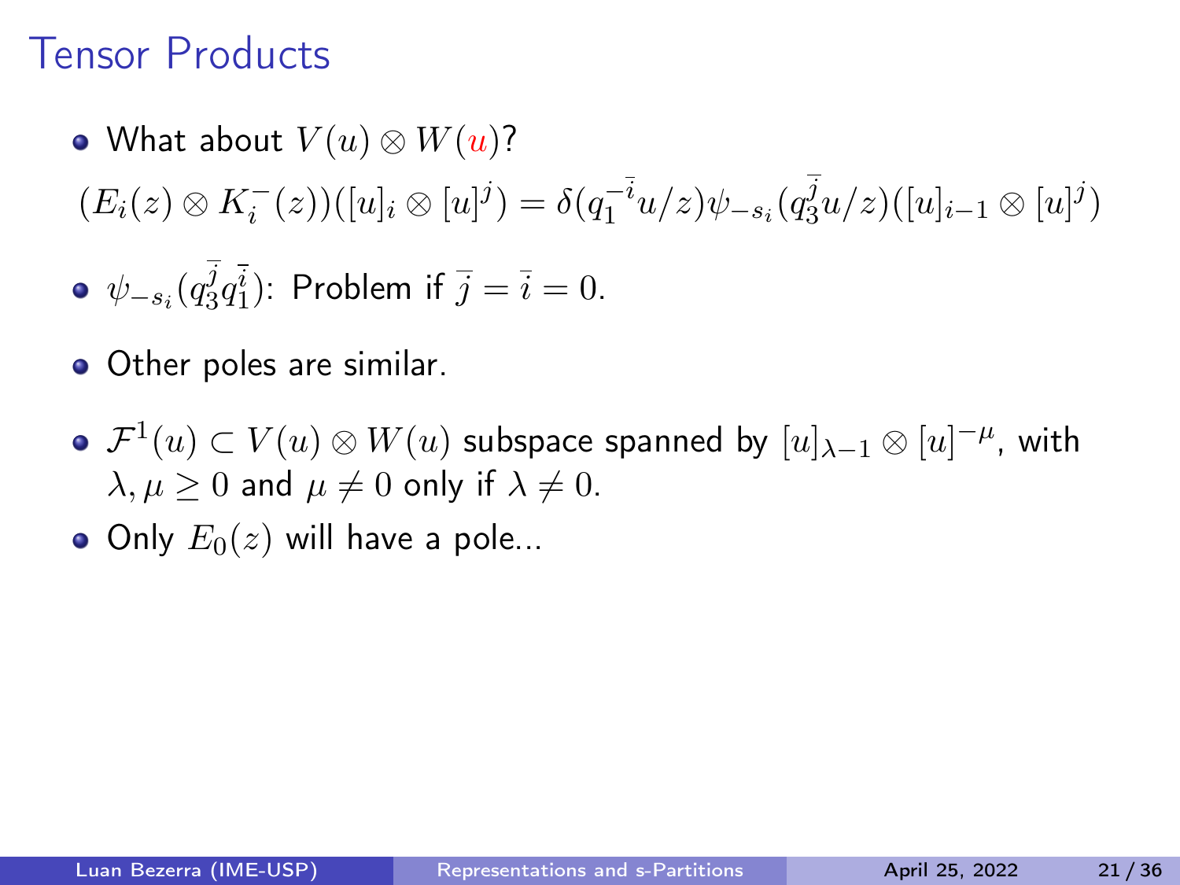# Tensor Products

- What about $V(u) \otimes W(\textcolor{red}{u})$?

$$(E_i(z) \otimes K_i^-(z))([u]_i \otimes [u]^j) = \delta(q_1^{-\bar{i}} u/z)\psi_{-s_i}(q_3^{\bar{j}} u/z)([u]_{i-1} \otimes [u]^j)$$

- $\psi_{-s_i}(q_3^{\bar{j}} q_1^{\bar{i}})$: Problem if $\bar{j} = \bar{i} = 0$.

- Other poles are similar.

- $\mathcal{F}^1(u) \subset V(u) \otimes W(u)$ subspace spanned by $[u]_{\lambda-1} \otimes [u]^{-\mu}$, with $\lambda, \mu \geq 0$ and $\mu \neq 0$ only if $\lambda \neq 0$.

- Only $E_0(z)$ will have a pole...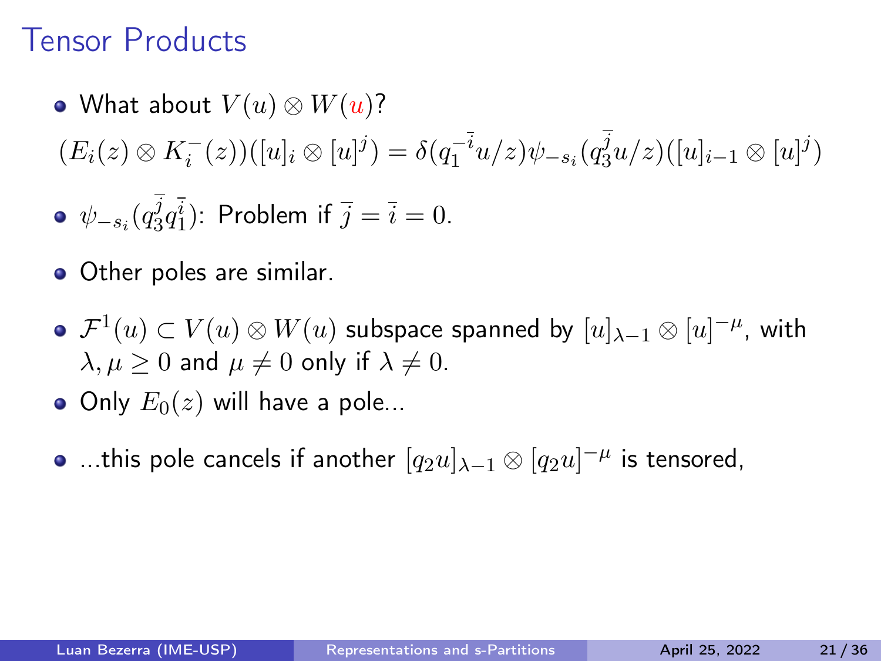# Tensor Products

- What about $V(u) \otimes W(\textcolor{red}{u})$?

$$(E_i(z) \otimes K_i^-(z))([u]_i \otimes [u]^j) = \delta(q_1^{-\bar{i}} u/z)\psi_{-s_i}(q_3^{\bar{j}} u/z)([u]_{i-1} \otimes [u]^j)$$

- $\psi_{-s_i}(q_3^{\bar{j}} q_1^{\bar{i}})$: Problem if $\bar{j} = \bar{i} = 0$.
- Other poles are similar.
- $\mathcal{F}^1(u) \subset V(u) \otimes W(u)$ subspace spanned by $[u]_{\lambda-1} \otimes [u]^{-\mu}$, with $\lambda, \mu \geq 0$ and $\mu \neq 0$ only if $\lambda \neq 0$.
- Only $E_0(z)$ will have a pole...
- ...this pole cancels if another $[q_2 u]_{\lambda-1} \otimes [q_2 u]^{-\mu}$ is tensored,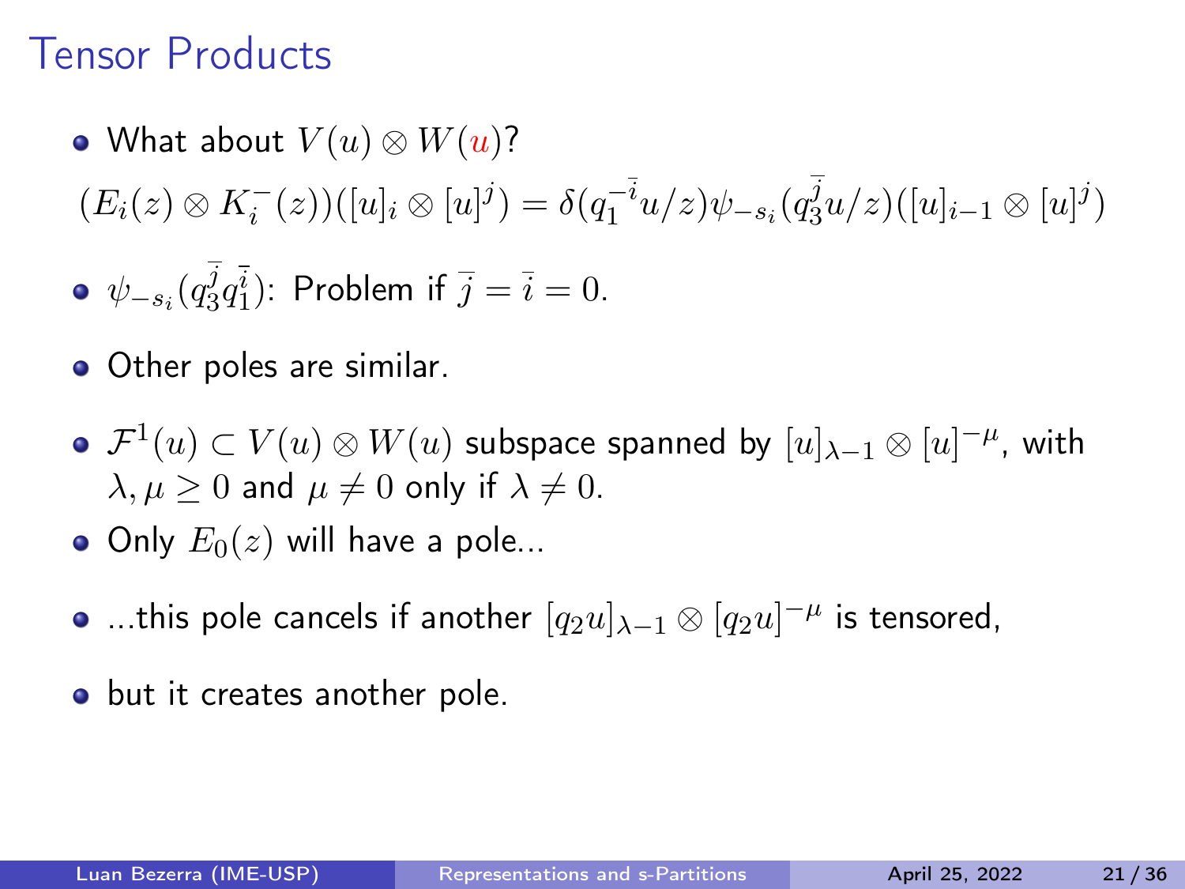# Tensor Products

- What about $V(u) \otimes W({\color{red}u})$?

$$(E_i(z) \otimes K_i^-(z))([u]_i \otimes [u]^j) = \delta(q_1^{-\bar{i}} u/z) \psi_{-s_i}(q_3^{\bar{j}} u/z)([u]_{i-1} \otimes [u]^j)$$

- $\psi_{-s_i}(q_3^{\bar{j}} q_1^{\bar{i}})$: Problem if $\bar{j} = \bar{i} = 0$.
- Other poles are similar.
- $\mathcal{F}^1(u) \subset V(u) \otimes W(u)$ subspace spanned by $[u]_{\lambda-1} \otimes [u]^{-\mu}$, with $\lambda, \mu \geq 0$ and $\mu \neq 0$ only if $\lambda \neq 0$.
- Only $E_0(z)$ will have a pole...
- ...this pole cancels if another $[q_2 u]_{\lambda-1} \otimes [q_2 u]^{-\mu}$ is tensored,
- but it creates another pole.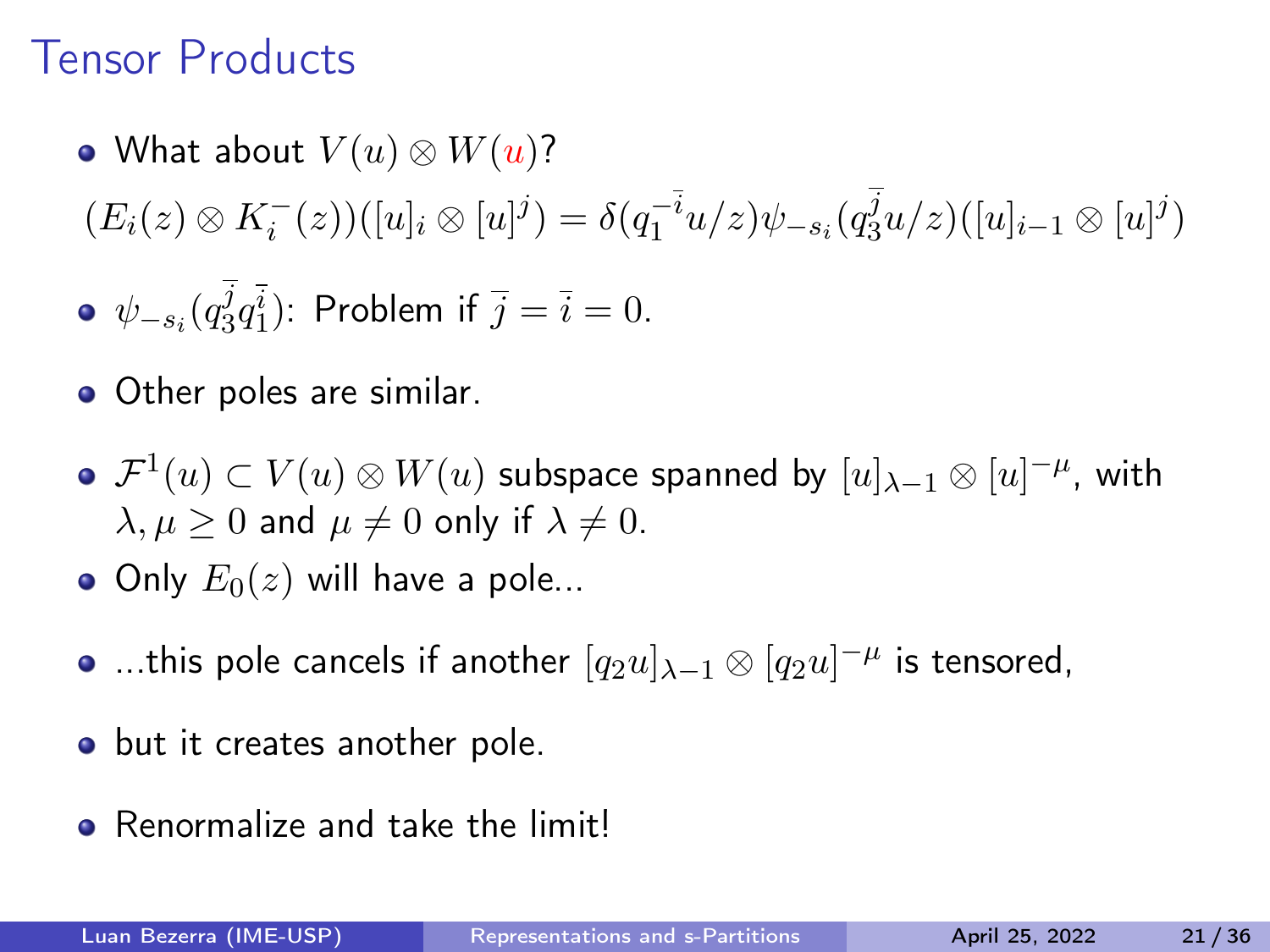# Tensor Products

- What about $V(u) \otimes W(\color{red}{u})$?

$$(E_i(z) \otimes K_i^-(z))([u]_i \otimes [u]^j) = \delta(q_1^{-\bar{i}} u/z)\psi_{-s_i}(q_3^{\bar{j}} u/z)([u]_{i-1} \otimes [u]^j)$$

- $\psi_{-s_i}(q_3^{\bar{j}} q_1^{\bar{i}})$: Problem if $\bar{j} = \bar{i} = 0$.
- Other poles are similar.
- $\mathcal{F}^1(u) \subset V(u) \otimes W(u)$ subspace spanned by $[u]_{\lambda-1} \otimes [u]^{-\mu}$, with $\lambda, \mu \geq 0$ and $\mu \neq 0$ only if $\lambda \neq 0$.
- Only $E_0(z)$ will have a pole...
- ...this pole cancels if another $[q_2 u]_{\lambda-1} \otimes [q_2 u]^{-\mu}$ is tensored,
- but it creates another pole.
- Renormalize and take the limit!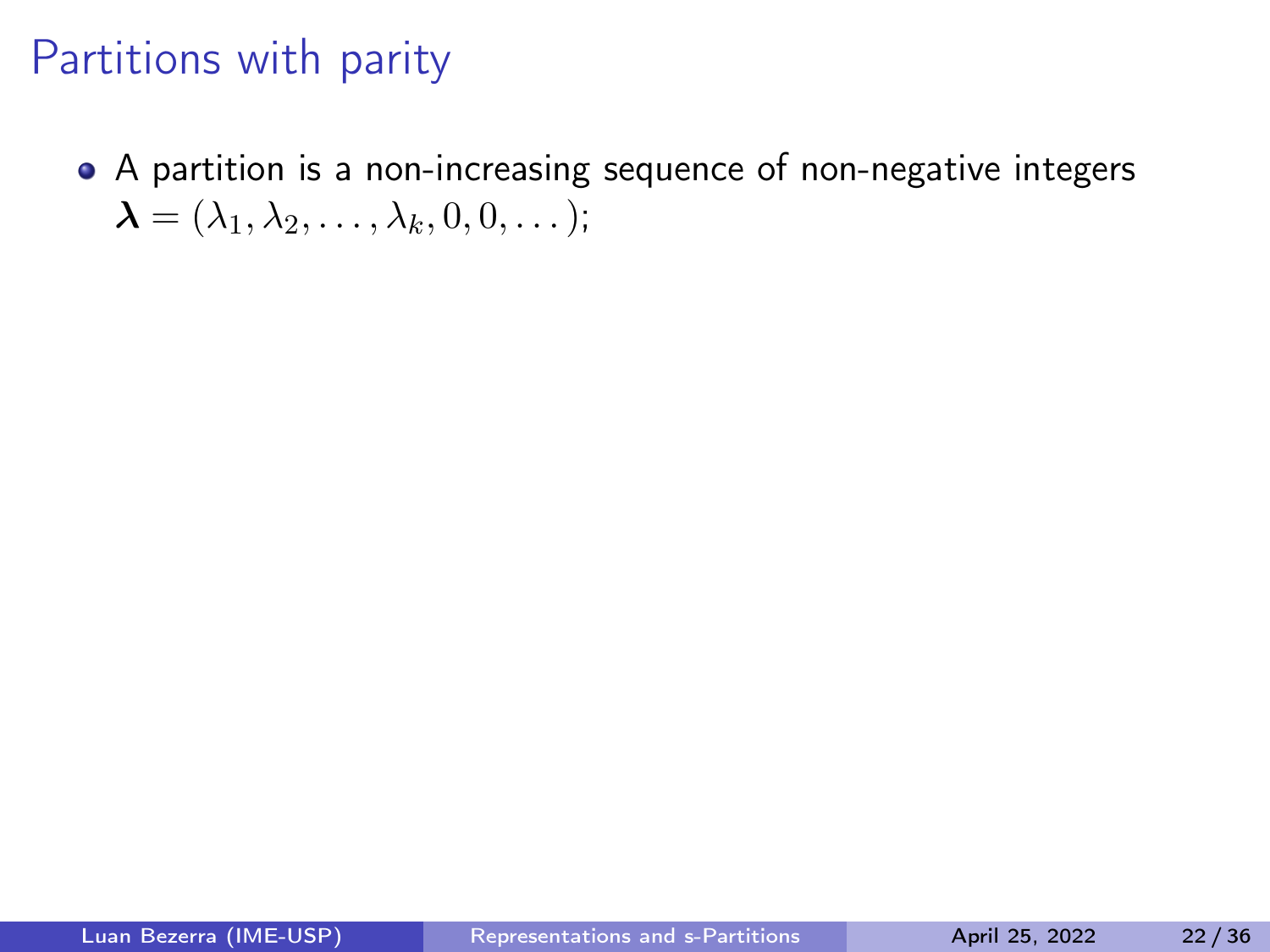# Partitions with parity

- A partition is a non-increasing sequence of non-negative integers $\boldsymbol{\lambda} = (\lambda_1, \lambda_2, \ldots, \lambda_k, 0, 0, \ldots)$;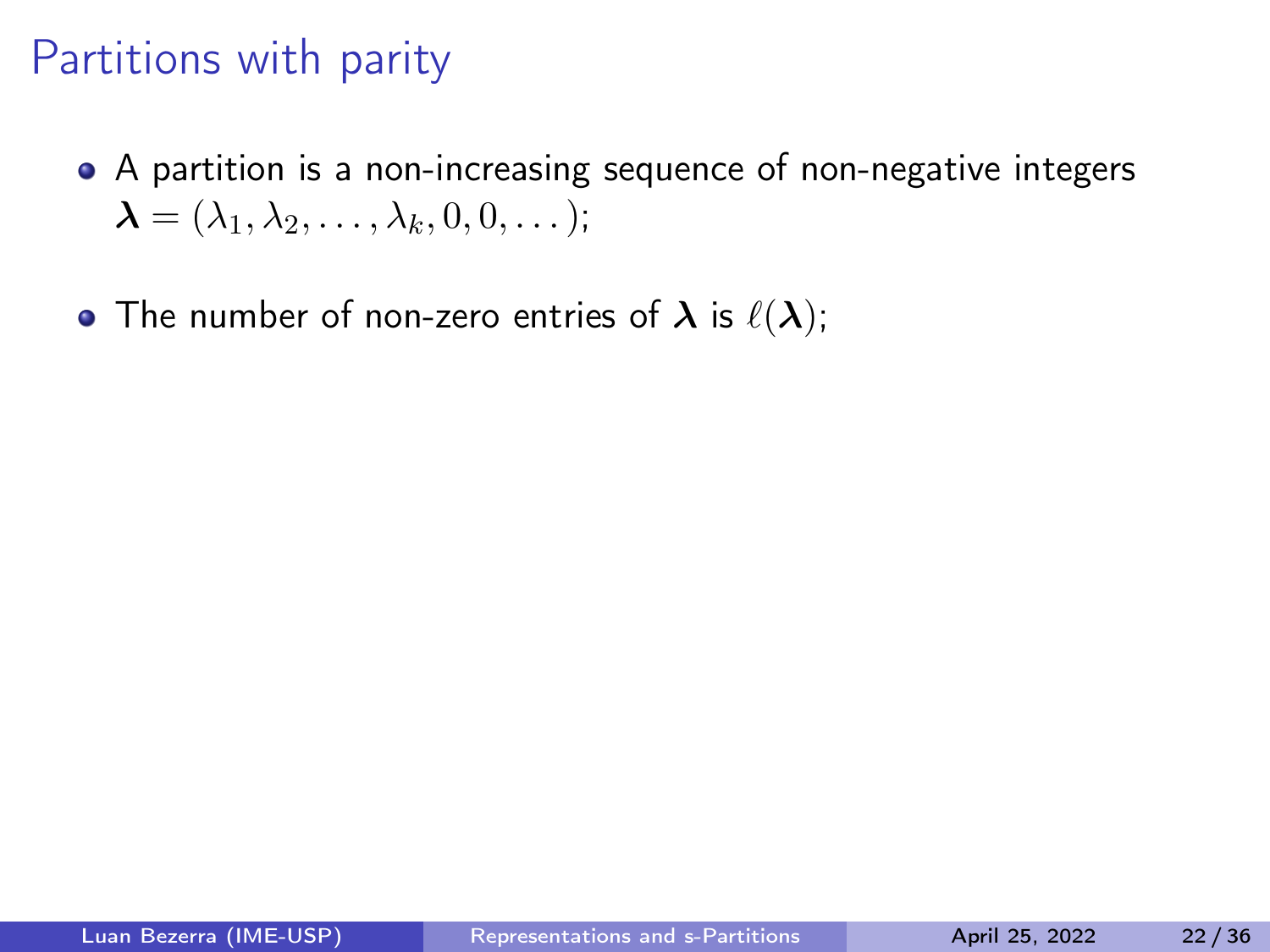# Partitions with parity

- A partition is a non-increasing sequence of non-negative integers $\boldsymbol{\lambda} = (\lambda_1, \lambda_2, \dots, \lambda_k, 0, 0, \dots)$;
- The number of non-zero entries of $\boldsymbol{\lambda}$ is $\ell(\boldsymbol{\lambda})$;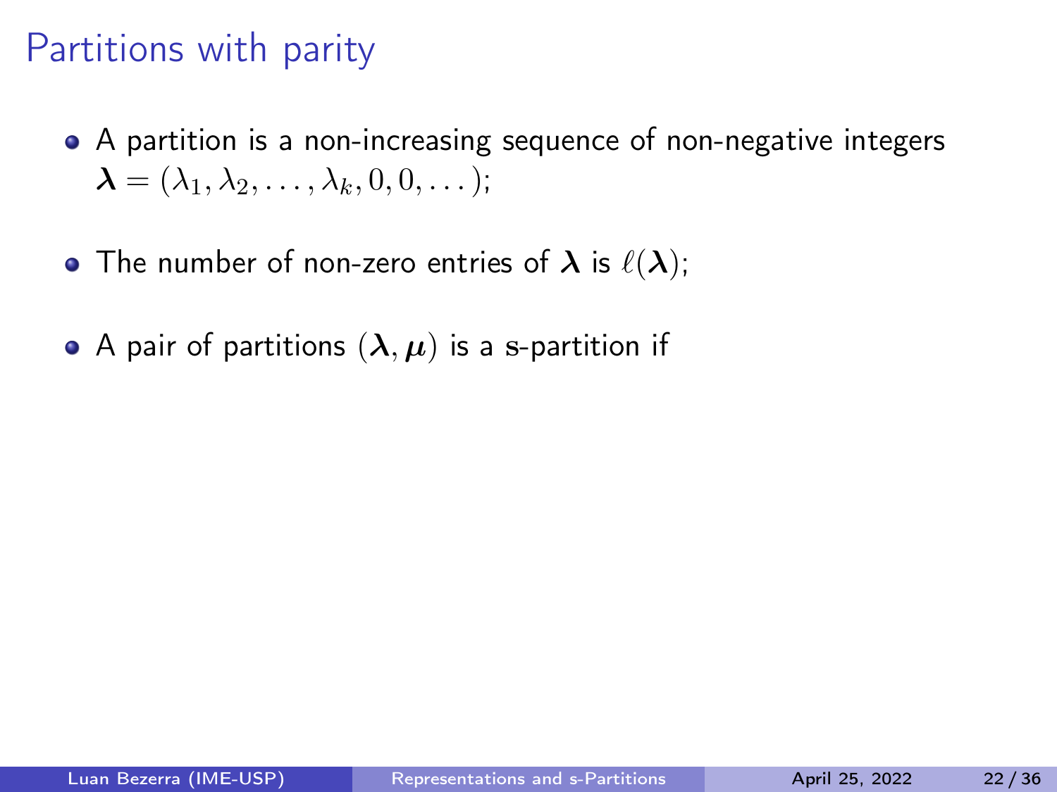# Partitions with parity

- A partition is a non-increasing sequence of non-negative integers $\boldsymbol{\lambda} = (\lambda_1, \lambda_2, \ldots, \lambda_k, 0, 0, \ldots)$;
- The number of non-zero entries of $\boldsymbol{\lambda}$ is $\ell(\boldsymbol{\lambda})$;
- A pair of partitions $(\boldsymbol{\lambda}, \boldsymbol{\mu})$ is a $\mathrm{s}$-partition if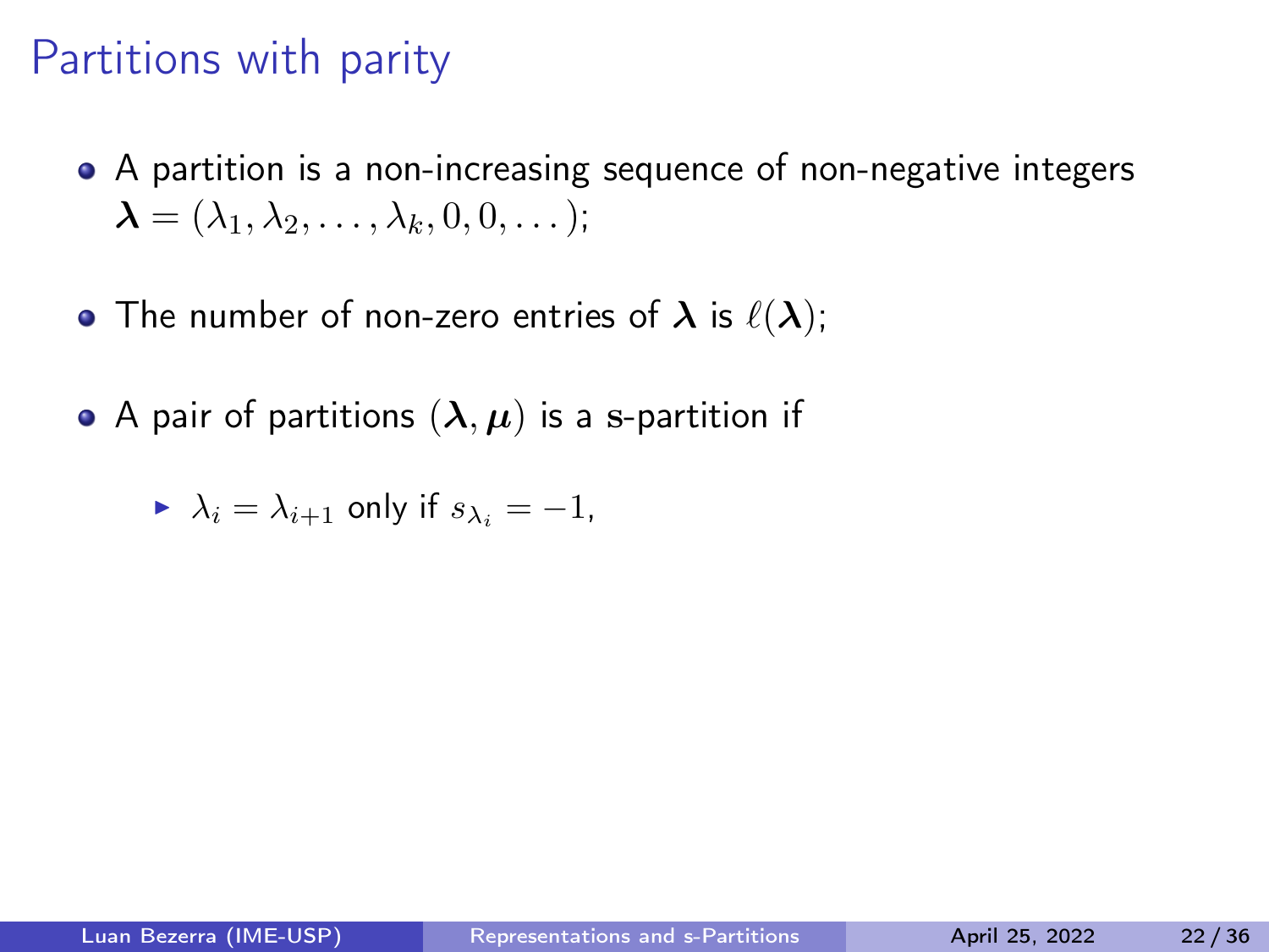# Partitions with parity

- A partition is a non-increasing sequence of non-negative integers $\boldsymbol{\lambda} = (\lambda_1, \lambda_2, \ldots, \lambda_k, 0, 0, \ldots)$;
- The number of non-zero entries of $\boldsymbol{\lambda}$ is $\ell(\boldsymbol{\lambda})$;
- A pair of partitions $(\boldsymbol{\lambda}, \boldsymbol{\mu})$ is a s-partition if
  - $\lambda_i = \lambda_{i+1}$ only if $s_{\lambda_i} = -1$,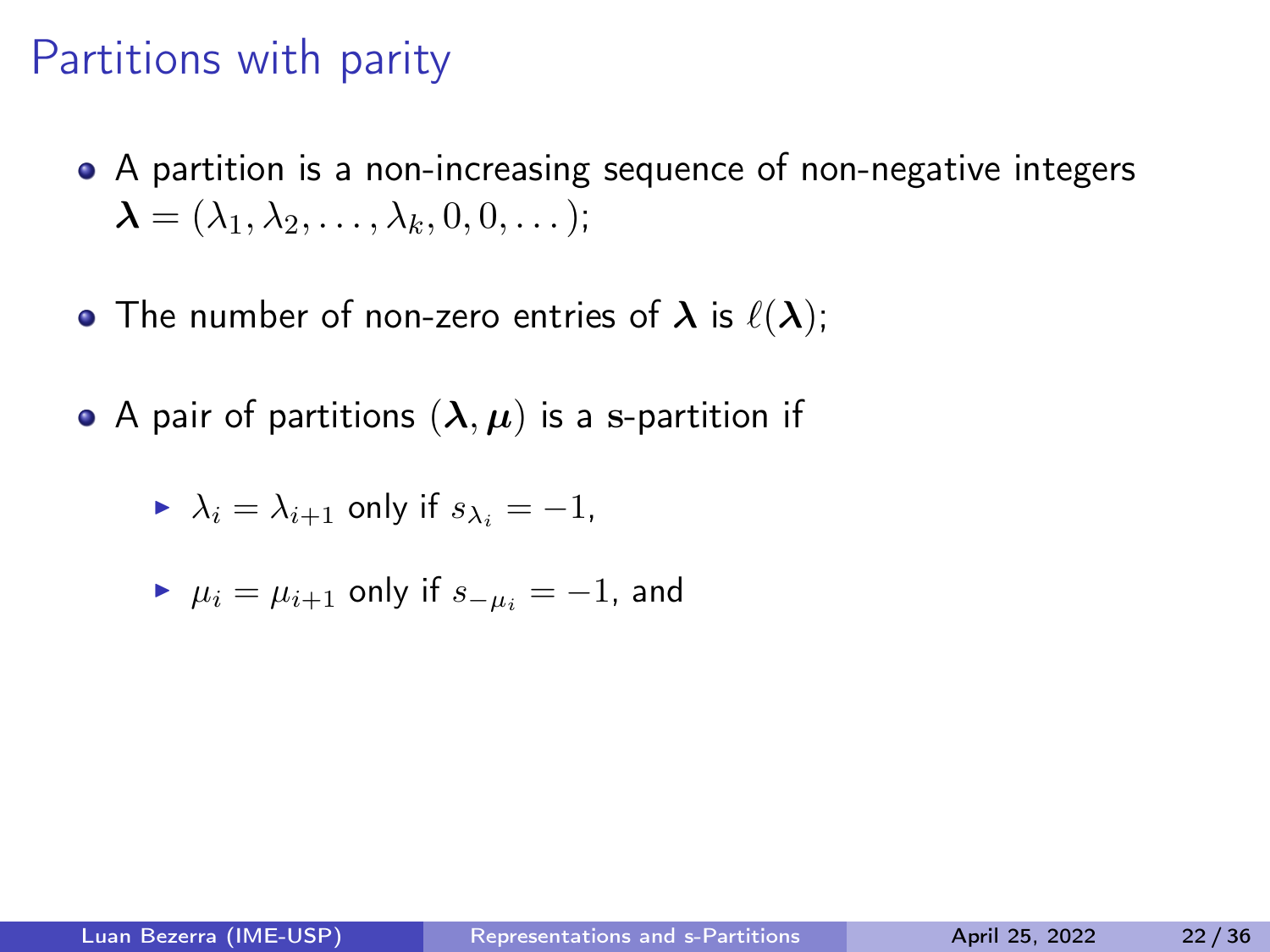# Partitions with parity

- A partition is a non-increasing sequence of non-negative integers $\boldsymbol{\lambda} = (\lambda_1, \lambda_2, \ldots, \lambda_k, 0, 0, \ldots)$;
- The number of non-zero entries of $\boldsymbol{\lambda}$ is $\ell(\boldsymbol{\lambda})$;
- A pair of partitions $(\boldsymbol{\lambda}, \boldsymbol{\mu})$ is a s-partition if
  - $\lambda_i = \lambda_{i+1}$ only if $s_{\lambda_i} = -1$,
  - $\mu_i = \mu_{i+1}$ only if $s_{-\mu_i} = -1$, and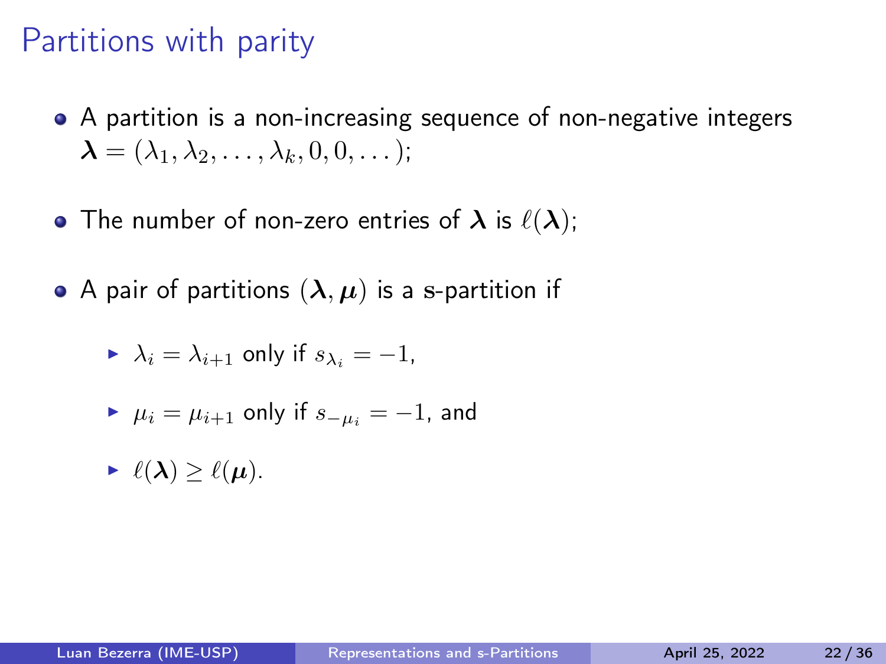# Partitions with parity

- A partition is a non-increasing sequence of non-negative integers $\boldsymbol{\lambda} = (\lambda_1, \lambda_2, \ldots, \lambda_k, 0, 0, \ldots)$;
- The number of non-zero entries of $\boldsymbol{\lambda}$ is $\ell(\boldsymbol{\lambda})$;
- A pair of partitions $(\boldsymbol{\lambda}, \boldsymbol{\mu})$ is a s-partition if
  - $\lambda_i = \lambda_{i+1}$ only if $s_{\lambda_i} = -1$,
  - $\mu_i = \mu_{i+1}$ only if $s_{-\mu_i} = -1$, and
  - $\ell(\boldsymbol{\lambda}) \geq \ell(\boldsymbol{\mu})$.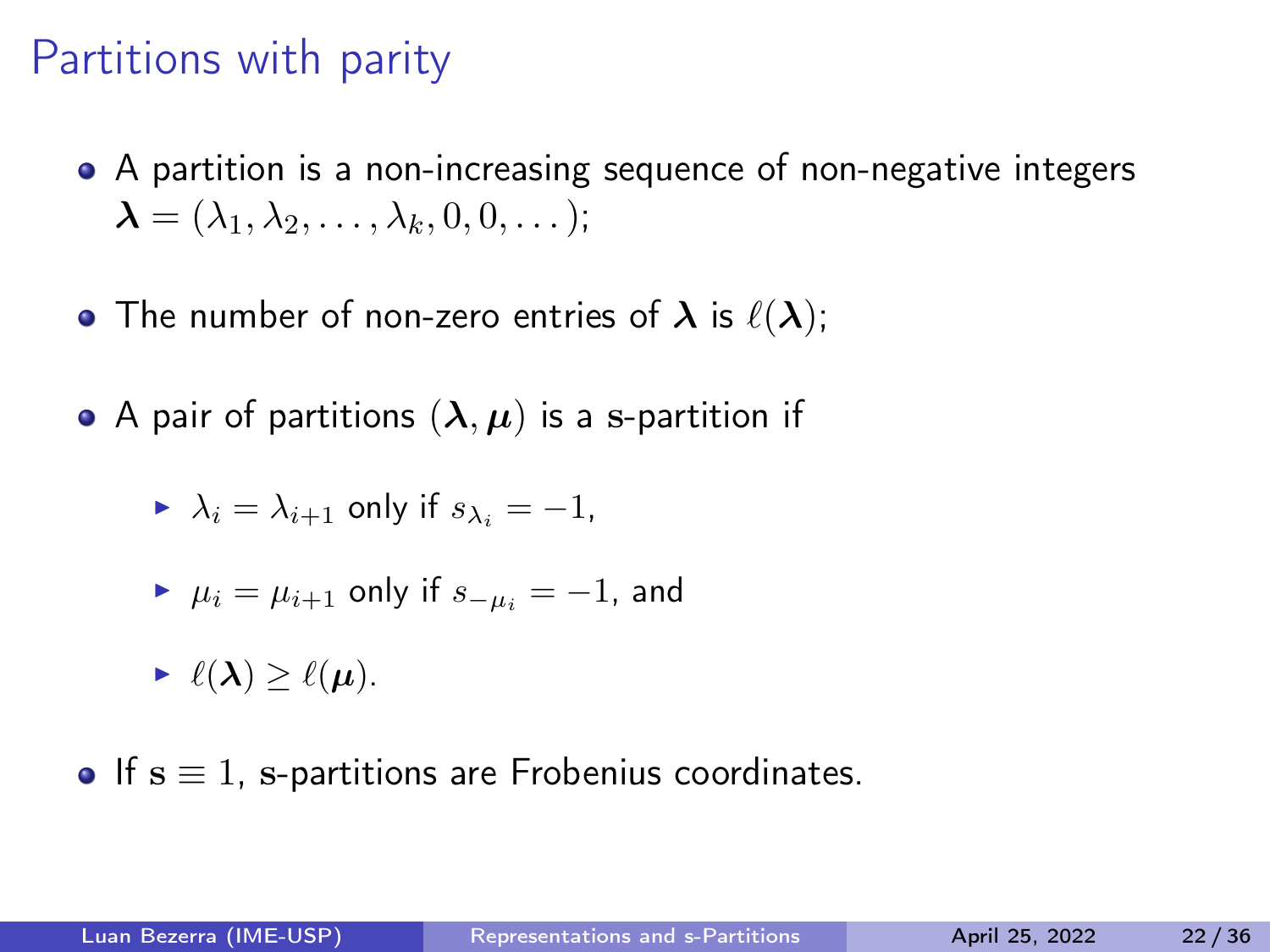# Partitions with parity

- A partition is a non-increasing sequence of non-negative integers $\boldsymbol{\lambda} = (\lambda_1, \lambda_2, \ldots, \lambda_k, 0, 0, \ldots)$;
- The number of non-zero entries of $\boldsymbol{\lambda}$ is $\ell(\boldsymbol{\lambda})$;
- A pair of partitions $(\boldsymbol{\lambda}, \boldsymbol{\mu})$ is a $\mathrm{s}$-partition if
  - $\lambda_i = \lambda_{i+1}$ only if $s_{\lambda_i} = -1$,
  - $\mu_i = \mu_{i+1}$ only if $s_{-\mu_i} = -1$, and
  - $\ell(\boldsymbol{\lambda}) \geq \ell(\boldsymbol{\mu})$.
- If $\mathrm{s} \equiv 1$, $\mathrm{s}$-partitions are Frobenius coordinates.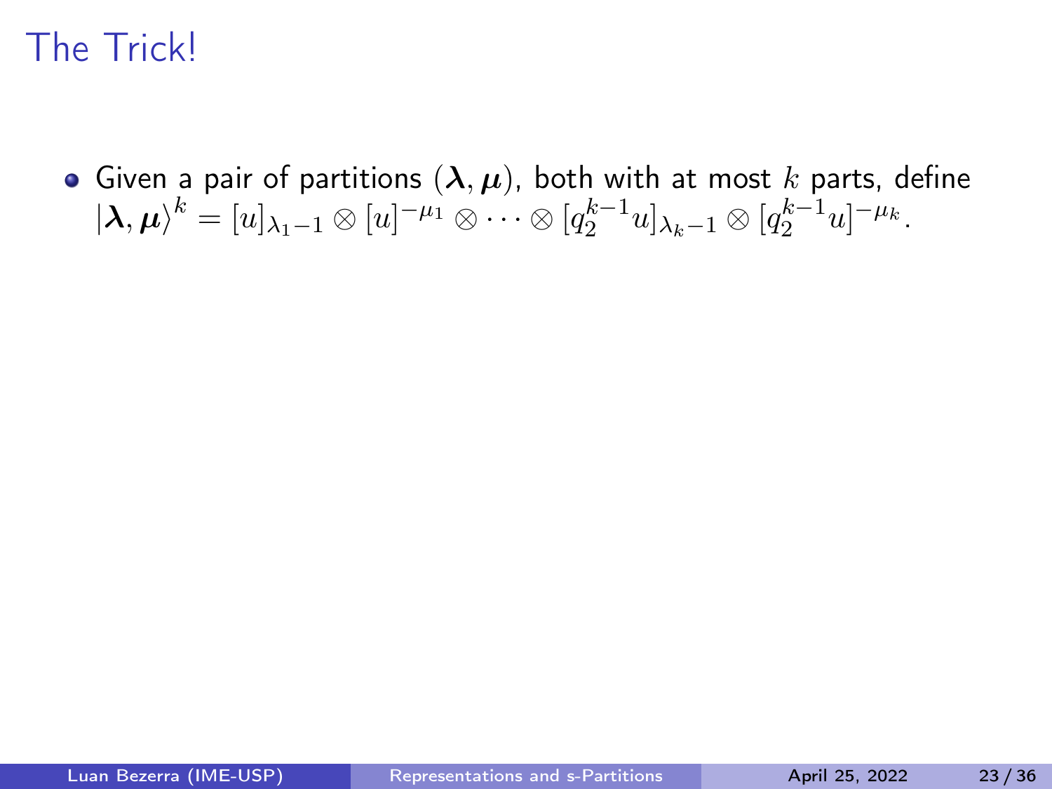# The Trick!

- Given a pair of partitions $(\boldsymbol{\lambda}, \boldsymbol{\mu})$, both with at most $k$ parts, define $|\boldsymbol{\lambda}, \boldsymbol{\mu}\rangle^k = [u]_{\lambda_1 - 1} \otimes [u]^{-\mu_1} \otimes \cdots \otimes [q_2^{k-1}u]_{\lambda_k - 1} \otimes [q_2^{k-1}u]^{-\mu_k}$.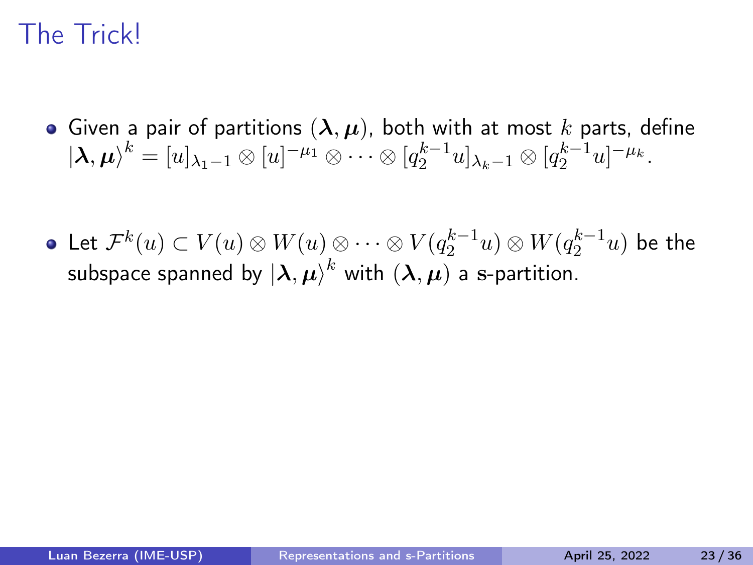# The Trick!

- Given a pair of partitions $(\boldsymbol{\lambda}, \boldsymbol{\mu})$, both with at most $k$ parts, define $|\boldsymbol{\lambda}, \boldsymbol{\mu}\rangle^k = [u]_{\lambda_1 - 1} \otimes [u]^{-\mu_1} \otimes \cdots \otimes [q_2^{k-1}u]_{\lambda_k - 1} \otimes [q_2^{k-1}u]^{-\mu_k}$.

- Let $\mathcal{F}^k(u) \subset V(u) \otimes W(u) \otimes \cdots \otimes V(q_2^{k-1}u) \otimes W(q_2^{k-1}u)$ be the subspace spanned by $|\boldsymbol{\lambda}, \boldsymbol{\mu}\rangle^k$ with $(\boldsymbol{\lambda}, \boldsymbol{\mu})$ a $\mathrm{s}$-partition.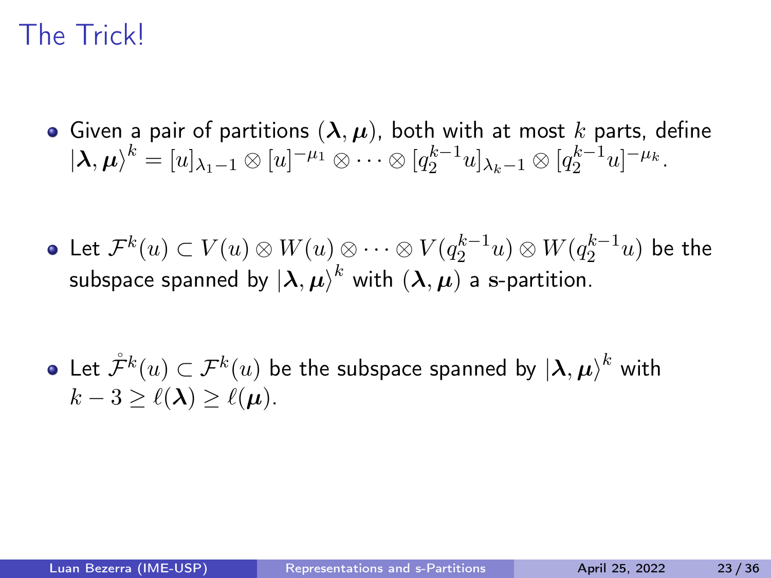# The Trick!

- Given a pair of partitions $(\boldsymbol{\lambda}, \boldsymbol{\mu})$, both with at most $k$ parts, define $|\boldsymbol{\lambda}, \boldsymbol{\mu}\rangle^k = [u]_{\lambda_1 - 1} \otimes [u]^{-\mu_1} \otimes \cdots \otimes [q_2^{k-1}u]_{\lambda_k - 1} \otimes [q_2^{k-1}u]^{-\mu_k}$.

- Let $\mathcal{F}^k(u) \subset V(u) \otimes W(u) \otimes \cdots \otimes V(q_2^{k-1}u) \otimes W(q_2^{k-1}u)$ be the subspace spanned by $|\boldsymbol{\lambda}, \boldsymbol{\mu}\rangle^k$ with $(\boldsymbol{\lambda}, \boldsymbol{\mu})$ a s-partition.

- Let $\mathring{\mathcal{F}}^k(u) \subset \mathcal{F}^k(u)$ be the subspace spanned by $|\boldsymbol{\lambda}, \boldsymbol{\mu}\rangle^k$ with $k - 3 \geq \ell(\boldsymbol{\lambda}) \geq \ell(\boldsymbol{\mu})$.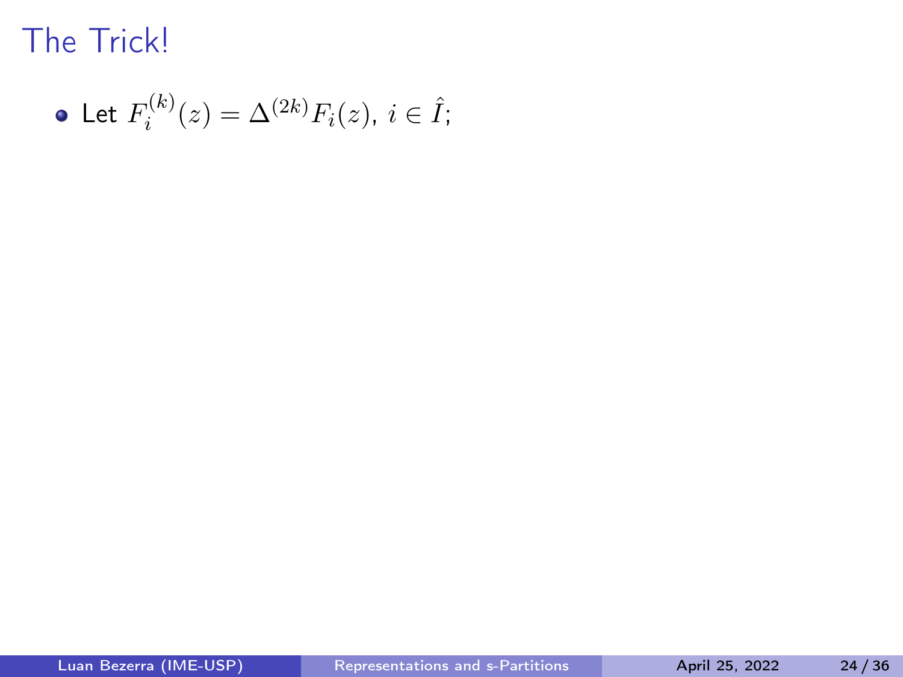# The Trick!

- Let $F_i^{(k)}(z) = \Delta^{(2k)} F_i(z)$, $i \in \hat{I}$;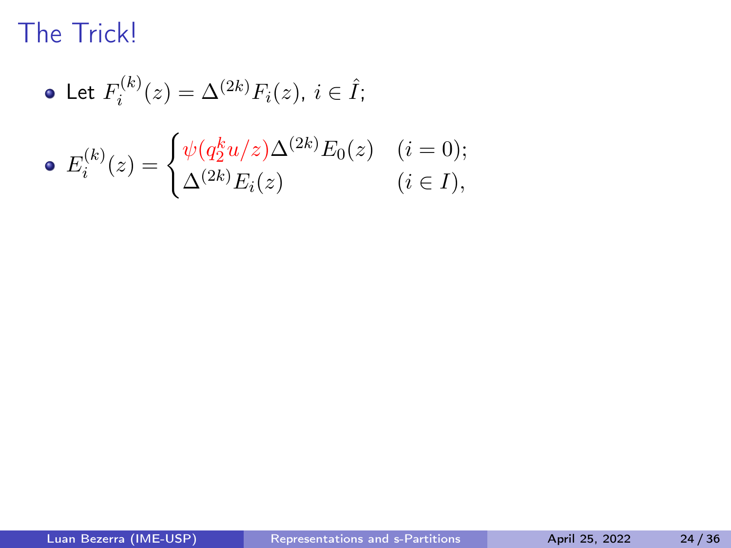# The Trick!

- Let $F_i^{(k)}(z) = \Delta^{(2k)} F_i(z)$, $i \in \hat{I}$;
- $E_i^{(k)}(z) = \begin{cases} \psi(q_2^k u/z)\Delta^{(2k)} E_0(z) & (i = 0); \\ \Delta^{(2k)} E_i(z) & (i \in I), \end{cases}$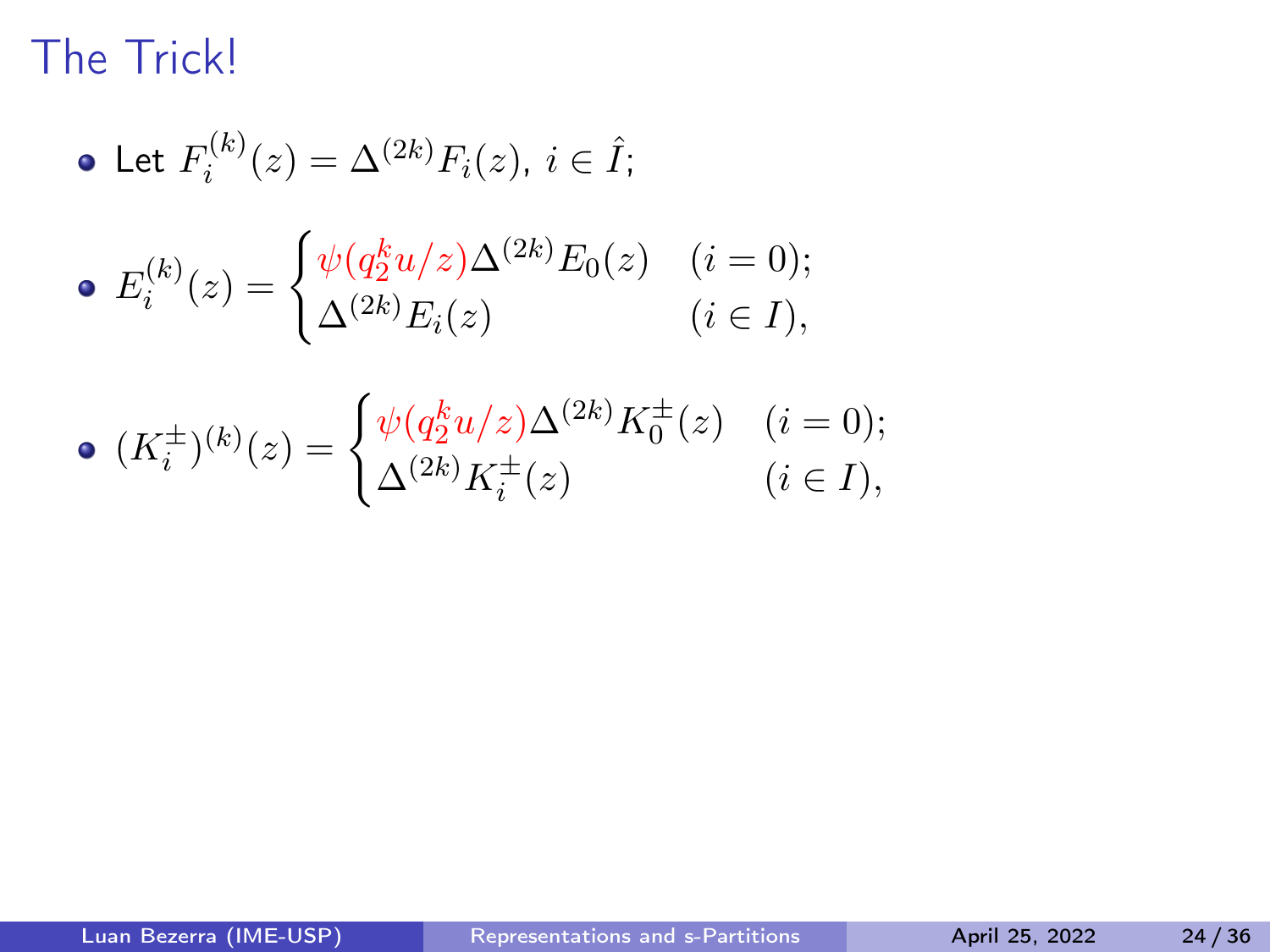# The Trick!

- Let $F_i^{(k)}(z) = \Delta^{(2k)} F_i(z)$, $i \in \hat{I}$;
- $$E_i^{(k)}(z) = \begin{cases} \psi(q_2^k u/z)\Delta^{(2k)} E_0(z) & (i = 0); \\ \Delta^{(2k)} E_i(z) & (i \in I), \end{cases}$$
- $$(K_i^{\pm})^{(k)}(z) = \begin{cases} \psi(q_2^k u/z)\Delta^{(2k)} K_0^{\pm}(z) & (i = 0); \\ \Delta^{(2k)} K_i^{\pm}(z) & (i \in I), \end{cases}$$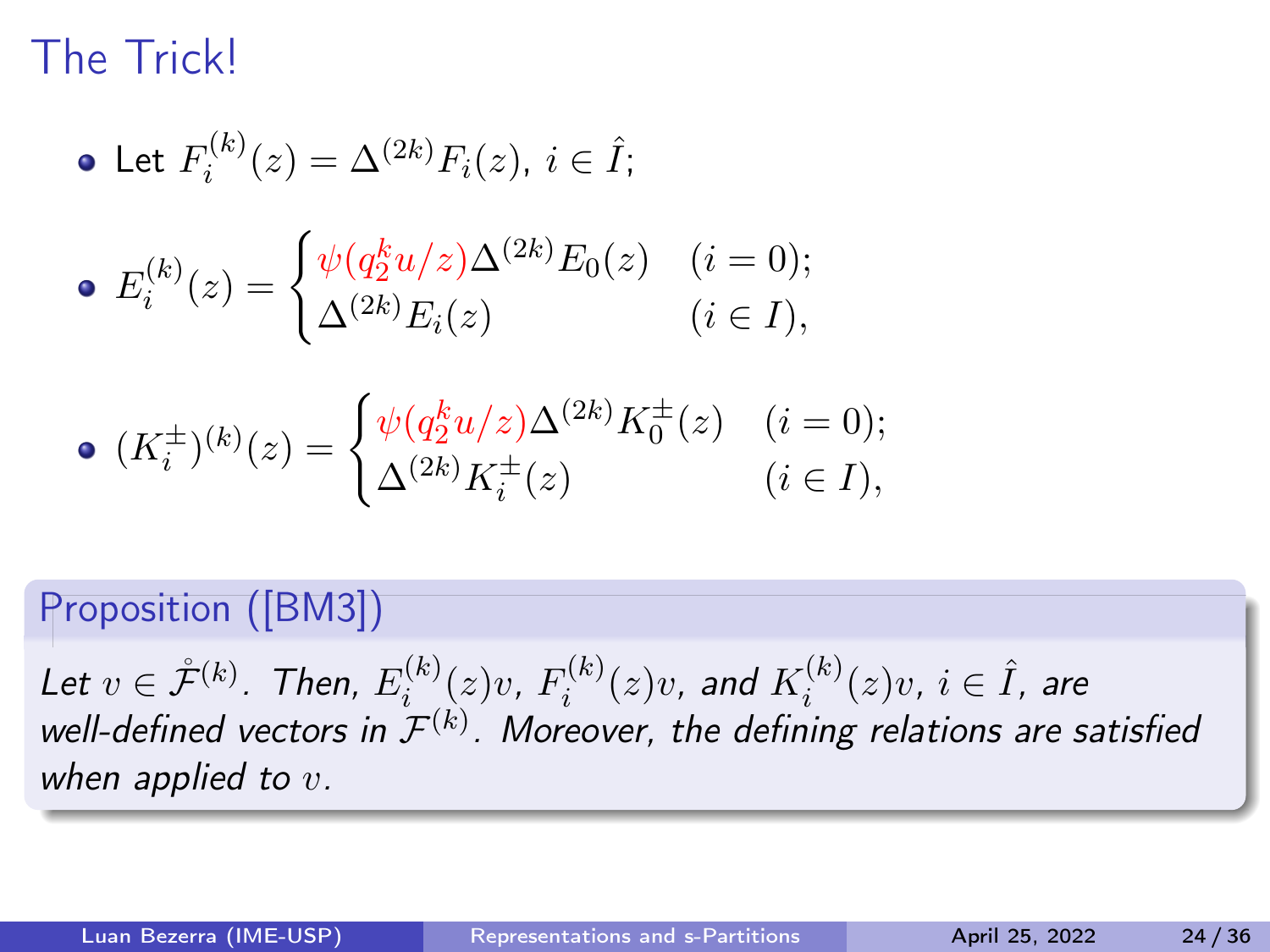# The Trick!

- Let $F_i^{(k)}(z) = \Delta^{(2k)} F_i(z)$, $i \in \hat{I}$;

- $$E_i^{(k)}(z) = \begin{cases} \psi(q_2^k u/z)\Delta^{(2k)} E_0(z) & (i = 0); \\ \Delta^{(2k)} E_i(z) & (i \in I), \end{cases}$$

- $$(K_i^{\pm})^{(k)}(z) = \begin{cases} \psi(q_2^k u/z)\Delta^{(2k)} K_0^{\pm}(z) & (i = 0); \\ \Delta^{(2k)} K_i^{\pm}(z) & (i \in I), \end{cases}$$

## Proposition ([BM3])

*Let $v \in \mathring{\mathcal{F}}^{(k)}$. Then, $E_i^{(k)}(z)v$, $F_i^{(k)}(z)v$, and $K_i^{(k)}(z)v$, $i \in \hat{I}$, are well-defined vectors in $\mathcal{F}^{(k)}$. Moreover, the defining relations are satisfied when applied to $v$.*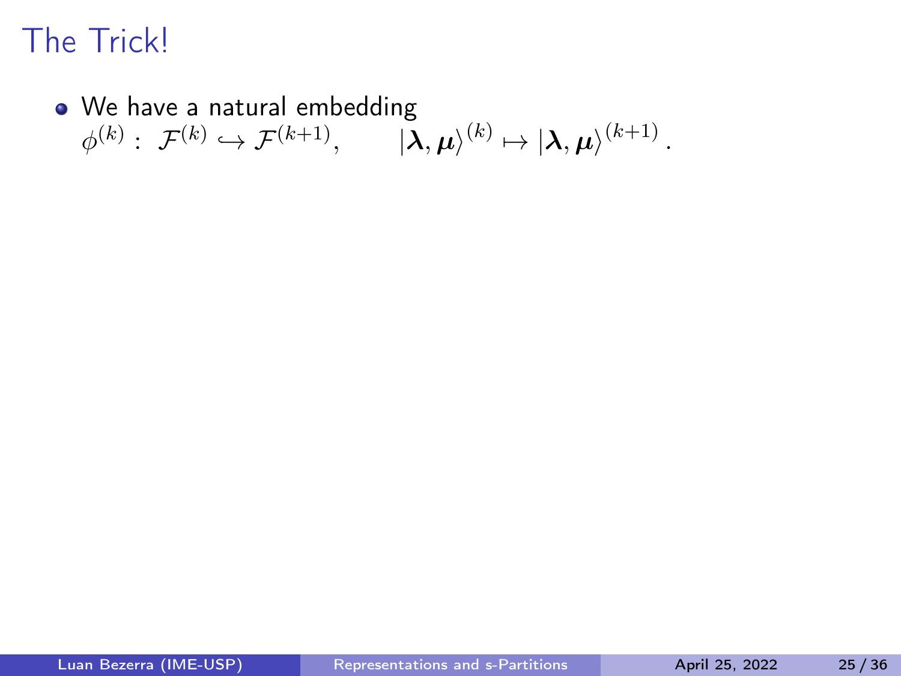# The Trick!

- We have a natural embedding $\phi^{(k)} : \mathcal{F}^{(k)} \hookrightarrow \mathcal{F}^{(k+1)}, \qquad |\boldsymbol{\lambda}, \boldsymbol{\mu}\rangle^{(k)} \mapsto |\boldsymbol{\lambda}, \boldsymbol{\mu}\rangle^{(k+1)}.$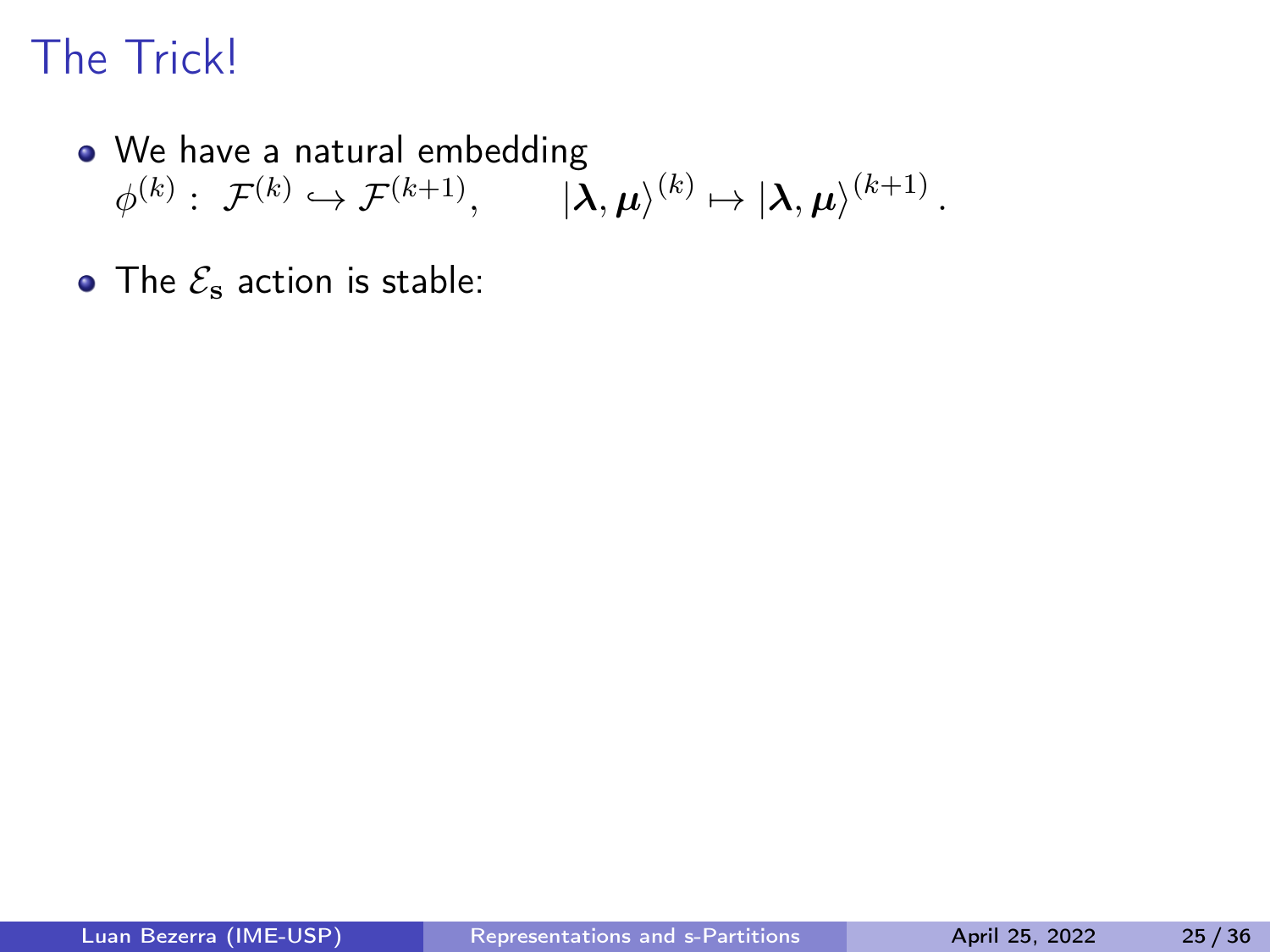# The Trick!

- We have a natural embedding
  $\phi^{(k)} : \ \mathcal{F}^{(k)} \hookrightarrow \mathcal{F}^{(k+1)}, \qquad |\boldsymbol{\lambda}, \boldsymbol{\mu}\rangle^{(k)} \mapsto |\boldsymbol{\lambda}, \boldsymbol{\mu}\rangle^{(k+1)}.$
- The $\mathcal{E}_{\mathbf{s}}$ action is stable: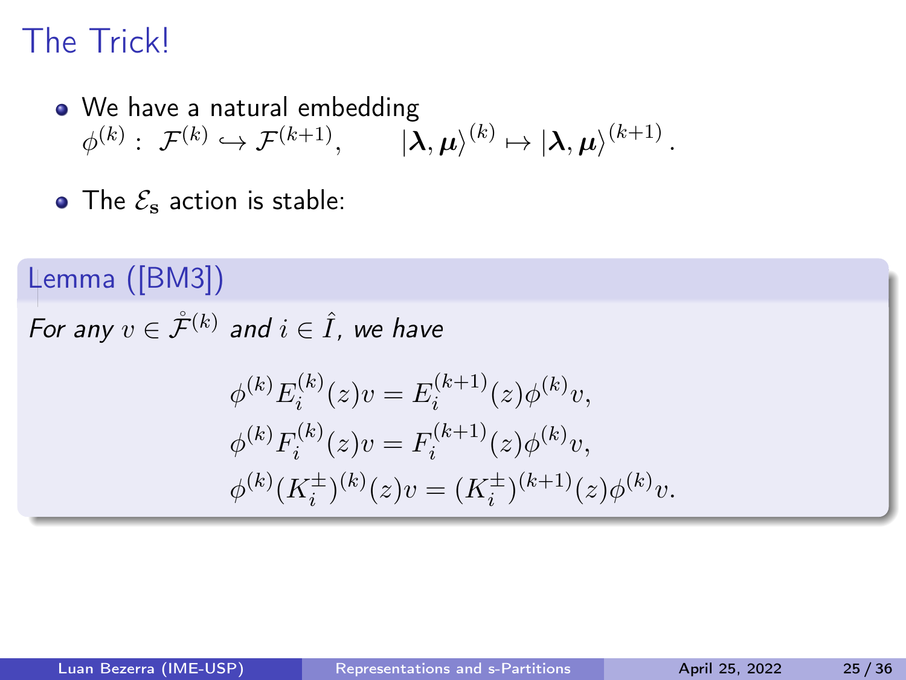# The Trick!

- We have a natural embedding
  $\phi^{(k)} : \mathcal{F}^{(k)} \hookrightarrow \mathcal{F}^{(k+1)}, \qquad |\boldsymbol{\lambda}, \boldsymbol{\mu}\rangle^{(k)} \mapsto |\boldsymbol{\lambda}, \boldsymbol{\mu}\rangle^{(k+1)}.$
- The $\mathcal{E}_{\mathbf{s}}$ action is stable:

**Lemma ([BM3])**

*For any $v \in \mathring{\mathcal{F}}^{(k)}$ and $i \in \hat{I}$, we have*

$$\phi^{(k)} E_i^{(k)}(z) v = E_i^{(k+1)}(z) \phi^{(k)} v,$$
$$\phi^{(k)} F_i^{(k)}(z) v = F_i^{(k+1)}(z) \phi^{(k)} v,$$
$$\phi^{(k)} (K_i^{\pm})^{(k)}(z) v = (K_i^{\pm})^{(k+1)}(z) \phi^{(k)} v.$$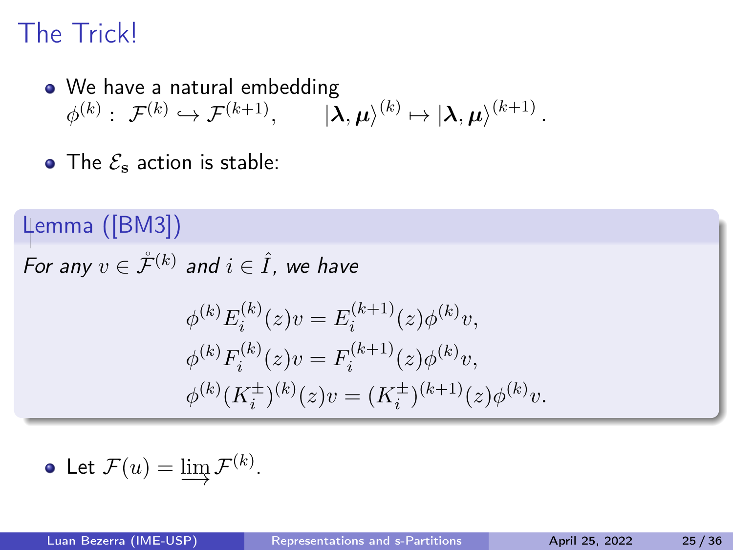# The Trick!

- We have a natural embedding
  $\phi^{(k)}: \mathcal{F}^{(k)} \hookrightarrow \mathcal{F}^{(k+1)}, \qquad |\boldsymbol{\lambda}, \boldsymbol{\mu}\rangle^{(k)} \mapsto |\boldsymbol{\lambda}, \boldsymbol{\mu}\rangle^{(k+1)}.$

- The $\mathcal{E}_{\mathbf{s}}$ action is stable:

**Lemma ([BM3])**

*For any $v \in \mathring{\hat{\mathcal{F}}}^{(k)}$ and $i \in \hat{I}$, we have*

$$
\begin{aligned}
\phi^{(k)} E_i^{(k)}(z) v &= E_i^{(k+1)}(z) \phi^{(k)} v, \\
\phi^{(k)} F_i^{(k)}(z) v &= F_i^{(k+1)}(z) \phi^{(k)} v, \\
\phi^{(k)} (K_i^{\pm})^{(k)}(z) v &= (K_i^{\pm})^{(k+1)}(z) \phi^{(k)} v.
\end{aligned}
$$

- Let $\mathcal{F}(u) = \varinjlim \mathcal{F}^{(k)}$.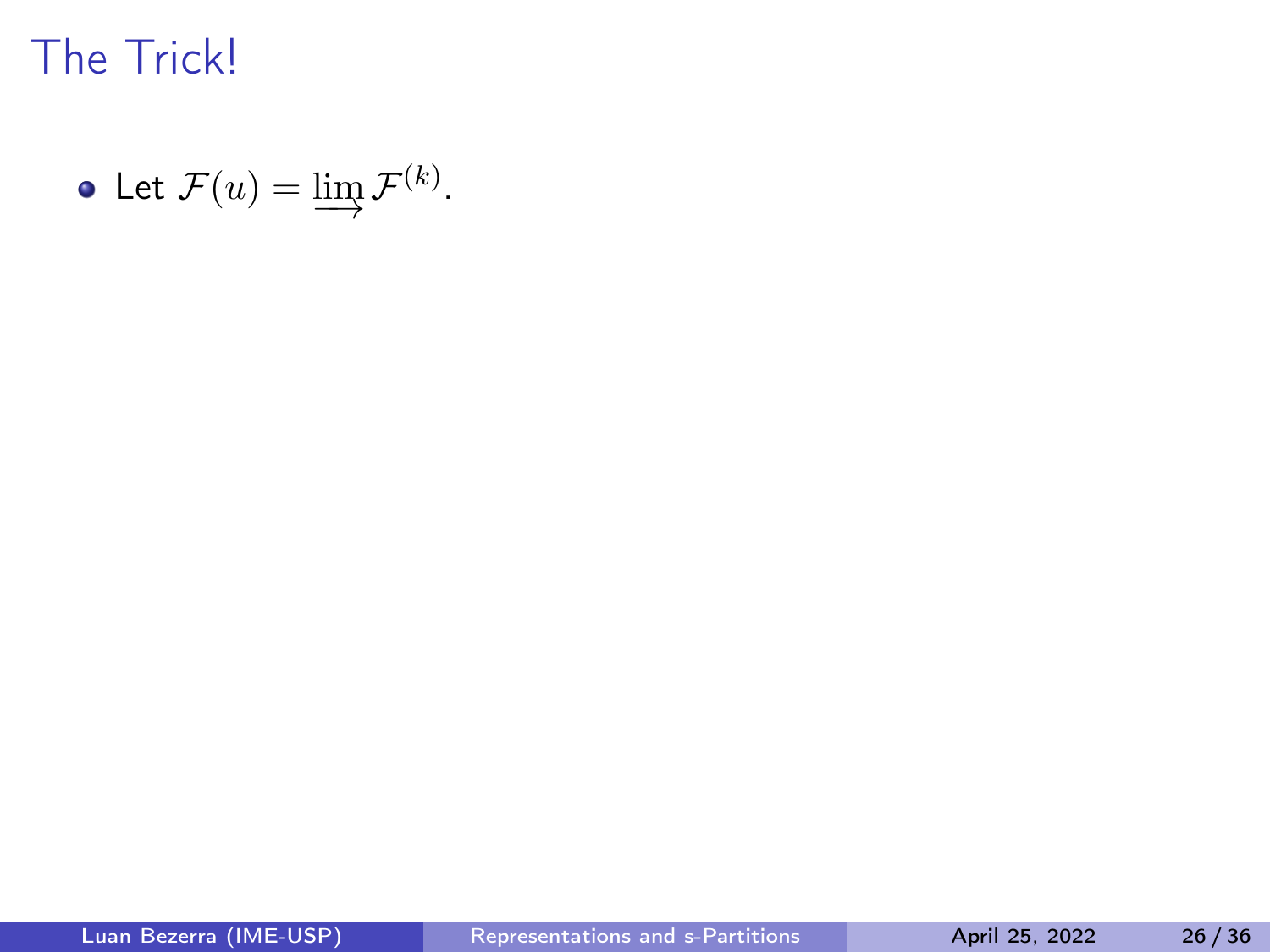# The Trick!

- Let $\mathcal{F}(u) = \varinjlim \mathcal{F}^{(k)}$.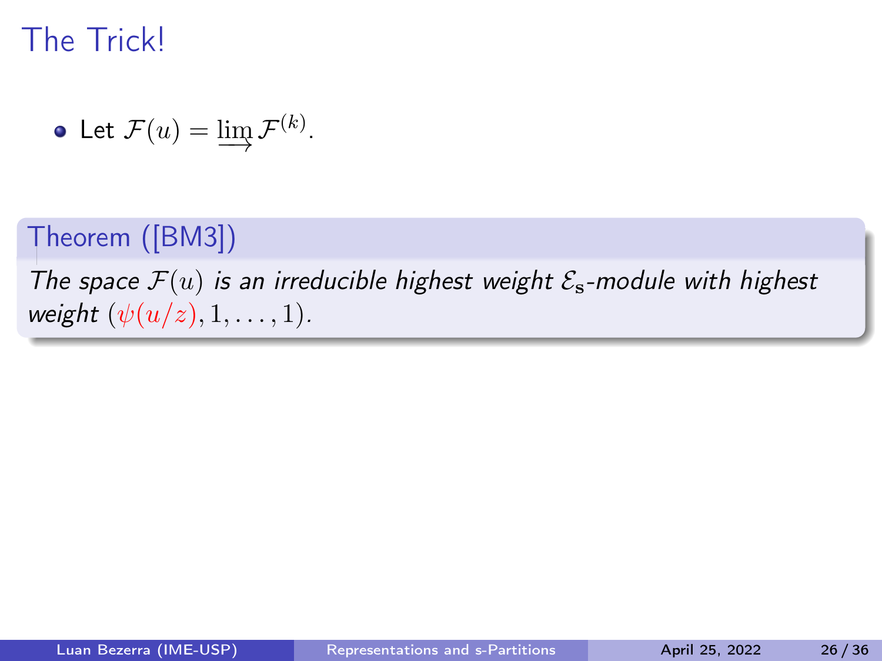# The Trick!

- Let $\mathcal{F}(u) = \varinjlim \mathcal{F}^{(k)}$.

**Theorem ([BM3])**

*The space $\mathcal{F}(u)$ is an irreducible highest weight $\mathcal{E}_{\mathrm{s}}$-module with highest weight $(\psi(u/z), 1, \ldots, 1)$.*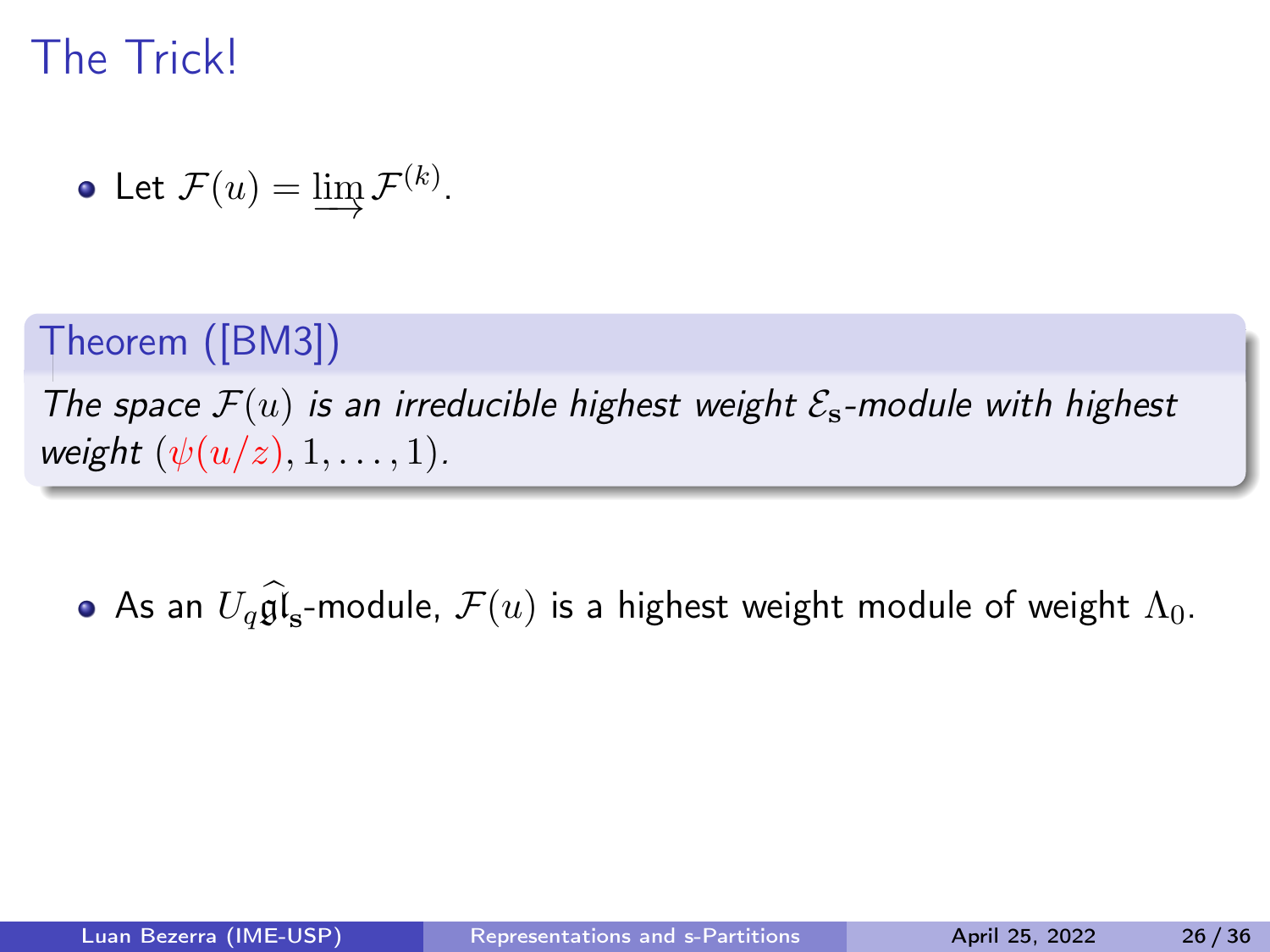# The Trick!

- Let $\mathcal{F}(u) = \varinjlim \mathcal{F}^{(k)}$.

**Theorem ([BM3])**

*The space $\mathcal{F}(u)$ is an irreducible highest weight $\mathcal{E}_{\mathbf{s}}$-module with highest weight $(\psi(u/z), 1, \ldots, 1)$.*

- As an $U_q\widehat{\mathfrak{gl}}_{\mathbf{s}}$-module, $\mathcal{F}(u)$ is a highest weight module of weight $\Lambda_0$.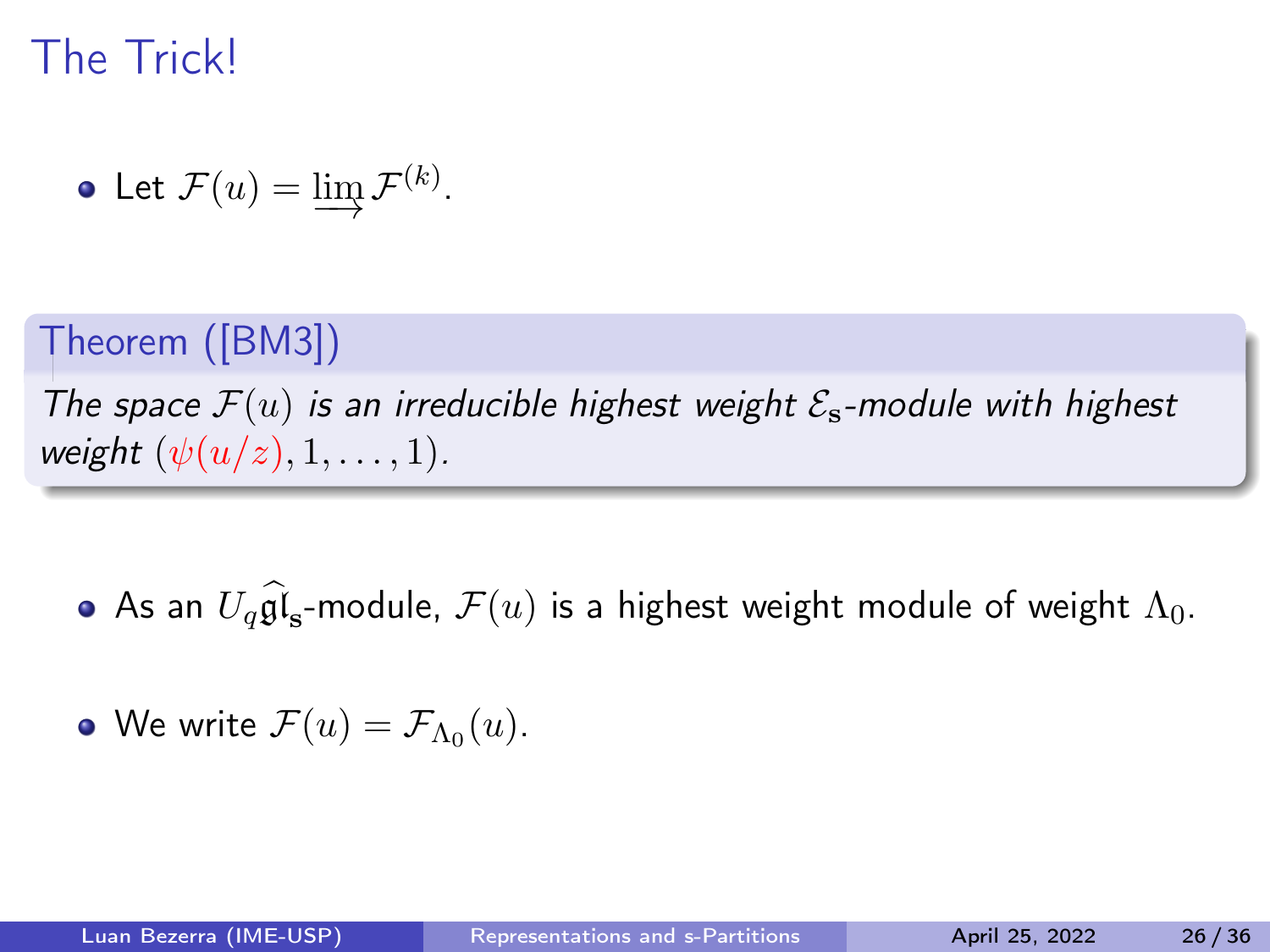# The Trick!

- Let $\mathcal{F}(u) = \varinjlim \mathcal{F}^{(k)}$.

**Theorem ([BM3])**

*The space $\mathcal{F}(u)$ is an irreducible highest weight $\mathcal{E}_{\mathrm{s}}$-module with highest weight $(\psi(u/z), 1, \ldots, 1)$.*

- As an $U_q\widehat{\mathfrak{gl}}_{\mathrm{s}}$-module, $\mathcal{F}(u)$ is a highest weight module of weight $\Lambda_0$.

- We write $\mathcal{F}(u) = \mathcal{F}_{\Lambda_0}(u)$.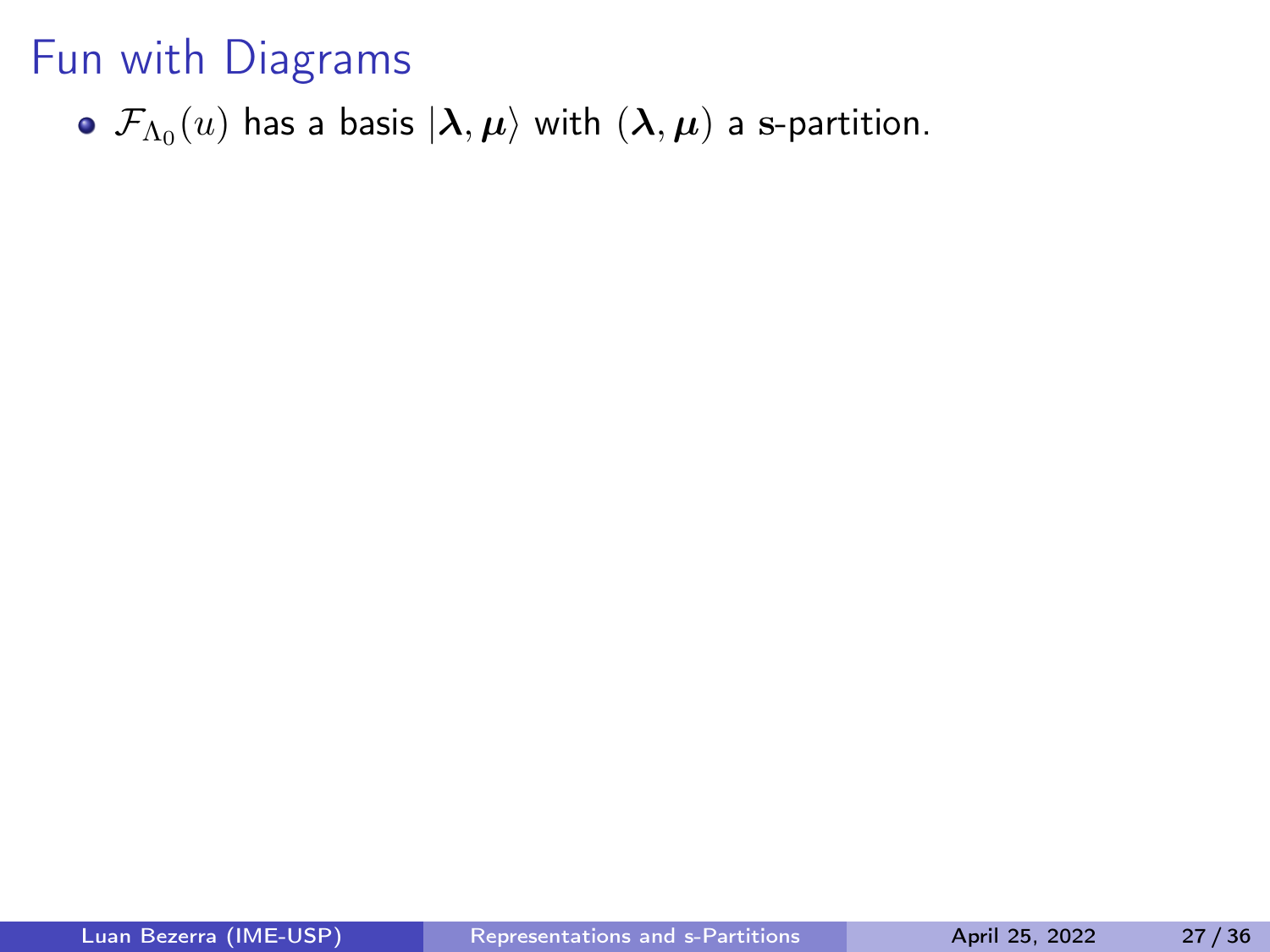# Fun with Diagrams

- $\mathcal{F}_{\Lambda_0}(u)$ has a basis $|\boldsymbol{\lambda}, \boldsymbol{\mu}\rangle$ with $(\boldsymbol{\lambda}, \boldsymbol{\mu})$ a $\mathrm{s}$-partition.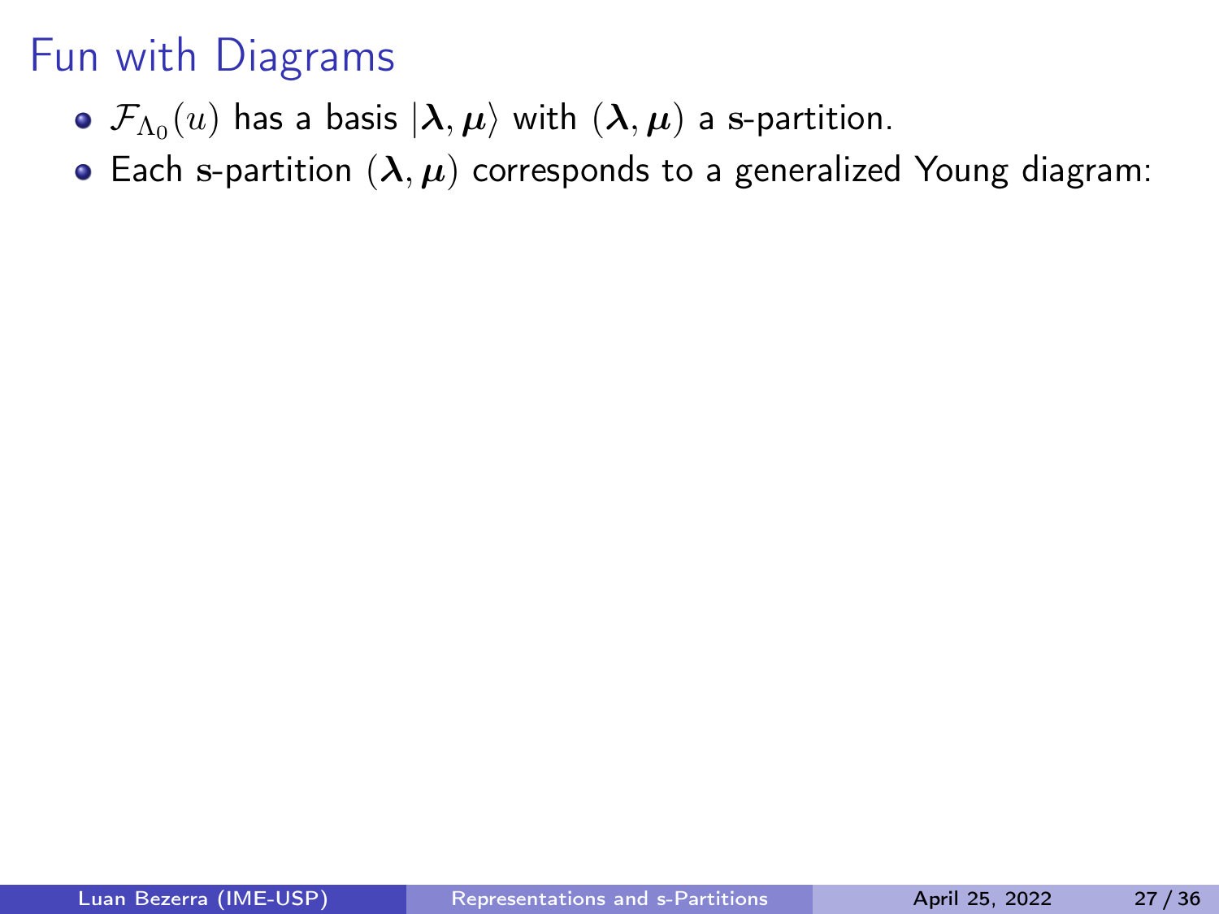# Fun with Diagrams

- $\mathcal{F}_{\Lambda_0}(u)$ has a basis $|\boldsymbol{\lambda}, \boldsymbol{\mu}\rangle$ with $(\boldsymbol{\lambda}, \boldsymbol{\mu})$ a s-partition.
- Each s-partition $(\boldsymbol{\lambda}, \boldsymbol{\mu})$ corresponds to a generalized Young diagram: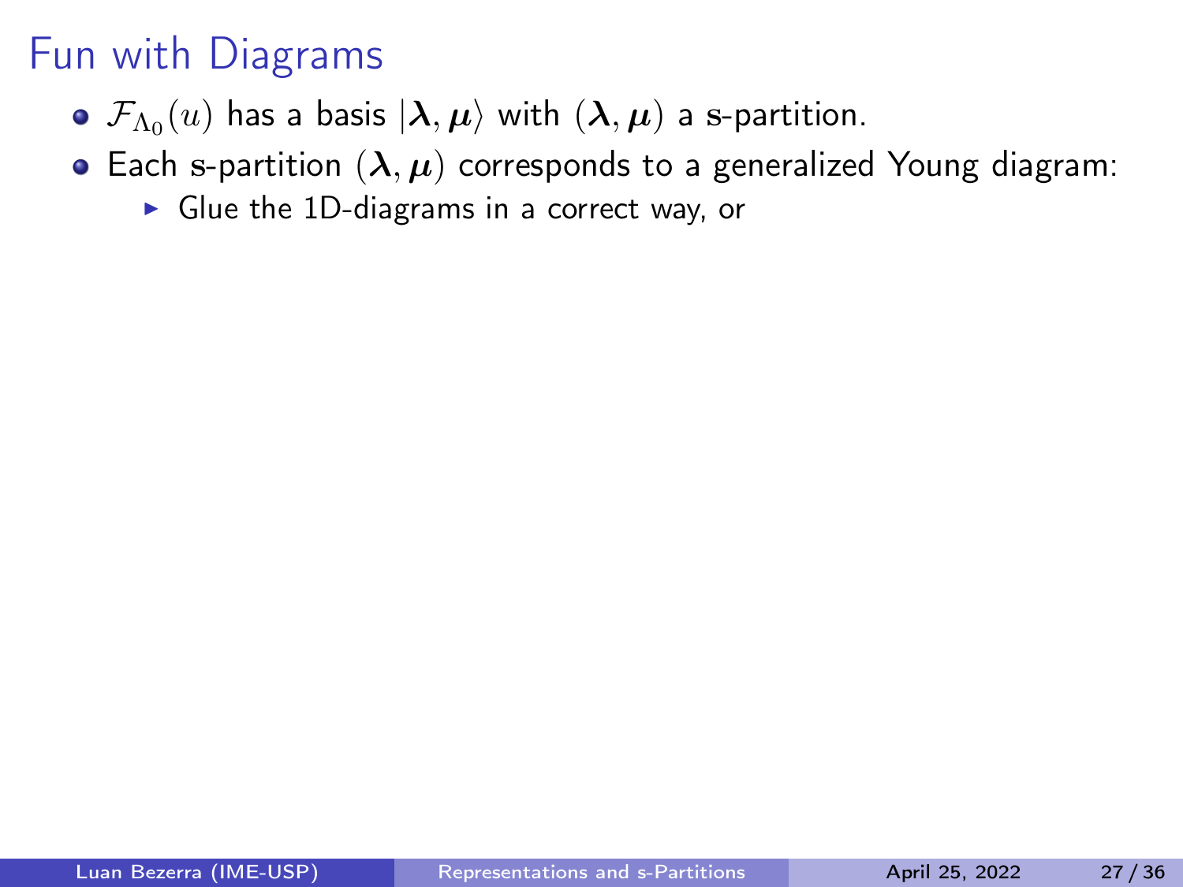# Fun with Diagrams

- $\mathcal{F}_{\Lambda_0}(u)$ has a basis $|\boldsymbol{\lambda}, \boldsymbol{\mu}\rangle$ with $(\boldsymbol{\lambda}, \boldsymbol{\mu})$ a $\mathrm{s}$-partition.
- Each $\mathrm{s}$-partition $(\boldsymbol{\lambda}, \boldsymbol{\mu})$ corresponds to a generalized Young diagram:
  - Glue the 1D-diagrams in a correct way, or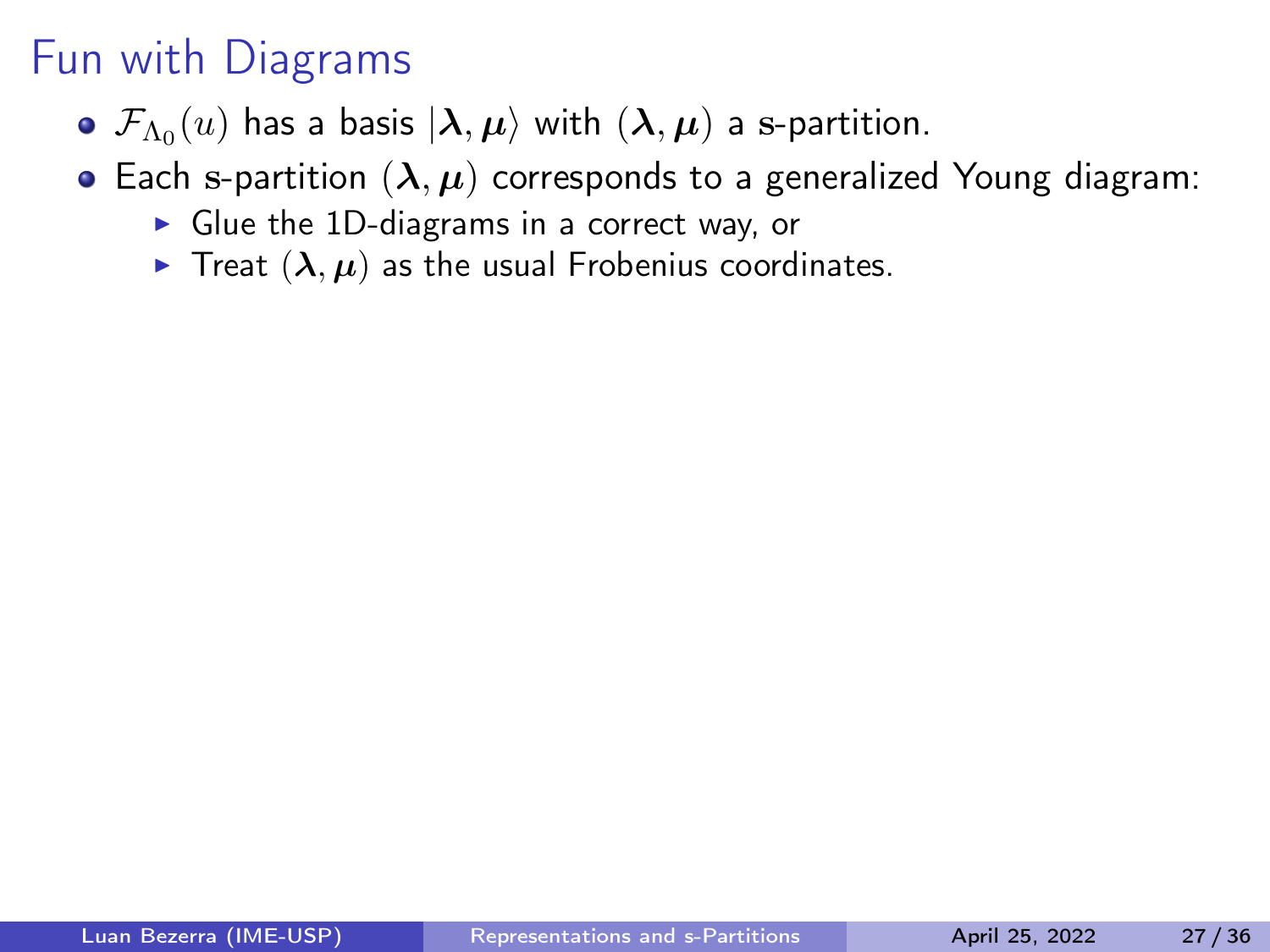# Fun with Diagrams

- $\mathcal{F}_{\Lambda_0}(u)$ has a basis $|\boldsymbol{\lambda}, \boldsymbol{\mu}\rangle$ with $(\boldsymbol{\lambda}, \boldsymbol{\mu})$ a $\mathrm{s}$-partition.
- Each $\mathrm{s}$-partition $(\boldsymbol{\lambda}, \boldsymbol{\mu})$ corresponds to a generalized Young diagram:
  - Glue the 1D-diagrams in a correct way, or
  - Treat $(\boldsymbol{\lambda}, \boldsymbol{\mu})$ as the usual Frobenius coordinates.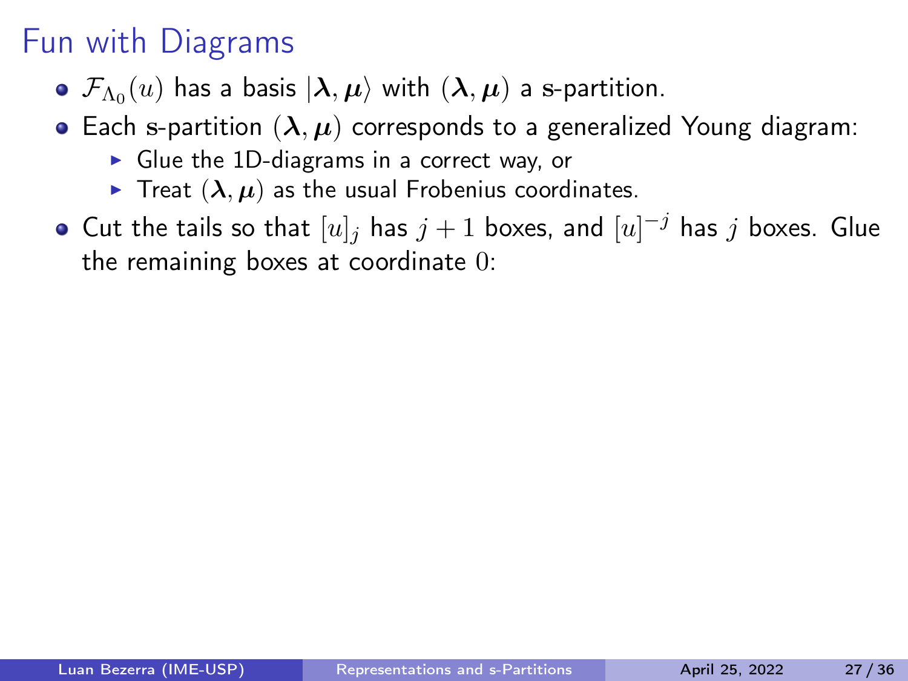# Fun with Diagrams

- $\mathcal{F}_{\Lambda_0}(u)$ has a basis $|\boldsymbol{\lambda}, \boldsymbol{\mu}\rangle$ with $(\boldsymbol{\lambda}, \boldsymbol{\mu})$ a $\mathrm{s}$-partition.
- Each $\mathrm{s}$-partition $(\boldsymbol{\lambda}, \boldsymbol{\mu})$ corresponds to a generalized Young diagram:
  - Glue the 1D-diagrams in a correct way, or
  - Treat $(\boldsymbol{\lambda}, \boldsymbol{\mu})$ as the usual Frobenius coordinates.
- Cut the tails so that $[u]_j$ has $j+1$ boxes, and $[u]^{-j}$ has $j$ boxes. Glue the remaining boxes at coordinate $0$: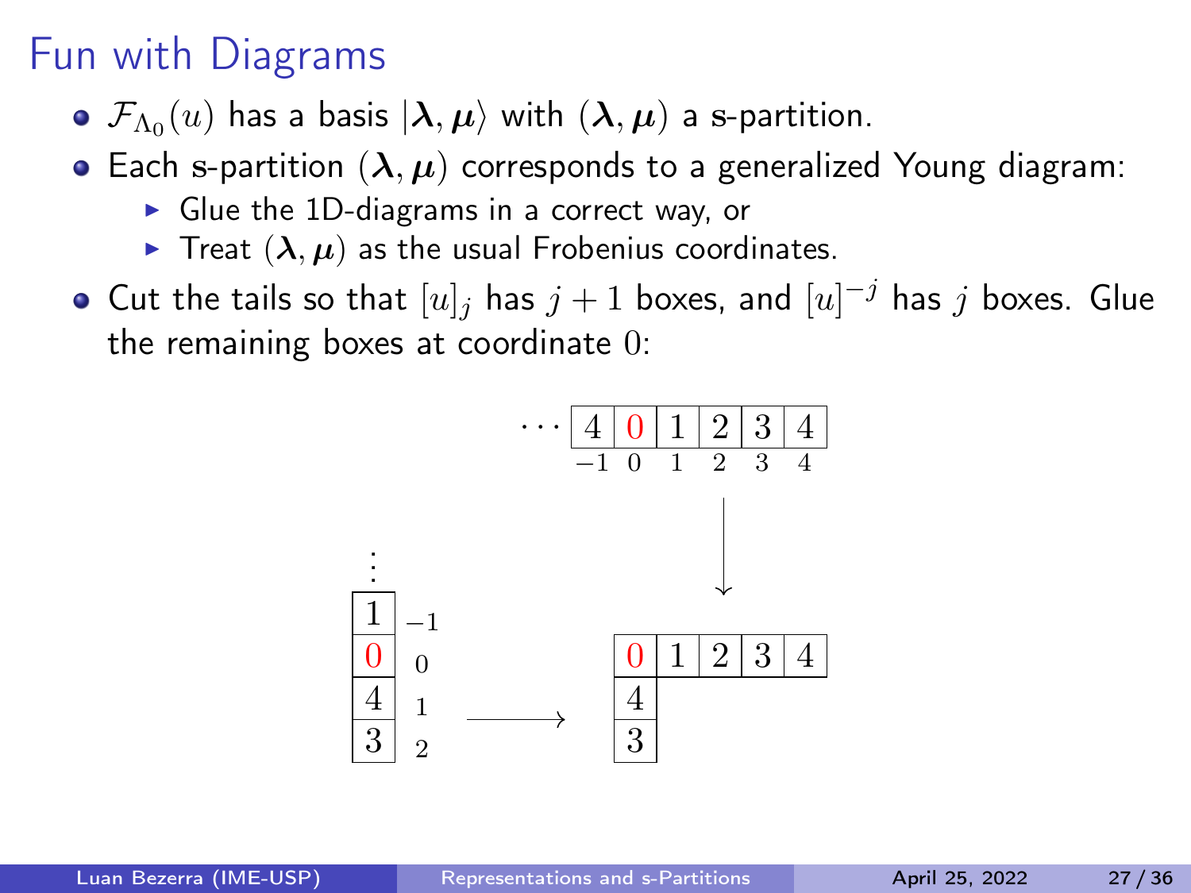# Fun with Diagrams

- $\mathcal{F}_{\Lambda_0}(u)$ has a basis $|\boldsymbol{\lambda}, \boldsymbol{\mu}\rangle$ with $(\boldsymbol{\lambda}, \boldsymbol{\mu})$ a s-partition.
- Each s-partition $(\boldsymbol{\lambda}, \boldsymbol{\mu})$ corresponds to a generalized Young diagram:
  - Glue the 1D-diagrams in a correct way, or
  - Treat $(\boldsymbol{\lambda}, \boldsymbol{\mu})$ as the usual Frobenius coordinates.
- Cut the tails so that $[u]_j$ has $j+1$ boxes, and $[u]^{-j}$ has $j$ boxes. Glue the remaining boxes at coordinate $0$: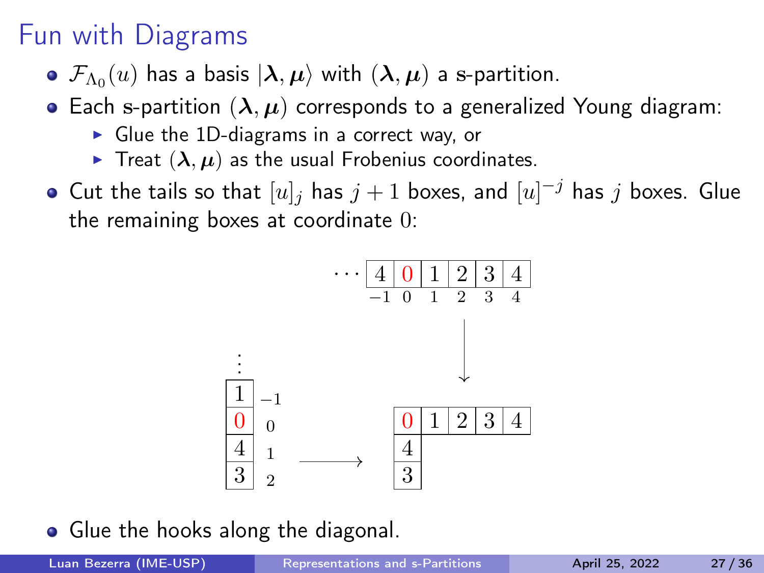# Fun with Diagrams

- $\mathcal{F}_{\Lambda_0}(u)$ has a basis $|\boldsymbol{\lambda}, \boldsymbol{\mu}\rangle$ with $(\boldsymbol{\lambda}, \boldsymbol{\mu})$ a s-partition.
- Each s-partition $(\boldsymbol{\lambda}, \boldsymbol{\mu})$ corresponds to a generalized Young diagram:
  - Glue the 1D-diagrams in a correct way, or
  - Treat $(\boldsymbol{\lambda}, \boldsymbol{\mu})$ as the usual Frobenius coordinates.
- Cut the tails so that $[u]_j$ has $j+1$ boxes, and $[u]^{-j}$ has $j$ boxes. Glue the remaining boxes at coordinate $0$:

$$\cdots \; \boxed{4}\,\boxed{0}\,\boxed{1}\,\boxed{2}\,\boxed{3}\,\boxed{4} \quad (\text{coordinates } -1, 0, 1, 2, 3, 4)$$

$$\vdots,\; \boxed{1}_{-1},\; \boxed{0}_{0},\; \boxed{4}_{1},\; \boxed{3}_{2} \longrightarrow \begin{array}{|c|c|c|c|c|} \hline 0 & 1 & 2 & 3 & 4 \\ \hline 4 \\ \cline{1-1} 3 \\ \cline{1-1} \end{array}$$

- Glue the hooks along the diagonal.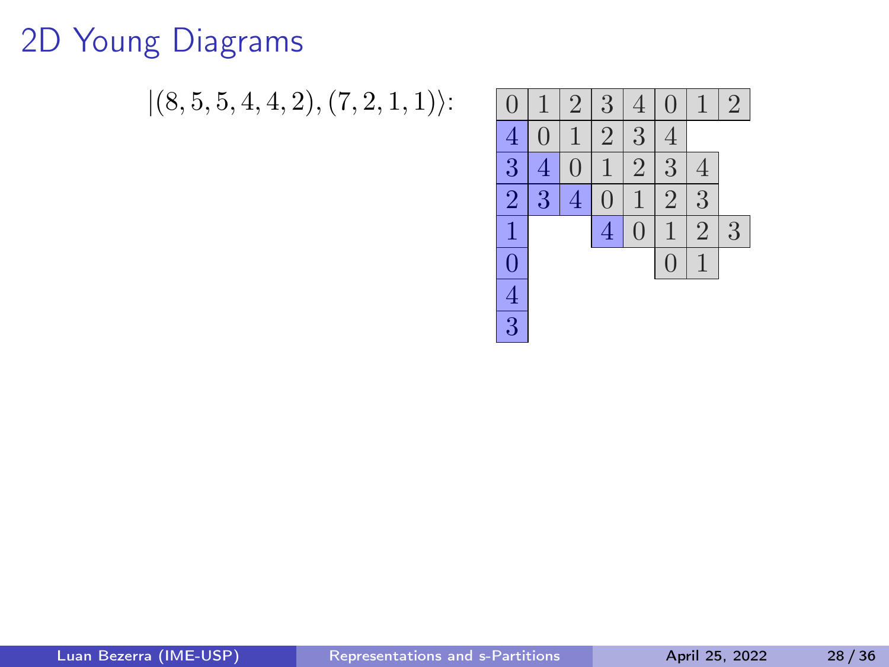# 2D Young Diagrams

$|(8,5,5,4,4,2),(7,2,1,1)\rangle$:

| | | | | | | | |
|---|---|---|---|---|---|---|---|
| 0 | 1 | 2 | 3 | 4 | 0 | 1 | 2 |
| 4 | 0 | 1 | 2 | 3 | 4 | | |
| 3 | 4 | 0 | 1 | 2 | 3 | 4 | |
| 2 | 3 | 4 | 0 | 1 | 2 | 3 | |
| 1 | | | 4 | 0 | 1 | 2 | 3 |
| 0 | | | | | 0 | 1 | |
| 4 | | | | | | | |
| 3 | | | | | | | |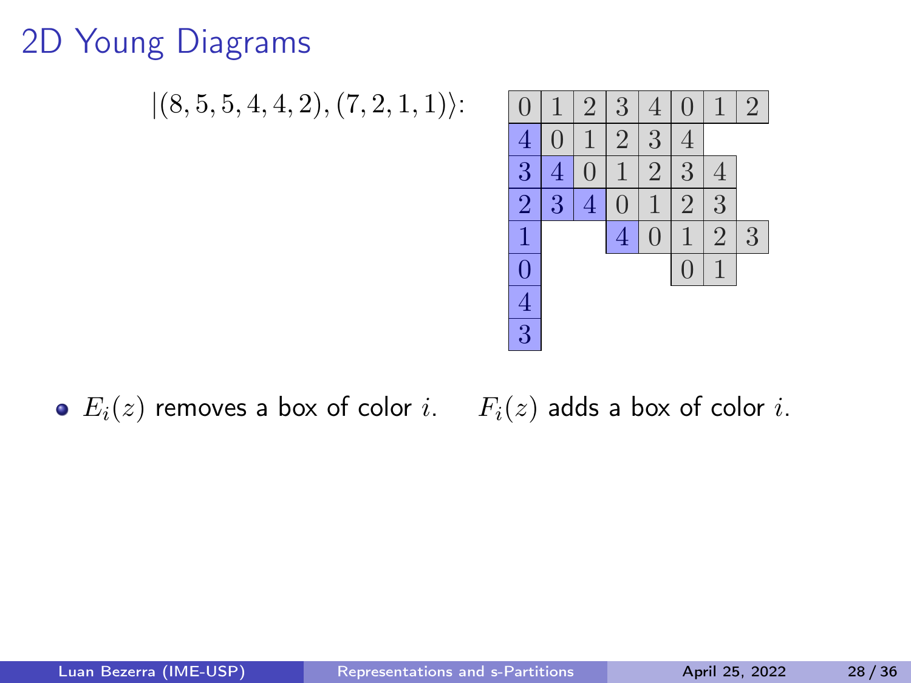# 2D Young Diagrams

$|(8,5,5,4,4,2),(7,2,1,1)\rangle$:

| 0 | 1 | 2 | 3 | 4 | 0 | 1 | 2 |
|---|---|---|---|---|---|---|---|
| 4 | 0 | 1 | 2 | 3 | 4 | | |
| 3 | 4 | 0 | 1 | 2 | 3 | 4 | |
| 2 | 3 | 4 | 0 | 1 | 2 | 3 | |
| 1 | | | 4 | 0 | 1 | 2 | 3 |
| 0 | | | | | 0 | 1 | |
| 4 | | | | | | | |
| 3 | | | | | | | |

- $E_i(z)$ removes a box of color $i$. $F_i(z)$ adds a box of color $i$.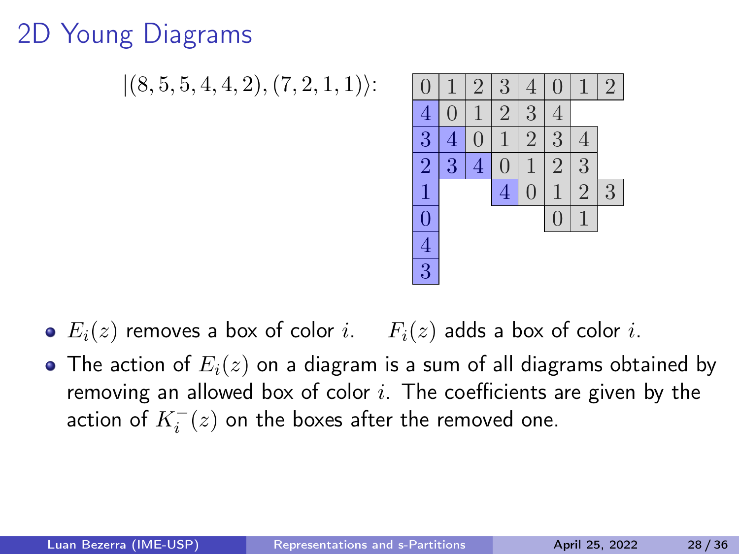# 2D Young Diagrams

$|(8,5,5,4,4,2),(7,2,1,1)\rangle$:

| | | | | | | | |
|---|---|---|---|---|---|---|---|
| 0 | 1 | 2 | 3 | 4 | 0 | 1 | 2 |
| 4 | 0 | 1 | 2 | 3 | 4 | | |
| 3 | 4 | 0 | 1 | 2 | 3 | 4 | |
| 2 | 3 | 4 | 0 | 1 | 2 | 3 | |
| 1 | | | 4 | 0 | 1 | 2 | 3 |
| 0 | | | | | 0 | 1 | |
| 4 | | | | | | | |
| 3 | | | | | | | |

- $E_i(z)$ removes a box of color $i$. $\quad F_i(z)$ adds a box of color $i$.
- The action of $E_i(z)$ on a diagram is a sum of all diagrams obtained by removing an allowed box of color $i$. The coefficients are given by the action of $K_i^-(z)$ on the boxes after the removed one.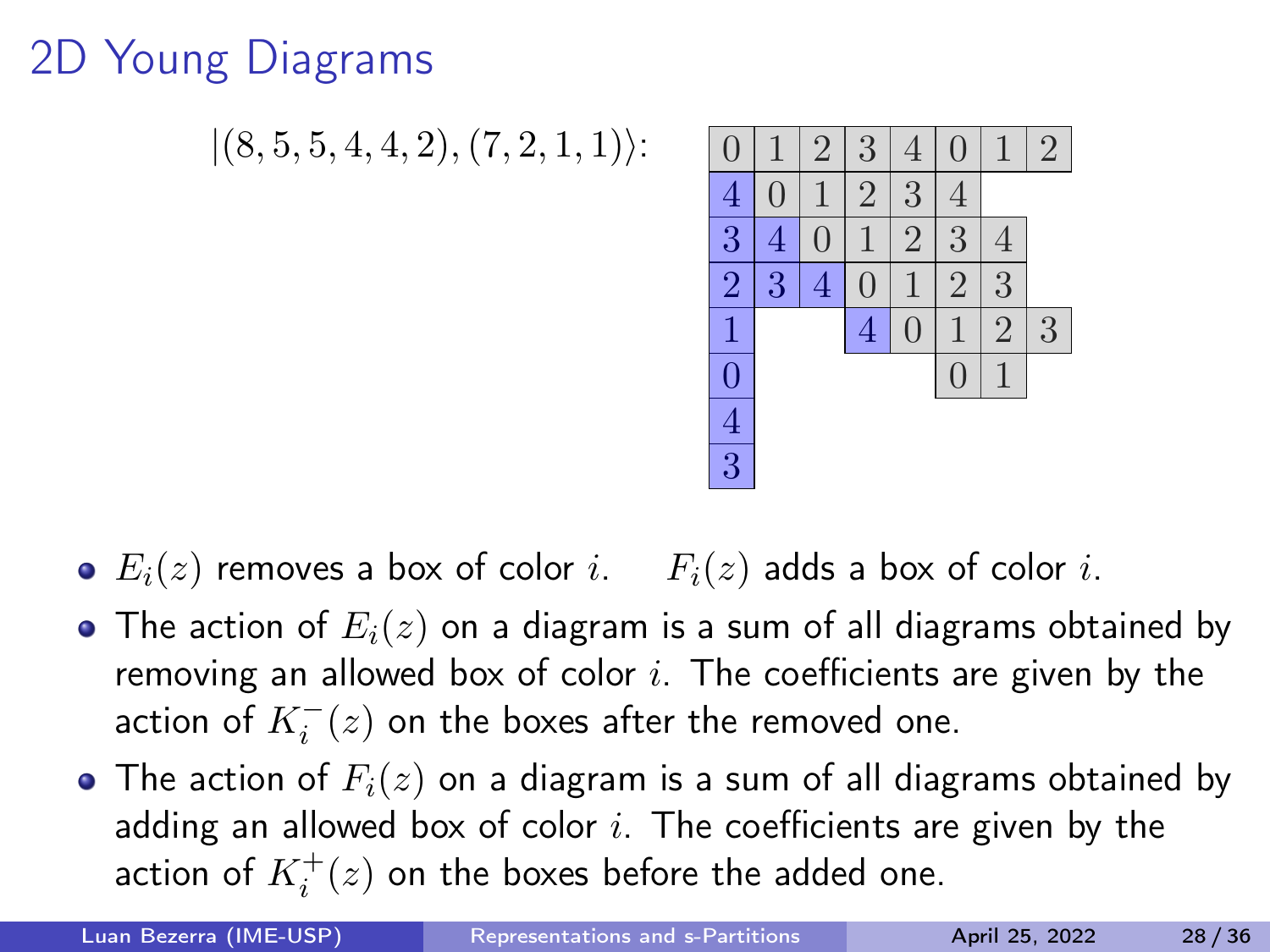# 2D Young Diagrams

$|(8,5,5,4,4,2),(7,2,1,1)\rangle$:

| 0 | 1 | 2 | 3 | 4 | 0 | 1 | 2 |
|---|---|---|---|---|---|---|---|
| 4 | 0 | 1 | 2 | 3 | 4 | | |
| 3 | 4 | 0 | 1 | 2 | 3 | 4 | |
| 2 | 3 | 4 | 0 | 1 | 2 | 3 | |
| 1 | | | 4 | 0 | 1 | 2 | 3 |
| 0 | | | | | 0 | 1 | |
| 4 | | | | | | | |
| 3 | | | | | | | |

- $E_i(z)$ removes a box of color $i$. $F_i(z)$ adds a box of color $i$.
- The action of $E_i(z)$ on a diagram is a sum of all diagrams obtained by removing an allowed box of color $i$. The coefficients are given by the action of $K_i^-(z)$ on the boxes after the removed one.
- The action of $F_i(z)$ on a diagram is a sum of all diagrams obtained by adding an allowed box of color $i$. The coefficients are given by the action of $K_i^+(z)$ on the boxes before the added one.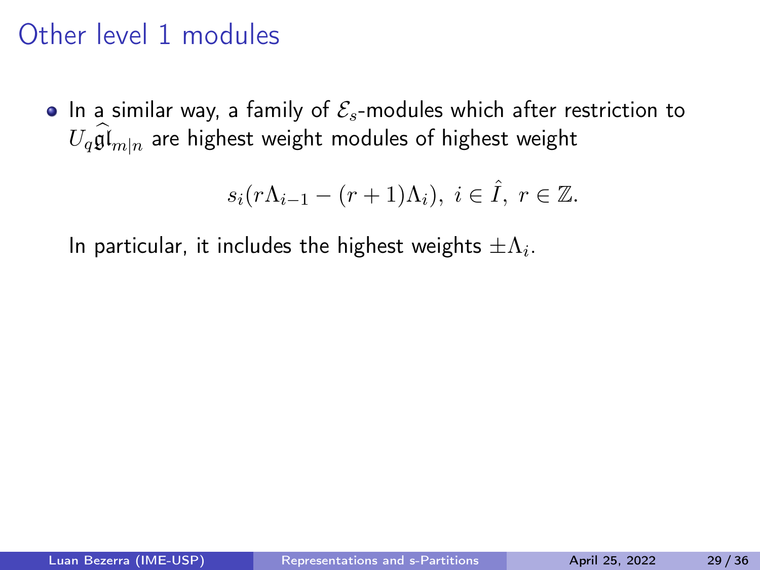# Other level 1 modules

- In a similar way, a family of $\mathcal{E}_s$-modules which after restriction to $U_q\widehat{\mathfrak{gl}}_{m|n}$ are highest weight modules of highest weight

$$s_i(r\Lambda_{i-1} - (r+1)\Lambda_i),\ i \in \hat{I},\ r \in \mathbb{Z}.$$

In particular, it includes the highest weights $\pm\Lambda_i$.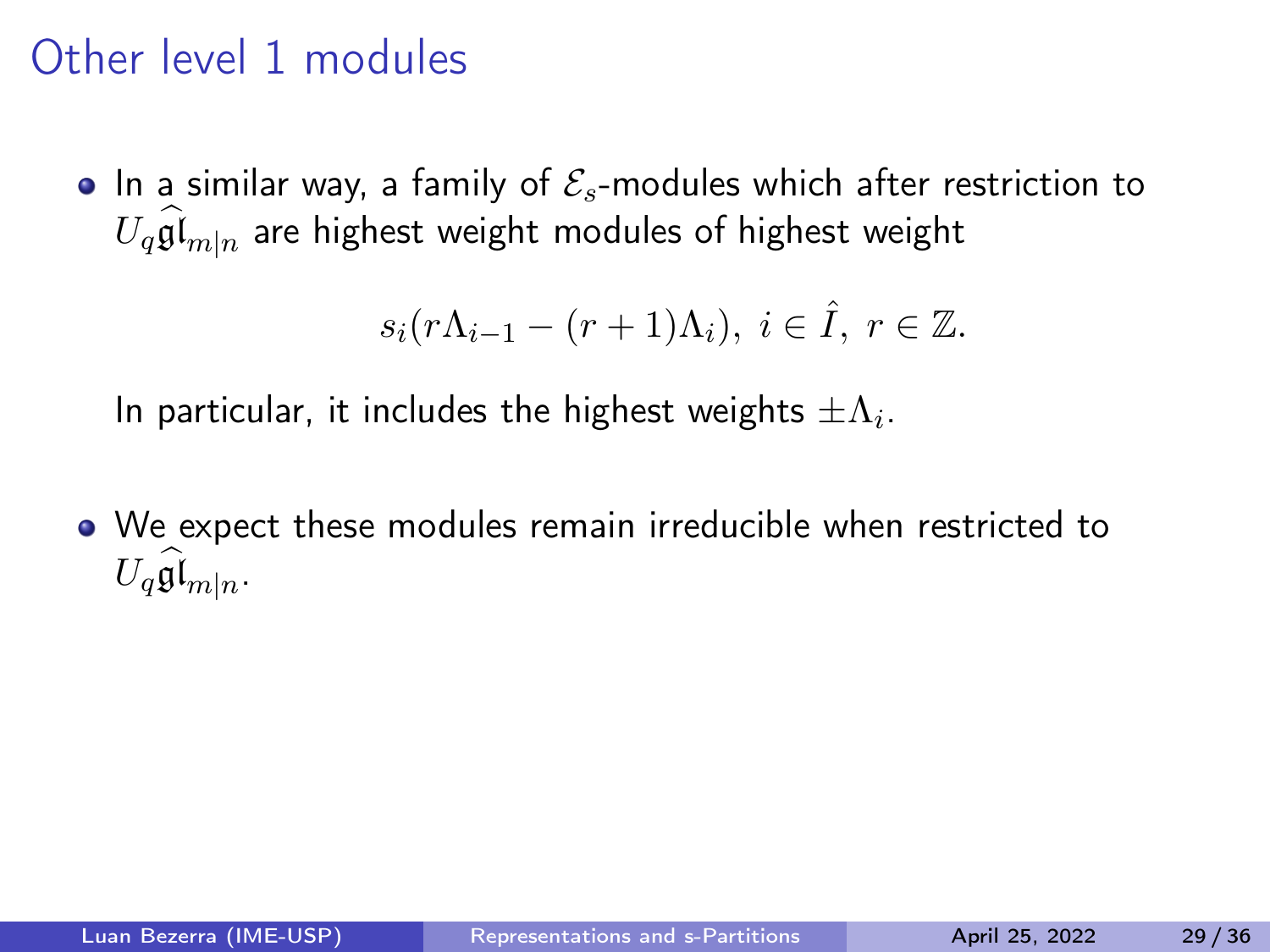# Other level 1 modules

- In a similar way, a family of $\mathcal{E}_s$-modules which after restriction to $U_q\widehat{\mathfrak{gl}}_{m|n}$ are highest weight modules of highest weight

$$s_i(r\Lambda_{i-1} - (r+1)\Lambda_i),\ i \in \hat{I},\ r \in \mathbb{Z}.$$

  In particular, it includes the highest weights $\pm\Lambda_i$.

- We expect these modules remain irreducible when restricted to $U_q\widehat{\mathfrak{gl}}_{m|n}$.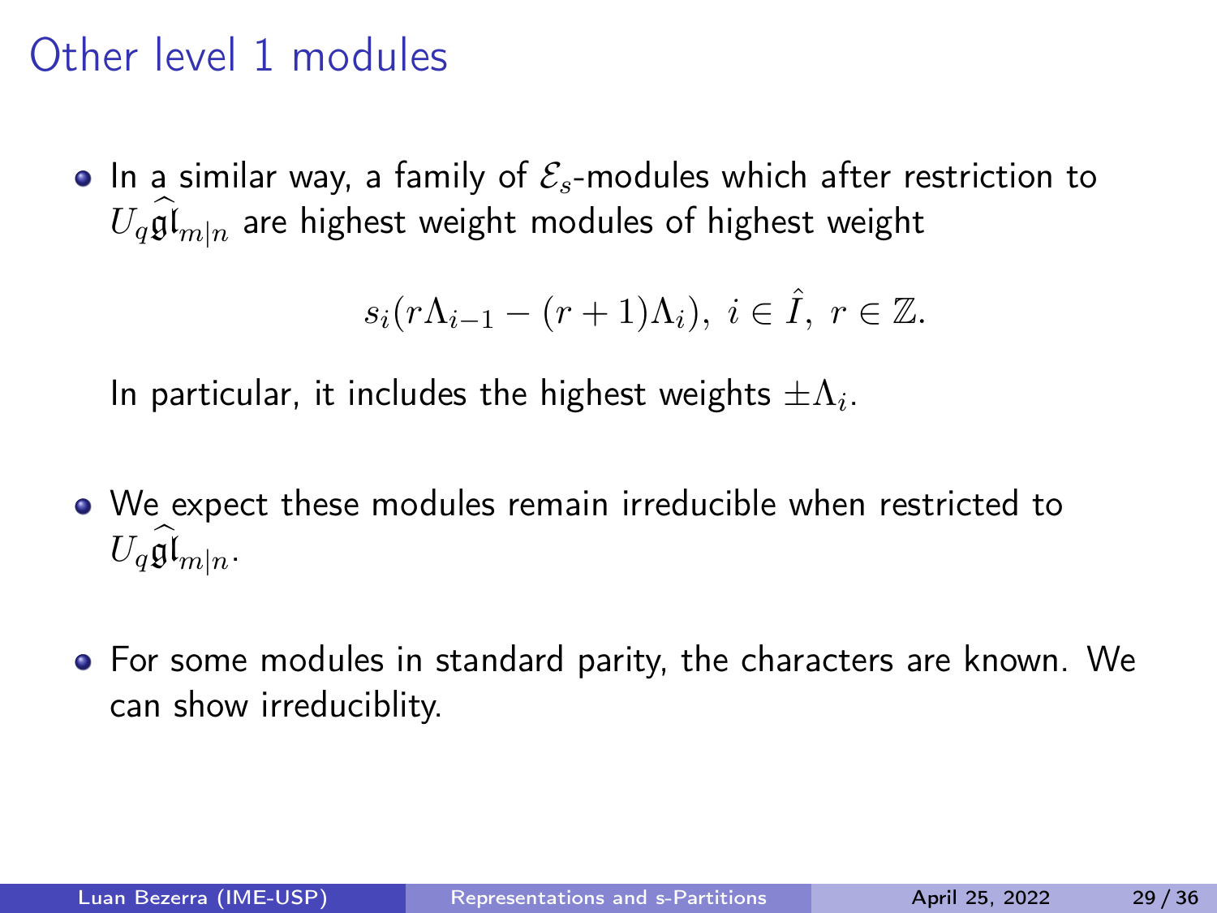# Other level 1 modules

- In a similar way, a family of $\mathcal{E}_s$-modules which after restriction to $U_q\widehat{\mathfrak{gl}}_{m|n}$ are highest weight modules of highest weight

$$s_i(r\Lambda_{i-1} - (r+1)\Lambda_i),\ i \in \hat{I},\ r \in \mathbb{Z}.$$

  In particular, it includes the highest weights $\pm\Lambda_i$.

- We expect these modules remain irreducible when restricted to $U_q\widehat{\mathfrak{gl}}_{m|n}$.

- For some modules in standard parity, the characters are known. We can show irreducibliity.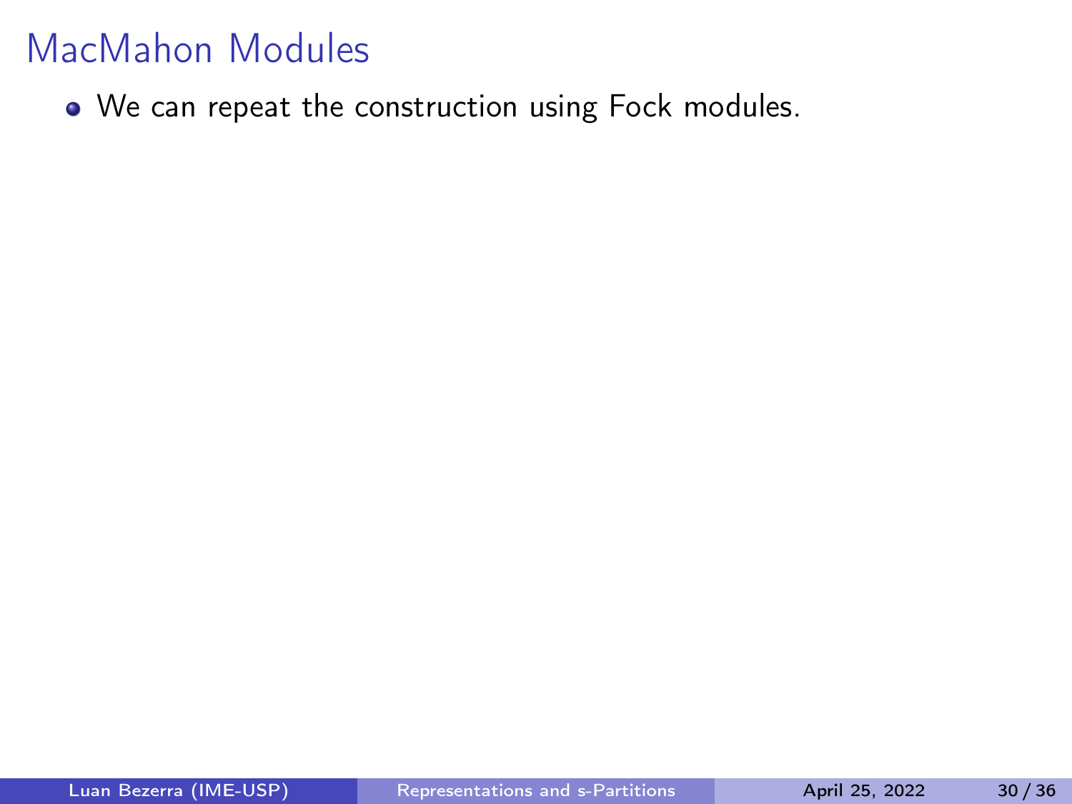# MacMahon Modules

- We can repeat the construction using Fock modules.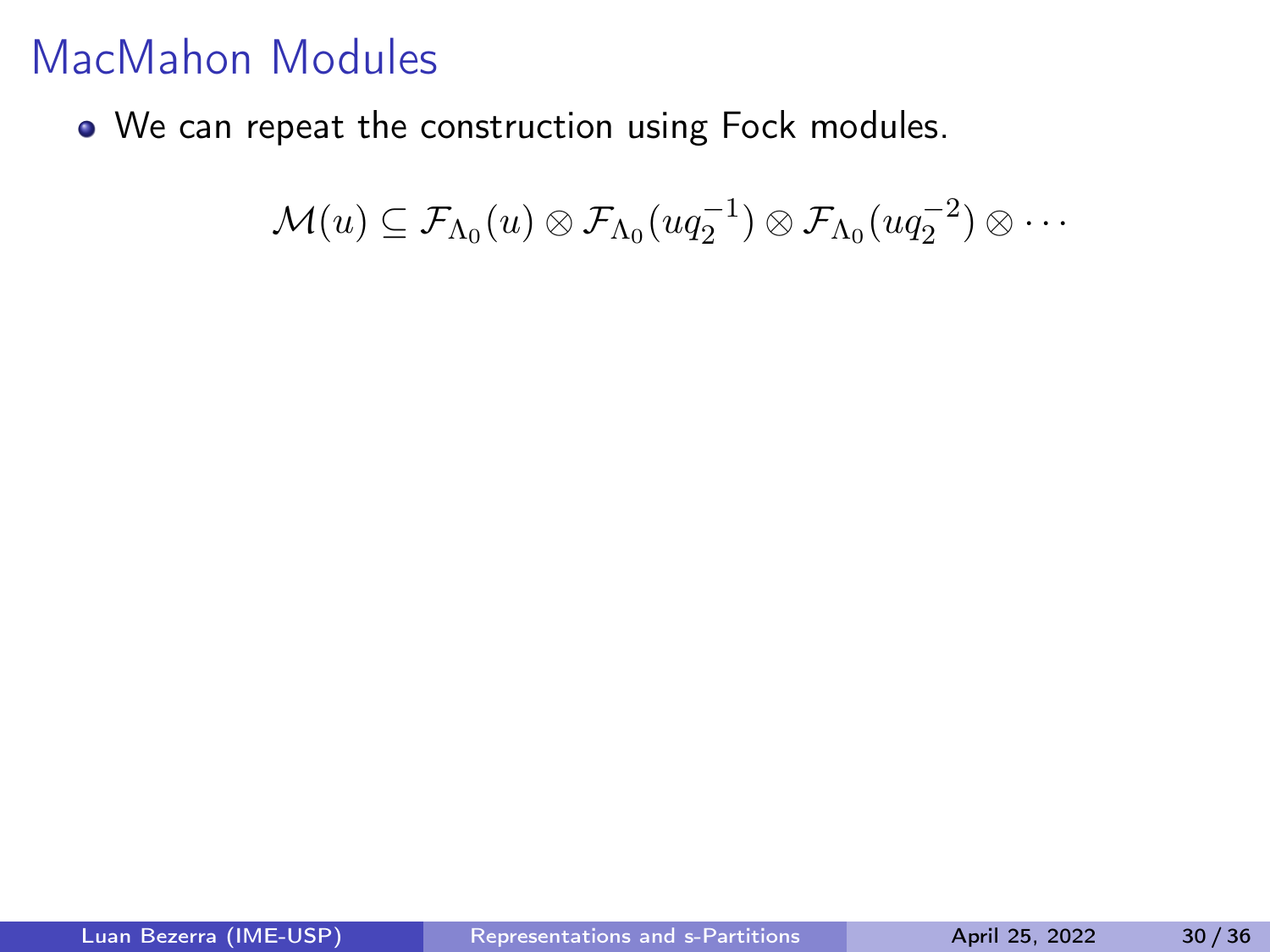# MacMahon Modules

- We can repeat the construction using Fock modules.

$$\mathcal{M}(u) \subseteq \mathcal{F}_{\Lambda_0}(u) \otimes \mathcal{F}_{\Lambda_0}(uq_2^{-1}) \otimes \mathcal{F}_{\Lambda_0}(uq_2^{-2}) \otimes \cdots$$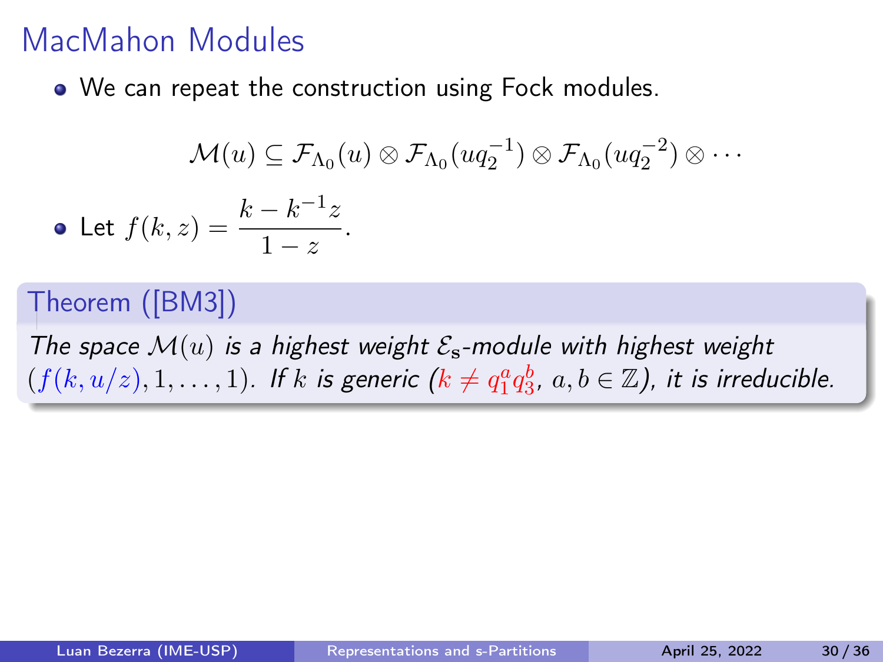# MacMahon Modules

- We can repeat the construction using Fock modules.

$$\mathcal{M}(u) \subseteq \mathcal{F}_{\Lambda_0}(u) \otimes \mathcal{F}_{\Lambda_0}(uq_2^{-1}) \otimes \mathcal{F}_{\Lambda_0}(uq_2^{-2}) \otimes \cdots$$

- Let $f(k, z) = \dfrac{k - k^{-1}z}{1 - z}$.

**Theorem ([BM3])**

*The space $\mathcal{M}(u)$ is a highest weight $\mathcal{E}_{\mathbf{s}}$-module with highest weight $(f(k, u/z), 1, \ldots, 1)$. If $k$ is generic ($k \neq q_1^a q_3^b$, $a, b \in \mathbb{Z}$), it is irreducible.*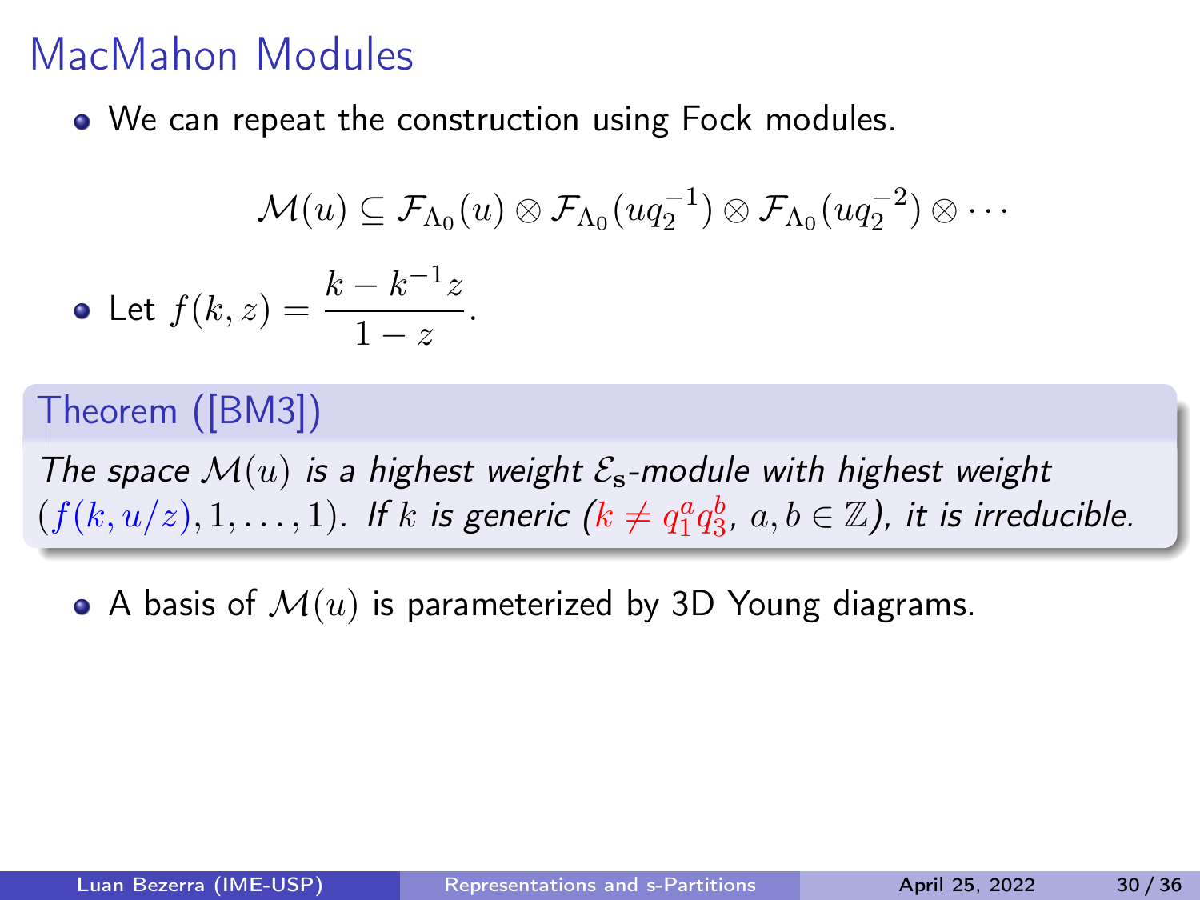# MacMahon Modules

- We can repeat the construction using Fock modules.

$$\mathcal{M}(u) \subseteq \mathcal{F}_{\Lambda_0}(u) \otimes \mathcal{F}_{\Lambda_0}(uq_2^{-1}) \otimes \mathcal{F}_{\Lambda_0}(uq_2^{-2}) \otimes \cdots$$

- Let $f(k, z) = \dfrac{k - k^{-1}z}{1 - z}$.

**Theorem ([BM3])**

*The space $\mathcal{M}(u)$ is a highest weight $\mathcal{E}_{\mathbf{s}}$-module with highest weight $(f(k, u/z), 1, \ldots, 1)$. If $k$ is generic ($k \neq q_1^a q_3^b$, $a, b \in \mathbb{Z}$), it is irreducible.*

- A basis of $\mathcal{M}(u)$ is parameterized by 3D Young diagrams.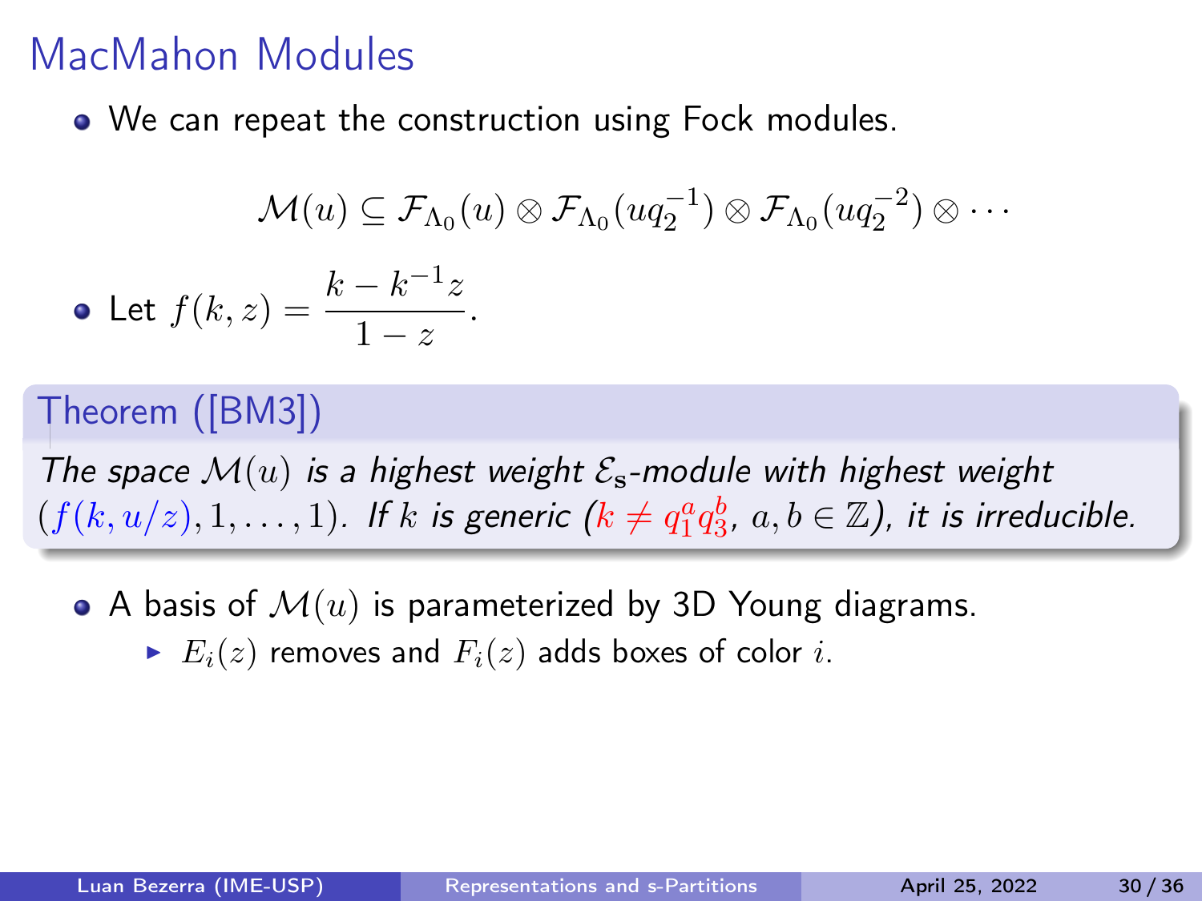# MacMahon Modules

- We can repeat the construction using Fock modules.

$$\mathcal{M}(u) \subseteq \mathcal{F}_{\Lambda_0}(u) \otimes \mathcal{F}_{\Lambda_0}(uq_2^{-1}) \otimes \mathcal{F}_{\Lambda_0}(uq_2^{-2}) \otimes \cdots$$

- Let $f(k,z) = \dfrac{k - k^{-1}z}{1-z}$.

**Theorem ([BM3])**

*The space $\mathcal{M}(u)$ is a highest weight $\mathcal{E}_{\mathbf{s}}$-module with highest weight $(f(k,u/z), 1, \ldots, 1)$. If $k$ is generic ($k \neq q_1^a q_3^b$, $a, b \in \mathbb{Z}$), it is irreducible.*

- A basis of $\mathcal{M}(u)$ is parameterized by 3D Young diagrams.
  - $E_i(z)$ removes and $F_i(z)$ adds boxes of color $i$.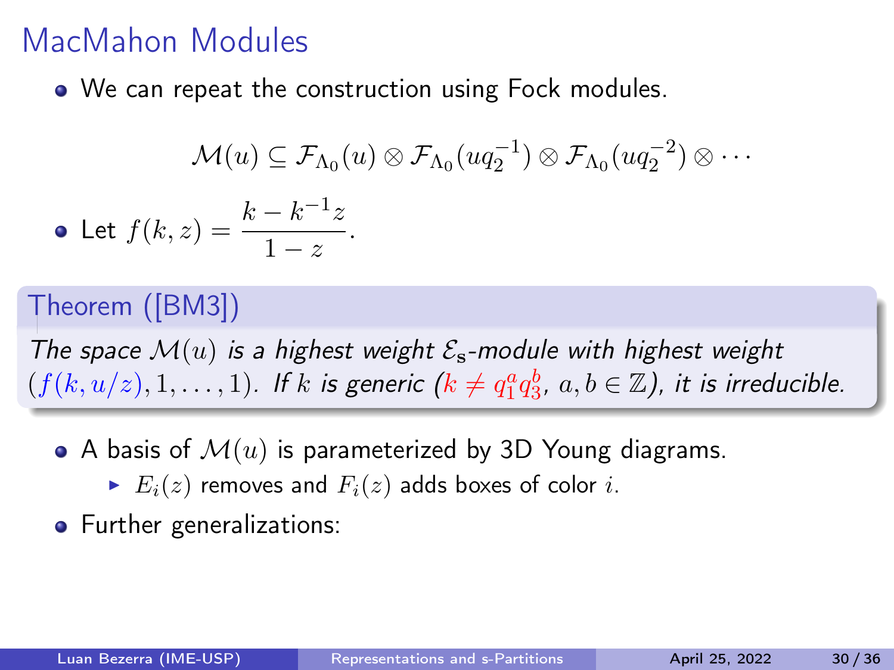# MacMahon Modules

- We can repeat the construction using Fock modules.

$$\mathcal{M}(u) \subseteq \mathcal{F}_{\Lambda_0}(u) \otimes \mathcal{F}_{\Lambda_0}(uq_2^{-1}) \otimes \mathcal{F}_{\Lambda_0}(uq_2^{-2}) \otimes \cdots$$

- Let $f(k,z) = \dfrac{k - k^{-1}z}{1-z}$.

**Theorem ([BM3])**

*The space $\mathcal{M}(u)$ is a highest weight $\mathcal{E}_{\mathbf{s}}$-module with highest weight $(f(k,u/z),1,\ldots,1)$. If $k$ is generic ($k \neq q_1^a q_3^b$, $a,b \in \mathbb{Z}$), it is irreducible.*

- A basis of $\mathcal{M}(u)$ is parameterized by 3D Young diagrams.
  - $E_i(z)$ removes and $F_i(z)$ adds boxes of color $i$.
- Further generalizations: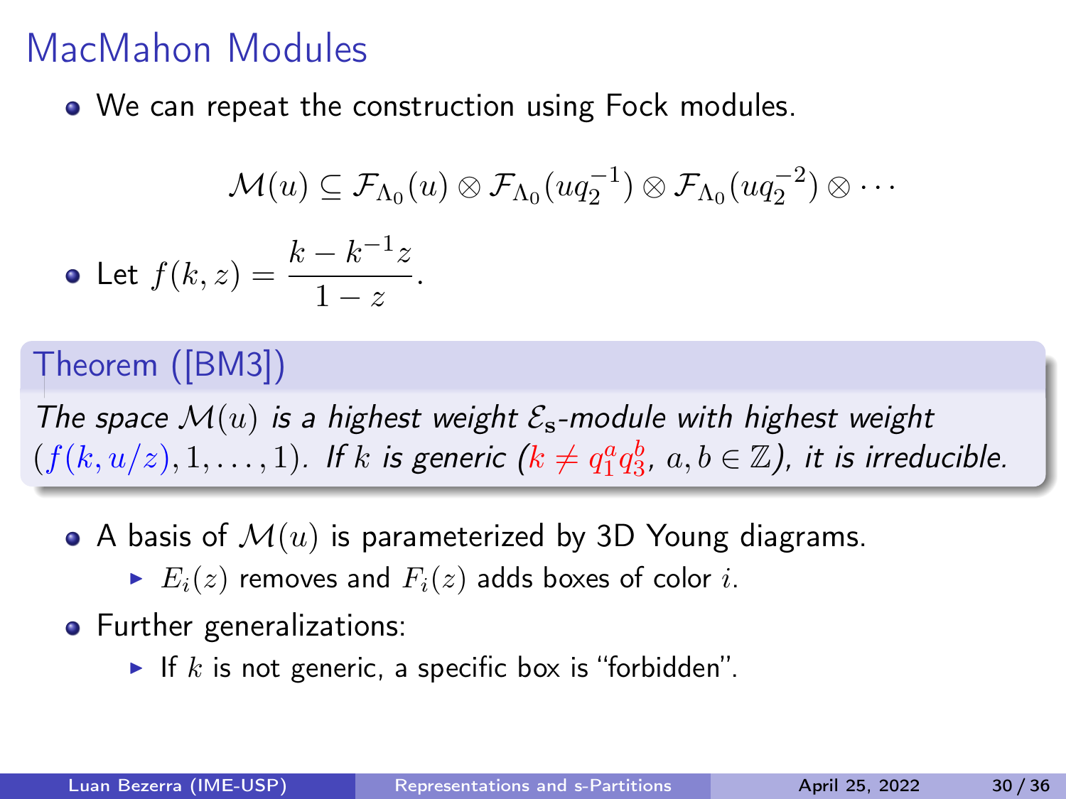# MacMahon Modules

- We can repeat the construction using Fock modules.

$$\mathcal{M}(u) \subseteq \mathcal{F}_{\Lambda_0}(u) \otimes \mathcal{F}_{\Lambda_0}(uq_2^{-1}) \otimes \mathcal{F}_{\Lambda_0}(uq_2^{-2}) \otimes \cdots$$

- Let $f(k, z) = \dfrac{k - k^{-1}z}{1 - z}$.

**Theorem ([BM3])**

*The space $\mathcal{M}(u)$ is a highest weight $\mathcal{E}_{\mathbf{s}}$-module with highest weight $(f(k, u/z), 1, \ldots, 1)$. If $k$ is generic ($k \neq q_1^a q_3^b$, $a, b \in \mathbb{Z}$), it is irreducible.*

- A basis of $\mathcal{M}(u)$ is parameterized by 3D Young diagrams.
  - $E_i(z)$ removes and $F_i(z)$ adds boxes of color $i$.
- Further generalizations:
  - If $k$ is not generic, a specific box is "forbidden".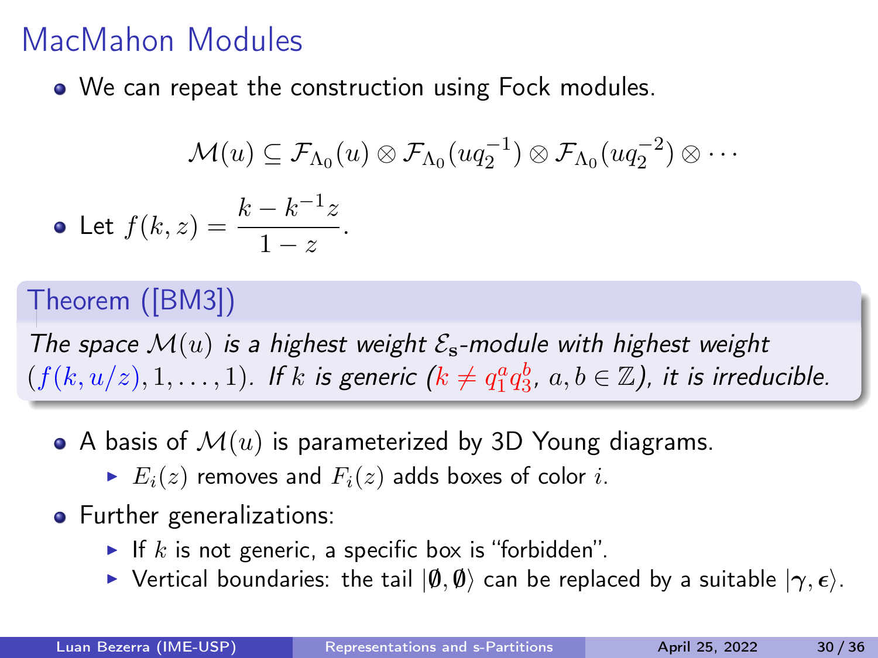# MacMahon Modules

- We can repeat the construction using Fock modules.

$$\mathcal{M}(u) \subseteq \mathcal{F}_{\Lambda_0}(u) \otimes \mathcal{F}_{\Lambda_0}(uq_2^{-1}) \otimes \mathcal{F}_{\Lambda_0}(uq_2^{-2}) \otimes \cdots$$

- Let $f(k, z) = \dfrac{k - k^{-1}z}{1 - z}$.

**Theorem ([BM3])**

*The space $\mathcal{M}(u)$ is a highest weight $\mathcal{E}_{\mathbf{s}}$-module with highest weight $(f(k, u/z), 1, \ldots, 1)$. If $k$ is generic ($k \neq q_1^a q_3^b$, $a, b \in \mathbb{Z}$), it is irreducible.*

- A basis of $\mathcal{M}(u)$ is parameterized by 3D Young diagrams.
  - $E_i(z)$ removes and $F_i(z)$ adds boxes of color $i$.
- Further generalizations:
  - If $k$ is not generic, a specific box is "forbidden".
  - Vertical boundaries: the tail $|\emptyset, \emptyset\rangle$ can be replaced by a suitable $|\boldsymbol{\gamma}, \boldsymbol{\epsilon}\rangle$.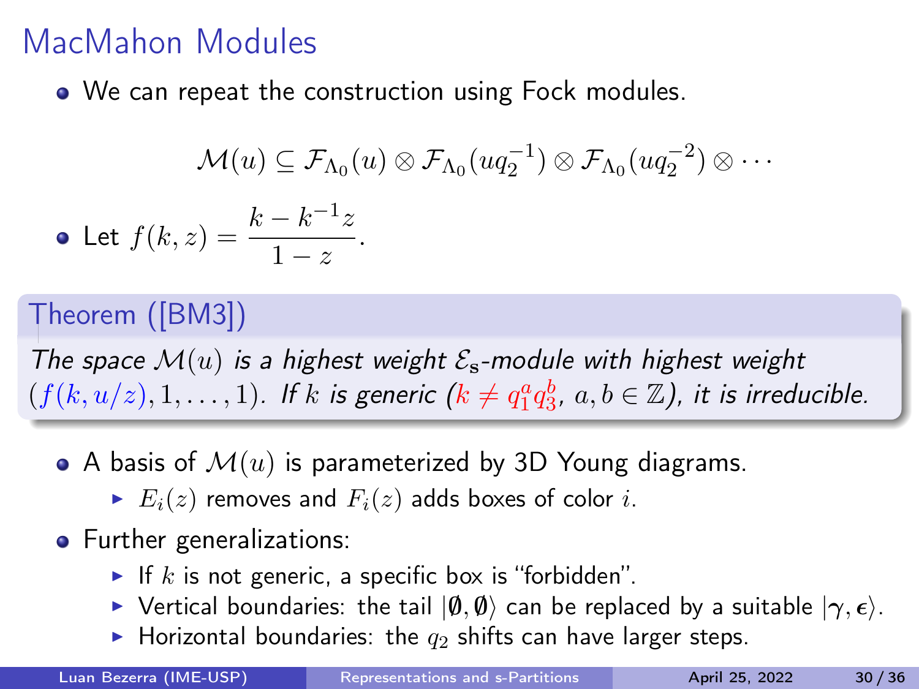# MacMahon Modules

- We can repeat the construction using Fock modules.

$$\mathcal{M}(u) \subseteq \mathcal{F}_{\Lambda_0}(u) \otimes \mathcal{F}_{\Lambda_0}(uq_2^{-1}) \otimes \mathcal{F}_{\Lambda_0}(uq_2^{-2}) \otimes \cdots$$

- Let $f(k, z) = \dfrac{k - k^{-1}z}{1 - z}$.

**Theorem ([BM3])**

*The space $\mathcal{M}(u)$ is a highest weight $\mathcal{E}_{\mathbf{s}}$-module with highest weight $(f(k, u/z), 1, \ldots, 1)$. If $k$ is generic ($k \neq q_1^a q_3^b$, $a, b \in \mathbb{Z}$), it is irreducible.*

- A basis of $\mathcal{M}(u)$ is parameterized by 3D Young diagrams.
  - $E_i(z)$ removes and $F_i(z)$ adds boxes of color $i$.
- Further generalizations:
  - If $k$ is not generic, a specific box is "forbidden".
  - Vertical boundaries: the tail $|\emptyset, \emptyset\rangle$ can be replaced by a suitable $|\boldsymbol{\gamma}, \boldsymbol{\epsilon}\rangle$.
  - Horizontal boundaries: the $q_2$ shifts can have larger steps.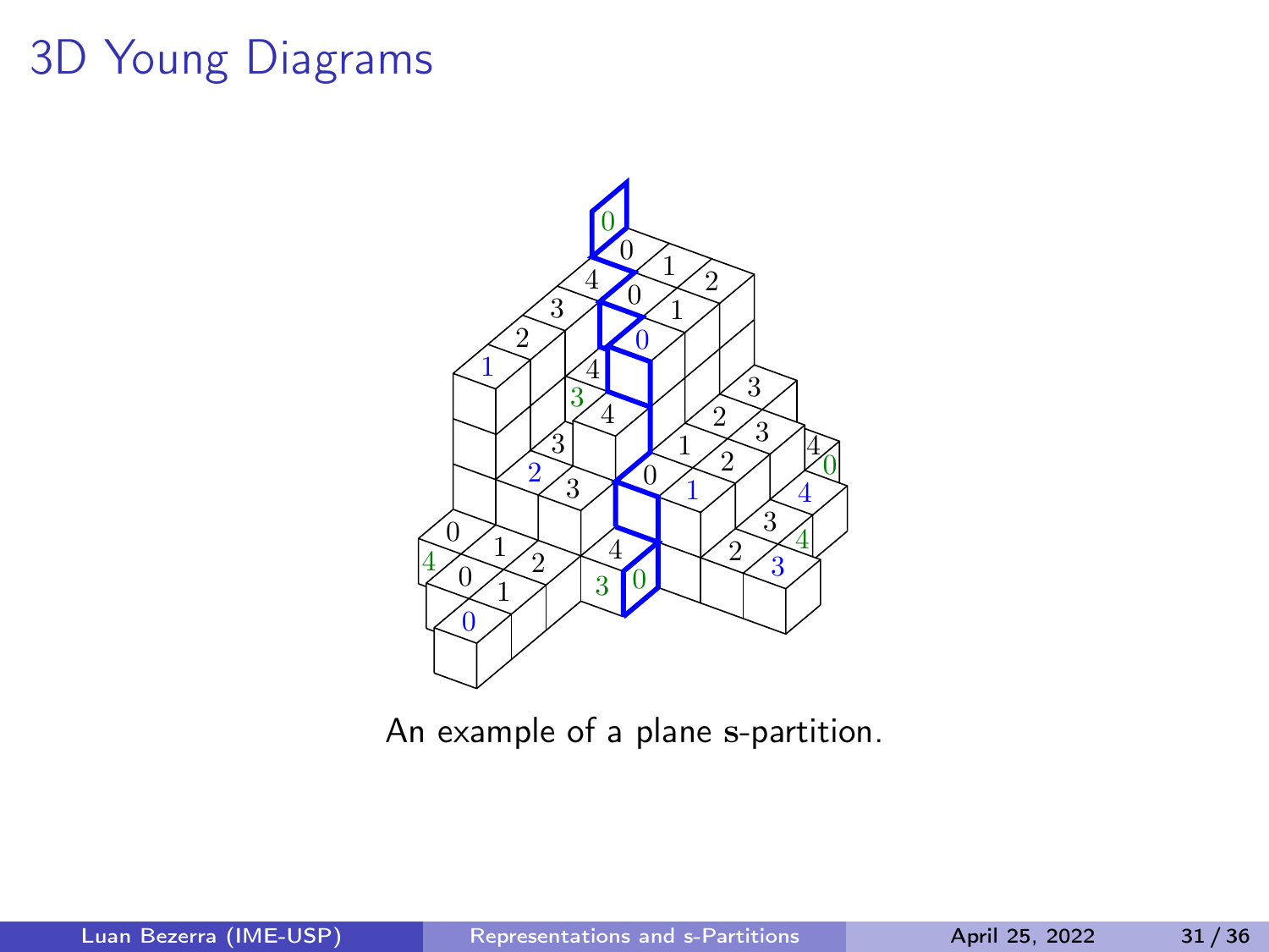# 3D Young Diagrams

An example of a plane s-partition.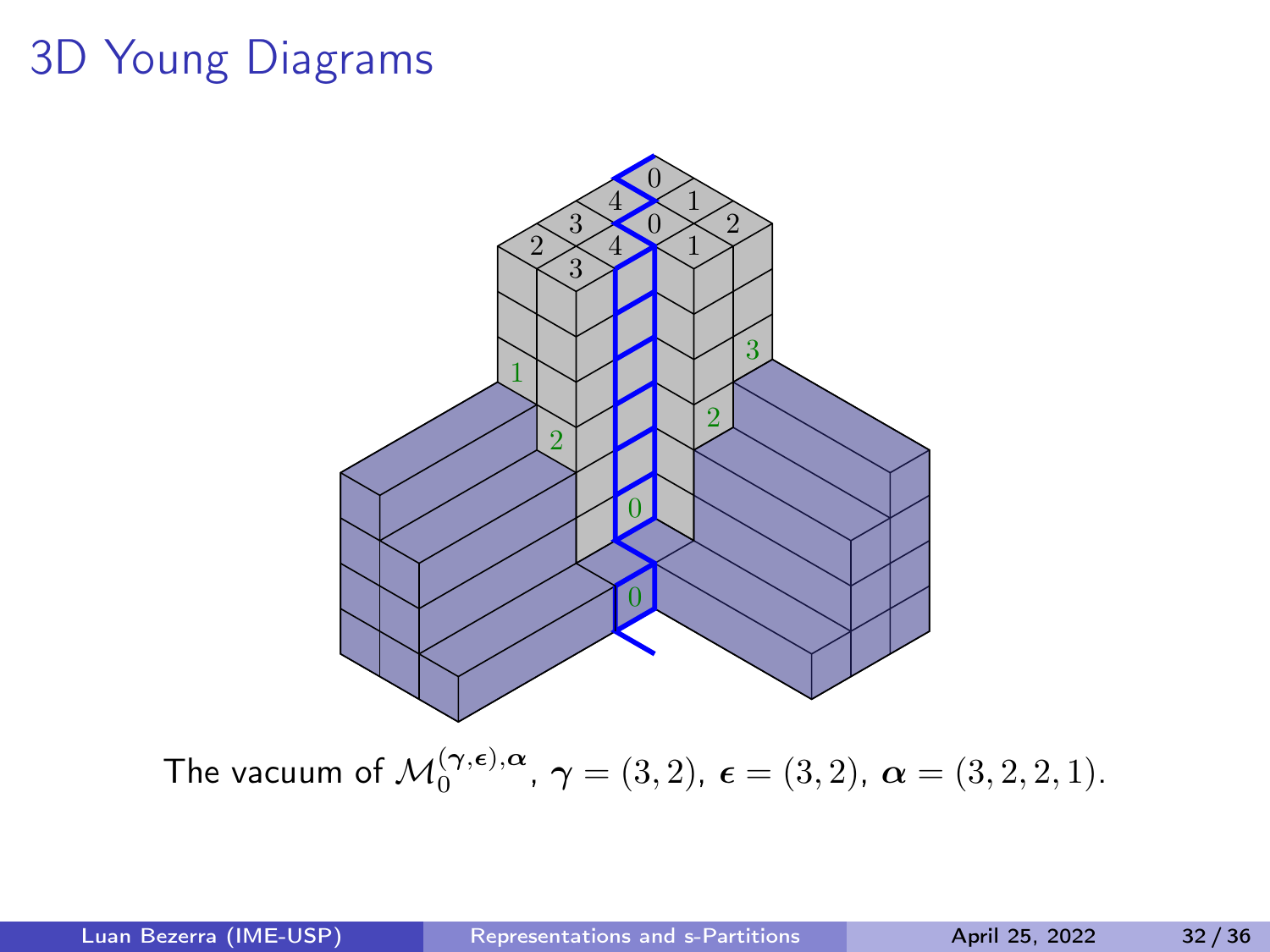# 3D Young Diagrams

The vacuum of $\mathcal{M}_0^{(\boldsymbol{\gamma},\boldsymbol{\epsilon}),\boldsymbol{\alpha}}$, $\boldsymbol{\gamma} = (3,2)$, $\boldsymbol{\epsilon} = (3,2)$, $\boldsymbol{\alpha} = (3,2,2,1)$.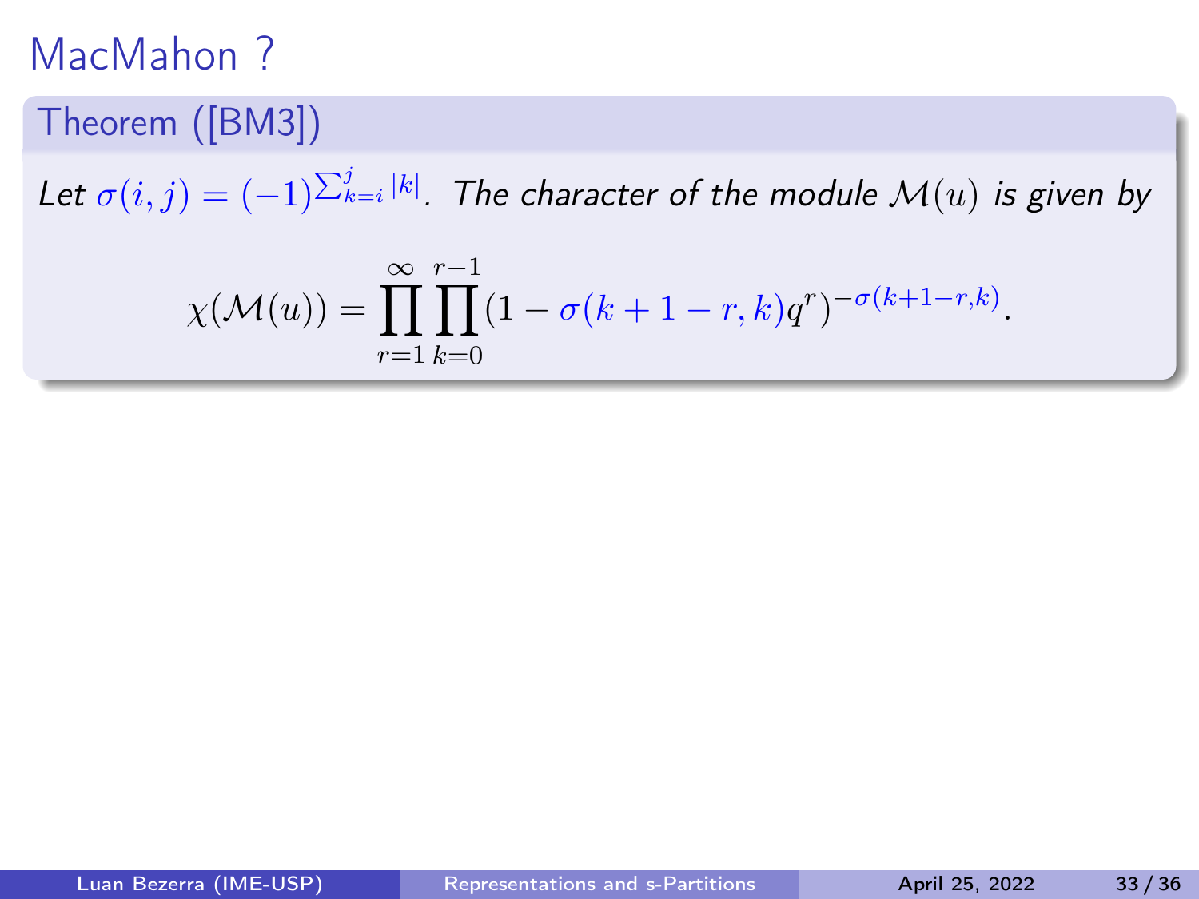# MacMahon ?

**Theorem ([BM3])**

*Let* $\sigma(i,j) = (-1)^{\sum_{k=i}^{j} |k|}$. *The character of the module* $\mathcal{M}(u)$ *is given by*

$$\chi(\mathcal{M}(u)) = \prod_{r=1}^{\infty} \prod_{k=0}^{r-1} (1 - \sigma(k+1-r,k) q^r)^{-\sigma(k+1-r,k)}.$$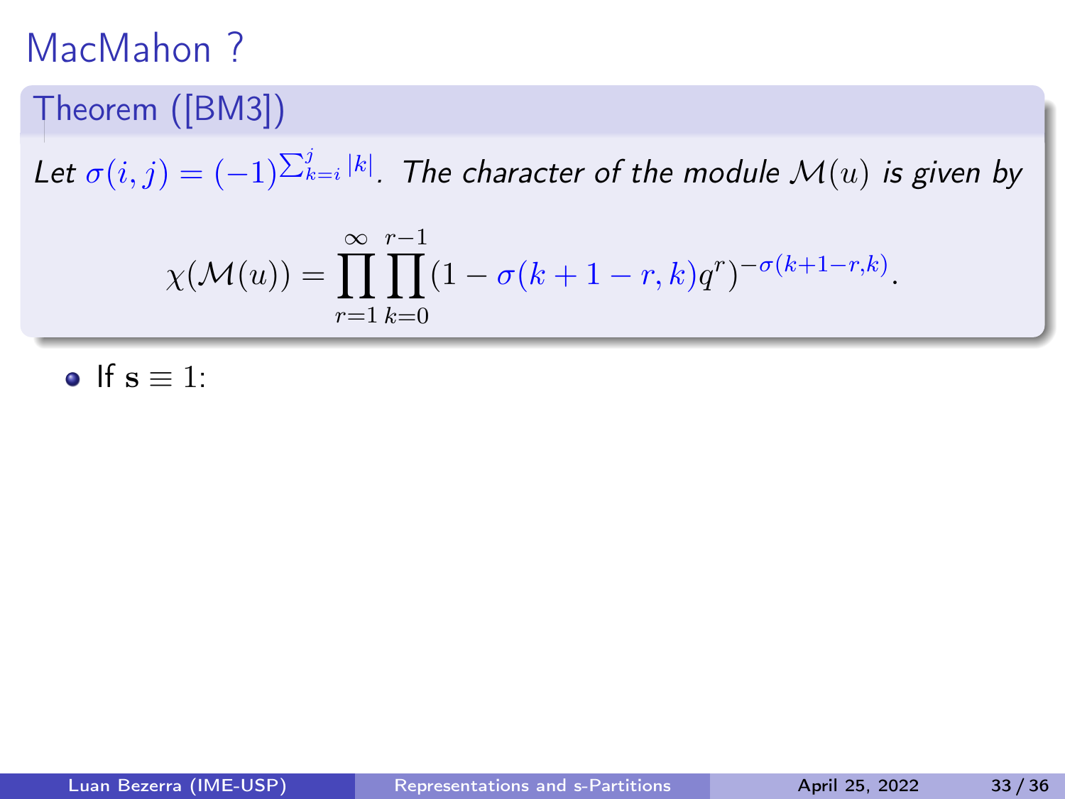# MacMahon ?

**Theorem ([BM3])**

*Let $\sigma(i,j) = (-1)^{\sum_{k=i}^{j} |k|}$. The character of the module $\mathcal{M}(u)$ is given by*

$$\chi(\mathcal{M}(u)) = \prod_{r=1}^{\infty} \prod_{k=0}^{r-1} (1 - \sigma(k+1-r,k) q^r)^{-\sigma(k+1-r,k)}.$$

- If $\mathbf{s} \equiv 1$: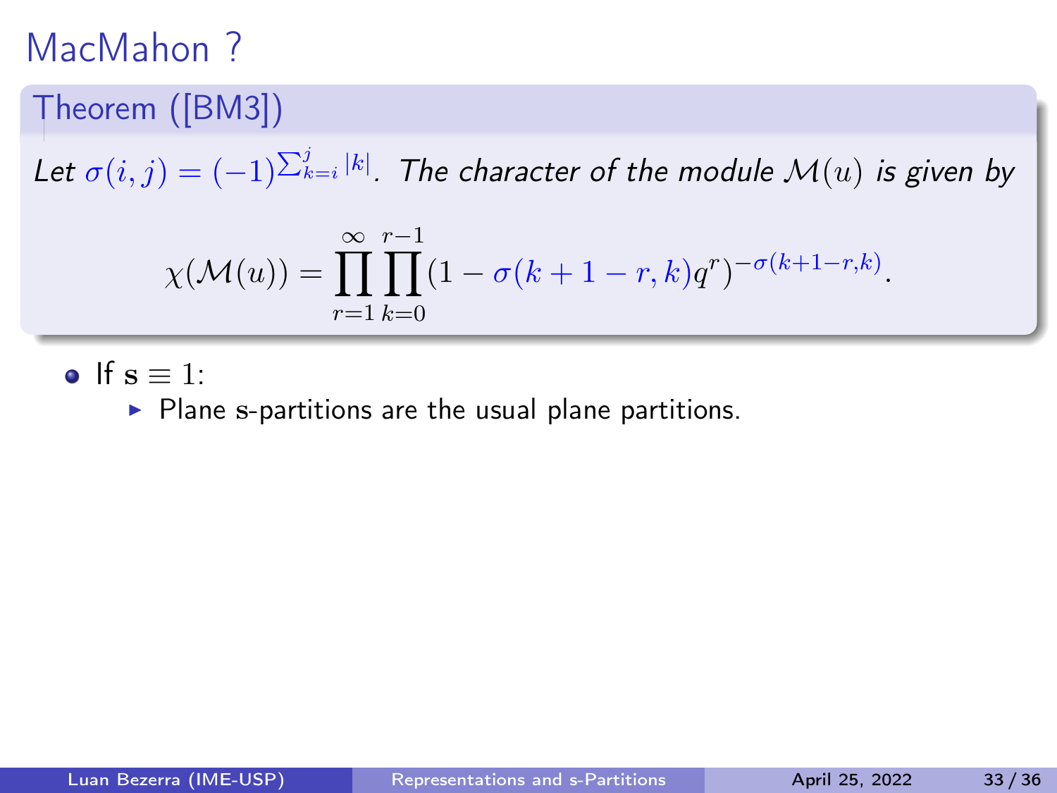# MacMahon ?

**Theorem ([BM3])**

*Let $\sigma(i,j) = (-1)^{\sum_{k=i}^{j} |k|}$. The character of the module $\mathcal{M}(u)$ is given by*

$$\chi(\mathcal{M}(u)) = \prod_{r=1}^{\infty} \prod_{k=0}^{r-1} (1 - \sigma(k+1-r,k) q^r)^{-\sigma(k+1-r,k)}.$$

- If $\mathrm{s} \equiv 1$:
  - Plane s-partitions are the usual plane partitions.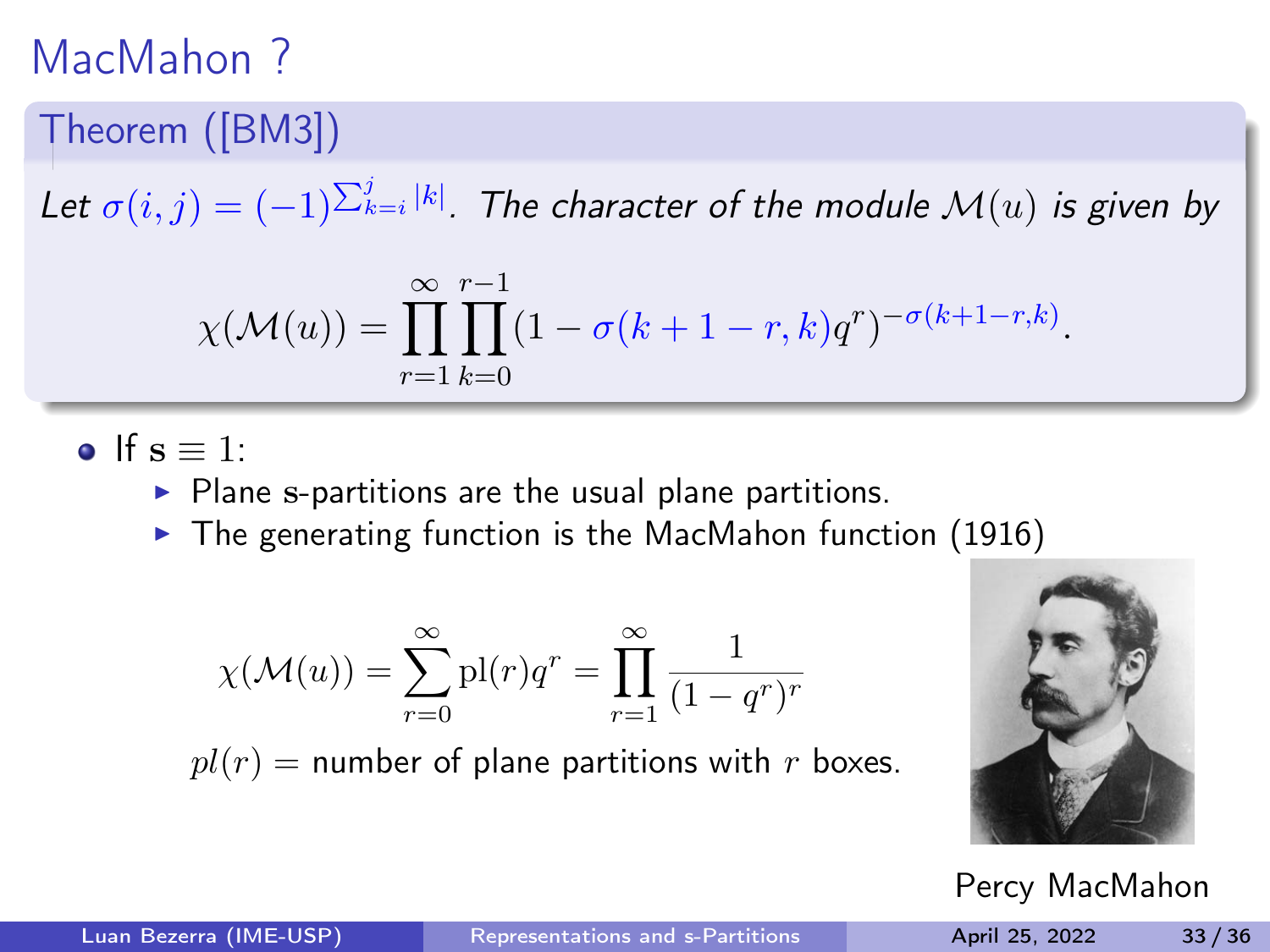# MacMahon ?

**Theorem ([BM3])**

*Let* $\sigma(i,j) = (-1)^{\sum_{k=i}^{j} |k|}$. *The character of the module* $\mathcal{M}(u)$ *is given by*

$$\chi(\mathcal{M}(u)) = \prod_{r=1}^{\infty} \prod_{k=0}^{r-1} (1 - \sigma(k+1-r,k) q^r)^{-\sigma(k+1-r,k)}.$$

- If $\mathbf{s} \equiv 1$:
  - Plane $\mathbf{s}$-partitions are the usual plane partitions.
  - The generating function is the MacMahon function (1916)

$$\chi(\mathcal{M}(u)) = \sum_{r=0}^{\infty} \mathrm{pl}(r) q^r = \prod_{r=1}^{\infty} \frac{1}{(1-q^r)^r}$$

$pl(r)$ = number of plane partitions with $r$ boxes.

Percy MacMahon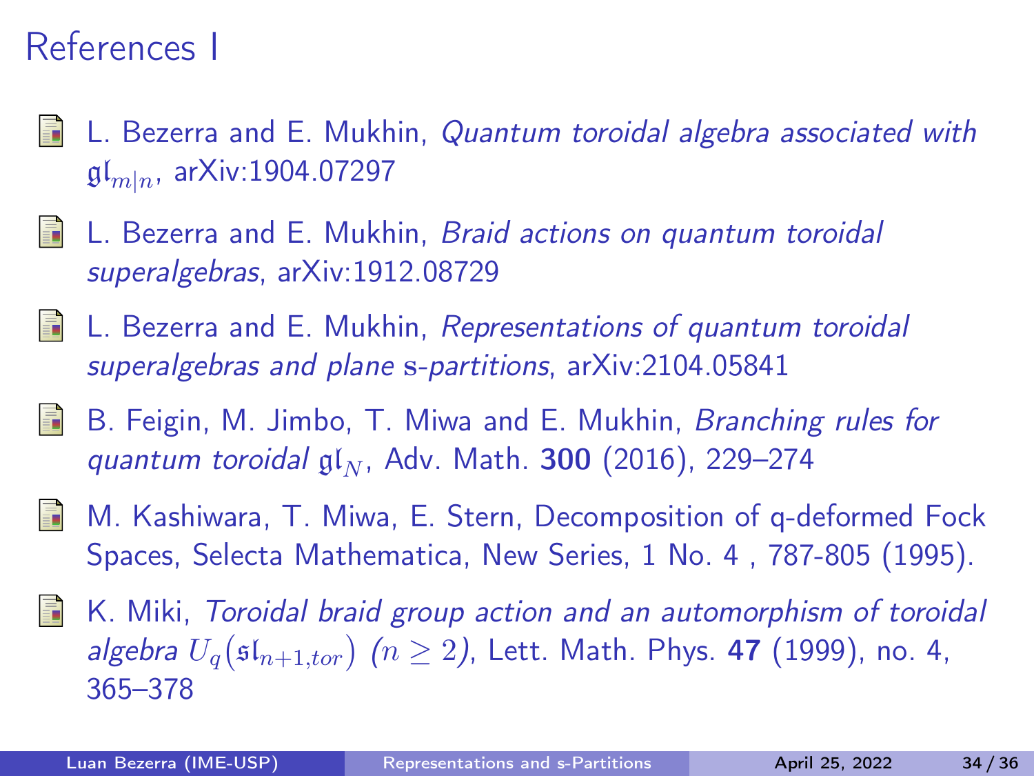# References I

- L. Bezerra and E. Mukhin, *Quantum toroidal algebra associated with* $\mathfrak{gl}_{m|n}$, arXiv:1904.07297
- L. Bezerra and E. Mukhin, *Braid actions on quantum toroidal superalgebras*, arXiv:1912.08729
- L. Bezerra and E. Mukhin, *Representations of quantum toroidal superalgebras and plane* $\mathrm{s}$*-partitions*, arXiv:2104.05841
- B. Feigin, M. Jimbo, T. Miwa and E. Mukhin, *Branching rules for quantum toroidal* $\mathfrak{gl}_N$, Adv. Math. **300** (2016), 229–274
- M. Kashiwara, T. Miwa, E. Stern, Decomposition of q-deformed Fock Spaces, Selecta Mathematica, New Series, 1 No. 4 , 787-805 (1995).
- K. Miki, *Toroidal braid group action and an automorphism of toroidal algebra* $U_q(\mathfrak{sl}_{n+1,tor})$ $(n \geq 2)$, Lett. Math. Phys. **47** (1999), no. 4, 365–378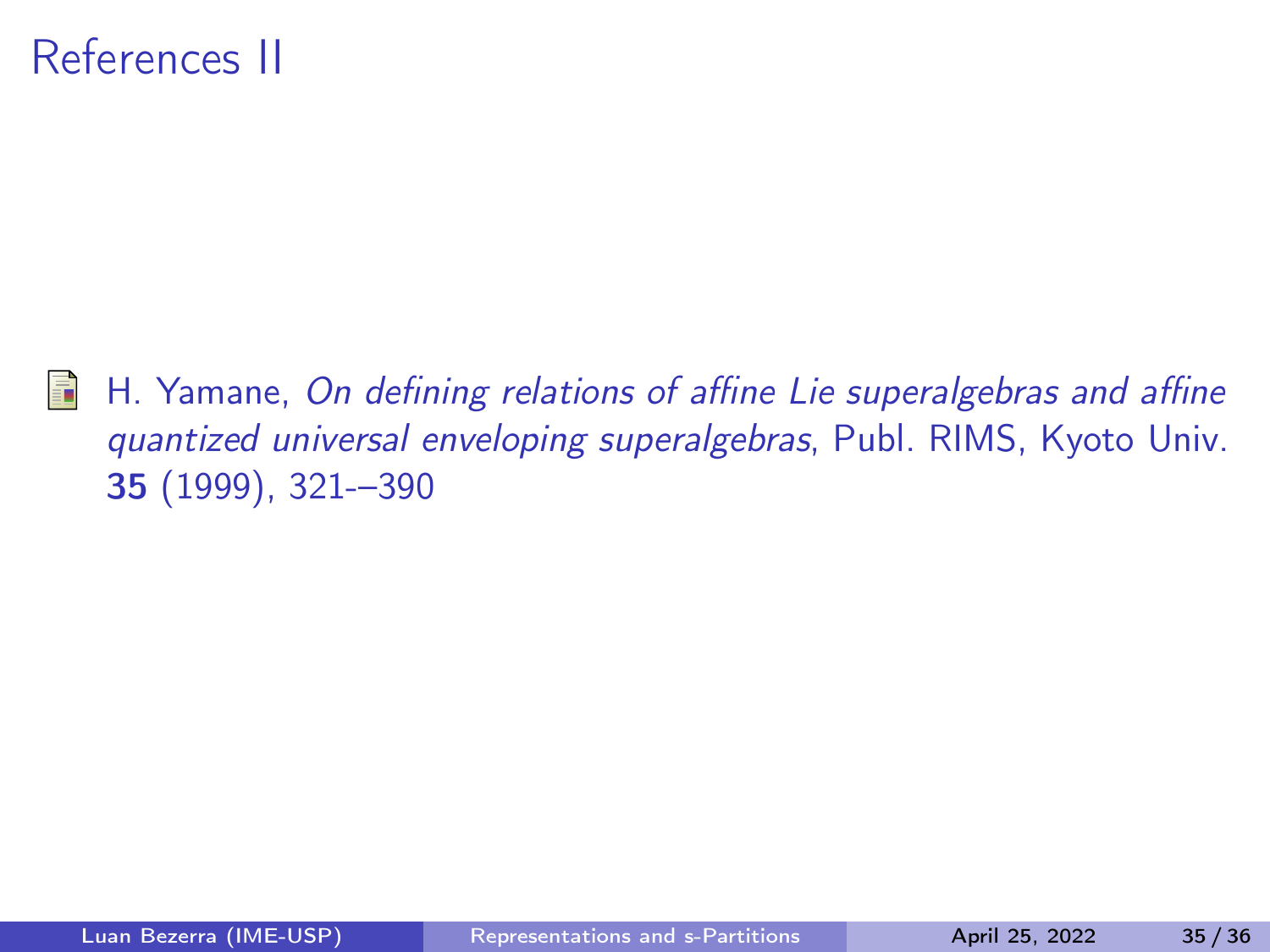# References II

H. Yamane, *On defining relations of affine Lie superalgebras and affine quantized universal enveloping superalgebras*, Publ. RIMS, Kyoto Univ. **35** (1999), 321-–390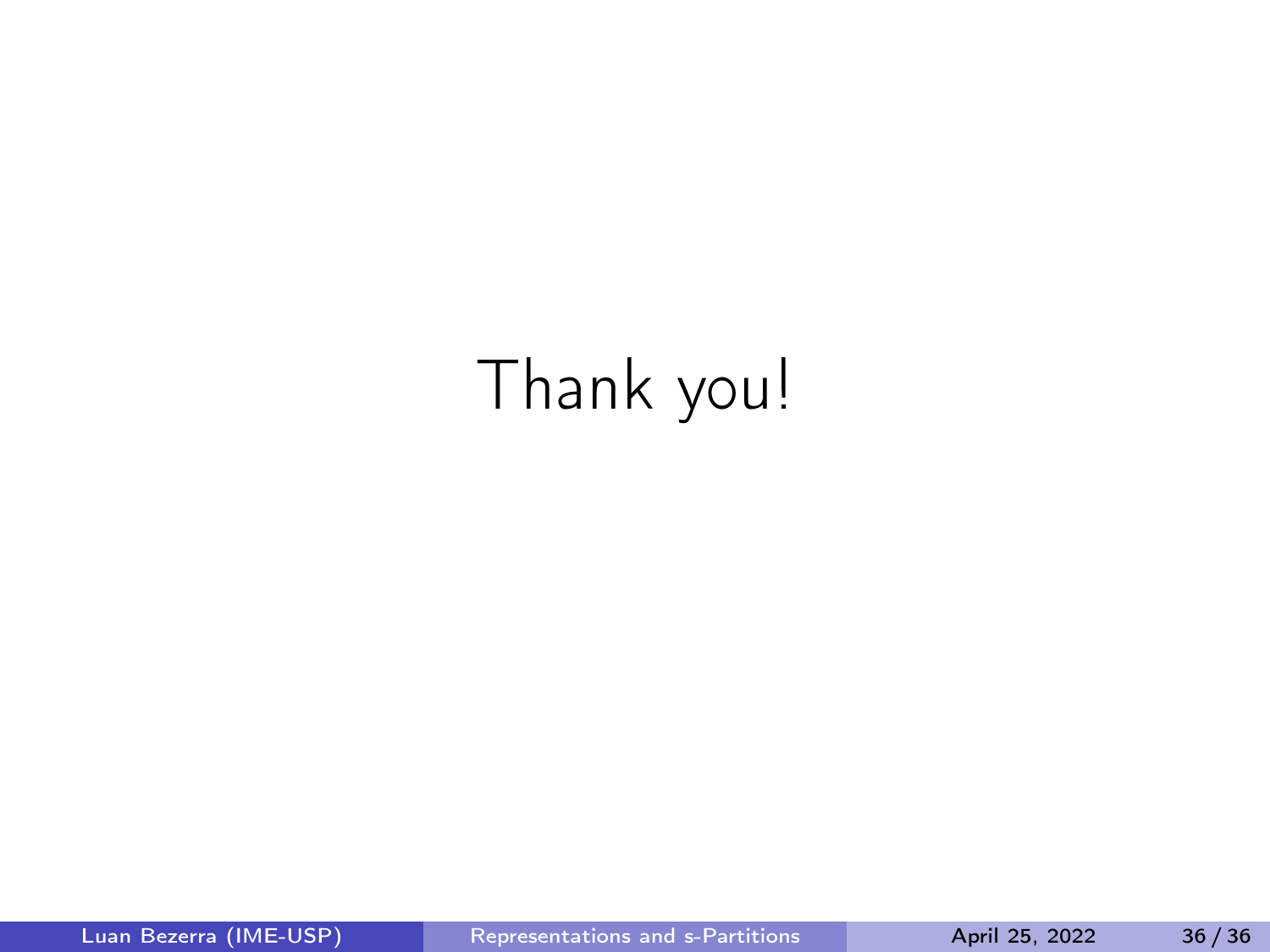Thank you!